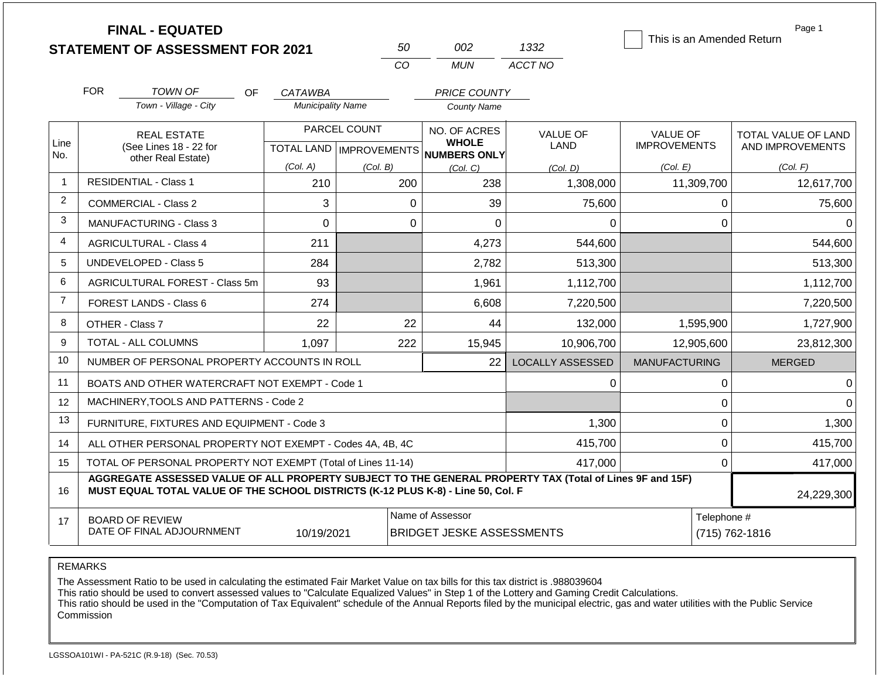**FINAL - EQUATED**
**STATEMENT OF ASSESSMENT FOR 2021**

| 50 | 002 | 1332 |
|---|---|---|
| CO | MUN | ACCT NO |

☐ This is an Amended Return

Page 1

FOR *TOWN OF* (Town - Village - City) OF *CATAWBA* (Municipality Name) *PRICE COUNTY* (County Name)

| Line No. | REAL ESTATE (See Lines 18 - 22 for other Real Estate) | PARCEL COUNT | | NO. OF ACRES WHOLE NUMBERS ONLY | VALUE OF LAND | VALUE OF IMPROVEMENTS | TOTAL VALUE OF LAND AND IMPROVEMENTS |
|---|---|---|---|---|---|---|---|
| | | TOTAL LAND (Col. A) | IMPROVEMENTS (Col. B) | (Col. C) | (Col. D) | (Col. E) | (Col. F) |
| 1 | RESIDENTIAL - Class 1 | 210 | 200 | 238 | 1,308,000 | 11,309,700 | 12,617,700 |
| 2 | COMMERCIAL - Class 2 | 3 | 0 | 39 | 75,600 | 0 | 75,600 |
| 3 | MANUFACTURING - Class 3 | 0 | 0 | 0 | 0 | 0 | 0 |
| 4 | AGRICULTURAL - Class 4 | 211 | | 4,273 | 544,600 | | 544,600 |
| 5 | UNDEVELOPED - Class 5 | 284 | | 2,782 | 513,300 | | 513,300 |
| 6 | AGRICULTURAL FOREST - Class 5m | 93 | | 1,961 | 1,112,700 | | 1,112,700 |
| 7 | FOREST LANDS - Class 6 | 274 | | 6,608 | 7,220,500 | | 7,220,500 |
| 8 | OTHER - Class 7 | 22 | 22 | 44 | 132,000 | 1,595,900 | 1,727,900 |
| 9 | TOTAL - ALL COLUMNS | 1,097 | 222 | 15,945 | 10,906,700 | 12,905,600 | 23,812,300 |
| 10 | NUMBER OF PERSONAL PROPERTY ACCOUNTS IN ROLL | | | 22 | LOCALLY ASSESSED | MANUFACTURING | MERGED |
| 11 | BOATS AND OTHER WATERCRAFT NOT EXEMPT - Code 1 | | | | 0 | 0 | 0 |
| 12 | MACHINERY,TOOLS AND PATTERNS - Code 2 | | | | | 0 | 0 |
| 13 | FURNITURE, FIXTURES AND EQUIPMENT - Code 3 | | | | 1,300 | 0 | 1,300 |
| 14 | ALL OTHER PERSONAL PROPERTY NOT EXEMPT - Codes 4A, 4B, 4C | | | | 415,700 | 0 | 415,700 |
| 15 | TOTAL OF PERSONAL PROPERTY NOT EXEMPT (Total of Lines 11-14) | | | | 417,000 | 0 | 417,000 |
| 16 | **AGGREGATE ASSESSED VALUE OF ALL PROPERTY SUBJECT TO THE GENERAL PROPERTY TAX (Total of Lines 9F and 15F) MUST EQUAL TOTAL VALUE OF THE SCHOOL DISTRICTS (K-12 PLUS K-8) - Line 50, Col. F** | | | | | | 24,229,300 |
| 17 | BOARD OF REVIEW DATE OF FINAL ADJOURNMENT | 10/19/2021 | | Name of Assessor: BRIDGET JESKE ASSESSMENTS | | Telephone #: (715) 762-1816 | |

REMARKS

The Assessment Ratio to be used in calculating the estimated Fair Market Value on tax bills for this tax district is .988039604
This ratio should be used to convert assessed values to "Calculate Equalized Values" in Step 1 of the Lottery and Gaming Credit Calculations.
This ratio should be used in the "Computation of Tax Equivalent" schedule of the Annual Reports filed by the municipal electric, gas and water utilities with the Public Service Commission

LGSSOA101WI - PA-521C (R.9-18) (Sec. 70.53)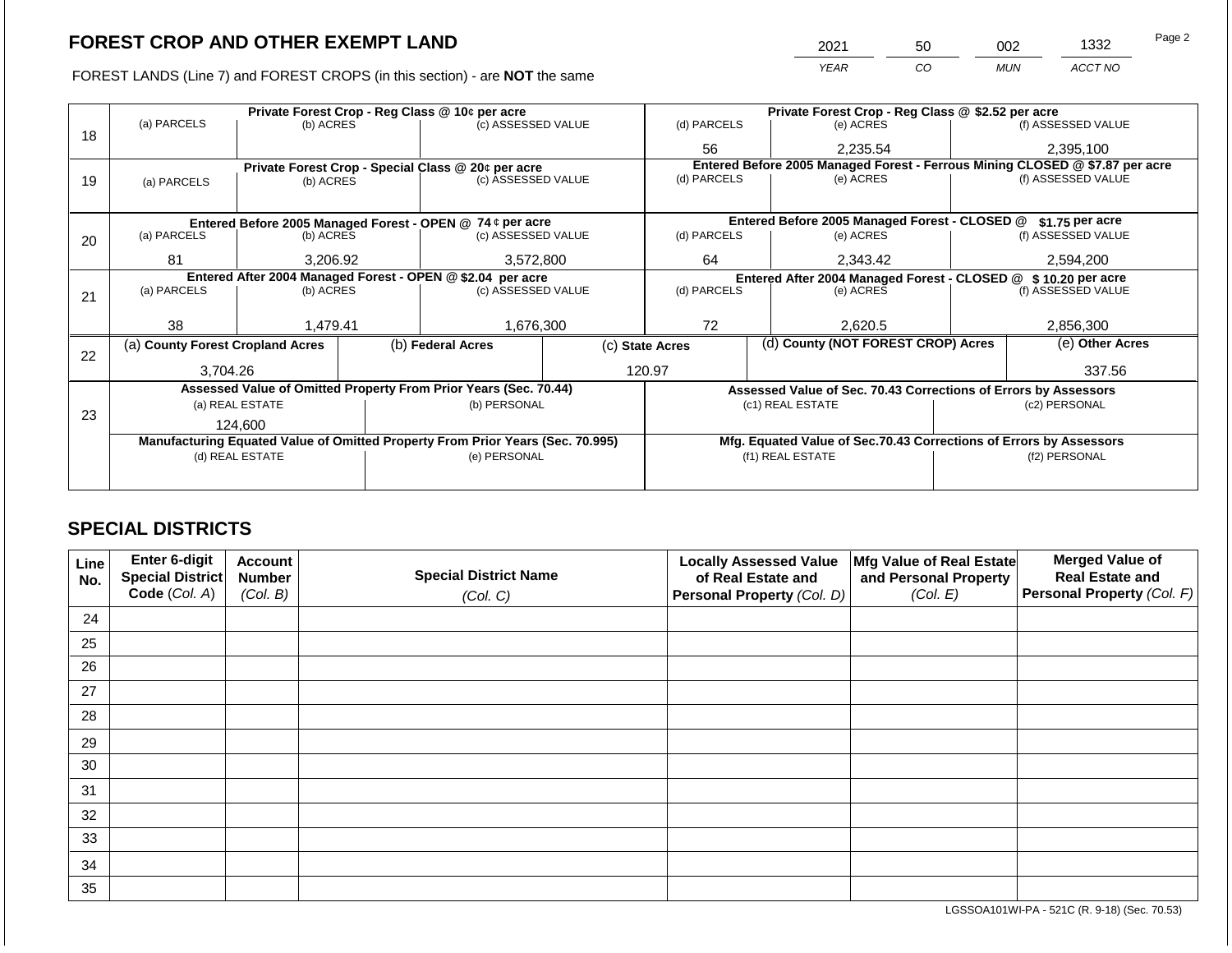# FOREST CROP AND OTHER EXEMPT LAND

FOREST LANDS (Line 7) and FOREST CROPS (in this section) - are **NOT** the same

| YEAR | CO | MUN | ACCT NO |
|---|---|---|---|
| 2021 | 50 | 002 | 1332 |

| Line | Private Forest Crop - Reg Class @ 10¢ per acre | | | Private Forest Crop - Reg Class @ $2.52 per acre | | |
|---|---|---|---|---|---|---|
| | (a) PARCELS | (b) ACRES | (c) ASSESSED VALUE | (d) PARCELS | (e) ACRES | (f) ASSESSED VALUE |
| 18 | | | | 56 | 2,235.54 | 2,395,100 |
| | **Private Forest Crop - Special Class @ 20¢ per acre** | | | **Entered Before 2005 Managed Forest - Ferrous Mining CLOSED @ $7.87 per acre** | | |
| | (a) PARCELS | (b) ACRES | (c) ASSESSED VALUE | (d) PARCELS | (e) ACRES | (f) ASSESSED VALUE |
| 19 | | | | | | |
| | **Entered Before 2005 Managed Forest - OPEN @ 74 ¢ per acre** | | | **Entered Before 2005 Managed Forest - CLOSED @ $1.75 per acre** | | |
| | (a) PARCELS | (b) ACRES | (c) ASSESSED VALUE | (d) PARCELS | (e) ACRES | (f) ASSESSED VALUE |
| 20 | 81 | 3,206.92 | 3,572,800 | 64 | 2,343.42 | 2,594,200 |
| | **Entered After 2004 Managed Forest - OPEN @ $2.04 per acre** | | | **Entered After 2004 Managed Forest - CLOSED @ $ 10.20 per acre** | | |
| | (a) PARCELS | (b) ACRES | (c) ASSESSED VALUE | (d) PARCELS | (e) ACRES | (f) ASSESSED VALUE |
| 21 | 38 | 1,479.41 | 1,676,300 | 72 | 2,620.5 | 2,856,300 |

| Line | (a) County Forest Cropland Acres | (b) Federal Acres | (c) State Acres | (d) County (NOT FOREST CROP) Acres | (e) Other Acres |
|---|---|---|---|---|---|
| 22 | 3,704.26 | | 120.97 | | 337.56 |

| Line | Assessed Value of Omitted Property From Prior Years (Sec. 70.44) | | Assessed Value of Sec. 70.43 Corrections of Errors by Assessors | |
|---|---|---|---|---|
| | (a) REAL ESTATE | (b) PERSONAL | (c1) REAL ESTATE | (c2) PERSONAL |
| 23 | 124,600 | | | |
| | **Manufacturing Equated Value of Omitted Property From Prior Years (Sec. 70.995)** | | **Mfg. Equated Value of Sec.70.43 Corrections of Errors by Assessors** | |
| | (d) REAL ESTATE | (e) PERSONAL | (f1) REAL ESTATE | (f2) PERSONAL |
| | | | | |

## SPECIAL DISTRICTS

| Line No. | Enter 6-digit Special District Code (Col. A) | Account Number (Col. B) | Special District Name (Col. C) | Locally Assessed Value of Real Estate and Personal Property (Col. D) | Mfg Value of Real Estate and Personal Property (Col. E) | Merged Value of Real Estate and Personal Property (Col. F) |
|---|---|---|---|---|---|---|
| 24 | | | | | | |
| 25 | | | | | | |
| 26 | | | | | | |
| 27 | | | | | | |
| 28 | | | | | | |
| 29 | | | | | | |
| 30 | | | | | | |
| 31 | | | | | | |
| 32 | | | | | | |
| 33 | | | | | | |
| 34 | | | | | | |
| 35 | | | | | | |

LGSSOA101WI-PA - 521C (R. 9-18) (Sec. 70.53)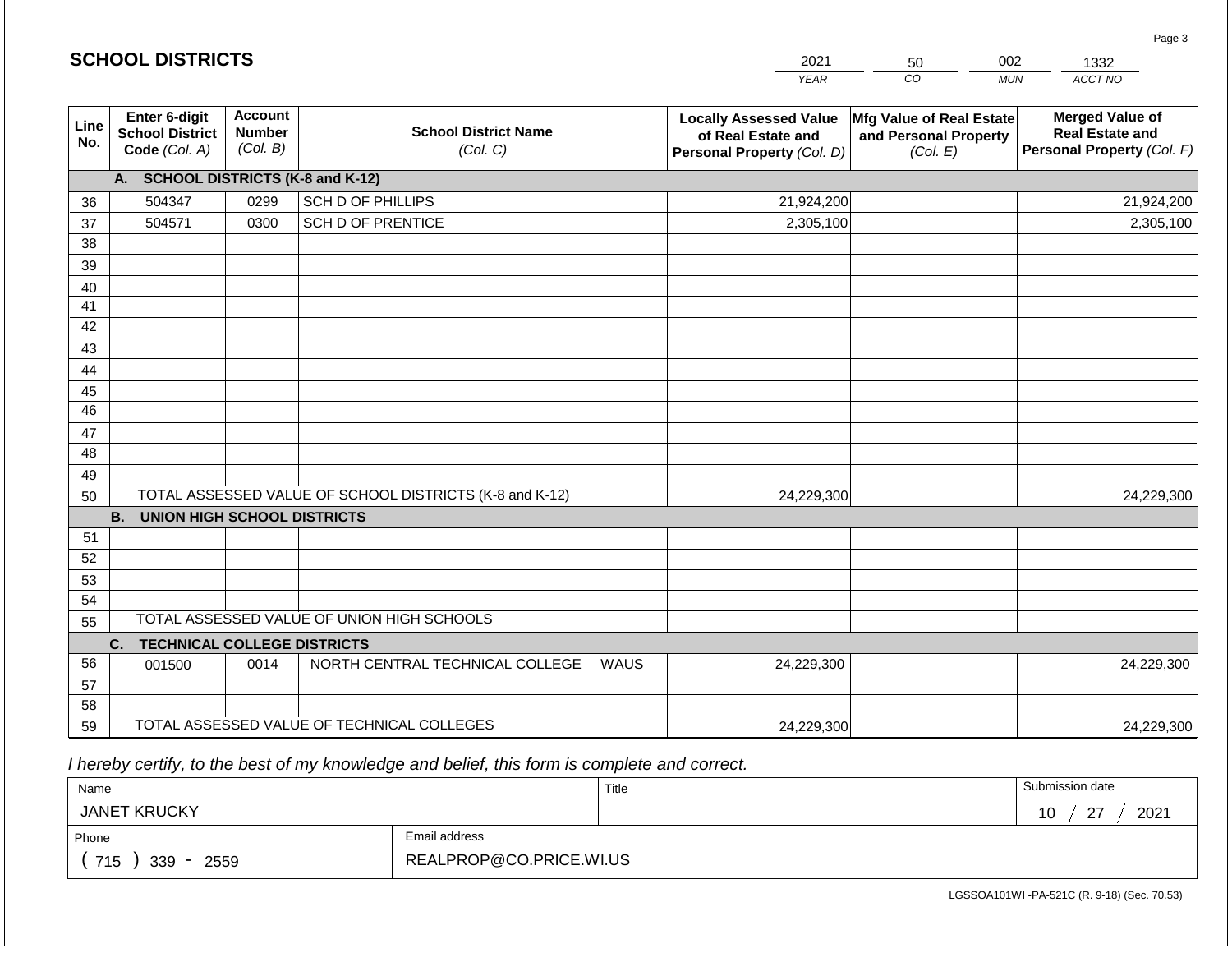## SCHOOL DISTRICTS

| 2021 | 50 | 002 | 1332 |
|---|---|---|---|
| *YEAR* | *CO* | *MUN* | *ACCT NO* |

| Line No. | Enter 6-digit School District Code *(Col. A)* | Account Number *(Col. B)* | School District Name *(Col. C)* | Locally Assessed Value of Real Estate and Personal Property *(Col. D)* | Mfg Value of Real Estate and Personal Property *(Col. E)* | Merged Value of Real Estate and Personal Property *(Col. F)* |
|---|---|---|---|---|---|---|
| | **A. SCHOOL DISTRICTS (K-8 and K-12)** | | | | | |
| 36 | 504347 | 0299 | SCH D OF PHILLIPS | 21,924,200 | | 21,924,200 |
| 37 | 504571 | 0300 | SCH D OF PRENTICE | 2,305,100 | | 2,305,100 |
| 38 | | | | | | |
| 39 | | | | | | |
| 40 | | | | | | |
| 41 | | | | | | |
| 42 | | | | | | |
| 43 | | | | | | |
| 44 | | | | | | |
| 45 | | | | | | |
| 46 | | | | | | |
| 47 | | | | | | |
| 48 | | | | | | |
| 49 | | | | | | |
| 50 | TOTAL ASSESSED VALUE OF SCHOOL DISTRICTS (K-8 and K-12) | | | 24,229,300 | | 24,229,300 |
| | **B. UNION HIGH SCHOOL DISTRICTS** | | | | | |
| 51 | | | | | | |
| 52 | | | | | | |
| 53 | | | | | | |
| 54 | | | | | | |
| 55 | TOTAL ASSESSED VALUE OF UNION HIGH SCHOOLS | | | | | |
| | **C. TECHNICAL COLLEGE DISTRICTS** | | | | | |
| 56 | 001500 | 0014 | NORTH CENTRAL TECHNICAL COLLEGE WAUS | 24,229,300 | | 24,229,300 |
| 57 | | | | | | |
| 58 | | | | | | |
| 59 | TOTAL ASSESSED VALUE OF TECHNICAL COLLEGES | | | 24,229,300 | | 24,229,300 |

*I hereby certify, to the best of my knowledge and belief, this form is complete and correct.*

| Name | Title | Submission date |
|---|---|---|
| JANET KRUCKY | | 10 / 27 / 2021 |

| Phone | Email address |
|---|---|
| ( 715 ) 339 - 2559 | REALPROP@CO.PRICE.WI.US |

LGSSOA101WI -PA-521C (R. 9-18) (Sec. 70.53)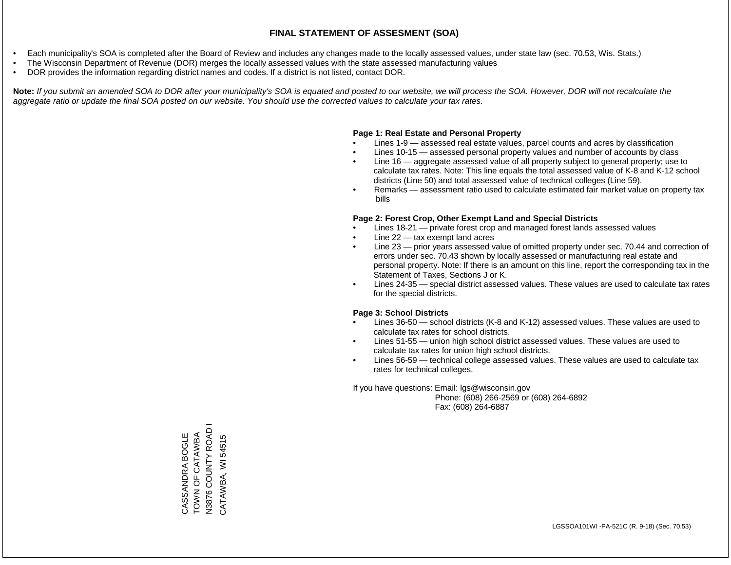# FINAL STATEMENT OF ASSESMENT (SOA)

- Each municipality's SOA is completed after the Board of Review and includes any changes made to the locally assessed values, under state law (sec. 70.53, Wis. Stats.)
- The Wisconsin Department of Revenue (DOR) merges the locally assessed values with the state assessed manufacturing values
- DOR provides the information regarding district names and codes. If a district is not listed, contact DOR.

**Note:** *If you submit an amended SOA to DOR after your municipality's SOA is equated and posted to our website, we will process the SOA. However, DOR will not recalculate the aggregate ratio or update the final SOA posted on our website. You should use the corrected values to calculate your tax rates.*

**Page 1: Real Estate and Personal Property**

- Lines 1-9 — assessed real estate values, parcel counts and acres by classification
- Lines 10-15 — assessed personal property values and number of accounts by class
- Line 16 — aggregate assessed value of all property subject to general property; use to calculate tax rates. Note: This line equals the total assessed value of K-8 and K-12 school districts (Line 50) and total assessed value of technical colleges (Line 59).
- Remarks — assessment ratio used to calculate estimated fair market value on property tax bills

**Page 2: Forest Crop, Other Exempt Land and Special Districts**

- Lines 18-21 — private forest crop and managed forest lands assessed values
- Line 22 — tax exempt land acres
- Line 23 — prior years assessed value of omitted property under sec. 70.44 and correction of errors under sec. 70.43 shown by locally assessed or manufacturing real estate and personal property. Note: If there is an amount on this line, report the corresponding tax in the Statement of Taxes, Sections J or K.
- Lines 24-35 — special district assessed values. These values are used to calculate tax rates for the special districts.

**Page 3: School Districts**

- Lines 36-50 — school districts (K-8 and K-12) assessed values. These values are used to calculate tax rates for school districts.
- Lines 51-55 — union high school district assessed values. These values are used to calculate tax rates for union high school districts.
- Lines 56-59 — technical college assessed values. These values are used to calculate tax rates for technical colleges.

If you have questions: Email: lgs@wisconsin.gov
Phone: (608) 266-2569 or (608) 264-6892
Fax: (608) 264-6887

CASSANDRA BOGLE
TOWN OF CATAWBA
N3876 COUNTY ROAD I
CATAWBA, WI 54515

LGSSOA101WI -PA-521C (R. 9-18) (Sec. 70.53)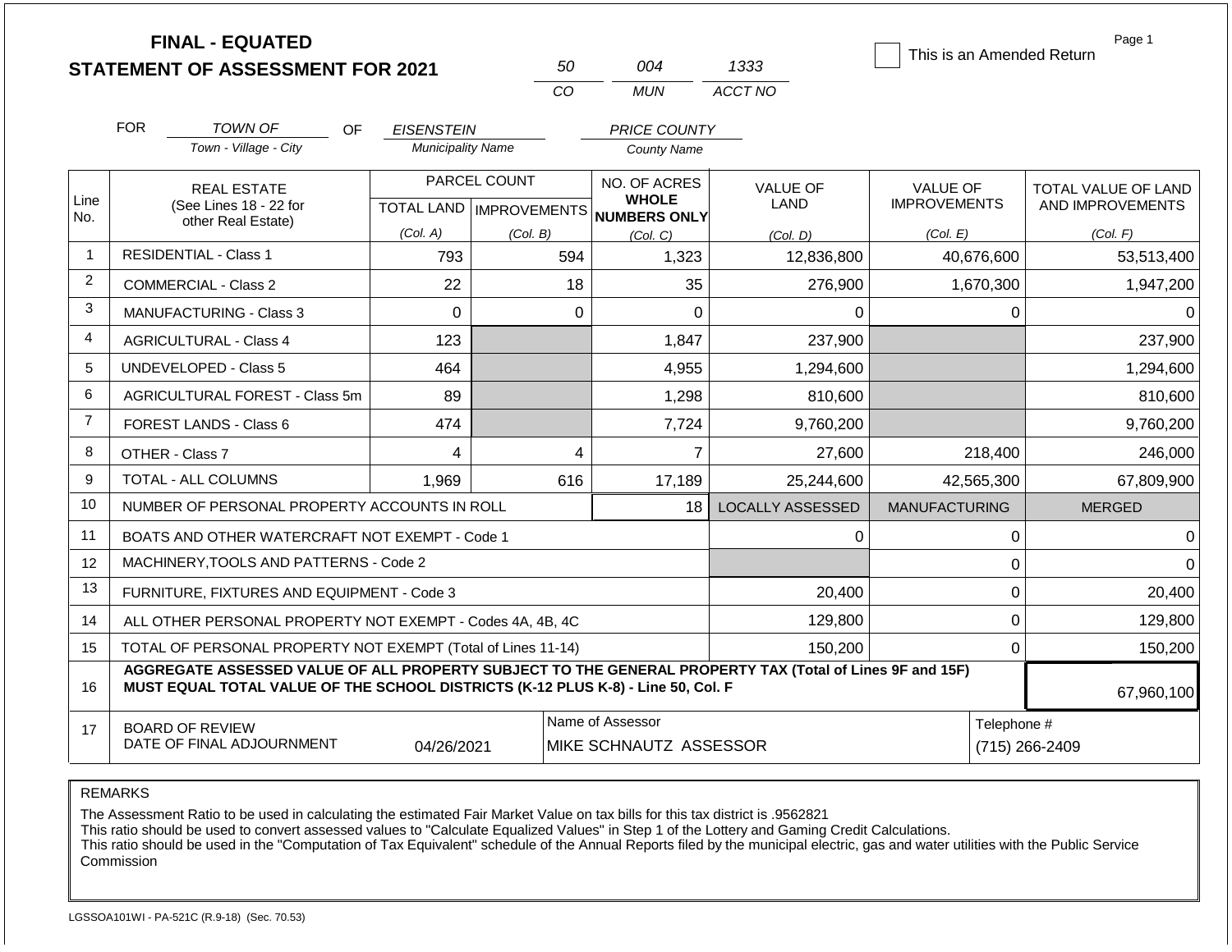# FINAL - EQUATED
## STATEMENT OF ASSESSMENT FOR 2021

| 50 | 004 | 1333 |
|---|---|---|
| CO | MUN | ACCT NO |

☐ This is an Amended Return

Page 1

FOR *TOWN OF* (Town - Village - City) OF *EISENSTEIN* (Municipality Name) *PRICE COUNTY* (County Name)

| Line No. | REAL ESTATE (See Lines 18 - 22 for other Real Estate) | PARCEL COUNT TOTAL LAND (Col. A) | PARCEL COUNT IMPROVEMENTS (Col. B) | NO. OF ACRES WHOLE NUMBERS ONLY (Col. C) | VALUE OF LAND (Col. D) | VALUE OF IMPROVEMENTS (Col. E) | TOTAL VALUE OF LAND AND IMPROVEMENTS (Col. F) |
|---|---|---|---|---|---|---|---|
| 1 | RESIDENTIAL - Class 1 | 793 | 594 | 1,323 | 12,836,800 | 40,676,600 | 53,513,400 |
| 2 | COMMERCIAL - Class 2 | 22 | 18 | 35 | 276,900 | 1,670,300 | 1,947,200 |
| 3 | MANUFACTURING - Class 3 | 0 | 0 | 0 | 0 | 0 | 0 |
| 4 | AGRICULTURAL - Class 4 | 123 | | 1,847 | 237,900 | | 237,900 |
| 5 | UNDEVELOPED - Class 5 | 464 | | 4,955 | 1,294,600 | | 1,294,600 |
| 6 | AGRICULTURAL FOREST - Class 5m | 89 | | 1,298 | 810,600 | | 810,600 |
| 7 | FOREST LANDS - Class 6 | 474 | | 7,724 | 9,760,200 | | 9,760,200 |
| 8 | OTHER - Class 7 | 4 | 4 | 7 | 27,600 | 218,400 | 246,000 |
| 9 | TOTAL - ALL COLUMNS | 1,969 | 616 | 17,189 | 25,244,600 | 42,565,300 | 67,809,900 |
| 10 | NUMBER OF PERSONAL PROPERTY ACCOUNTS IN ROLL | | | 18 | LOCALLY ASSESSED | MANUFACTURING | MERGED |
| 11 | BOATS AND OTHER WATERCRAFT NOT EXEMPT - Code 1 | | | | 0 | 0 | 0 |
| 12 | MACHINERY,TOOLS AND PATTERNS - Code 2 | | | | | 0 | 0 |
| 13 | FURNITURE, FIXTURES AND EQUIPMENT - Code 3 | | | | 20,400 | 0 | 20,400 |
| 14 | ALL OTHER PERSONAL PROPERTY NOT EXEMPT - Codes 4A, 4B, 4C | | | | 129,800 | 0 | 129,800 |
| 15 | TOTAL OF PERSONAL PROPERTY NOT EXEMPT (Total of Lines 11-14) | | | | 150,200 | 0 | 150,200 |
| 16 | **AGGREGATE ASSESSED VALUE OF ALL PROPERTY SUBJECT TO THE GENERAL PROPERTY TAX (Total of Lines 9F and 15F) MUST EQUAL TOTAL VALUE OF THE SCHOOL DISTRICTS (K-12 PLUS K-8) - Line 50, Col. F** | | | | | | 67,960,100 |
| 17 | BOARD OF REVIEW DATE OF FINAL ADJOURNMENT | 04/26/2021 | | Name of Assessor: MIKE SCHNAUTZ ASSESSOR | | | Telephone #: (715) 266-2409 |

REMARKS

The Assessment Ratio to be used in calculating the estimated Fair Market Value on tax bills for this tax district is .9562821
This ratio should be used to convert assessed values to "Calculate Equalized Values" in Step 1 of the Lottery and Gaming Credit Calculations.
This ratio should be used in the "Computation of Tax Equivalent" schedule of the Annual Reports filed by the municipal electric, gas and water utilities with the Public Service Commission

LGSSOA101WI - PA-521C (R.9-18) (Sec. 70.53)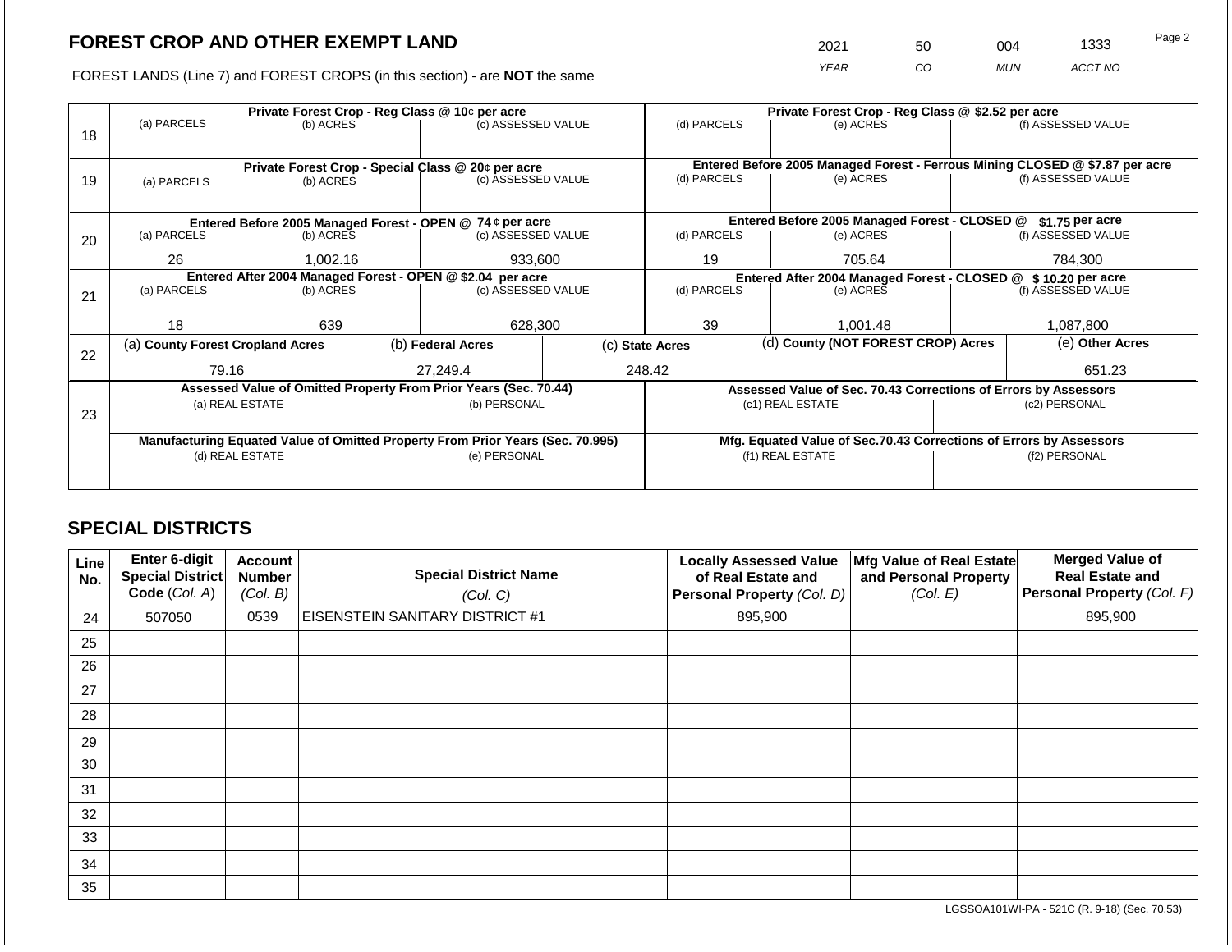# FOREST CROP AND OTHER EXEMPT LAND

FOREST LANDS (Line 7) and FOREST CROPS (in this section) - are **NOT** the same

| YEAR | CO | MUN | ACCT NO |
|---|---|---|---|
| 2021 | 50 | 004 | 1333 |

| Line | Private Forest Crop - Reg Class @ 10¢ per acre | | | Private Forest Crop - Reg Class @ $2.52 per acre | | |
|---|---|---|---|---|---|---|
| | (a) PARCELS | (b) ACRES | (c) ASSESSED VALUE | (d) PARCELS | (e) ACRES | (f) ASSESSED VALUE |
| 18 | | | | | | |
| | **Private Forest Crop - Special Class @ 20¢ per acre** | | | **Entered Before 2005 Managed Forest - Ferrous Mining CLOSED @ $7.87 per acre** | | |
| | (a) PARCELS | (b) ACRES | (c) ASSESSED VALUE | (d) PARCELS | (e) ACRES | (f) ASSESSED VALUE |
| 19 | | | | | | |
| | **Entered Before 2005 Managed Forest - OPEN @ 74 ¢ per acre** | | | **Entered Before 2005 Managed Forest - CLOSED @ $1.75 per acre** | | |
| | (a) PARCELS | (b) ACRES | (c) ASSESSED VALUE | (d) PARCELS | (e) ACRES | (f) ASSESSED VALUE |
| 20 | 26 | 1,002.16 | 933,600 | 19 | 705.64 | 784,300 |
| | **Entered After 2004 Managed Forest - OPEN @ $2.04 per acre** | | | **Entered After 2004 Managed Forest - CLOSED @ $ 10.20 per acre** | | |
| | (a) PARCELS | (b) ACRES | (c) ASSESSED VALUE | (d) PARCELS | (e) ACRES | (f) ASSESSED VALUE |
| 21 | 18 | 639 | 628,300 | 39 | 1,001.48 | 1,087,800 |

| Line | (a) County Forest Cropland Acres | (b) Federal Acres | (c) State Acres | (d) County (NOT FOREST CROP) Acres | (e) Other Acres |
|---|---|---|---|---|---|
| 22 | 79.16 | 27,249.4 | 248.42 | | 651.23 |

| Line | Assessed Value of Omitted Property From Prior Years (Sec. 70.44) | | Assessed Value of Sec. 70.43 Corrections of Errors by Assessors | |
|---|---|---|---|---|
| | (a) REAL ESTATE | (b) PERSONAL | (c1) REAL ESTATE | (c2) PERSONAL |
| 23 | | | | |
| | **Manufacturing Equated Value of Omitted Property From Prior Years (Sec. 70.995)** | | **Mfg. Equated Value of Sec.70.43 Corrections of Errors by Assessors** | |
| | (d) REAL ESTATE | (e) PERSONAL | (f1) REAL ESTATE | (f2) PERSONAL |
| | | | | |

## SPECIAL DISTRICTS

| Line No. | Enter 6-digit Special District Code (Col. A) | Account Number (Col. B) | Special District Name (Col. C) | Locally Assessed Value of Real Estate and Personal Property (Col. D) | Mfg Value of Real Estate and Personal Property (Col. E) | Merged Value of Real Estate and Personal Property (Col. F) |
|---|---|---|---|---|---|---|
| 24 | 507050 | 0539 | EISENSTEIN SANITARY DISTRICT #1 | 895,900 | | 895,900 |
| 25 | | | | | | |
| 26 | | | | | | |
| 27 | | | | | | |
| 28 | | | | | | |
| 29 | | | | | | |
| 30 | | | | | | |
| 31 | | | | | | |
| 32 | | | | | | |
| 33 | | | | | | |
| 34 | | | | | | |
| 35 | | | | | | |

LGSSOA101WI-PA - 521C (R. 9-18) (Sec. 70.53)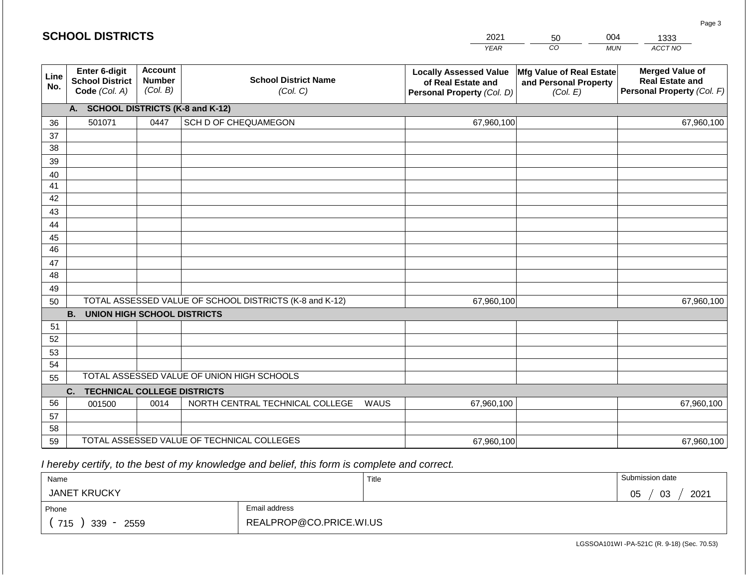## SCHOOL DISTRICTS

| YEAR | CO | MUN | ACCT NO |
|---|---|---|---|
| 2021 | 50 | 004 | 1333 |

| Line No. | Enter 6-digit School District Code *(Col. A)* | Account Number *(Col. B)* | School District Name *(Col. C)* | Locally Assessed Value of Real Estate and Personal Property *(Col. D)* | Mfg Value of Real Estate and Personal Property *(Col. E)* | Merged Value of Real Estate and Personal Property *(Col. F)* |
|---|---|---|---|---|---|---|
| | **A. SCHOOL DISTRICTS (K-8 and K-12)** | | | | | |
| 36 | 501071 | 0447 | SCH D OF CHEQUAMEGON | 67,960,100 | | 67,960,100 |
| 37 | | | | | | |
| 38 | | | | | | |
| 39 | | | | | | |
| 40 | | | | | | |
| 41 | | | | | | |
| 42 | | | | | | |
| 43 | | | | | | |
| 44 | | | | | | |
| 45 | | | | | | |
| 46 | | | | | | |
| 47 | | | | | | |
| 48 | | | | | | |
| 49 | | | | | | |
| 50 | TOTAL ASSESSED VALUE OF SCHOOL DISTRICTS (K-8 and K-12) | | | 67,960,100 | | 67,960,100 |
| | **B. UNION HIGH SCHOOL DISTRICTS** | | | | | |
| 51 | | | | | | |
| 52 | | | | | | |
| 53 | | | | | | |
| 54 | | | | | | |
| 55 | TOTAL ASSESSED VALUE OF UNION HIGH SCHOOLS | | | | | |
| | **C. TECHNICAL COLLEGE DISTRICTS** | | | | | |
| 56 | 001500 | 0014 | NORTH CENTRAL TECHNICAL COLLEGE WAUS | 67,960,100 | | 67,960,100 |
| 57 | | | | | | |
| 58 | | | | | | |
| 59 | TOTAL ASSESSED VALUE OF TECHNICAL COLLEGES | | | 67,960,100 | | 67,960,100 |

*I hereby certify, to the best of my knowledge and belief, this form is complete and correct.*

| Name | | Title | Submission date |
|---|---|---|---|
| JANET KRUCKY | | | 05 / 03 / 2021 |
| Phone | Email address | | |
| ( 715 ) 339 - 2559 | REALPROP@CO.PRICE.WI.US | | |

LGSSOA101WI -PA-521C (R. 9-18) (Sec. 70.53)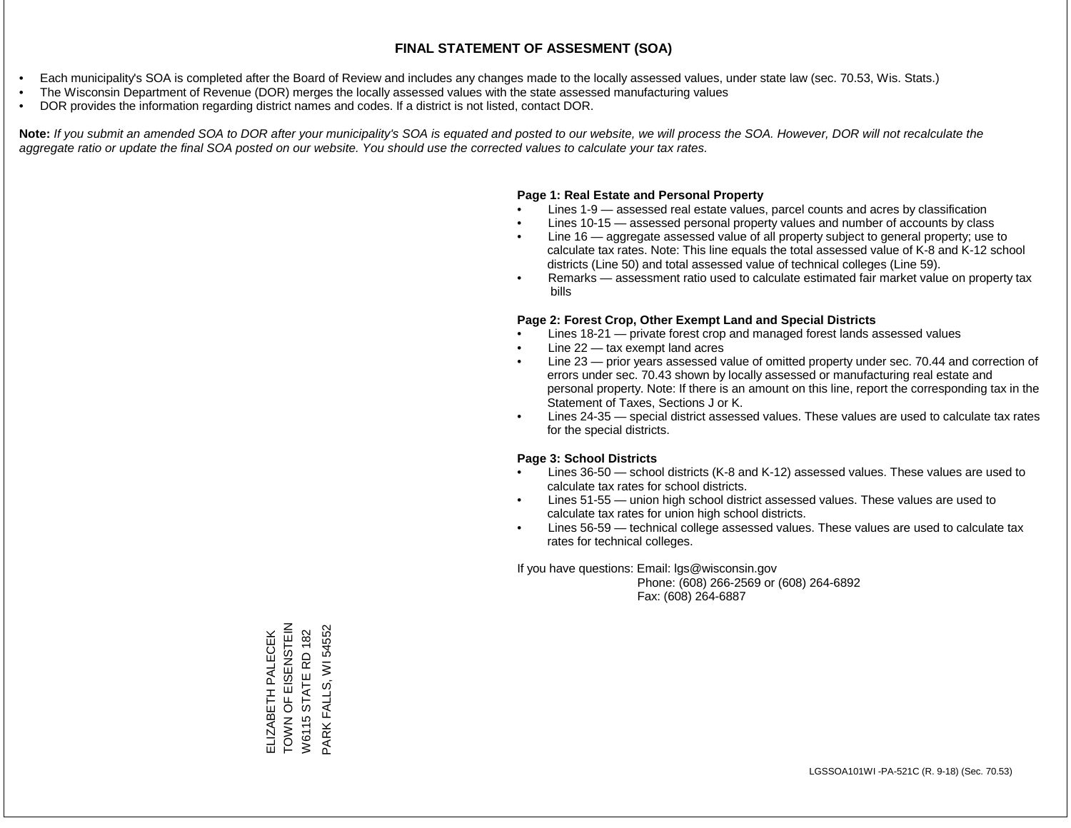# FINAL STATEMENT OF ASSESMENT (SOA)

- Each municipality's SOA is completed after the Board of Review and includes any changes made to the locally assessed values, under state law (sec. 70.53, Wis. Stats.)
- The Wisconsin Department of Revenue (DOR) merges the locally assessed values with the state assessed manufacturing values
- DOR provides the information regarding district names and codes. If a district is not listed, contact DOR.

**Note:** *If you submit an amended SOA to DOR after your municipality's SOA is equated and posted to our website, we will process the SOA. However, DOR will not recalculate the aggregate ratio or update the final SOA posted on our website. You should use the corrected values to calculate your tax rates.*

**Page 1: Real Estate and Personal Property**

- Lines 1-9 — assessed real estate values, parcel counts and acres by classification
- Lines 10-15 — assessed personal property values and number of accounts by class
- Line 16 — aggregate assessed value of all property subject to general property; use to calculate tax rates. Note: This line equals the total assessed value of K-8 and K-12 school districts (Line 50) and total assessed value of technical colleges (Line 59).
- Remarks — assessment ratio used to calculate estimated fair market value on property tax bills

**Page 2: Forest Crop, Other Exempt Land and Special Districts**

- Lines 18-21 — private forest crop and managed forest lands assessed values
- Line 22 — tax exempt land acres
- Line 23 — prior years assessed value of omitted property under sec. 70.44 and correction of errors under sec. 70.43 shown by locally assessed or manufacturing real estate and personal property. Note: If there is an amount on this line, report the corresponding tax in the Statement of Taxes, Sections J or K.
- Lines 24-35 — special district assessed values. These values are used to calculate tax rates for the special districts.

**Page 3: School Districts**

- Lines 36-50 — school districts (K-8 and K-12) assessed values. These values are used to calculate tax rates for school districts.
- Lines 51-55 — union high school district assessed values. These values are used to calculate tax rates for union high school districts.
- Lines 56-59 — technical college assessed values. These values are used to calculate tax rates for technical colleges.

If you have questions: Email: lgs@wisconsin.gov
Phone: (608) 266-2569 or (608) 264-6892
Fax: (608) 264-6887

ELIZABETH PALECEK
TOWN OF EISENSTEIN
W6115 STATE RD 182
PARK FALLS, WI 54552

LGSSOA101WI -PA-521C (R. 9-18) (Sec. 70.53)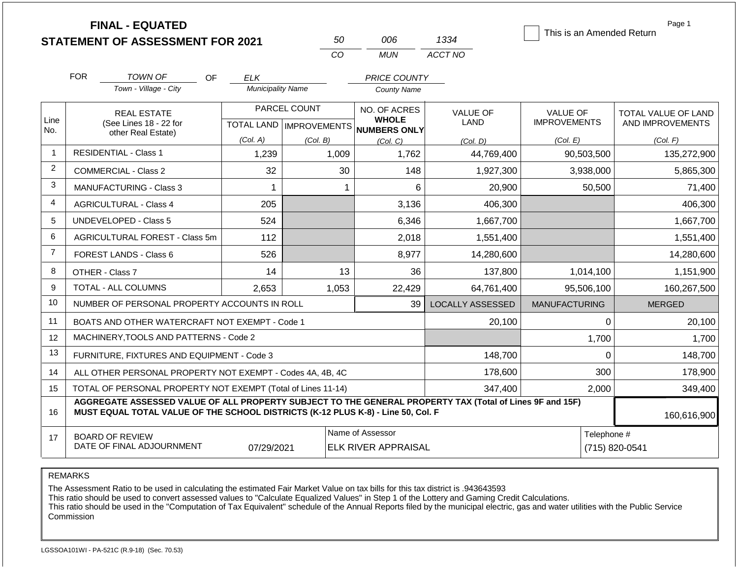# FINAL - EQUATED
# STATEMENT OF ASSESSMENT FOR 2021

| 50 | 006 | 1334 |
|---|---|---|
| CO | MUN | ACCT NO |

☐ This is an Amended Return

| FOR | TOWN OF | OF | ELK | PRICE COUNTY |
|---|---|---|---|---|
| | Town - Village - City | | Municipality Name | County Name |

| Line No. | REAL ESTATE (See Lines 18 - 22 for other Real Estate) | PARCEL COUNT TOTAL LAND (Col. A) | PARCEL COUNT IMPROVEMENTS (Col. B) | NO. OF ACRES WHOLE NUMBERS ONLY (Col. C) | VALUE OF LAND (Col. D) | VALUE OF IMPROVEMENTS (Col. E) | TOTAL VALUE OF LAND AND IMPROVEMENTS (Col. F) |
|---|---|---|---|---|---|---|---|
| 1 | RESIDENTIAL - Class 1 | 1,239 | 1,009 | 1,762 | 44,769,400 | 90,503,500 | 135,272,900 |
| 2 | COMMERCIAL - Class 2 | 32 | 30 | 148 | 1,927,300 | 3,938,000 | 5,865,300 |
| 3 | MANUFACTURING - Class 3 | 1 | 1 | 6 | 20,900 | 50,500 | 71,400 |
| 4 | AGRICULTURAL - Class 4 | 205 | | 3,136 | 406,300 | | 406,300 |
| 5 | UNDEVELOPED - Class 5 | 524 | | 6,346 | 1,667,700 | | 1,667,700 |
| 6 | AGRICULTURAL FOREST - Class 5m | 112 | | 2,018 | 1,551,400 | | 1,551,400 |
| 7 | FOREST LANDS - Class 6 | 526 | | 8,977 | 14,280,600 | | 14,280,600 |
| 8 | OTHER - Class 7 | 14 | 13 | 36 | 137,800 | 1,014,100 | 1,151,900 |
| 9 | TOTAL - ALL COLUMNS | 2,653 | 1,053 | 22,429 | 64,761,400 | 95,506,100 | 160,267,500 |
| 10 | NUMBER OF PERSONAL PROPERTY ACCOUNTS IN ROLL | | | 39 | LOCALLY ASSESSED | MANUFACTURING | MERGED |
| 11 | BOATS AND OTHER WATERCRAFT NOT EXEMPT - Code 1 | | | | 20,100 | 0 | 20,100 |
| 12 | MACHINERY,TOOLS AND PATTERNS - Code 2 | | | | | 1,700 | 1,700 |
| 13 | FURNITURE, FIXTURES AND EQUIPMENT - Code 3 | | | | 148,700 | 0 | 148,700 |
| 14 | ALL OTHER PERSONAL PROPERTY NOT EXEMPT - Codes 4A, 4B, 4C | | | | 178,600 | 300 | 178,900 |
| 15 | TOTAL OF PERSONAL PROPERTY NOT EXEMPT (Total of Lines 11-14) | | | | 347,400 | 2,000 | 349,400 |
| 16 | **AGGREGATE ASSESSED VALUE OF ALL PROPERTY SUBJECT TO THE GENERAL PROPERTY TAX (Total of Lines 9F and 15F) MUST EQUAL TOTAL VALUE OF THE SCHOOL DISTRICTS (K-12 PLUS K-8) - Line 50, Col. F** | | | | | | 160,616,900 |
| 17 | BOARD OF REVIEW DATE OF FINAL ADJOURNMENT | 07/29/2021 | | Name of Assessor: ELK RIVER APPRAISAL | | | Telephone #: (715) 820-0541 |

REMARKS

The Assessment Ratio to be used in calculating the estimated Fair Market Value on tax bills for this tax district is .943643593
This ratio should be used to convert assessed values to "Calculate Equalized Values" in Step 1 of the Lottery and Gaming Credit Calculations.
This ratio should be used in the "Computation of Tax Equivalent" schedule of the Annual Reports filed by the municipal electric, gas and water utilities with the Public Service Commission

LGSSOA101WI - PA-521C (R.9-18) (Sec. 70.53)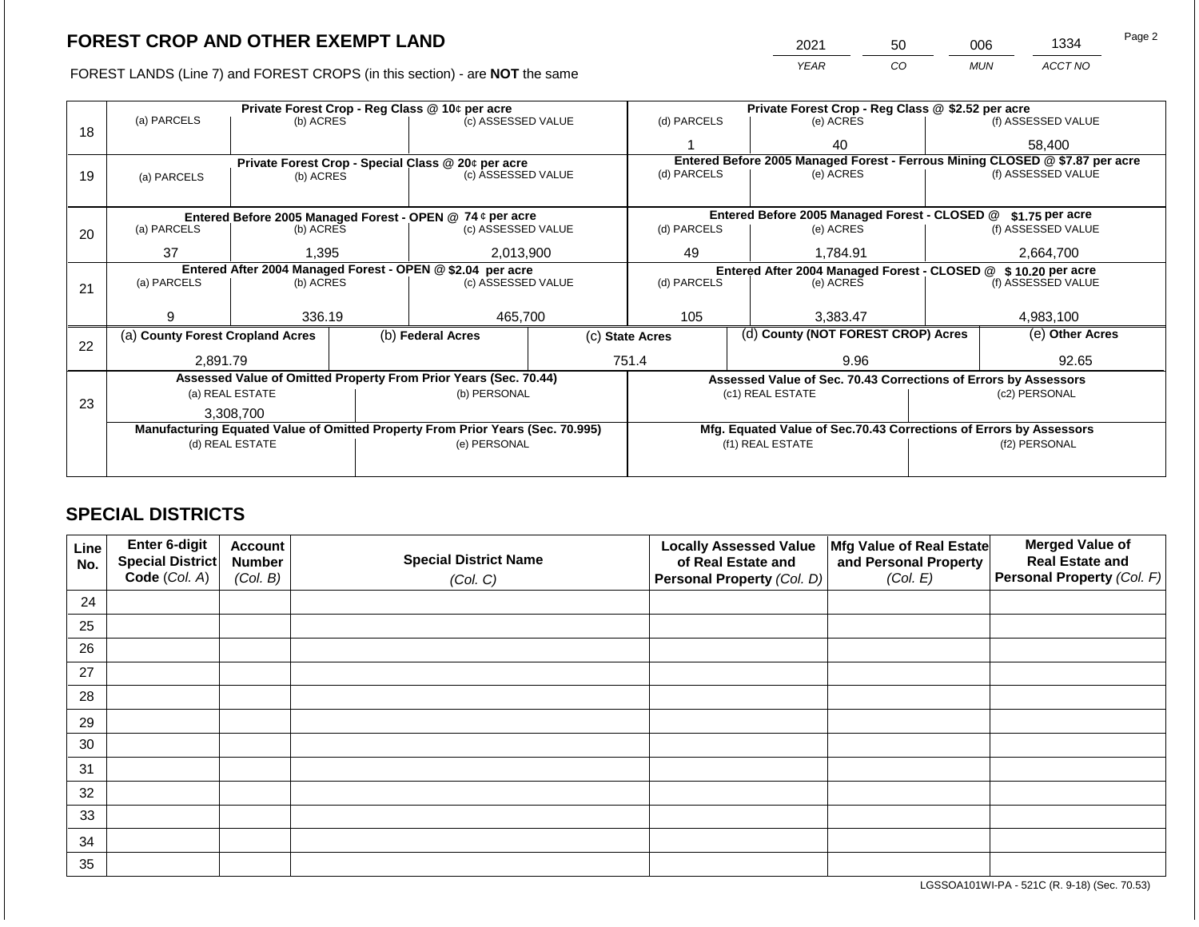## FOREST CROP AND OTHER EXEMPT LAND

| 2021 | 50 | 006 | 1334 |
|---|---|---|---|
| *YEAR* | *CO* | *MUN* | *ACCT NO* |

FOREST LANDS (Line 7) and FOREST CROPS (in this section) - are **NOT** the same

| Line | Private Forest Crop - Reg Class @ 10¢ per acre | | | Private Forest Crop - Reg Class @ $2.52 per acre | | |
|---|---|---|---|---|---|---|
| | (a) PARCELS | (b) ACRES | (c) ASSESSED VALUE | (d) PARCELS | (e) ACRES | (f) ASSESSED VALUE |
| 18 | | | | 1 | 40 | 58,400 |
| | **Private Forest Crop - Special Class @ 20¢ per acre** | | | **Entered Before 2005 Managed Forest - Ferrous Mining CLOSED @ $7.87 per acre** | | |
| | (a) PARCELS | (b) ACRES | (c) ASSESSED VALUE | (d) PARCELS | (e) ACRES | (f) ASSESSED VALUE |
| 19 | | | | | | |
| | **Entered Before 2005 Managed Forest - OPEN @ 74 ¢ per acre** | | | **Entered Before 2005 Managed Forest - CLOSED @ $1.75 per acre** | | |
| | (a) PARCELS | (b) ACRES | (c) ASSESSED VALUE | (d) PARCELS | (e) ACRES | (f) ASSESSED VALUE |
| 20 | 37 | 1,395 | 2,013,900 | 49 | 1,784.91 | 2,664,700 |
| | **Entered After 2004 Managed Forest - OPEN @ $2.04 per acre** | | | **Entered After 2004 Managed Forest - CLOSED @ $ 10.20 per acre** | | |
| | (a) PARCELS | (b) ACRES | (c) ASSESSED VALUE | (d) PARCELS | (e) ACRES | (f) ASSESSED VALUE |
| 21 | 9 | 336.19 | 465,700 | 105 | 3,383.47 | 4,983,100 |

| Line | (a) County Forest Cropland Acres | (b) Federal Acres | (c) State Acres | (d) County (NOT FOREST CROP) Acres | (e) Other Acres |
|---|---|---|---|---|---|
| 22 | 2,891.79 | | 751.4 | 9.96 | 92.65 |

| Line | Assessed Value of Omitted Property From Prior Years (Sec. 70.44) | | Assessed Value of Sec. 70.43 Corrections of Errors by Assessors | |
|---|---|---|---|---|
| | (a) REAL ESTATE | (b) PERSONAL | (c1) REAL ESTATE | (c2) PERSONAL |
| 23 | 3,308,700 | | | |
| | **Manufacturing Equated Value of Omitted Property From Prior Years (Sec. 70.995)** | | **Mfg. Equated Value of Sec.70.43 Corrections of Errors by Assessors** | |
| | (d) REAL ESTATE | (e) PERSONAL | (f1) REAL ESTATE | (f2) PERSONAL |
| | | | | |

## SPECIAL DISTRICTS

| Line No. | Enter 6-digit Special District Code *(Col. A)* | Account Number *(Col. B)* | Special District Name *(Col. C)* | Locally Assessed Value of Real Estate and Personal Property *(Col. D)* | Mfg Value of Real Estate and Personal Property *(Col. E)* | Merged Value of Real Estate and Personal Property *(Col. F)* |
|---|---|---|---|---|---|---|
| 24 | | | | | | |
| 25 | | | | | | |
| 26 | | | | | | |
| 27 | | | | | | |
| 28 | | | | | | |
| 29 | | | | | | |
| 30 | | | | | | |
| 31 | | | | | | |
| 32 | | | | | | |
| 33 | | | | | | |
| 34 | | | | | | |
| 35 | | | | | | |

LGSSOA101WI-PA - 521C (R. 9-18) (Sec. 70.53)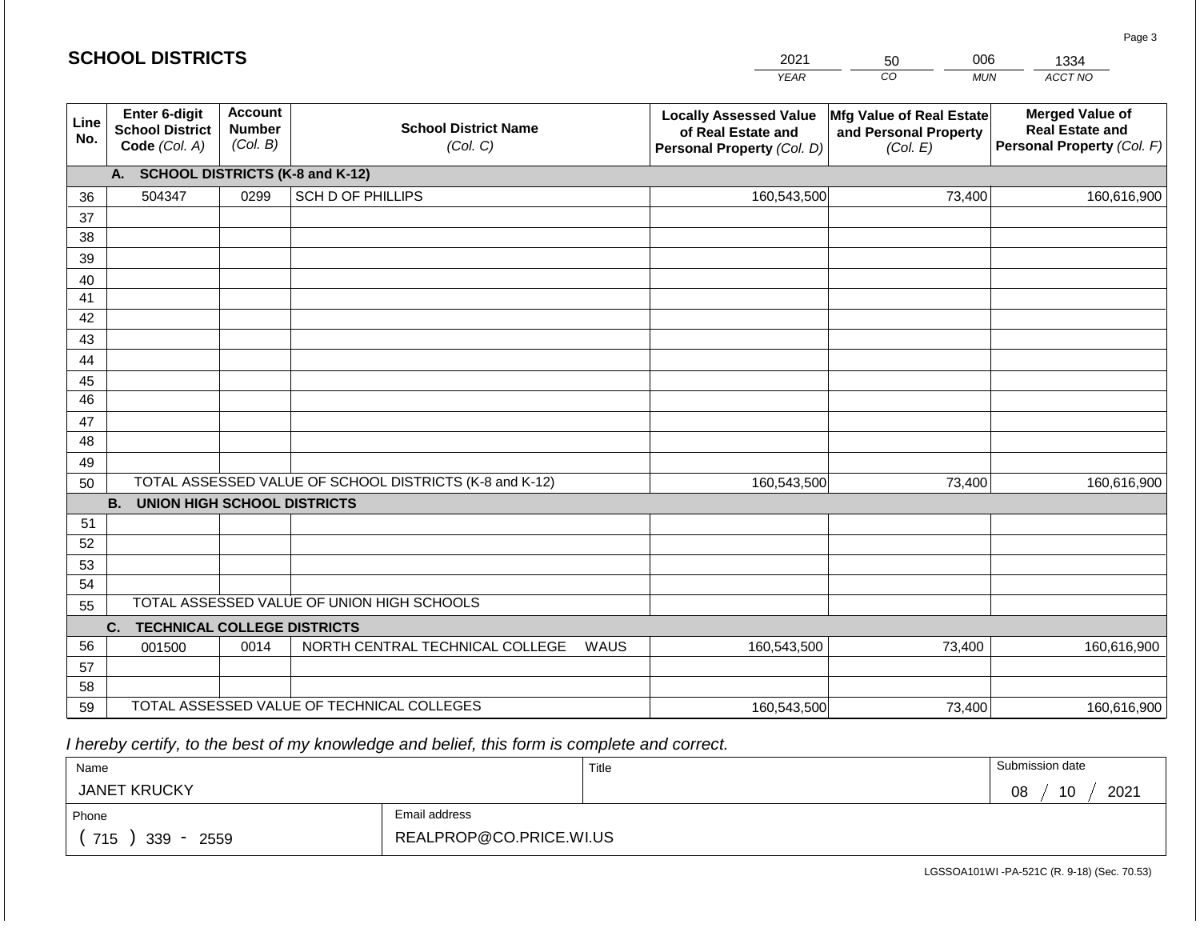## SCHOOL DISTRICTS

| 2021 | 50 | 006 | 1334 |
|---|---|---|---|
| YEAR | CO | MUN | ACCT NO |

| Line No. | Enter 6-digit School District Code *(Col. A)* | Account Number *(Col. B)* | School District Name *(Col. C)* | Locally Assessed Value of Real Estate and Personal Property *(Col. D)* | Mfg Value of Real Estate and Personal Property *(Col. E)* | Merged Value of Real Estate and Personal Property *(Col. F)* |
|---|---|---|---|---|---|---|
| | **A. SCHOOL DISTRICTS (K-8 and K-12)** | | | | | |
| 36 | 504347 | 0299 | SCH D OF PHILLIPS | 160,543,500 | 73,400 | 160,616,900 |
| 37 | | | | | | |
| 38 | | | | | | |
| 39 | | | | | | |
| 40 | | | | | | |
| 41 | | | | | | |
| 42 | | | | | | |
| 43 | | | | | | |
| 44 | | | | | | |
| 45 | | | | | | |
| 46 | | | | | | |
| 47 | | | | | | |
| 48 | | | | | | |
| 49 | | | | | | |
| 50 | TOTAL ASSESSED VALUE OF SCHOOL DISTRICTS (K-8 and K-12) | | | 160,543,500 | 73,400 | 160,616,900 |
| | **B. UNION HIGH SCHOOL DISTRICTS** | | | | | |
| 51 | | | | | | |
| 52 | | | | | | |
| 53 | | | | | | |
| 54 | | | | | | |
| 55 | TOTAL ASSESSED VALUE OF UNION HIGH SCHOOLS | | | | | |
| | **C. TECHNICAL COLLEGE DISTRICTS** | | | | | |
| 56 | 001500 | 0014 | NORTH CENTRAL TECHNICAL COLLEGE WAUS | 160,543,500 | 73,400 | 160,616,900 |
| 57 | | | | | | |
| 58 | | | | | | |
| 59 | TOTAL ASSESSED VALUE OF TECHNICAL COLLEGES | | | 160,543,500 | 73,400 | 160,616,900 |

*I hereby certify, to the best of my knowledge and belief, this form is complete and correct.*

| Name | Title | Submission date |
|---|---|---|
| JANET KRUCKY | | 08 / 10 / 2021 |
| Phone | Email address | |
| ( 715 ) 339 - 2559 | REALPROP@CO.PRICE.WI.US | |

LGSSOA101WI -PA-521C (R. 9-18) (Sec. 70.53)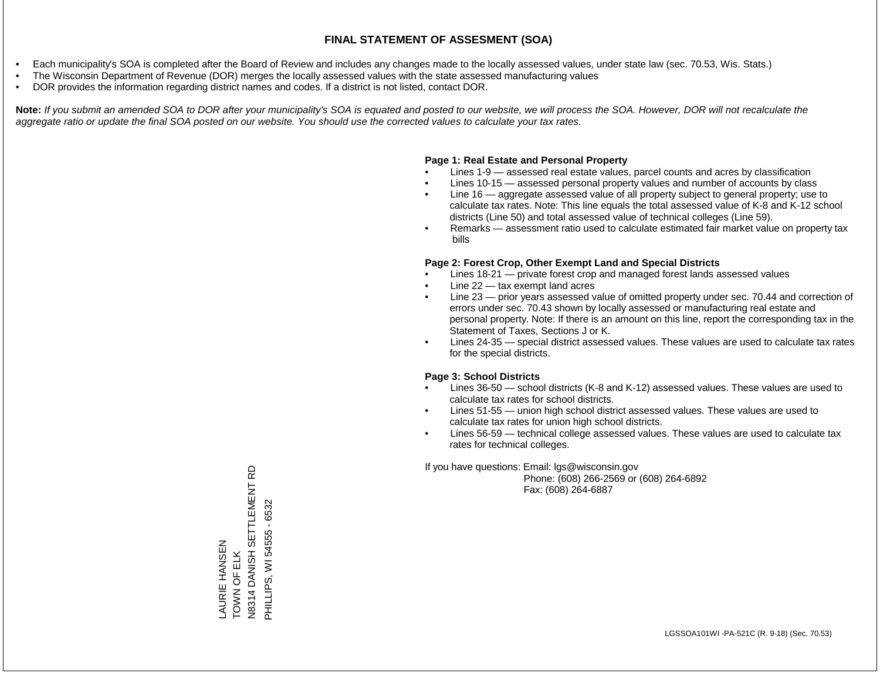# FINAL STATEMENT OF ASSESMENT (SOA)

- Each municipality's SOA is completed after the Board of Review and includes any changes made to the locally assessed values, under state law (sec. 70.53, Wis. Stats.)
- The Wisconsin Department of Revenue (DOR) merges the locally assessed values with the state assessed manufacturing values
- DOR provides the information regarding district names and codes. If a district is not listed, contact DOR.

**Note:** *If you submit an amended SOA to DOR after your municipality's SOA is equated and posted to our website, we will process the SOA. However, DOR will not recalculate the aggregate ratio or update the final SOA posted on our website. You should use the corrected values to calculate your tax rates.*

**Page 1: Real Estate and Personal Property**

- Lines 1-9 — assessed real estate values, parcel counts and acres by classification
- Lines 10-15 — assessed personal property values and number of accounts by class
- Line 16 — aggregate assessed value of all property subject to general property; use to calculate tax rates. Note: This line equals the total assessed value of K-8 and K-12 school districts (Line 50) and total assessed value of technical colleges (Line 59).
- Remarks — assessment ratio used to calculate estimated fair market value on property tax bills

**Page 2: Forest Crop, Other Exempt Land and Special Districts**

- Lines 18-21 — private forest crop and managed forest lands assessed values
- Line 22 — tax exempt land acres
- Line 23 — prior years assessed value of omitted property under sec. 70.44 and correction of errors under sec. 70.43 shown by locally assessed or manufacturing real estate and personal property. Note: If there is an amount on this line, report the corresponding tax in the Statement of Taxes, Sections J or K.
- Lines 24-35 — special district assessed values. These values are used to calculate tax rates for the special districts.

**Page 3: School Districts**

- Lines 36-50 — school districts (K-8 and K-12) assessed values. These values are used to calculate tax rates for school districts.
- Lines 51-55 — union high school district assessed values. These values are used to calculate tax rates for union high school districts.
- Lines 56-59 — technical college assessed values. These values are used to calculate tax rates for technical colleges.

If you have questions: Email: lgs@wisconsin.gov
Phone: (608) 266-2569 or (608) 264-6892
Fax: (608) 264-6887

LAURIE HANSEN
TOWN OF ELK
N8314 DANISH SETTLEMENT RD
PHILLIPS, WI 54555 - 6532

LGSSOA101WI -PA-521C (R. 9-18) (Sec. 70.53)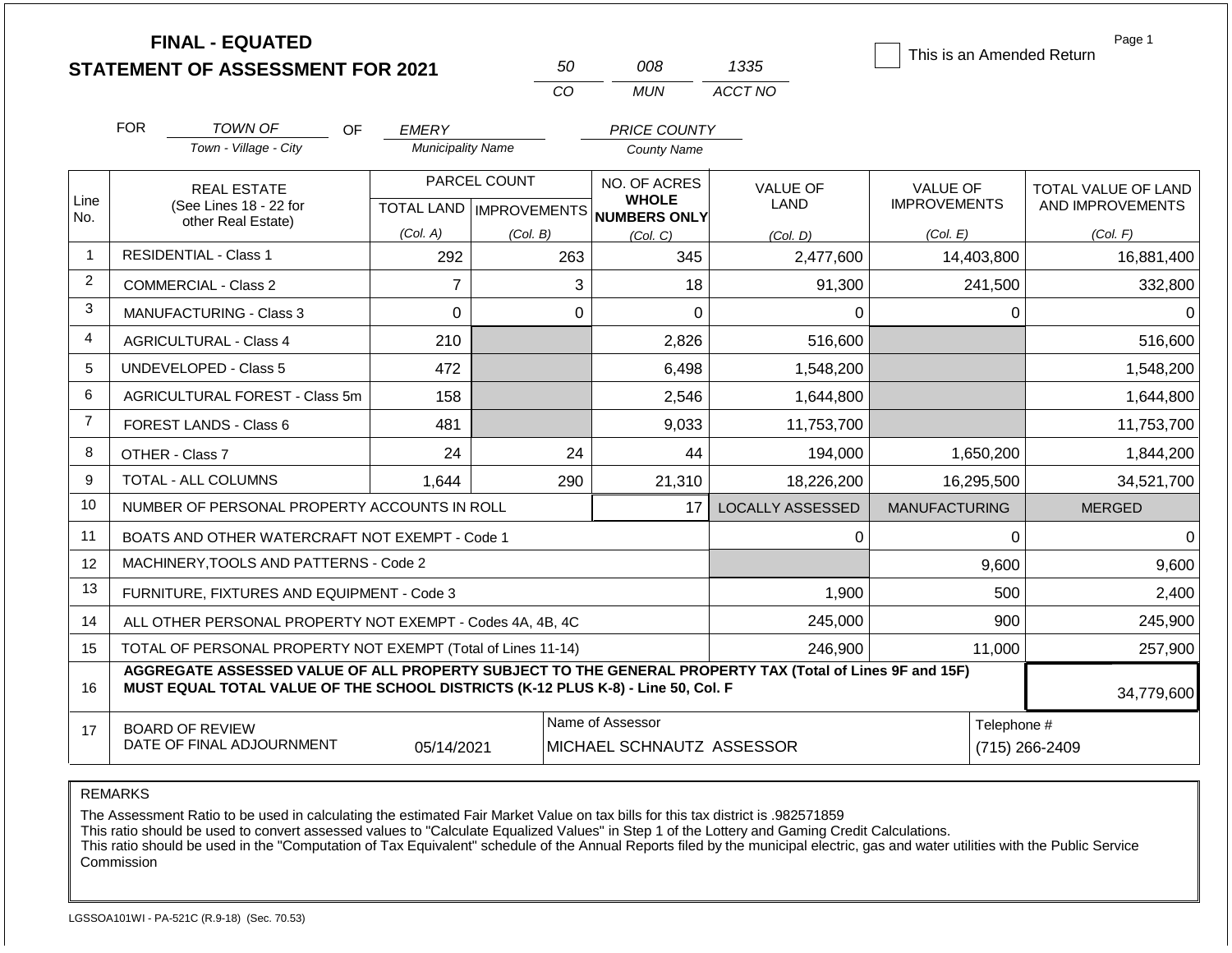**FINAL - EQUATED**
**STATEMENT OF ASSESSMENT FOR 2021**

| 50 | 008 | 1335 |
|---|---|---|
| CO | MUN | ACCT NO |

☐ This is an Amended Return

Page 1

FOR *TOWN OF* (Town - Village - City) OF *EMERY* (Municipality Name) *PRICE COUNTY* (County Name)

| Line No. | REAL ESTATE (See Lines 18 - 22 for other Real Estate) | PARCEL COUNT TOTAL LAND (Col. A) | PARCEL COUNT IMPROVEMENTS (Col. B) | NO. OF ACRES WHOLE NUMBERS ONLY (Col. C) | VALUE OF LAND (Col. D) | VALUE OF IMPROVEMENTS (Col. E) | TOTAL VALUE OF LAND AND IMPROVEMENTS (Col. F) |
|---|---|---|---|---|---|---|---|
| 1 | RESIDENTIAL - Class 1 | 292 | 263 | 345 | 2,477,600 | 14,403,800 | 16,881,400 |
| 2 | COMMERCIAL - Class 2 | 7 | 3 | 18 | 91,300 | 241,500 | 332,800 |
| 3 | MANUFACTURING - Class 3 | 0 | 0 | 0 | 0 | 0 | 0 |
| 4 | AGRICULTURAL - Class 4 | 210 | | 2,826 | 516,600 | | 516,600 |
| 5 | UNDEVELOPED - Class 5 | 472 | | 6,498 | 1,548,200 | | 1,548,200 |
| 6 | AGRICULTURAL FOREST - Class 5m | 158 | | 2,546 | 1,644,800 | | 1,644,800 |
| 7 | FOREST LANDS - Class 6 | 481 | | 9,033 | 11,753,700 | | 11,753,700 |
| 8 | OTHER - Class 7 | 24 | 24 | 44 | 194,000 | 1,650,200 | 1,844,200 |
| 9 | TOTAL - ALL COLUMNS | 1,644 | 290 | 21,310 | 18,226,200 | 16,295,500 | 34,521,700 |

| Line No. | PERSONAL PROPERTY | | LOCALLY ASSESSED | MANUFACTURING | MERGED |
|---|---|---|---|---|---|
| 10 | NUMBER OF PERSONAL PROPERTY ACCOUNTS IN ROLL | 17 | | | |
| 11 | BOATS AND OTHER WATERCRAFT NOT EXEMPT - Code 1 | | 0 | 0 | 0 |
| 12 | MACHINERY,TOOLS AND PATTERNS - Code 2 | | | 9,600 | 9,600 |
| 13 | FURNITURE, FIXTURES AND EQUIPMENT - Code 3 | | 1,900 | 500 | 2,400 |
| 14 | ALL OTHER PERSONAL PROPERTY NOT EXEMPT - Codes 4A, 4B, 4C | | 245,000 | 900 | 245,900 |
| 15 | TOTAL OF PERSONAL PROPERTY NOT EXEMPT (Total of Lines 11-14) | | 246,900 | 11,000 | 257,900 |
| 16 | **AGGREGATE ASSESSED VALUE OF ALL PROPERTY SUBJECT TO THE GENERAL PROPERTY TAX (Total of Lines 9F and 15F) MUST EQUAL TOTAL VALUE OF THE SCHOOL DISTRICTS (K-12 PLUS K-8) - Line 50, Col. F** | | | | 34,779,600 |

| 17 | BOARD OF REVIEW DATE OF FINAL ADJOURNMENT | 05/14/2021 | Name of Assessor: MICHAEL SCHNAUTZ ASSESSOR | Telephone #: (715) 266-2409 |
|---|---|---|---|---|

REMARKS

The Assessment Ratio to be used in calculating the estimated Fair Market Value on tax bills for this tax district is .982571859
This ratio should be used to convert assessed values to "Calculate Equalized Values" in Step 1 of the Lottery and Gaming Credit Calculations.
This ratio should be used in the "Computation of Tax Equivalent" schedule of the Annual Reports filed by the municipal electric, gas and water utilities with the Public Service Commission

LGSSOA101WI - PA-521C (R.9-18) (Sec. 70.53)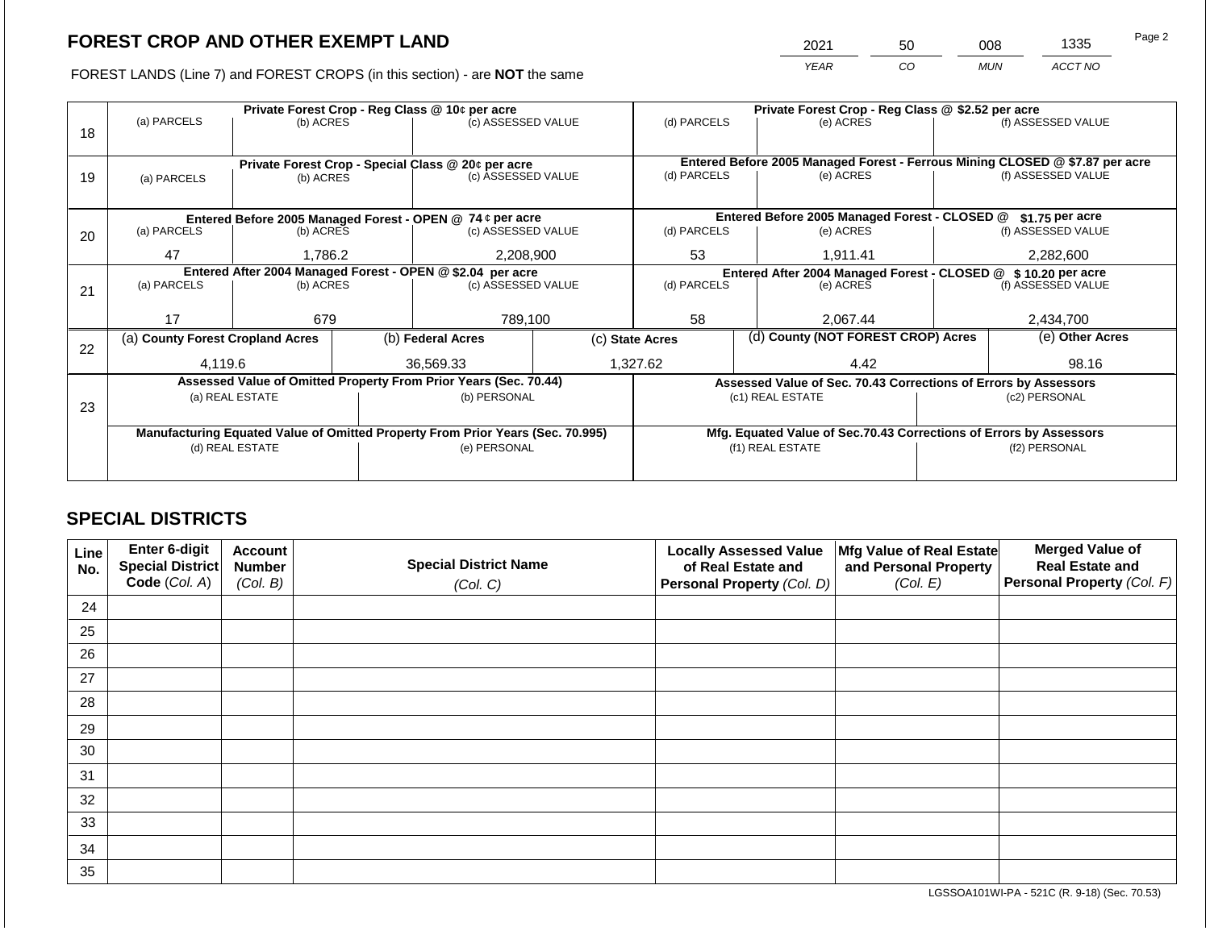## FOREST CROP AND OTHER EXEMPT LAND

FOREST LANDS (Line 7) and FOREST CROPS (in this section) - are **NOT** the same

| YEAR | CO | MUN | ACCT NO |
|---|---|---|---|
| 2021 | 50 | 008 | 1335 |

| Line | Private Forest Crop - Reg Class @ 10¢ per acre (a) PARCELS | (b) ACRES | (c) ASSESSED VALUE | Private Forest Crop - Reg Class @ $2.52 per acre (d) PARCELS | (e) ACRES | (f) ASSESSED VALUE |
|---|---|---|---|---|---|---|
| 18 | | | | | | |

| Line | Private Forest Crop - Special Class @ 20¢ per acre (a) PARCELS | (b) ACRES | (c) ASSESSED VALUE | Entered Before 2005 Managed Forest - Ferrous Mining CLOSED @ $7.87 per acre (d) PARCELS | (e) ACRES | (f) ASSESSED VALUE |
|---|---|---|---|---|---|---|
| 19 | | | | | | |

| Line | Entered Before 2005 Managed Forest - OPEN @ 74 ¢ per acre (a) PARCELS | (b) ACRES | (c) ASSESSED VALUE | Entered Before 2005 Managed Forest - CLOSED @ $1.75 per acre (d) PARCELS | (e) ACRES | (f) ASSESSED VALUE |
|---|---|---|---|---|---|---|
| 20 | 47 | 1,786.2 | 2,208,900 | 53 | 1,911.41 | 2,282,600 |

| Line | Entered After 2004 Managed Forest - OPEN @ $2.04 per acre (a) PARCELS | (b) ACRES | (c) ASSESSED VALUE | Entered After 2004 Managed Forest - CLOSED @ $ 10.20 per acre (d) PARCELS | (e) ACRES | (f) ASSESSED VALUE |
|---|---|---|---|---|---|---|
| 21 | 17 | 679 | 789,100 | 58 | 2,067.44 | 2,434,700 |

| Line | (a) County Forest Cropland Acres | (b) Federal Acres | (c) State Acres | (d) County (NOT FOREST CROP) Acres | (e) Other Acres |
|---|---|---|---|---|---|
| 22 | 4,119.6 | 36,569.33 | 1,327.62 | 4.42 | 98.16 |

| Line | Assessed Value of Omitted Property From Prior Years (Sec. 70.44) (a) REAL ESTATE | (b) PERSONAL | Assessed Value of Sec. 70.43 Corrections of Errors by Assessors (c1) REAL ESTATE | (c2) PERSONAL |
|---|---|---|---|---|
| 23 | | | | |
| | **Manufacturing Equated Value of Omitted Property From Prior Years (Sec. 70.995)** (d) REAL ESTATE | (e) PERSONAL | **Mfg. Equated Value of Sec.70.43 Corrections of Errors by Assessors** (f1) REAL ESTATE | (f2) PERSONAL |
| | | | | |

## SPECIAL DISTRICTS

| Line No. | Enter 6-digit Special District Code (Col. A) | Account Number (Col. B) | Special District Name (Col. C) | Locally Assessed Value of Real Estate and Personal Property (Col. D) | Mfg Value of Real Estate and Personal Property (Col. E) | Merged Value of Real Estate and Personal Property (Col. F) |
|---|---|---|---|---|---|---|
| 24 | | | | | | |
| 25 | | | | | | |
| 26 | | | | | | |
| 27 | | | | | | |
| 28 | | | | | | |
| 29 | | | | | | |
| 30 | | | | | | |
| 31 | | | | | | |
| 32 | | | | | | |
| 33 | | | | | | |
| 34 | | | | | | |
| 35 | | | | | | |

LGSSOA101WI-PA - 521C (R. 9-18) (Sec. 70.53)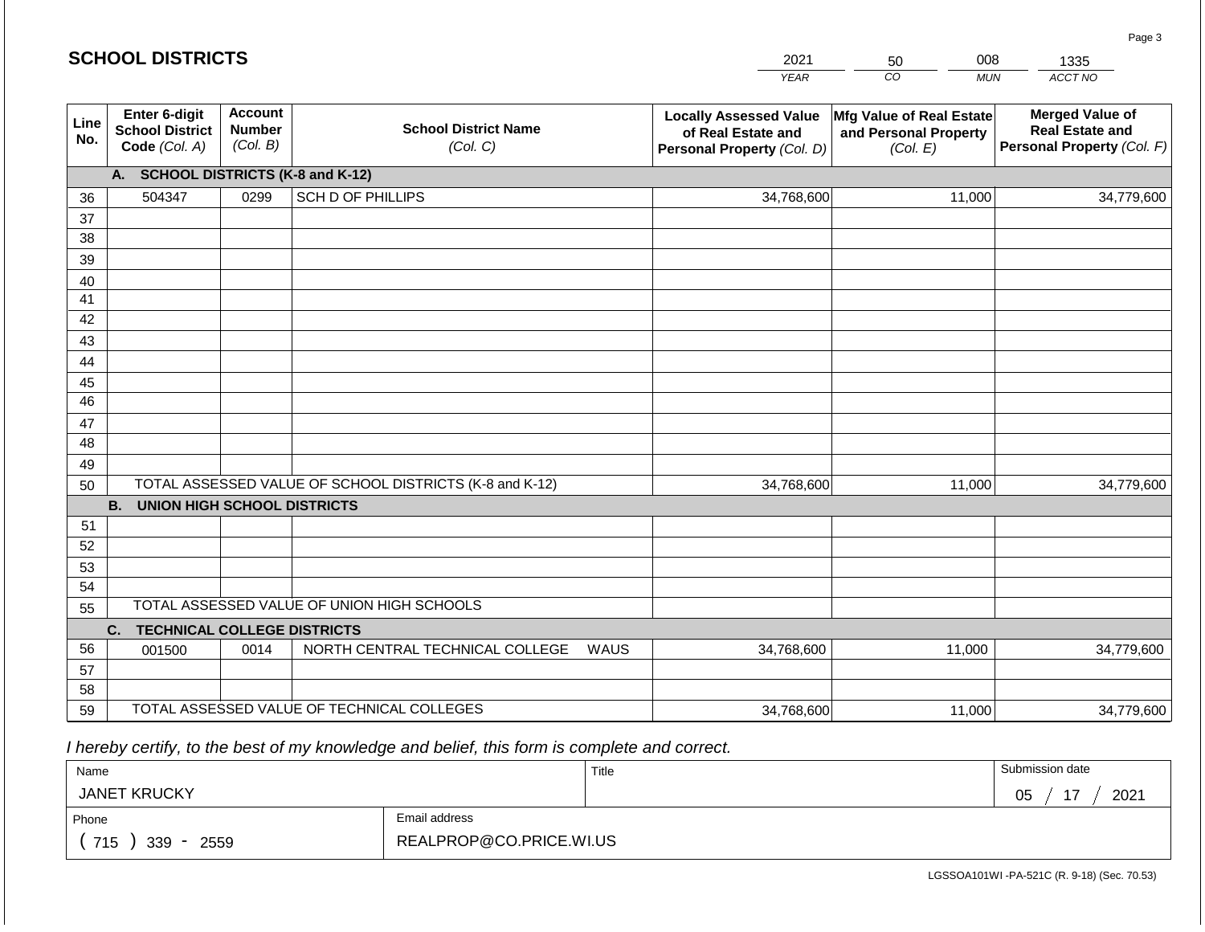# SCHOOL DISTRICTS

| 2021 | 50 | 008 | 1335 |
|---|---|---|---|
| *YEAR* | *CO* | *MUN* | *ACCT NO* |

| Line No. | Enter 6-digit School District Code *(Col. A)* | Account Number *(Col. B)* | School District Name *(Col. C)* | Locally Assessed Value of Real Estate and Personal Property *(Col. D)* | Mfg Value of Real Estate and Personal Property *(Col. E)* | Merged Value of Real Estate and Personal Property *(Col. F)* |
|---|---|---|---|---|---|---|
| | **A. SCHOOL DISTRICTS (K-8 and K-12)** | | | | | |
| 36 | 504347 | 0299 | SCH D OF PHILLIPS | 34,768,600 | 11,000 | 34,779,600 |
| 37 | | | | | | |
| 38 | | | | | | |
| 39 | | | | | | |
| 40 | | | | | | |
| 41 | | | | | | |
| 42 | | | | | | |
| 43 | | | | | | |
| 44 | | | | | | |
| 45 | | | | | | |
| 46 | | | | | | |
| 47 | | | | | | |
| 48 | | | | | | |
| 49 | | | | | | |
| 50 | TOTAL ASSESSED VALUE OF SCHOOL DISTRICTS (K-8 and K-12) | | | 34,768,600 | 11,000 | 34,779,600 |
| | **B. UNION HIGH SCHOOL DISTRICTS** | | | | | |
| 51 | | | | | | |
| 52 | | | | | | |
| 53 | | | | | | |
| 54 | | | | | | |
| 55 | TOTAL ASSESSED VALUE OF UNION HIGH SCHOOLS | | | | | |
| | **C. TECHNICAL COLLEGE DISTRICTS** | | | | | |
| 56 | 001500 | 0014 | NORTH CENTRAL TECHNICAL COLLEGE WAUS | 34,768,600 | 11,000 | 34,779,600 |
| 57 | | | | | | |
| 58 | | | | | | |
| 59 | TOTAL ASSESSED VALUE OF TECHNICAL COLLEGES | | | 34,768,600 | 11,000 | 34,779,600 |

*I hereby certify, to the best of my knowledge and belief, this form is complete and correct.*

| Name | Title | Submission date |
|---|---|---|
| JANET KRUCKY | | 05 / 17 / 2021 |
| Phone | Email address | |
| ( 715 ) 339 - 2559 | REALPROP@CO.PRICE.WI.US | |

LGSSOA101WI -PA-521C (R. 9-18) (Sec. 70.53)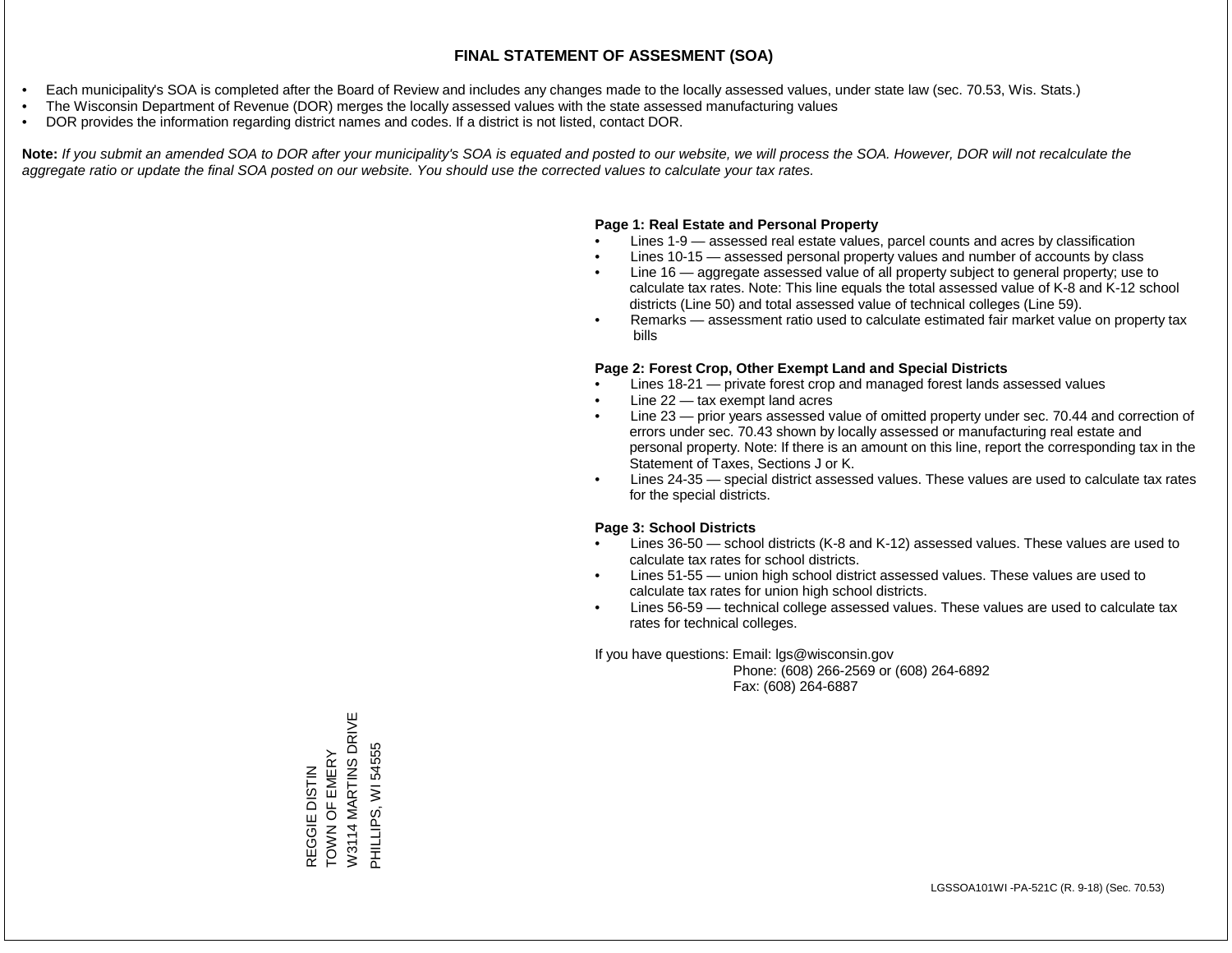# FINAL STATEMENT OF ASSESMENT (SOA)

- Each municipality's SOA is completed after the Board of Review and includes any changes made to the locally assessed values, under state law (sec. 70.53, Wis. Stats.)
- The Wisconsin Department of Revenue (DOR) merges the locally assessed values with the state assessed manufacturing values
- DOR provides the information regarding district names and codes. If a district is not listed, contact DOR.

**Note:** *If you submit an amended SOA to DOR after your municipality's SOA is equated and posted to our website, we will process the SOA. However, DOR will not recalculate the aggregate ratio or update the final SOA posted on our website. You should use the corrected values to calculate your tax rates.*

**Page 1: Real Estate and Personal Property**

- Lines 1-9 — assessed real estate values, parcel counts and acres by classification
- Lines 10-15 — assessed personal property values and number of accounts by class
- Line 16 — aggregate assessed value of all property subject to general property; use to calculate tax rates. Note: This line equals the total assessed value of K-8 and K-12 school districts (Line 50) and total assessed value of technical colleges (Line 59).
- Remarks — assessment ratio used to calculate estimated fair market value on property tax bills

**Page 2: Forest Crop, Other Exempt Land and Special Districts**

- Lines 18-21 — private forest crop and managed forest lands assessed values
- Line 22 — tax exempt land acres
- Line 23 — prior years assessed value of omitted property under sec. 70.44 and correction of errors under sec. 70.43 shown by locally assessed or manufacturing real estate and personal property. Note: If there is an amount on this line, report the corresponding tax in the Statement of Taxes, Sections J or K.
- Lines 24-35 — special district assessed values. These values are used to calculate tax rates for the special districts.

**Page 3: School Districts**

- Lines 36-50 — school districts (K-8 and K-12) assessed values. These values are used to calculate tax rates for school districts.
- Lines 51-55 — union high school district assessed values. These values are used to calculate tax rates for union high school districts.
- Lines 56-59 — technical college assessed values. These values are used to calculate tax rates for technical colleges.

If you have questions: Email: lgs@wisconsin.gov
Phone: (608) 266-2569 or (608) 264-6892
Fax: (608) 264-6887

REGGIE DISTIN
TOWN OF EMERY
W3114 MARTINS DRIVE
PHILLIPS, WI 54555

LGSSOA101WI -PA-521C (R. 9-18) (Sec. 70.53)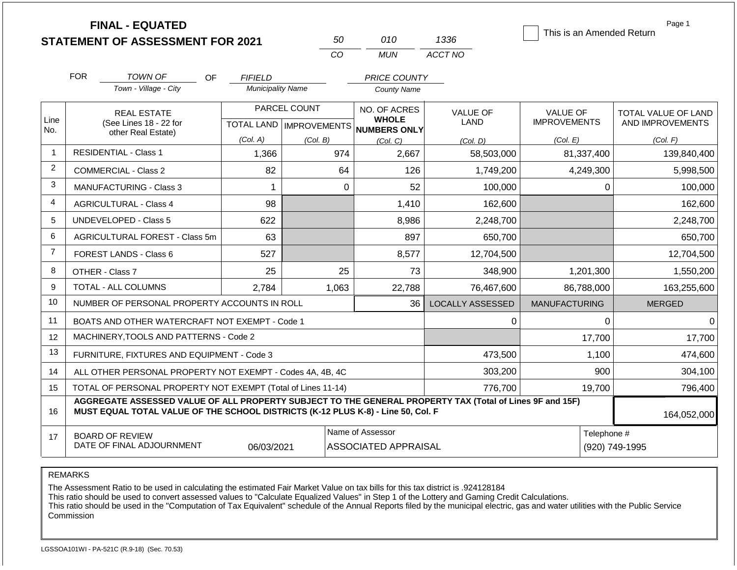# FINAL - EQUATED STATEMENT OF ASSESSMENT FOR 2021

| 50 | 010 | 1336 |
|---|---|---|
| CO | MUN | ACCT NO |

☐ This is an Amended Return

Page 1

FOR *TOWN OF* (Town - Village - City) OF *FIFIELD* (Municipality Name) *PRICE COUNTY* (County Name)

| Line No. | REAL ESTATE (See Lines 18 - 22 for other Real Estate) | PARCEL COUNT TOTAL LAND (Col. A) | PARCEL COUNT IMPROVEMENTS (Col. B) | NO. OF ACRES WHOLE NUMBERS ONLY (Col. C) | VALUE OF LAND (Col. D) | VALUE OF IMPROVEMENTS (Col. E) | TOTAL VALUE OF LAND AND IMPROVEMENTS (Col. F) |
|---|---|---|---|---|---|---|---|
| 1 | RESIDENTIAL - Class 1 | 1,366 | 974 | 2,667 | 58,503,000 | 81,337,400 | 139,840,400 |
| 2 | COMMERCIAL - Class 2 | 82 | 64 | 126 | 1,749,200 | 4,249,300 | 5,998,500 |
| 3 | MANUFACTURING - Class 3 | 1 | 0 | 52 | 100,000 | 0 | 100,000 |
| 4 | AGRICULTURAL - Class 4 | 98 | | 1,410 | 162,600 | | 162,600 |
| 5 | UNDEVELOPED - Class 5 | 622 | | 8,986 | 2,248,700 | | 2,248,700 |
| 6 | AGRICULTURAL FOREST - Class 5m | 63 | | 897 | 650,700 | | 650,700 |
| 7 | FOREST LANDS - Class 6 | 527 | | 8,577 | 12,704,500 | | 12,704,500 |
| 8 | OTHER - Class 7 | 25 | 25 | 73 | 348,900 | 1,201,300 | 1,550,200 |
| 9 | TOTAL - ALL COLUMNS | 2,784 | 1,063 | 22,788 | 76,467,600 | 86,788,000 | 163,255,600 |
| 10 | NUMBER OF PERSONAL PROPERTY ACCOUNTS IN ROLL | | | 36 | LOCALLY ASSESSED | MANUFACTURING | MERGED |
| 11 | BOATS AND OTHER WATERCRAFT NOT EXEMPT - Code 1 | | | | 0 | 0 | 0 |
| 12 | MACHINERY,TOOLS AND PATTERNS - Code 2 | | | | | 17,700 | 17,700 |
| 13 | FURNITURE, FIXTURES AND EQUIPMENT - Code 3 | | | | 473,500 | 1,100 | 474,600 |
| 14 | ALL OTHER PERSONAL PROPERTY NOT EXEMPT - Codes 4A, 4B, 4C | | | | 303,200 | 900 | 304,100 |
| 15 | TOTAL OF PERSONAL PROPERTY NOT EXEMPT (Total of Lines 11-14) | | | | 776,700 | 19,700 | 796,400 |
| 16 | **AGGREGATE ASSESSED VALUE OF ALL PROPERTY SUBJECT TO THE GENERAL PROPERTY TAX (Total of Lines 9F and 15F) MUST EQUAL TOTAL VALUE OF THE SCHOOL DISTRICTS (K-12 PLUS K-8) - Line 50, Col. F** | | | | | | 164,052,000 |
| 17 | BOARD OF REVIEW DATE OF FINAL ADJOURNMENT | 06/03/2021 | | Name of Assessor: ASSOCIATED APPRAISAL | | | Telephone #: (920) 749-1995 |

REMARKS

The Assessment Ratio to be used in calculating the estimated Fair Market Value on tax bills for this tax district is .924128184
This ratio should be used to convert assessed values to "Calculate Equalized Values" in Step 1 of the Lottery and Gaming Credit Calculations.
This ratio should be used in the "Computation of Tax Equivalent" schedule of the Annual Reports filed by the municipal electric, gas and water utilities with the Public Service Commission

LGSSOA101WI - PA-521C (R.9-18) (Sec. 70.53)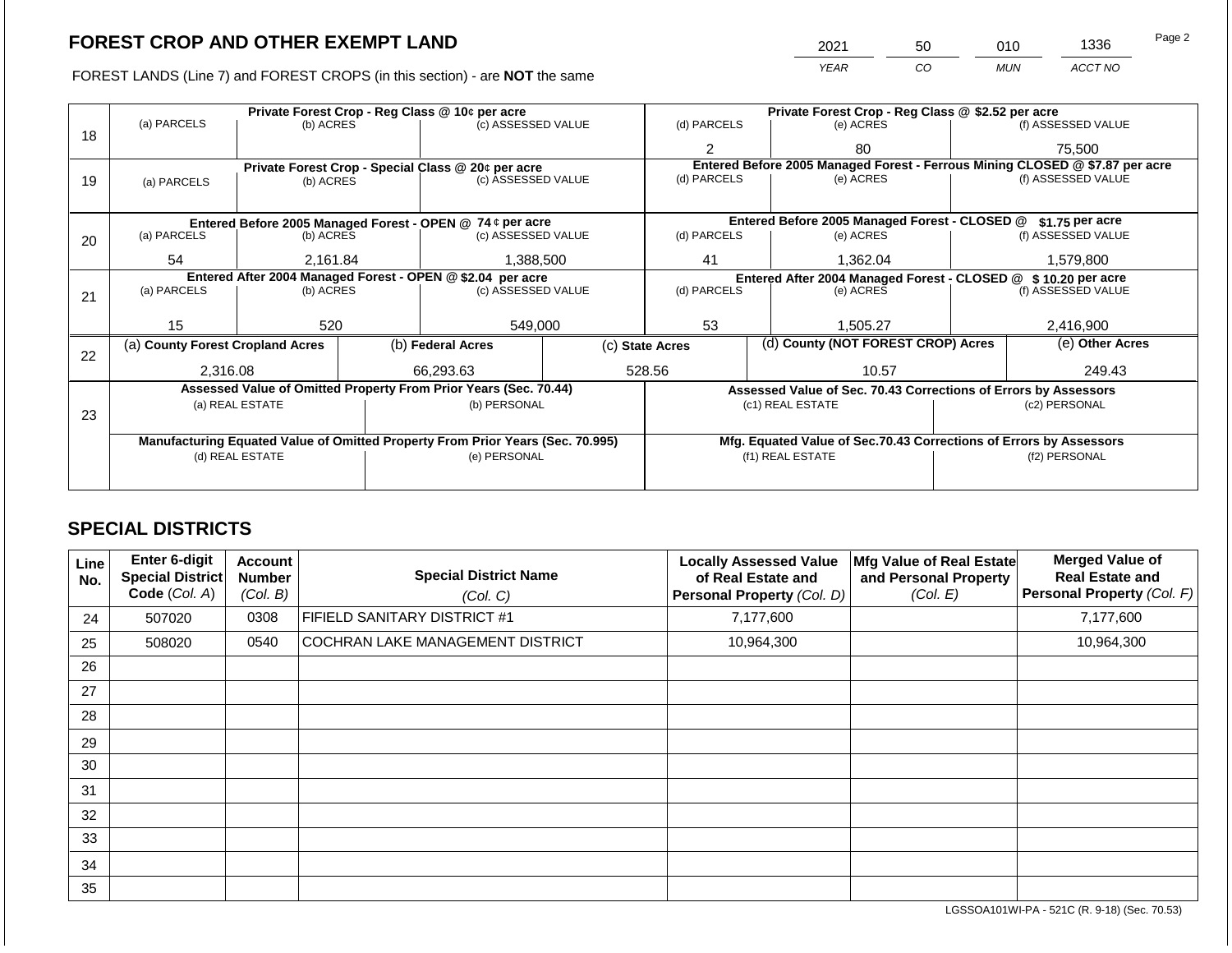## FOREST CROP AND OTHER EXEMPT LAND

| 2021 | 50 | 010 | 1336 |
|---|---|---|---|
| *YEAR* | *CO* | *MUN* | *ACCT NO* |

FOREST LANDS (Line 7) and FOREST CROPS (in this section) - are **NOT** the same

| Line | Private Forest Crop - Reg Class @ 10¢ per acre | | | Private Forest Crop - Reg Class @ $2.52 per acre | | |
|---|---|---|---|---|---|---|
| 18 | (a) PARCELS | (b) ACRES | (c) ASSESSED VALUE | (d) PARCELS | (e) ACRES | (f) ASSESSED VALUE |
| | | | | 2 | 80 | 75,500 |
| | **Private Forest Crop - Special Class @ 20¢ per acre** | | | **Entered Before 2005 Managed Forest - Ferrous Mining CLOSED @ $7.87 per acre** | | |
| 19 | (a) PARCELS | (b) ACRES | (c) ASSESSED VALUE | (d) PARCELS | (e) ACRES | (f) ASSESSED VALUE |
| | | | | | | |
| | **Entered Before 2005 Managed Forest - OPEN @ 74 ¢ per acre** | | | **Entered Before 2005 Managed Forest - CLOSED @ $1.75 per acre** | | |
| 20 | (a) PARCELS | (b) ACRES | (c) ASSESSED VALUE | (d) PARCELS | (e) ACRES | (f) ASSESSED VALUE |
| | 54 | 2,161.84 | 1,388,500 | 41 | 1,362.04 | 1,579,800 |
| | **Entered After 2004 Managed Forest - OPEN @ $2.04 per acre** | | | **Entered After 2004 Managed Forest - CLOSED @ $ 10.20 per acre** | | |
| 21 | (a) PARCELS | (b) ACRES | (c) ASSESSED VALUE | (d) PARCELS | (e) ACRES | (f) ASSESSED VALUE |
| | 15 | 520 | 549,000 | 53 | 1,505.27 | 2,416,900 |

| Line | (a) County Forest Cropland Acres | (b) Federal Acres | (c) State Acres | (d) County (NOT FOREST CROP) Acres | (e) Other Acres |
|---|---|---|---|---|---|
| 22 | 2,316.08 | 66,293.63 | 528.56 | 10.57 | 249.43 |

| Line | Assessed Value of Omitted Property From Prior Years (Sec. 70.44) | | Assessed Value of Sec. 70.43 Corrections of Errors by Assessors | |
|---|---|---|---|---|
| 23 | (a) REAL ESTATE | (b) PERSONAL | (c1) REAL ESTATE | (c2) PERSONAL |
| | | | | |
| | **Manufacturing Equated Value of Omitted Property From Prior Years (Sec. 70.995)** | | **Mfg. Equated Value of Sec.70.43 Corrections of Errors by Assessors** | |
| | (d) REAL ESTATE | (e) PERSONAL | (f1) REAL ESTATE | (f2) PERSONAL |
| | | | | |

## SPECIAL DISTRICTS

| Line No. | Enter 6-digit Special District Code (Col. A) | Account Number (Col. B) | Special District Name (Col. C) | Locally Assessed Value of Real Estate and Personal Property (Col. D) | Mfg Value of Real Estate and Personal Property (Col. E) | Merged Value of Real Estate and Personal Property (Col. F) |
|---|---|---|---|---|---|---|
| 24 | 507020 | 0308 | FIFIELD SANITARY DISTRICT #1 | 7,177,600 | | 7,177,600 |
| 25 | 508020 | 0540 | COCHRAN LAKE MANAGEMENT DISTRICT | 10,964,300 | | 10,964,300 |
| 26 | | | | | | |
| 27 | | | | | | |
| 28 | | | | | | |
| 29 | | | | | | |
| 30 | | | | | | |
| 31 | | | | | | |
| 32 | | | | | | |
| 33 | | | | | | |
| 34 | | | | | | |
| 35 | | | | | | |

LGSSOA101WI-PA - 521C (R. 9-18) (Sec. 70.53)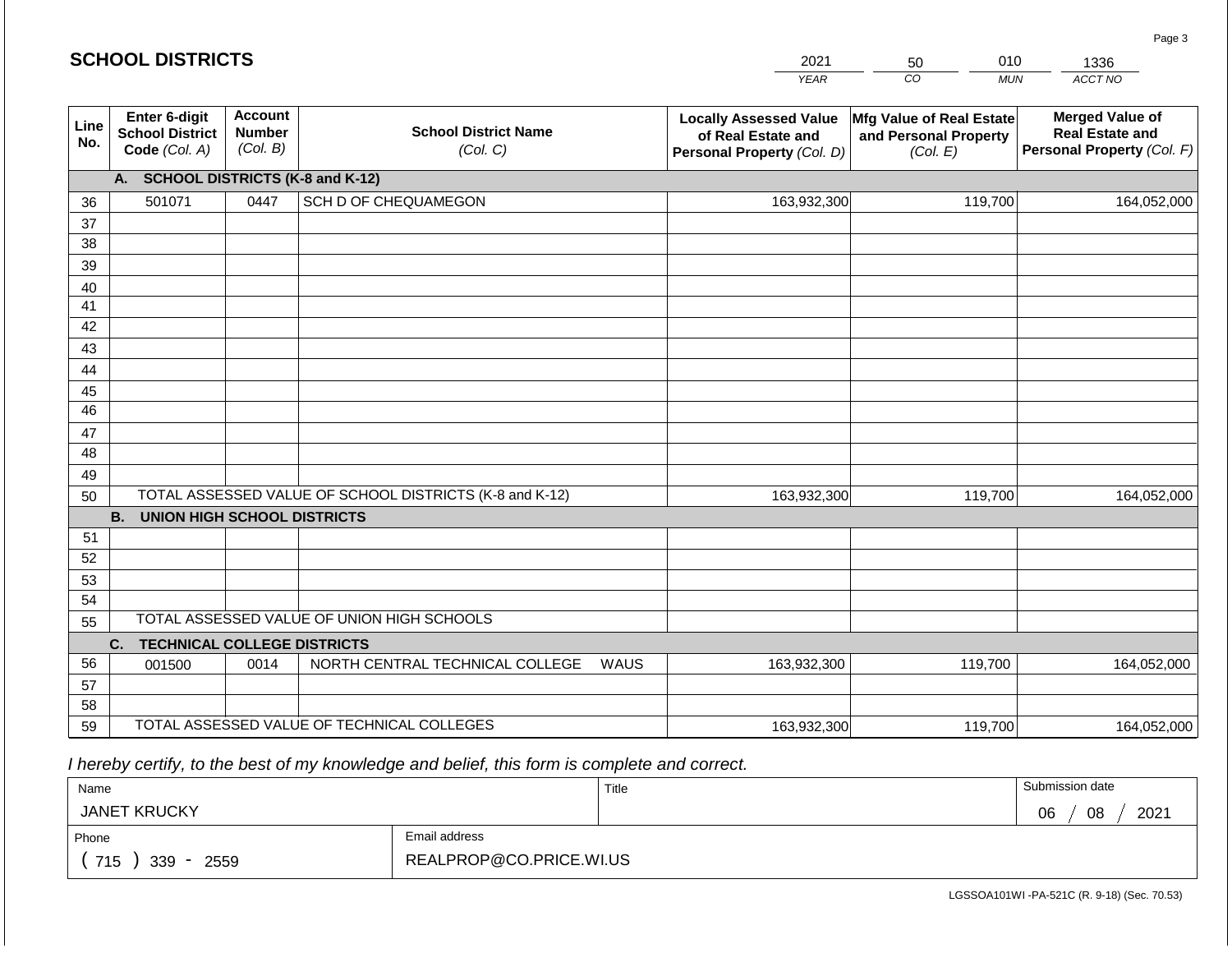## SCHOOL DISTRICTS

| YEAR | CO | MUN | ACCT NO |
|---|---|---|---|
| 2021 | 50 | 010 | 1336 |

| Line No. | Enter 6-digit School District Code (Col. A) | Account Number (Col. B) | School District Name (Col. C) | Locally Assessed Value of Real Estate and Personal Property (Col. D) | Mfg Value of Real Estate and Personal Property (Col. E) | Merged Value of Real Estate and Personal Property (Col. F) |
|---|---|---|---|---|---|---|
| | **A. SCHOOL DISTRICTS (K-8 and K-12)** | | | | | |
| 36 | 501071 | 0447 | SCH D OF CHEQUAMEGON | 163,932,300 | 119,700 | 164,052,000 |
| 37 | | | | | | |
| 38 | | | | | | |
| 39 | | | | | | |
| 40 | | | | | | |
| 41 | | | | | | |
| 42 | | | | | | |
| 43 | | | | | | |
| 44 | | | | | | |
| 45 | | | | | | |
| 46 | | | | | | |
| 47 | | | | | | |
| 48 | | | | | | |
| 49 | | | | | | |
| 50 | TOTAL ASSESSED VALUE OF SCHOOL DISTRICTS (K-8 and K-12) | | | 163,932,300 | 119,700 | 164,052,000 |
| | **B. UNION HIGH SCHOOL DISTRICTS** | | | | | |
| 51 | | | | | | |
| 52 | | | | | | |
| 53 | | | | | | |
| 54 | | | | | | |
| 55 | TOTAL ASSESSED VALUE OF UNION HIGH SCHOOLS | | | | | |
| | **C. TECHNICAL COLLEGE DISTRICTS** | | | | | |
| 56 | 001500 | 0014 | NORTH CENTRAL TECHNICAL COLLEGE WAUS | 163,932,300 | 119,700 | 164,052,000 |
| 57 | | | | | | |
| 58 | | | | | | |
| 59 | TOTAL ASSESSED VALUE OF TECHNICAL COLLEGES | | | 163,932,300 | 119,700 | 164,052,000 |

*I hereby certify, to the best of my knowledge and belief, this form is complete and correct.*

| Name | Title | Submission date |
|---|---|---|
| JANET KRUCKY | | 06 / 08 / 2021 |

| Phone | Email address |
|---|---|
| ( 715 ) 339 - 2559 | REALPROP@CO.PRICE.WI.US |

LGSSOA101WI -PA-521C (R. 9-18) (Sec. 70.53)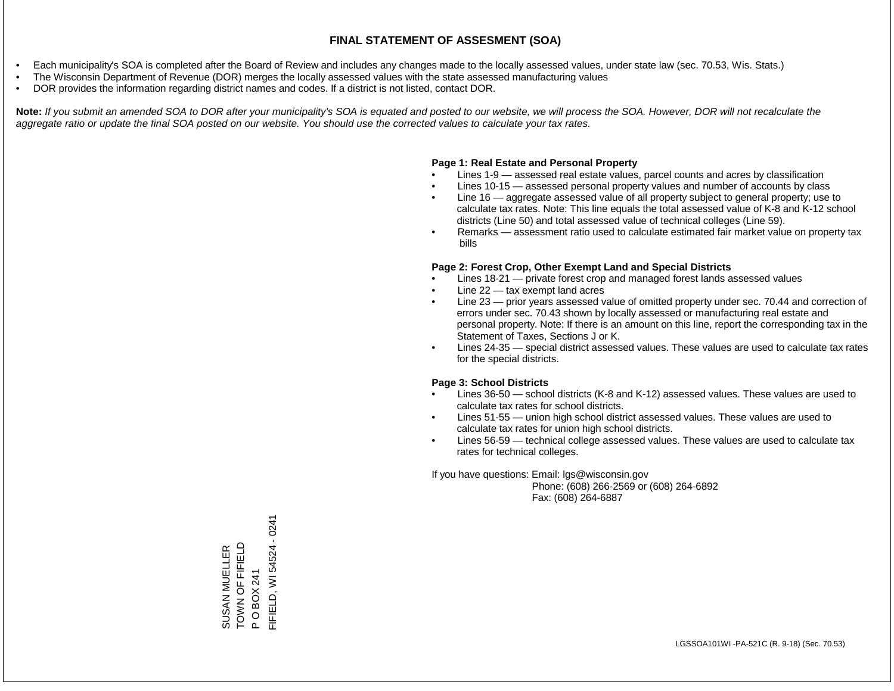# FINAL STATEMENT OF ASSESMENT (SOA)

- Each municipality's SOA is completed after the Board of Review and includes any changes made to the locally assessed values, under state law (sec. 70.53, Wis. Stats.)
- The Wisconsin Department of Revenue (DOR) merges the locally assessed values with the state assessed manufacturing values
- DOR provides the information regarding district names and codes. If a district is not listed, contact DOR.

**Note:** *If you submit an amended SOA to DOR after your municipality's SOA is equated and posted to our website, we will process the SOA. However, DOR will not recalculate the aggregate ratio or update the final SOA posted on our website. You should use the corrected values to calculate your tax rates.*

**Page 1: Real Estate and Personal Property**

- Lines 1-9 — assessed real estate values, parcel counts and acres by classification
- Lines 10-15 — assessed personal property values and number of accounts by class
- Line 16 — aggregate assessed value of all property subject to general property; use to calculate tax rates. Note: This line equals the total assessed value of K-8 and K-12 school districts (Line 50) and total assessed value of technical colleges (Line 59).
- Remarks — assessment ratio used to calculate estimated fair market value on property tax bills

**Page 2: Forest Crop, Other Exempt Land and Special Districts**

- Lines 18-21 — private forest crop and managed forest lands assessed values
- Line 22 — tax exempt land acres
- Line 23 — prior years assessed value of omitted property under sec. 70.44 and correction of errors under sec. 70.43 shown by locally assessed or manufacturing real estate and personal property. Note: If there is an amount on this line, report the corresponding tax in the Statement of Taxes, Sections J or K.
- Lines 24-35 — special district assessed values. These values are used to calculate tax rates for the special districts.

**Page 3: School Districts**

- Lines 36-50 — school districts (K-8 and K-12) assessed values. These values are used to calculate tax rates for school districts.
- Lines 51-55 — union high school district assessed values. These values are used to calculate tax rates for union high school districts.
- Lines 56-59 — technical college assessed values. These values are used to calculate tax rates for technical colleges.

If you have questions: Email: lgs@wisconsin.gov
Phone: (608) 266-2569 or (608) 264-6892
Fax: (608) 264-6887

SUSAN MUELLER
TOWN OF FIFIELD
P O BOX 241
FIFIELD, WI 54524 - 0241

LGSSOA101WI -PA-521C (R. 9-18) (Sec. 70.53)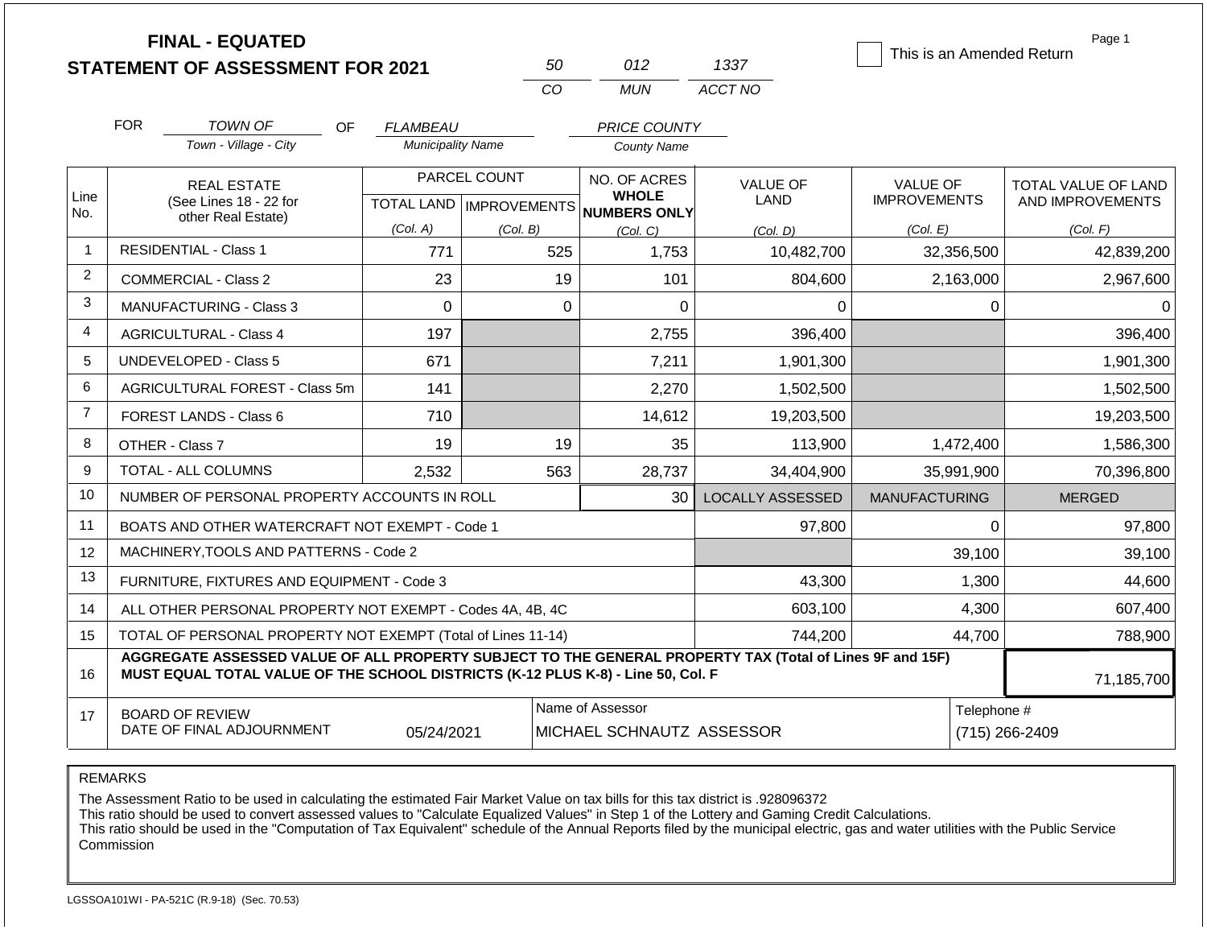**FINAL - EQUATED**
**STATEMENT OF ASSESSMENT FOR 2021**

| 50 | 012 | 1337 |
|---|---|---|
| CO | MUN | ACCT NO |

☐ This is an Amended Return

Page 1

FOR *TOWN OF* (Town - Village - City) OF *FLAMBEAU* (Municipality Name) *PRICE COUNTY* (County Name)

| Line No. | REAL ESTATE (See Lines 18 - 22 for other Real Estate) | PARCEL COUNT TOTAL LAND (Col. A) | PARCEL COUNT IMPROVEMENTS (Col. B) | NO. OF ACRES WHOLE NUMBERS ONLY (Col. C) | VALUE OF LAND (Col. D) | VALUE OF IMPROVEMENTS (Col. E) | TOTAL VALUE OF LAND AND IMPROVEMENTS (Col. F) |
|---|---|---|---|---|---|---|---|
| 1 | RESIDENTIAL - Class 1 | 771 | 525 | 1,753 | 10,482,700 | 32,356,500 | 42,839,200 |
| 2 | COMMERCIAL - Class 2 | 23 | 19 | 101 | 804,600 | 2,163,000 | 2,967,600 |
| 3 | MANUFACTURING - Class 3 | 0 | 0 | 0 | 0 | 0 | 0 |
| 4 | AGRICULTURAL - Class 4 | 197 | | 2,755 | 396,400 | | 396,400 |
| 5 | UNDEVELOPED - Class 5 | 671 | | 7,211 | 1,901,300 | | 1,901,300 |
| 6 | AGRICULTURAL FOREST - Class 5m | 141 | | 2,270 | 1,502,500 | | 1,502,500 |
| 7 | FOREST LANDS - Class 6 | 710 | | 14,612 | 19,203,500 | | 19,203,500 |
| 8 | OTHER - Class 7 | 19 | 19 | 35 | 113,900 | 1,472,400 | 1,586,300 |
| 9 | TOTAL - ALL COLUMNS | 2,532 | 563 | 28,737 | 34,404,900 | 35,991,900 | 70,396,800 |
| 10 | NUMBER OF PERSONAL PROPERTY ACCOUNTS IN ROLL | | | 30 | LOCALLY ASSESSED | MANUFACTURING | MERGED |
| 11 | BOATS AND OTHER WATERCRAFT NOT EXEMPT - Code 1 | | | | 97,800 | 0 | 97,800 |
| 12 | MACHINERY,TOOLS AND PATTERNS - Code 2 | | | | | 39,100 | 39,100 |
| 13 | FURNITURE, FIXTURES AND EQUIPMENT - Code 3 | | | | 43,300 | 1,300 | 44,600 |
| 14 | ALL OTHER PERSONAL PROPERTY NOT EXEMPT - Codes 4A, 4B, 4C | | | | 603,100 | 4,300 | 607,400 |
| 15 | TOTAL OF PERSONAL PROPERTY NOT EXEMPT (Total of Lines 11-14) | | | | 744,200 | 44,700 | 788,900 |
| 16 | **AGGREGATE ASSESSED VALUE OF ALL PROPERTY SUBJECT TO THE GENERAL PROPERTY TAX (Total of Lines 9F and 15F) MUST EQUAL TOTAL VALUE OF THE SCHOOL DISTRICTS (K-12 PLUS K-8) - Line 50, Col. F** | | | | | | 71,185,700 |
| 17 | BOARD OF REVIEW DATE OF FINAL ADJOURNMENT | 05/24/2021 | | Name of Assessor: MICHAEL SCHNAUTZ ASSESSOR | | | Telephone #: (715) 266-2409 |

REMARKS

The Assessment Ratio to be used in calculating the estimated Fair Market Value on tax bills for this tax district is .928096372
This ratio should be used to convert assessed values to "Calculate Equalized Values" in Step 1 of the Lottery and Gaming Credit Calculations.
This ratio should be used in the "Computation of Tax Equivalent" schedule of the Annual Reports filed by the municipal electric, gas and water utilities with the Public Service Commission

LGSSOA101WI - PA-521C (R.9-18) (Sec. 70.53)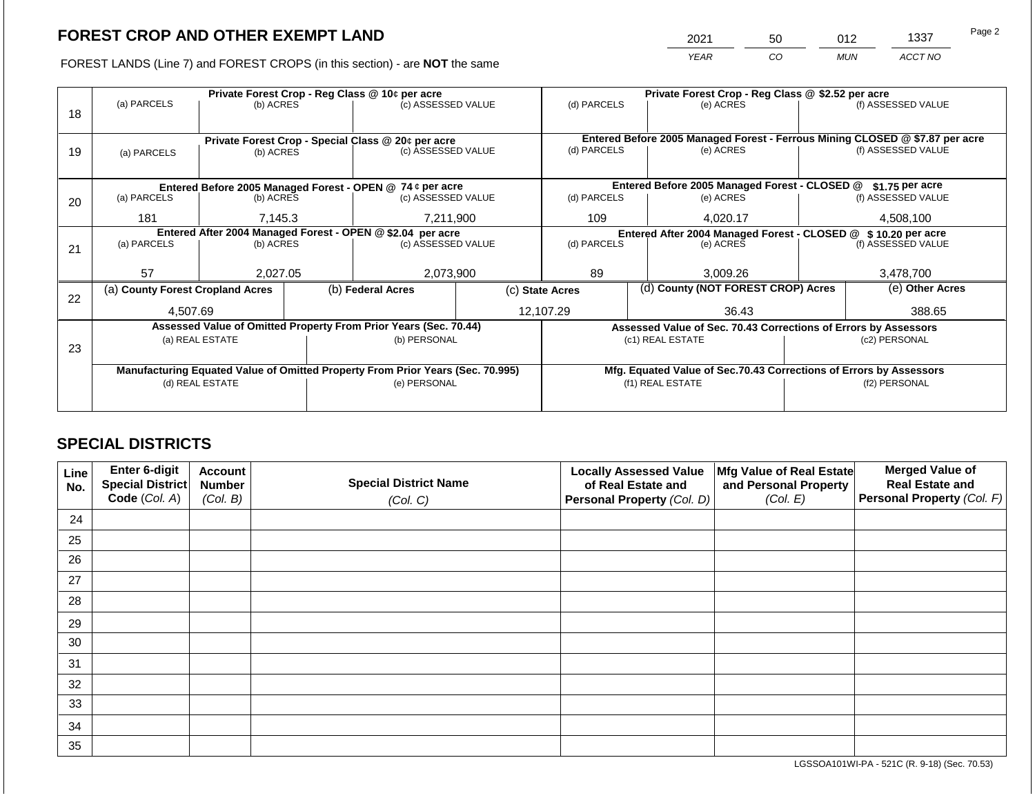# FOREST CROP AND OTHER EXEMPT LAND

| 2021 | 50 | 012 | 1337 |
|---|---|---|---|
| *YEAR* | *CO* | *MUN* | *ACCT NO* |

FOREST LANDS (Line 7) and FOREST CROPS (in this section) - are **NOT** the same

| Line | Private Forest Crop - Reg Class @ 10¢ per acre | | | Private Forest Crop - Reg Class @ $2.52 per acre | | |
|---|---|---|---|---|---|---|
| 18 | (a) PARCELS | (b) ACRES | (c) ASSESSED VALUE | (d) PARCELS | (e) ACRES | (f) ASSESSED VALUE |
| | | | | | | |
| | **Private Forest Crop - Special Class @ 20¢ per acre** | | | **Entered Before 2005 Managed Forest - Ferrous Mining CLOSED @ $7.87 per acre** | | |
| 19 | (a) PARCELS | (b) ACRES | (c) ASSESSED VALUE | (d) PARCELS | (e) ACRES | (f) ASSESSED VALUE |
| | | | | | | |
| | **Entered Before 2005 Managed Forest - OPEN @ 74 ¢ per acre** | | | **Entered Before 2005 Managed Forest - CLOSED @ $1.75 per acre** | | |
| 20 | (a) PARCELS | (b) ACRES | (c) ASSESSED VALUE | (d) PARCELS | (e) ACRES | (f) ASSESSED VALUE |
| | 181 | 7,145.3 | 7,211,900 | 109 | 4,020.17 | 4,508,100 |
| | **Entered After 2004 Managed Forest - OPEN @ $2.04 per acre** | | | **Entered After 2004 Managed Forest - CLOSED @ $ 10.20 per acre** | | |
| 21 | (a) PARCELS | (b) ACRES | (c) ASSESSED VALUE | (d) PARCELS | (e) ACRES | (f) ASSESSED VALUE |
| | 57 | 2,027.05 | 2,073,900 | 89 | 3,009.26 | 3,478,700 |

| Line | (a) County Forest Cropland Acres | (b) Federal Acres | (c) State Acres | (d) County (NOT FOREST CROP) Acres | (e) Other Acres |
|---|---|---|---|---|---|
| 22 | 4,507.69 | | 12,107.29 | 36.43 | 388.65 |

| Line | Assessed Value of Omitted Property From Prior Years (Sec. 70.44) | | Assessed Value of Sec. 70.43 Corrections of Errors by Assessors | |
|---|---|---|---|---|
| 23 | (a) REAL ESTATE | (b) PERSONAL | (c1) REAL ESTATE | (c2) PERSONAL |
| | | | | |
| | **Manufacturing Equated Value of Omitted Property From Prior Years (Sec. 70.995)** | | **Mfg. Equated Value of Sec.70.43 Corrections of Errors by Assessors** | |
| | (d) REAL ESTATE | (e) PERSONAL | (f1) REAL ESTATE | (f2) PERSONAL |
| | | | | |

## SPECIAL DISTRICTS

| Line No. | Enter 6-digit Special District Code (*Col. A*) | Account Number (*Col. B*) | Special District Name (*Col. C*) | Locally Assessed Value of Real Estate and Personal Property (*Col. D*) | Mfg Value of Real Estate and Personal Property (*Col. E*) | Merged Value of Real Estate and Personal Property (*Col. F*) |
|---|---|---|---|---|---|---|
| 24 | | | | | | |
| 25 | | | | | | |
| 26 | | | | | | |
| 27 | | | | | | |
| 28 | | | | | | |
| 29 | | | | | | |
| 30 | | | | | | |
| 31 | | | | | | |
| 32 | | | | | | |
| 33 | | | | | | |
| 34 | | | | | | |
| 35 | | | | | | |

LGSSOA101WI-PA - 521C (R. 9-18) (Sec. 70.53)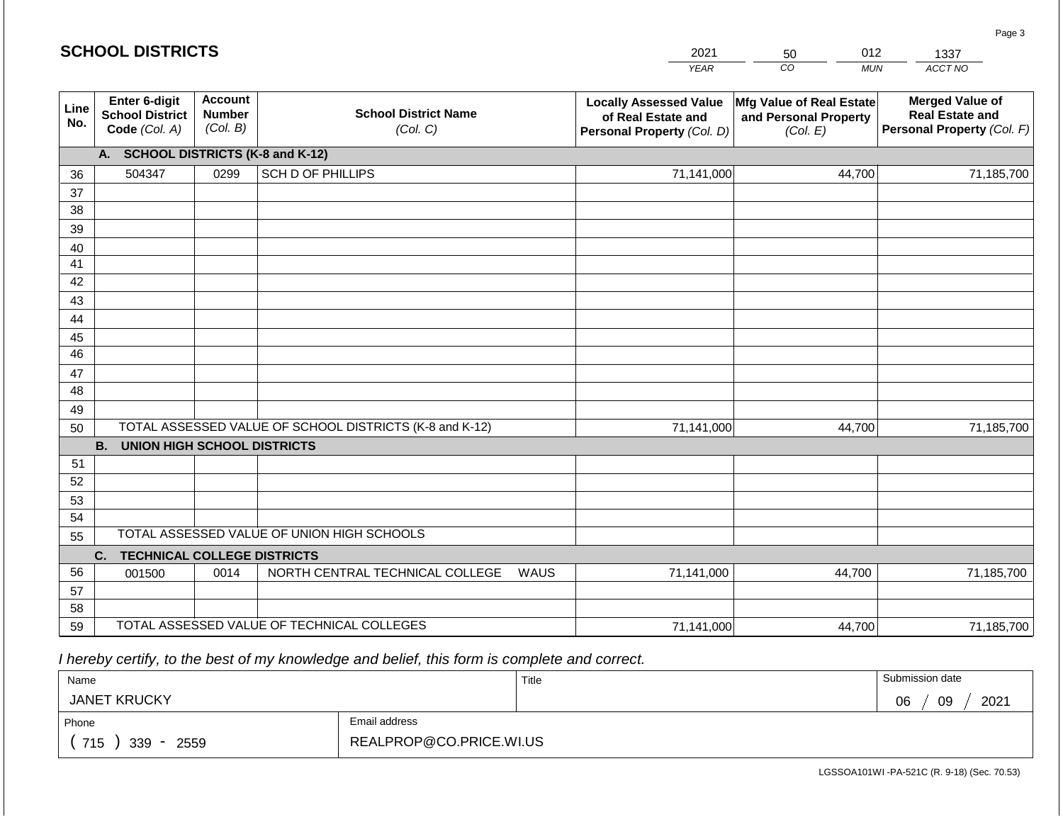## SCHOOL DISTRICTS

| 2021 | 50 | 012 | 1337 |
|---|---|---|---|
| YEAR | CO | MUN | ACCT NO |

| Line No. | Enter 6-digit School District Code (Col. A) | Account Number (Col. B) | School District Name (Col. C) | Locally Assessed Value of Real Estate and Personal Property (Col. D) | Mfg Value of Real Estate and Personal Property (Col. E) | Merged Value of Real Estate and Personal Property (Col. F) |
|---|---|---|---|---|---|---|
| | **A. SCHOOL DISTRICTS (K-8 and K-12)** | | | | | |
| 36 | 504347 | 0299 | SCH D OF PHILLIPS | 71,141,000 | 44,700 | 71,185,700 |
| 37 | | | | | | |
| 38 | | | | | | |
| 39 | | | | | | |
| 40 | | | | | | |
| 41 | | | | | | |
| 42 | | | | | | |
| 43 | | | | | | |
| 44 | | | | | | |
| 45 | | | | | | |
| 46 | | | | | | |
| 47 | | | | | | |
| 48 | | | | | | |
| 49 | | | | | | |
| 50 | TOTAL ASSESSED VALUE OF SCHOOL DISTRICTS (K-8 and K-12) | | | 71,141,000 | 44,700 | 71,185,700 |
| | **B. UNION HIGH SCHOOL DISTRICTS** | | | | | |
| 51 | | | | | | |
| 52 | | | | | | |
| 53 | | | | | | |
| 54 | | | | | | |
| 55 | TOTAL ASSESSED VALUE OF UNION HIGH SCHOOLS | | | | | |
| | **C. TECHNICAL COLLEGE DISTRICTS** | | | | | |
| 56 | 001500 | 0014 | NORTH CENTRAL TECHNICAL COLLEGE WAUS | 71,141,000 | 44,700 | 71,185,700 |
| 57 | | | | | | |
| 58 | | | | | | |
| 59 | TOTAL ASSESSED VALUE OF TECHNICAL COLLEGES | | | 71,141,000 | 44,700 | 71,185,700 |

*I hereby certify, to the best of my knowledge and belief, this form is complete and correct.*

| Name | Title | Submission date |
|---|---|---|
| JANET KRUCKY | | 06 / 09 / 2021 |
| Phone | Email address | |
| ( 715 ) 339 - 2559 | REALPROP@CO.PRICE.WI.US | |

LGSSOA101WI -PA-521C (R. 9-18) (Sec. 70.53)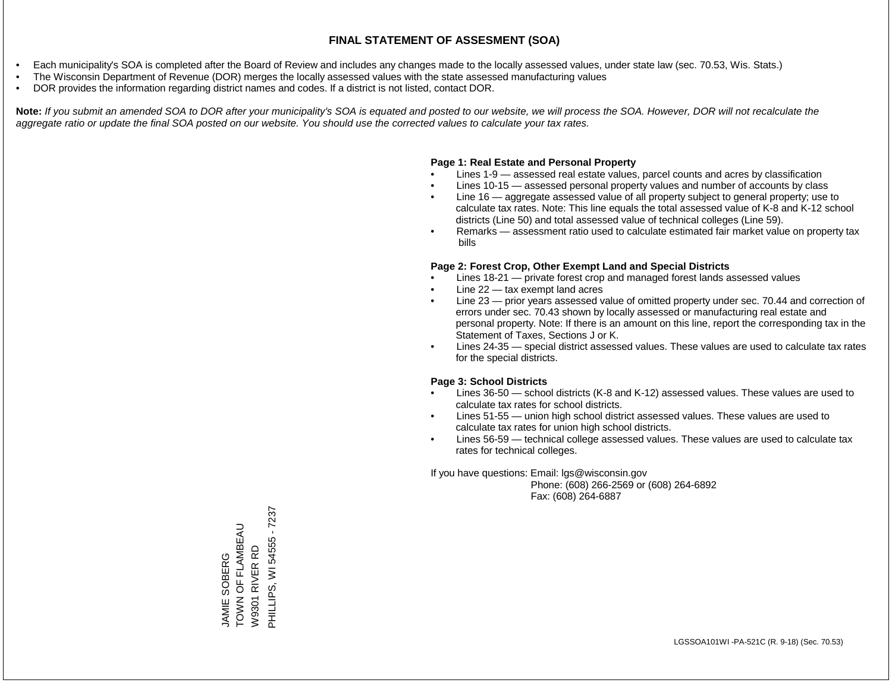# FINAL STATEMENT OF ASSESMENT (SOA)

- Each municipality's SOA is completed after the Board of Review and includes any changes made to the locally assessed values, under state law (sec. 70.53, Wis. Stats.)
- The Wisconsin Department of Revenue (DOR) merges the locally assessed values with the state assessed manufacturing values
- DOR provides the information regarding district names and codes. If a district is not listed, contact DOR.

**Note:** *If you submit an amended SOA to DOR after your municipality's SOA is equated and posted to our website, we will process the SOA. However, DOR will not recalculate the aggregate ratio or update the final SOA posted on our website. You should use the corrected values to calculate your tax rates.*

**Page 1: Real Estate and Personal Property**

- Lines 1-9 — assessed real estate values, parcel counts and acres by classification
- Lines 10-15 — assessed personal property values and number of accounts by class
- Line 16 — aggregate assessed value of all property subject to general property; use to calculate tax rates. Note: This line equals the total assessed value of K-8 and K-12 school districts (Line 50) and total assessed value of technical colleges (Line 59).
- Remarks — assessment ratio used to calculate estimated fair market value on property tax bills

**Page 2: Forest Crop, Other Exempt Land and Special Districts**

- Lines 18-21 — private forest crop and managed forest lands assessed values
- Line 22 — tax exempt land acres
- Line 23 — prior years assessed value of omitted property under sec. 70.44 and correction of errors under sec. 70.43 shown by locally assessed or manufacturing real estate and personal property. Note: If there is an amount on this line, report the corresponding tax in the Statement of Taxes, Sections J or K.
- Lines 24-35 — special district assessed values. These values are used to calculate tax rates for the special districts.

**Page 3: School Districts**

- Lines 36-50 — school districts (K-8 and K-12) assessed values. These values are used to calculate tax rates for school districts.
- Lines 51-55 — union high school district assessed values. These values are used to calculate tax rates for union high school districts.
- Lines 56-59 — technical college assessed values. These values are used to calculate tax rates for technical colleges.

If you have questions: Email: lgs@wisconsin.gov
Phone: (608) 266-2569 or (608) 264-6892
Fax: (608) 264-6887

JAMIE SOBERG
TOWN OF FLAMBEAU
W9301 RIVER RD
PHILLIPS, WI 54555 - 7237

LGSSOA101WI -PA-521C (R. 9-18) (Sec. 70.53)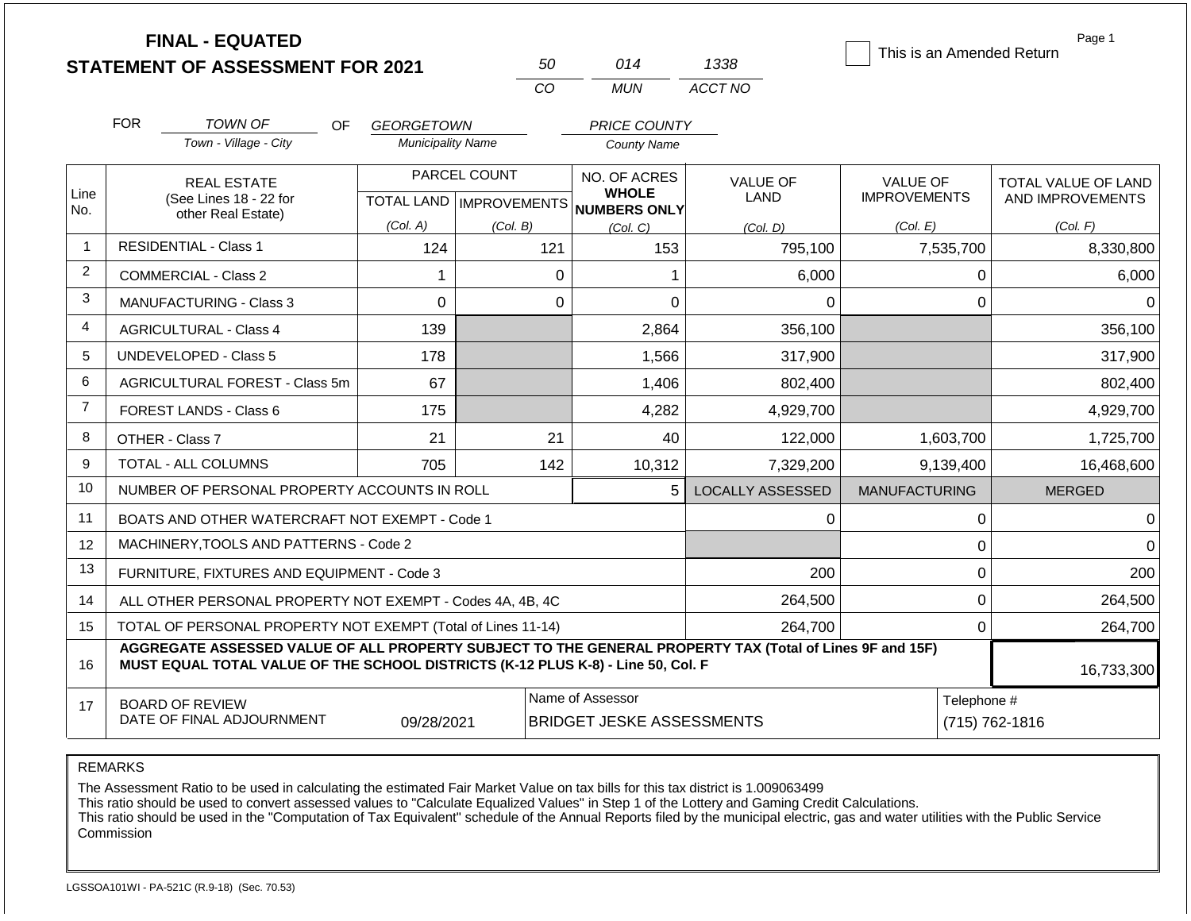**FINAL - EQUATED**
**STATEMENT OF ASSESSMENT FOR 2021**

| 50 | 014 | 1338 |
|---|---|---|
| CO | MUN | ACCT NO |

☐ This is an Amended Return

Page 1

FOR *TOWN OF* (Town - Village - City) OF *GEORGETOWN* (Municipality Name) *PRICE COUNTY* (County Name)

| Line No. | REAL ESTATE (See Lines 18 - 22 for other Real Estate) | PARCEL COUNT TOTAL LAND (Col. A) | PARCEL COUNT IMPROVEMENTS (Col. B) | NO. OF ACRES WHOLE NUMBERS ONLY (Col. C) | VALUE OF LAND (Col. D) | VALUE OF IMPROVEMENTS (Col. E) | TOTAL VALUE OF LAND AND IMPROVEMENTS (Col. F) |
|---|---|---|---|---|---|---|---|
| 1 | RESIDENTIAL - Class 1 | 124 | 121 | 153 | 795,100 | 7,535,700 | 8,330,800 |
| 2 | COMMERCIAL - Class 2 | 1 | 0 | 1 | 6,000 | 0 | 6,000 |
| 3 | MANUFACTURING - Class 3 | 0 | 0 | 0 | 0 | 0 | 0 |
| 4 | AGRICULTURAL - Class 4 | 139 | | 2,864 | 356,100 | | 356,100 |
| 5 | UNDEVELOPED - Class 5 | 178 | | 1,566 | 317,900 | | 317,900 |
| 6 | AGRICULTURAL FOREST - Class 5m | 67 | | 1,406 | 802,400 | | 802,400 |
| 7 | FOREST LANDS - Class 6 | 175 | | 4,282 | 4,929,700 | | 4,929,700 |
| 8 | OTHER - Class 7 | 21 | 21 | 40 | 122,000 | 1,603,700 | 1,725,700 |
| 9 | TOTAL - ALL COLUMNS | 705 | 142 | 10,312 | 7,329,200 | 9,139,400 | 16,468,600 |
| 10 | NUMBER OF PERSONAL PROPERTY ACCOUNTS IN ROLL | | | 5 | LOCALLY ASSESSED | MANUFACTURING | MERGED |
| 11 | BOATS AND OTHER WATERCRAFT NOT EXEMPT - Code 1 | | | | 0 | 0 | 0 |
| 12 | MACHINERY,TOOLS AND PATTERNS - Code 2 | | | | | 0 | 0 |
| 13 | FURNITURE, FIXTURES AND EQUIPMENT - Code 3 | | | | 200 | 0 | 200 |
| 14 | ALL OTHER PERSONAL PROPERTY NOT EXEMPT - Codes 4A, 4B, 4C | | | | 264,500 | 0 | 264,500 |
| 15 | TOTAL OF PERSONAL PROPERTY NOT EXEMPT (Total of Lines 11-14) | | | | 264,700 | 0 | 264,700 |
| 16 | **AGGREGATE ASSESSED VALUE OF ALL PROPERTY SUBJECT TO THE GENERAL PROPERTY TAX (Total of Lines 9F and 15F) MUST EQUAL TOTAL VALUE OF THE SCHOOL DISTRICTS (K-12 PLUS K-8) - Line 50, Col. F** | | | | | | 16,733,300 |
| 17 | BOARD OF REVIEW DATE OF FINAL ADJOURNMENT | 09/28/2021 | | Name of Assessor: BRIDGET JESKE ASSESSMENTS | | Telephone #: (715) 762-1816 | |

REMARKS

The Assessment Ratio to be used in calculating the estimated Fair Market Value on tax bills for this tax district is 1.009063499
This ratio should be used to convert assessed values to "Calculate Equalized Values" in Step 1 of the Lottery and Gaming Credit Calculations.
This ratio should be used in the "Computation of Tax Equivalent" schedule of the Annual Reports filed by the municipal electric, gas and water utilities with the Public Service Commission

LGSSOA101WI - PA-521C (R.9-18) (Sec. 70.53)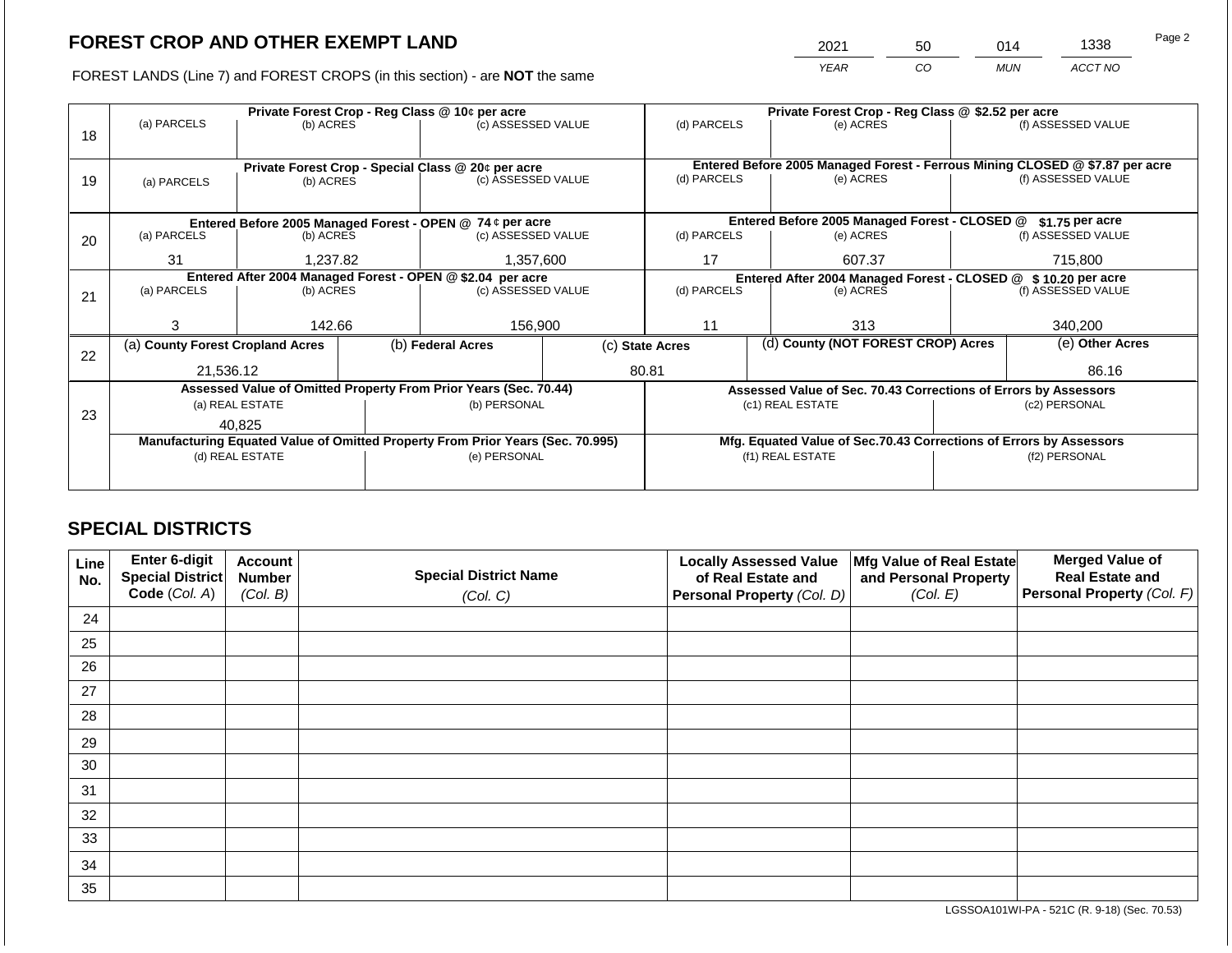# FOREST CROP AND OTHER EXEMPT LAND

FOREST LANDS (Line 7) and FOREST CROPS (in this section) - are **NOT** the same

| YEAR | CO | MUN | ACCT NO |
|---|---|---|---|
| 2021 | 50 | 014 | 1338 |

| Line | Private Forest Crop - Reg Class @ 10¢ per acre | | | Private Forest Crop - Reg Class @ $2.52 per acre | | |
|---|---|---|---|---|---|---|
| 18 | (a) PARCELS | (b) ACRES | (c) ASSESSED VALUE | (d) PARCELS | (e) ACRES | (f) ASSESSED VALUE |
| | | | | | | |
| | **Private Forest Crop - Special Class @ 20¢ per acre** | | | **Entered Before 2005 Managed Forest - Ferrous Mining CLOSED @ $7.87 per acre** | | |
| 19 | (a) PARCELS | (b) ACRES | (c) ASSESSED VALUE | (d) PARCELS | (e) ACRES | (f) ASSESSED VALUE |
| | | | | | | |
| | **Entered Before 2005 Managed Forest - OPEN @ 74 ¢ per acre** | | | **Entered Before 2005 Managed Forest - CLOSED @ $1.75 per acre** | | |
| 20 | (a) PARCELS | (b) ACRES | (c) ASSESSED VALUE | (d) PARCELS | (e) ACRES | (f) ASSESSED VALUE |
| | 31 | 1,237.82 | 1,357,600 | 17 | 607.37 | 715,800 |
| | **Entered After 2004 Managed Forest - OPEN @ $2.04 per acre** | | | **Entered After 2004 Managed Forest - CLOSED @ $ 10.20 per acre** | | |
| 21 | (a) PARCELS | (b) ACRES | (c) ASSESSED VALUE | (d) PARCELS | (e) ACRES | (f) ASSESSED VALUE |
| | 3 | 142.66 | 156,900 | 11 | 313 | 340,200 |

| Line | (a) County Forest Cropland Acres | (b) Federal Acres | (c) State Acres | (d) County (NOT FOREST CROP) Acres | (e) Other Acres |
|---|---|---|---|---|---|
| 22 | 21,536.12 | | 80.81 | | 86.16 |

| Line | Assessed Value of Omitted Property From Prior Years (Sec. 70.44) | | Assessed Value of Sec. 70.43 Corrections of Errors by Assessors | |
|---|---|---|---|---|
| 23 | (a) REAL ESTATE | (b) PERSONAL | (c1) REAL ESTATE | (c2) PERSONAL |
| | 40,825 | | | |
| | **Manufacturing Equated Value of Omitted Property From Prior Years (Sec. 70.995)** | | **Mfg. Equated Value of Sec.70.43 Corrections of Errors by Assessors** | |
| | (d) REAL ESTATE | (e) PERSONAL | (f1) REAL ESTATE | (f2) PERSONAL |
| | | | | |

## SPECIAL DISTRICTS

| Line No. | Enter 6-digit Special District Code (Col. A) | Account Number (Col. B) | Special District Name (Col. C) | Locally Assessed Value of Real Estate and Personal Property (Col. D) | Mfg Value of Real Estate and Personal Property (Col. E) | Merged Value of Real Estate and Personal Property (Col. F) |
|---|---|---|---|---|---|---|
| 24 | | | | | | |
| 25 | | | | | | |
| 26 | | | | | | |
| 27 | | | | | | |
| 28 | | | | | | |
| 29 | | | | | | |
| 30 | | | | | | |
| 31 | | | | | | |
| 32 | | | | | | |
| 33 | | | | | | |
| 34 | | | | | | |
| 35 | | | | | | |

LGSSOA101WI-PA - 521C (R. 9-18) (Sec. 70.53)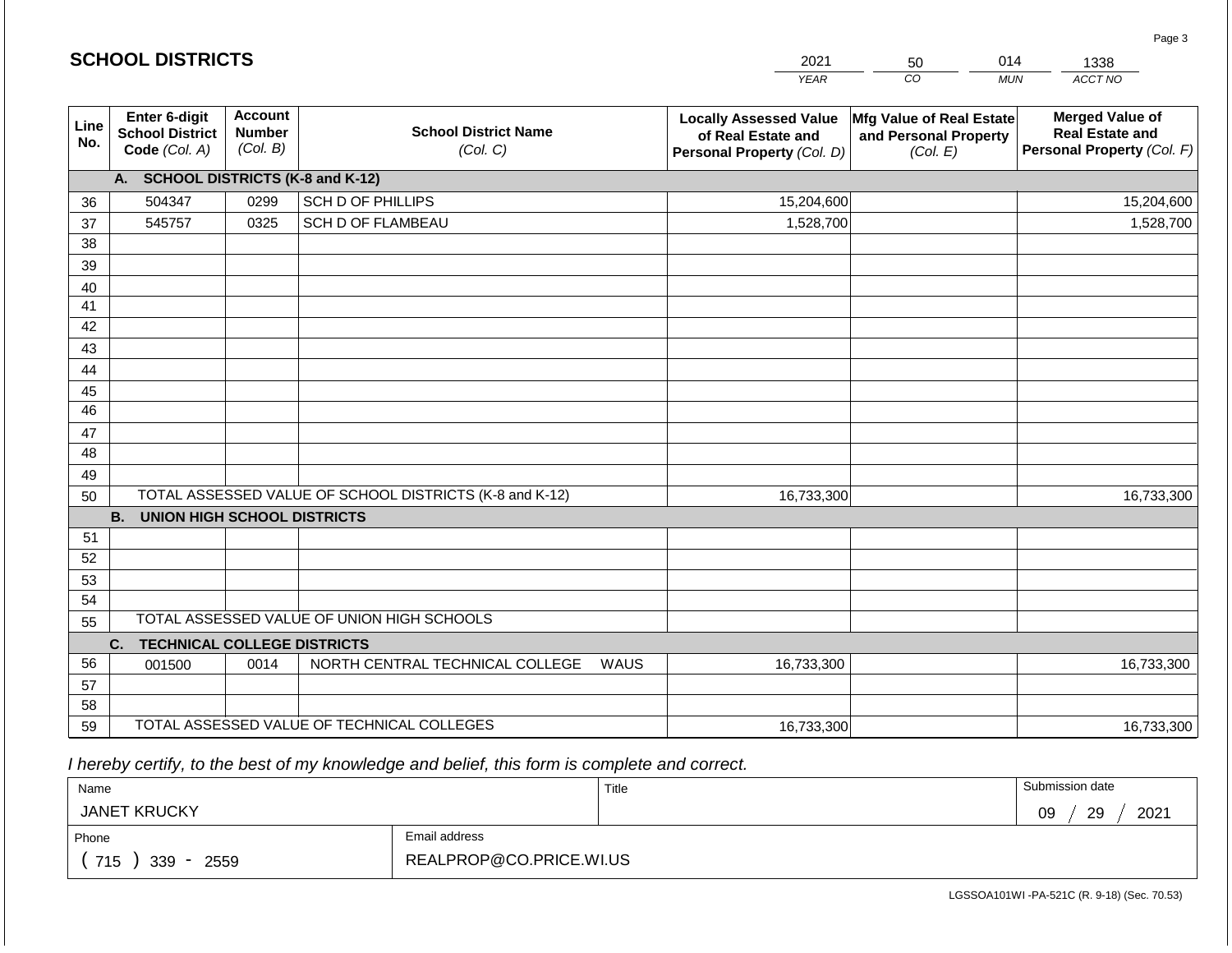## SCHOOL DISTRICTS

| YEAR | CO | MUN | ACCT NO |
|---|---|---|---|
| 2021 | 50 | 014 | 1338 |

| Line No. | Enter 6-digit School District Code (Col. A) | Account Number (Col. B) | School District Name (Col. C) | Locally Assessed Value of Real Estate and Personal Property (Col. D) | Mfg Value of Real Estate and Personal Property (Col. E) | Merged Value of Real Estate and Personal Property (Col. F) |
|---|---|---|---|---|---|---|
| | **A. SCHOOL DISTRICTS (K-8 and K-12)** | | | | | |
| 36 | 504347 | 0299 | SCH D OF PHILLIPS | 15,204,600 | | 15,204,600 |
| 37 | 545757 | 0325 | SCH D OF FLAMBEAU | 1,528,700 | | 1,528,700 |
| 38 | | | | | | |
| 39 | | | | | | |
| 40 | | | | | | |
| 41 | | | | | | |
| 42 | | | | | | |
| 43 | | | | | | |
| 44 | | | | | | |
| 45 | | | | | | |
| 46 | | | | | | |
| 47 | | | | | | |
| 48 | | | | | | |
| 49 | | | | | | |
| 50 | TOTAL ASSESSED VALUE OF SCHOOL DISTRICTS (K-8 and K-12) | | | 16,733,300 | | 16,733,300 |
| | **B. UNION HIGH SCHOOL DISTRICTS** | | | | | |
| 51 | | | | | | |
| 52 | | | | | | |
| 53 | | | | | | |
| 54 | | | | | | |
| 55 | TOTAL ASSESSED VALUE OF UNION HIGH SCHOOLS | | | | | |
| | **C. TECHNICAL COLLEGE DISTRICTS** | | | | | |
| 56 | 001500 | 0014 | NORTH CENTRAL TECHNICAL COLLEGE WAUS | 16,733,300 | | 16,733,300 |
| 57 | | | | | | |
| 58 | | | | | | |
| 59 | TOTAL ASSESSED VALUE OF TECHNICAL COLLEGES | | | 16,733,300 | | 16,733,300 |

*I hereby certify, to the best of my knowledge and belief, this form is complete and correct.*

| Name | Title | Submission date |
|---|---|---|
| JANET KRUCKY | | 09 / 29 / 2021 |
| **Phone** | **Email address** | |
| ( 715 ) 339 - 2559 | REALPROP@CO.PRICE.WI.US | |

LGSSOA101WI -PA-521C (R. 9-18) (Sec. 70.53)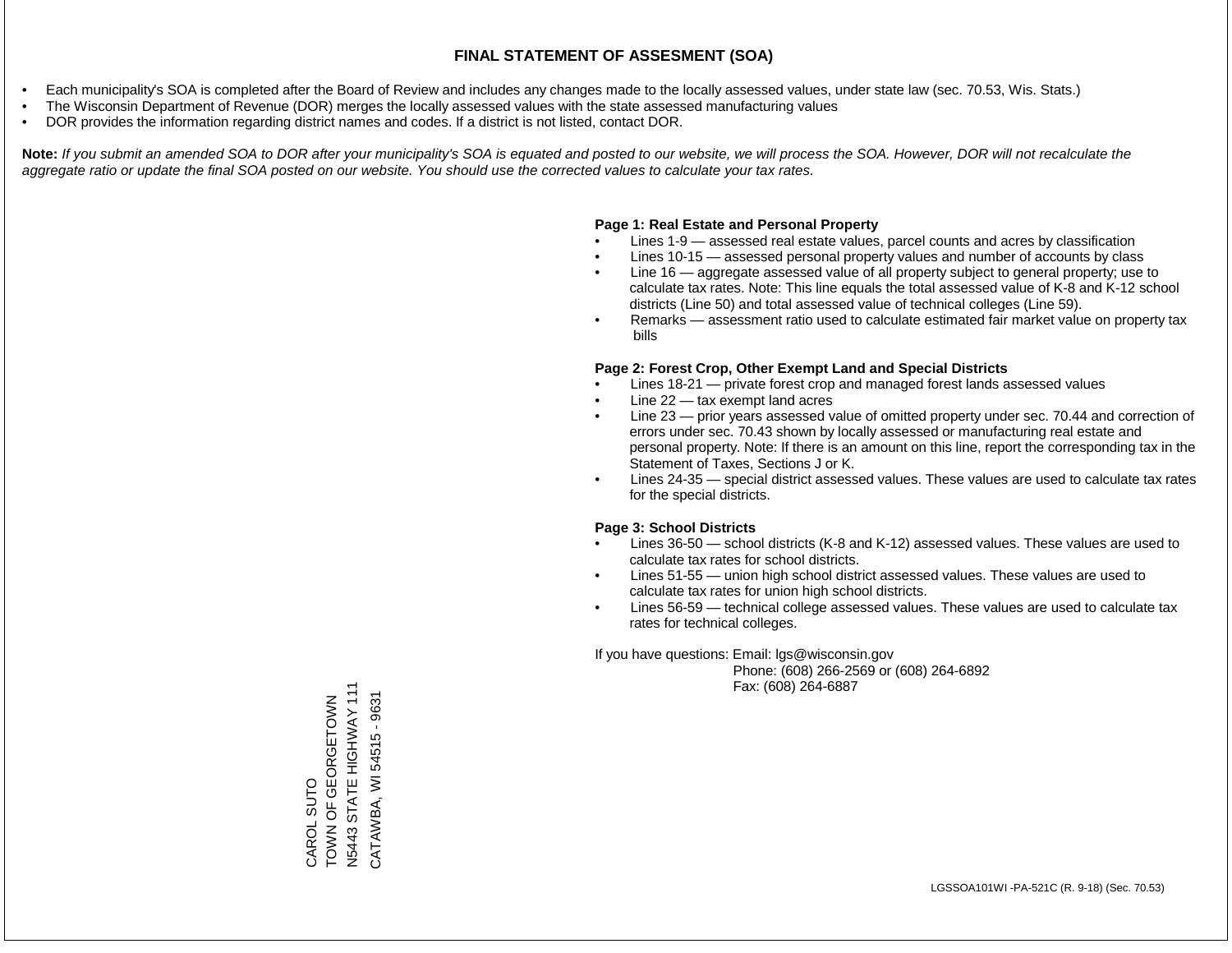# FINAL STATEMENT OF ASSESMENT (SOA)

- Each municipality's SOA is completed after the Board of Review and includes any changes made to the locally assessed values, under state law (sec. 70.53, Wis. Stats.)
- The Wisconsin Department of Revenue (DOR) merges the locally assessed values with the state assessed manufacturing values
- DOR provides the information regarding district names and codes. If a district is not listed, contact DOR.

**Note:** *If you submit an amended SOA to DOR after your municipality's SOA is equated and posted to our website, we will process the SOA. However, DOR will not recalculate the aggregate ratio or update the final SOA posted on our website. You should use the corrected values to calculate your tax rates.*

**Page 1: Real Estate and Personal Property**

- Lines 1-9 — assessed real estate values, parcel counts and acres by classification
- Lines 10-15 — assessed personal property values and number of accounts by class
- Line 16 — aggregate assessed value of all property subject to general property; use to calculate tax rates. Note: This line equals the total assessed value of K-8 and K-12 school districts (Line 50) and total assessed value of technical colleges (Line 59).
- Remarks — assessment ratio used to calculate estimated fair market value on property tax bills

**Page 2: Forest Crop, Other Exempt Land and Special Districts**

- Lines 18-21 — private forest crop and managed forest lands assessed values
- Line 22 — tax exempt land acres
- Line 23 — prior years assessed value of omitted property under sec. 70.44 and correction of errors under sec. 70.43 shown by locally assessed or manufacturing real estate and personal property. Note: If there is an amount on this line, report the corresponding tax in the Statement of Taxes, Sections J or K.
- Lines 24-35 — special district assessed values. These values are used to calculate tax rates for the special districts.

**Page 3: School Districts**

- Lines 36-50 — school districts (K-8 and K-12) assessed values. These values are used to calculate tax rates for school districts.
- Lines 51-55 — union high school district assessed values. These values are used to calculate tax rates for union high school districts.
- Lines 56-59 — technical college assessed values. These values are used to calculate tax rates for technical colleges.

If you have questions: Email: lgs@wisconsin.gov
Phone: (608) 266-2569 or (608) 264-6892
Fax: (608) 264-6887

CAROL SUTO
TOWN OF GEORGETOWN
N5443 STATE HIGHWAY 111
CATAWBA, WI 54515 - 9631

LGSSOA101WI -PA-521C (R. 9-18) (Sec. 70.53)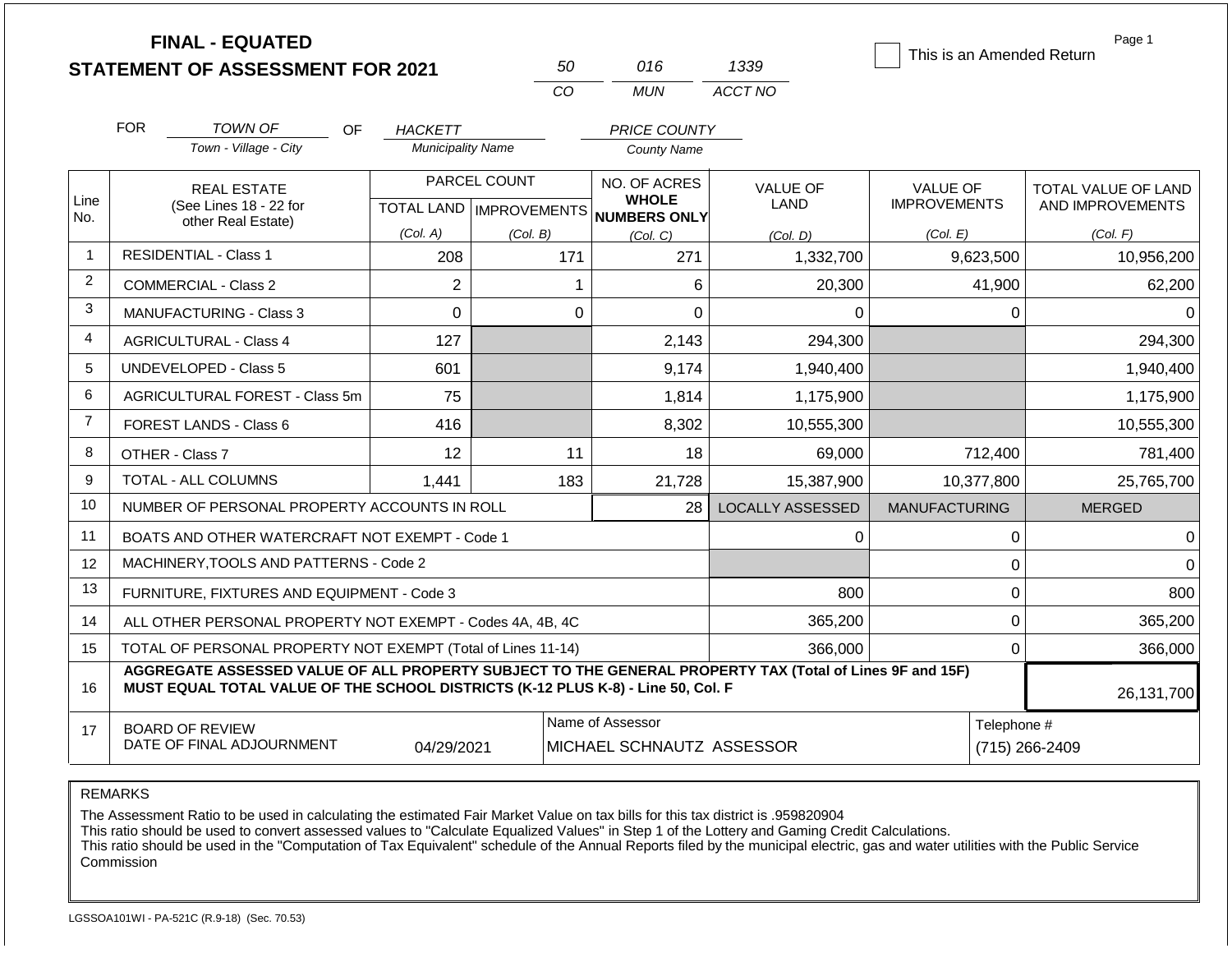# FINAL - EQUATED
## STATEMENT OF ASSESSMENT FOR 2021

| 50 | 016 | 1339 |
|---|---|---|
| CO | MUN | ACCT NO |

☐ This is an Amended Return

FOR TOWN OF (Town - Village - City) OF HACKETT (Municipality Name) PRICE COUNTY (County Name)

| Line No. | REAL ESTATE (See Lines 18 - 22 for other Real Estate) | PARCEL COUNT TOTAL LAND (Col. A) | PARCEL COUNT IMPROVEMENTS (Col. B) | NO. OF ACRES WHOLE NUMBERS ONLY (Col. C) | VALUE OF LAND (Col. D) | VALUE OF IMPROVEMENTS (Col. E) | TOTAL VALUE OF LAND AND IMPROVEMENTS (Col. F) |
|---|---|---|---|---|---|---|---|
| 1 | RESIDENTIAL - Class 1 | 208 | 171 | 271 | 1,332,700 | 9,623,500 | 10,956,200 |
| 2 | COMMERCIAL - Class 2 | 2 | 1 | 6 | 20,300 | 41,900 | 62,200 |
| 3 | MANUFACTURING - Class 3 | 0 | 0 | 0 | 0 | 0 | 0 |
| 4 | AGRICULTURAL - Class 4 | 127 | | 2,143 | 294,300 | | 294,300 |
| 5 | UNDEVELOPED - Class 5 | 601 | | 9,174 | 1,940,400 | | 1,940,400 |
| 6 | AGRICULTURAL FOREST - Class 5m | 75 | | 1,814 | 1,175,900 | | 1,175,900 |
| 7 | FOREST LANDS - Class 6 | 416 | | 8,302 | 10,555,300 | | 10,555,300 |
| 8 | OTHER - Class 7 | 12 | 11 | 18 | 69,000 | 712,400 | 781,400 |
| 9 | TOTAL - ALL COLUMNS | 1,441 | 183 | 21,728 | 15,387,900 | 10,377,800 | 25,765,700 |
| 10 | NUMBER OF PERSONAL PROPERTY ACCOUNTS IN ROLL | | | 28 | LOCALLY ASSESSED | MANUFACTURING | MERGED |
| 11 | BOATS AND OTHER WATERCRAFT NOT EXEMPT - Code 1 | | | | 0 | 0 | 0 |
| 12 | MACHINERY,TOOLS AND PATTERNS - Code 2 | | | | | 0 | 0 |
| 13 | FURNITURE, FIXTURES AND EQUIPMENT - Code 3 | | | | 800 | 0 | 800 |
| 14 | ALL OTHER PERSONAL PROPERTY NOT EXEMPT - Codes 4A, 4B, 4C | | | | 365,200 | 0 | 365,200 |
| 15 | TOTAL OF PERSONAL PROPERTY NOT EXEMPT (Total of Lines 11-14) | | | | 366,000 | 0 | 366,000 |
| 16 | AGGREGATE ASSESSED VALUE OF ALL PROPERTY SUBJECT TO THE GENERAL PROPERTY TAX (Total of Lines 9F and 15F) MUST EQUAL TOTAL VALUE OF THE SCHOOL DISTRICTS (K-12 PLUS K-8) - Line 50, Col. F | | | | | | 26,131,700 |
| 17 | BOARD OF REVIEW DATE OF FINAL ADJOURNMENT | 04/29/2021 | | Name of Assessor: MICHAEL SCHNAUTZ ASSESSOR | | Telephone #: (715) 266-2409 | |

REMARKS

The Assessment Ratio to be used in calculating the estimated Fair Market Value on tax bills for this tax district is .959820904
This ratio should be used to convert assessed values to "Calculate Equalized Values" in Step 1 of the Lottery and Gaming Credit Calculations.
This ratio should be used in the "Computation of Tax Equivalent" schedule of the Annual Reports filed by the municipal electric, gas and water utilities with the Public Service Commission

LGSSOA101WI - PA-521C (R.9-18) (Sec. 70.53)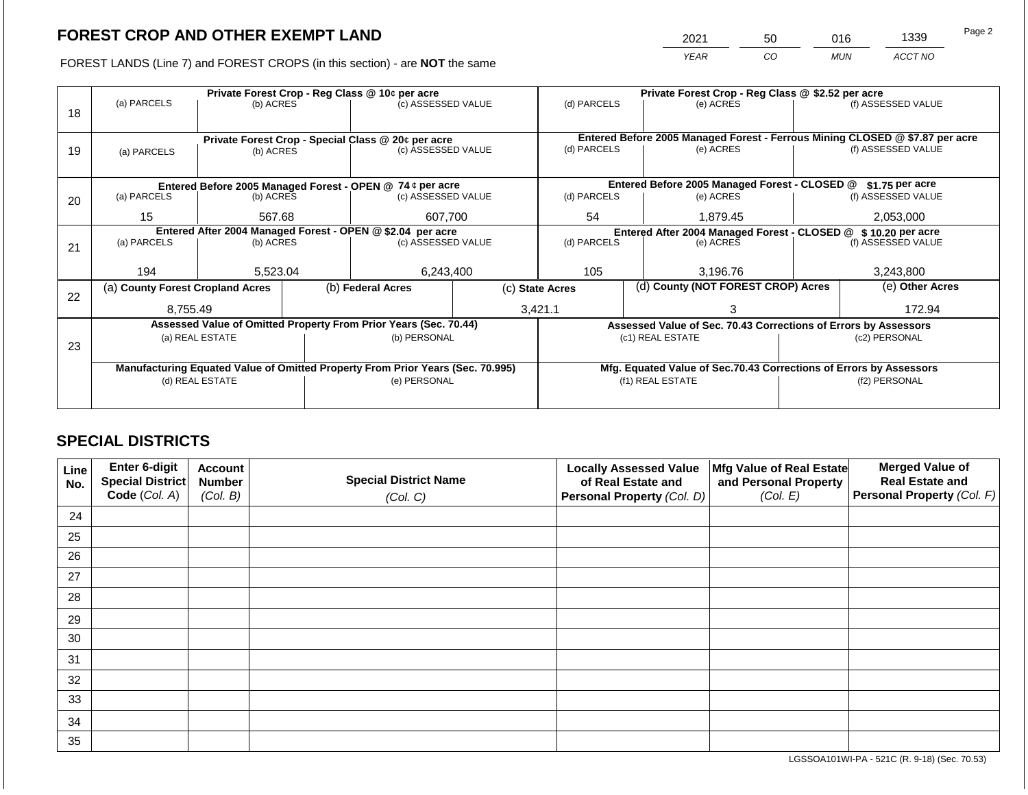# FOREST CROP AND OTHER EXEMPT LAND

| 2021 | 50 | 016 | 1339 |
|---|---|---|---|
| *YEAR* | *CO* | *MUN* | *ACCT NO* |

FOREST LANDS (Line 7) and FOREST CROPS (in this section) - are **NOT** the same

| Line | Private Forest Crop - Reg Class @ 10¢ per acre | | | Private Forest Crop - Reg Class @ $2.52 per acre | | |
|---|---|---|---|---|---|---|
| 18 | (a) PARCELS | (b) ACRES | (c) ASSESSED VALUE | (d) PARCELS | (e) ACRES | (f) ASSESSED VALUE |
| | | | | | | |
| | **Private Forest Crop - Special Class @ 20¢ per acre** | | | **Entered Before 2005 Managed Forest - Ferrous Mining CLOSED @ $7.87 per acre** | | |
| 19 | (a) PARCELS | (b) ACRES | (c) ASSESSED VALUE | (d) PARCELS | (e) ACRES | (f) ASSESSED VALUE |
| | | | | | | |
| | **Entered Before 2005 Managed Forest - OPEN @ 74 ¢ per acre** | | | **Entered Before 2005 Managed Forest - CLOSED @ $1.75 per acre** | | |
| 20 | (a) PARCELS | (b) ACRES | (c) ASSESSED VALUE | (d) PARCELS | (e) ACRES | (f) ASSESSED VALUE |
| | 15 | 567.68 | 607,700 | 54 | 1,879.45 | 2,053,000 |
| | **Entered After 2004 Managed Forest - OPEN @ $2.04 per acre** | | | **Entered After 2004 Managed Forest - CLOSED @ $ 10.20 per acre** | | |
| 21 | (a) PARCELS | (b) ACRES | (c) ASSESSED VALUE | (d) PARCELS | (e) ACRES | (f) ASSESSED VALUE |
| | 194 | 5,523.04 | 6,243,400 | 105 | 3,196.76 | 3,243,800 |

| Line | (a) County Forest Cropland Acres | (b) Federal Acres | (c) State Acres | (d) County (NOT FOREST CROP) Acres | (e) Other Acres |
|---|---|---|---|---|---|
| 22 | 8,755.49 | | 3,421.1 | 3 | 172.94 |

| Line | Assessed Value of Omitted Property From Prior Years (Sec. 70.44) | | Assessed Value of Sec. 70.43 Corrections of Errors by Assessors | |
|---|---|---|---|---|
| 23 | (a) REAL ESTATE | (b) PERSONAL | (c1) REAL ESTATE | (c2) PERSONAL |
| | | | | |
| | **Manufacturing Equated Value of Omitted Property From Prior Years (Sec. 70.995)** | | **Mfg. Equated Value of Sec.70.43 Corrections of Errors by Assessors** | |
| | (d) REAL ESTATE | (e) PERSONAL | (f1) REAL ESTATE | (f2) PERSONAL |
| | | | | |

## SPECIAL DISTRICTS

| Line No. | Enter 6-digit Special District Code *(Col. A)* | Account Number *(Col. B)* | Special District Name *(Col. C)* | Locally Assessed Value of Real Estate and Personal Property *(Col. D)* | Mfg Value of Real Estate and Personal Property *(Col. E)* | Merged Value of Real Estate and Personal Property *(Col. F)* |
|---|---|---|---|---|---|---|
| 24 | | | | | | |
| 25 | | | | | | |
| 26 | | | | | | |
| 27 | | | | | | |
| 28 | | | | | | |
| 29 | | | | | | |
| 30 | | | | | | |
| 31 | | | | | | |
| 32 | | | | | | |
| 33 | | | | | | |
| 34 | | | | | | |
| 35 | | | | | | |

LGSSOA101WI-PA - 521C (R. 9-18) (Sec. 70.53)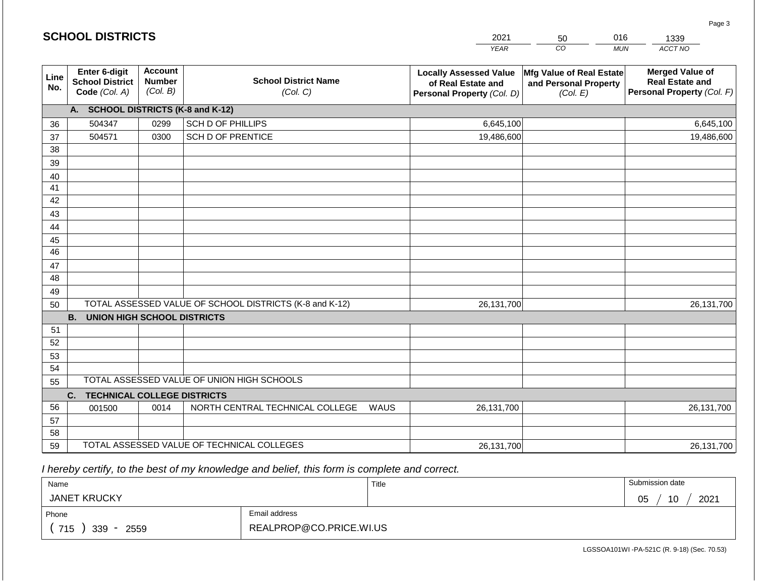## SCHOOL DISTRICTS

| YEAR | CO | MUN | ACCT NO |
|---|---|---|---|
| 2021 | 50 | 016 | 1339 |

| Line No. | Enter 6-digit School District Code *(Col. A)* | Account Number *(Col. B)* | School District Name *(Col. C)* | Locally Assessed Value of Real Estate and Personal Property *(Col. D)* | Mfg Value of Real Estate and Personal Property *(Col. E)* | Merged Value of Real Estate and Personal Property *(Col. F)* |
|---|---|---|---|---|---|---|
| | **A. SCHOOL DISTRICTS (K-8 and K-12)** | | | | | |
| 36 | 504347 | 0299 | SCH D OF PHILLIPS | 6,645,100 | | 6,645,100 |
| 37 | 504571 | 0300 | SCH D OF PRENTICE | 19,486,600 | | 19,486,600 |
| 38 | | | | | | |
| 39 | | | | | | |
| 40 | | | | | | |
| 41 | | | | | | |
| 42 | | | | | | |
| 43 | | | | | | |
| 44 | | | | | | |
| 45 | | | | | | |
| 46 | | | | | | |
| 47 | | | | | | |
| 48 | | | | | | |
| 49 | | | | | | |
| 50 | TOTAL ASSESSED VALUE OF SCHOOL DISTRICTS (K-8 and K-12) | | | 26,131,700 | | 26,131,700 |
| | **B. UNION HIGH SCHOOL DISTRICTS** | | | | | |
| 51 | | | | | | |
| 52 | | | | | | |
| 53 | | | | | | |
| 54 | | | | | | |
| 55 | TOTAL ASSESSED VALUE OF UNION HIGH SCHOOLS | | | | | |
| | **C. TECHNICAL COLLEGE DISTRICTS** | | | | | |
| 56 | 001500 | 0014 | NORTH CENTRAL TECHNICAL COLLEGE WAUS | 26,131,700 | | 26,131,700 |
| 57 | | | | | | |
| 58 | | | | | | |
| 59 | TOTAL ASSESSED VALUE OF TECHNICAL COLLEGES | | | 26,131,700 | | 26,131,700 |

*I hereby certify, to the best of my knowledge and belief, this form is complete and correct.*

| Name | Title | Submission date |
|---|---|---|
| JANET KRUCKY | | 05 / 10 / 2021 |
| **Phone** | **Email address** | |
| ( 715 ) 339 - 2559 | REALPROP@CO.PRICE.WI.US | |

LGSSOA101WI -PA-521C (R. 9-18) (Sec. 70.53)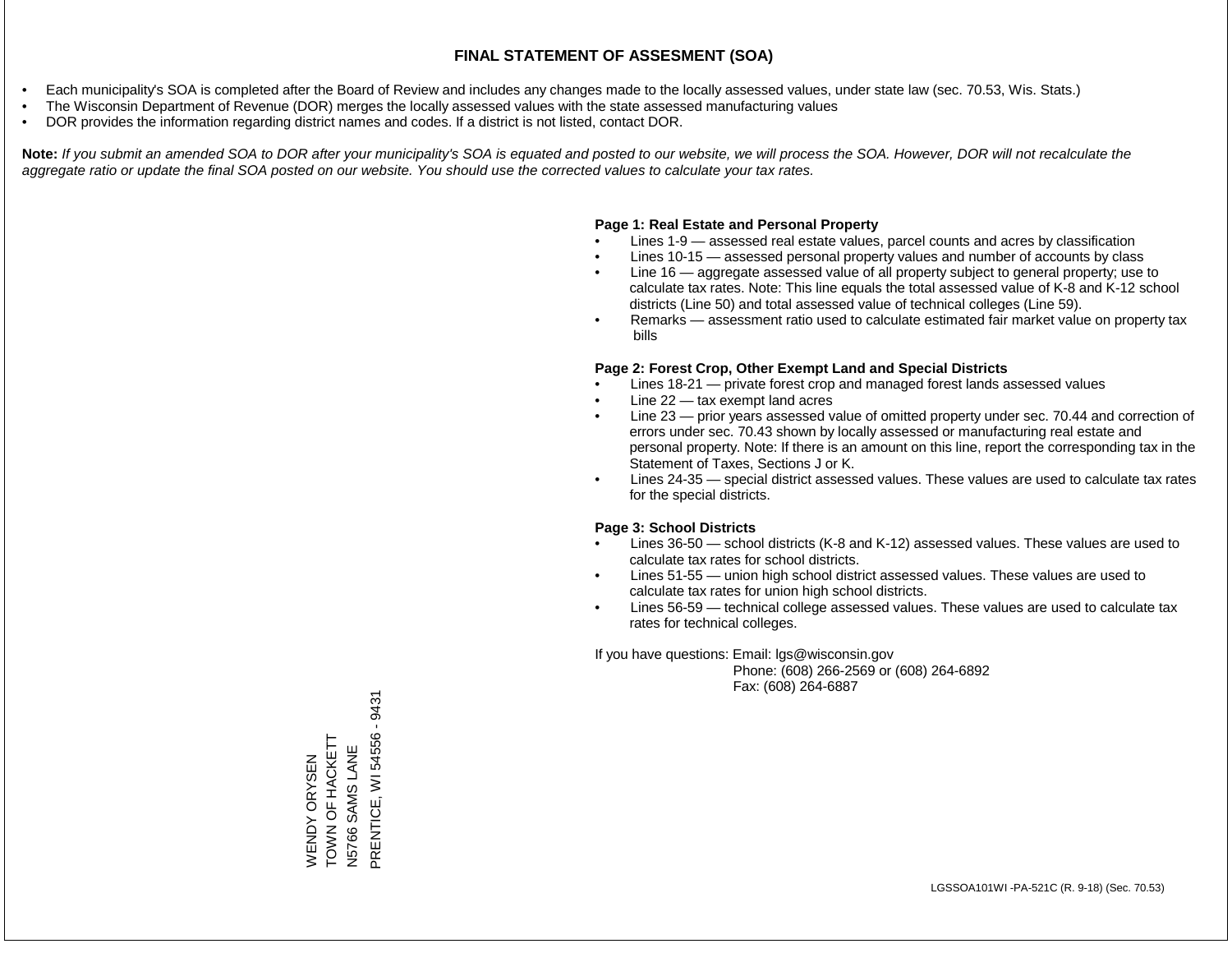# FINAL STATEMENT OF ASSESMENT (SOA)

- Each municipality's SOA is completed after the Board of Review and includes any changes made to the locally assessed values, under state law (sec. 70.53, Wis. Stats.)
- The Wisconsin Department of Revenue (DOR) merges the locally assessed values with the state assessed manufacturing values
- DOR provides the information regarding district names and codes. If a district is not listed, contact DOR.

**Note:** *If you submit an amended SOA to DOR after your municipality's SOA is equated and posted to our website, we will process the SOA. However, DOR will not recalculate the aggregate ratio or update the final SOA posted on our website. You should use the corrected values to calculate your tax rates.*

**Page 1: Real Estate and Personal Property**

- Lines 1-9 — assessed real estate values, parcel counts and acres by classification
- Lines 10-15 — assessed personal property values and number of accounts by class
- Line 16 — aggregate assessed value of all property subject to general property; use to calculate tax rates. Note: This line equals the total assessed value of K-8 and K-12 school districts (Line 50) and total assessed value of technical colleges (Line 59).
- Remarks — assessment ratio used to calculate estimated fair market value on property tax bills

**Page 2: Forest Crop, Other Exempt Land and Special Districts**

- Lines 18-21 — private forest crop and managed forest lands assessed values
- Line 22 — tax exempt land acres
- Line 23 — prior years assessed value of omitted property under sec. 70.44 and correction of errors under sec. 70.43 shown by locally assessed or manufacturing real estate and personal property. Note: If there is an amount on this line, report the corresponding tax in the Statement of Taxes, Sections J or K.
- Lines 24-35 — special district assessed values. These values are used to calculate tax rates for the special districts.

**Page 3: School Districts**

- Lines 36-50 — school districts (K-8 and K-12) assessed values. These values are used to calculate tax rates for school districts.
- Lines 51-55 — union high school district assessed values. These values are used to calculate tax rates for union high school districts.
- Lines 56-59 — technical college assessed values. These values are used to calculate tax rates for technical colleges.

If you have questions: Email: lgs@wisconsin.gov
Phone: (608) 266-2569 or (608) 264-6892
Fax: (608) 264-6887

WENDY ORYSEN
TOWN OF HACKETT
N5766 SAMS LANE
PRENTICE, WI 54556 - 9431

LGSSOA101WI -PA-521C (R. 9-18) (Sec. 70.53)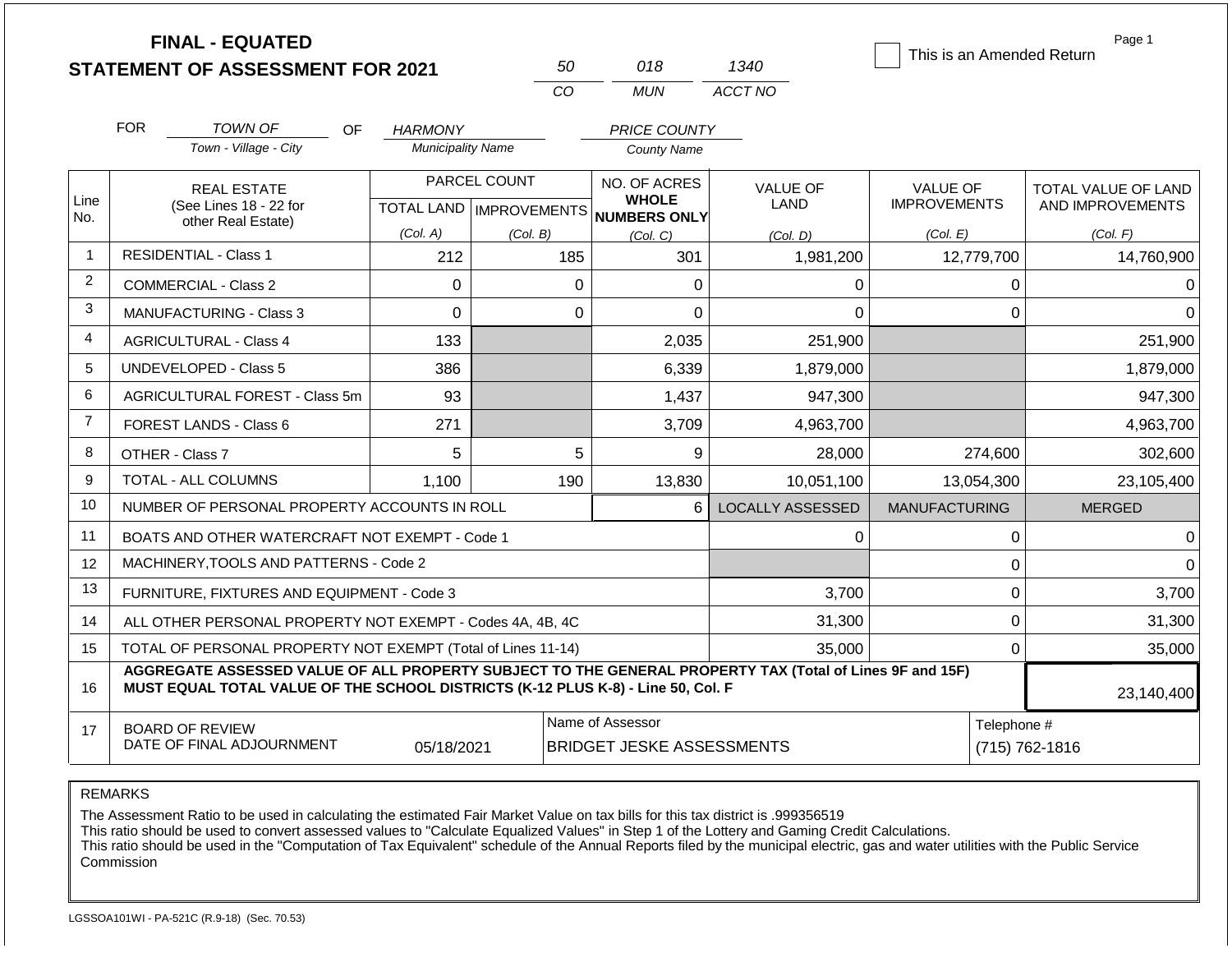# FINAL - EQUATED
## STATEMENT OF ASSESSMENT FOR 2021

| 50 | 018 | 1340 |
|---|---|---|
| CO | MUN | ACCT NO |

This is an Amended Return

FOR TOWN OF (Town - Village - City) OF HARMONY (Municipality Name) PRICE COUNTY (County Name)

| Line No. | REAL ESTATE (See Lines 18 - 22 for other Real Estate) | PARCEL COUNT TOTAL LAND (Col. A) | PARCEL COUNT IMPROVEMENTS (Col. B) | NO. OF ACRES WHOLE NUMBERS ONLY (Col. C) | VALUE OF LAND (Col. D) | VALUE OF IMPROVEMENTS (Col. E) | TOTAL VALUE OF LAND AND IMPROVEMENTS (Col. F) |
|---|---|---|---|---|---|---|---|
| 1 | RESIDENTIAL - Class 1 | 212 | 185 | 301 | 1,981,200 | 12,779,700 | 14,760,900 |
| 2 | COMMERCIAL - Class 2 | 0 | 0 | 0 | 0 | 0 | 0 |
| 3 | MANUFACTURING - Class 3 | 0 | 0 | 0 | 0 | 0 | 0 |
| 4 | AGRICULTURAL - Class 4 | 133 | | 2,035 | 251,900 | | 251,900 |
| 5 | UNDEVELOPED - Class 5 | 386 | | 6,339 | 1,879,000 | | 1,879,000 |
| 6 | AGRICULTURAL FOREST - Class 5m | 93 | | 1,437 | 947,300 | | 947,300 |
| 7 | FOREST LANDS - Class 6 | 271 | | 3,709 | 4,963,700 | | 4,963,700 |
| 8 | OTHER - Class 7 | 5 | 5 | 9 | 28,000 | 274,600 | 302,600 |
| 9 | TOTAL - ALL COLUMNS | 1,100 | 190 | 13,830 | 10,051,100 | 13,054,300 | 23,105,400 |
| 10 | NUMBER OF PERSONAL PROPERTY ACCOUNTS IN ROLL | | | 6 | LOCALLY ASSESSED | MANUFACTURING | MERGED |
| 11 | BOATS AND OTHER WATERCRAFT NOT EXEMPT - Code 1 | | | | 0 | 0 | 0 |
| 12 | MACHINERY,TOOLS AND PATTERNS - Code 2 | | | | | 0 | 0 |
| 13 | FURNITURE, FIXTURES AND EQUIPMENT - Code 3 | | | | 3,700 | 0 | 3,700 |
| 14 | ALL OTHER PERSONAL PROPERTY NOT EXEMPT - Codes 4A, 4B, 4C | | | | 31,300 | 0 | 31,300 |
| 15 | TOTAL OF PERSONAL PROPERTY NOT EXEMPT (Total of Lines 11-14) | | | | 35,000 | 0 | 35,000 |
| 16 | **AGGREGATE ASSESSED VALUE OF ALL PROPERTY SUBJECT TO THE GENERAL PROPERTY TAX (Total of Lines 9F and 15F) MUST EQUAL TOTAL VALUE OF THE SCHOOL DISTRICTS (K-12 PLUS K-8) - Line 50, Col. F** | | | | | | 23,140,400 |
| 17 | BOARD OF REVIEW DATE OF FINAL ADJOURNMENT | 05/18/2021 | Name of Assessor | BRIDGET JESKE ASSESSMENTS | | Telephone # | (715) 762-1816 |

REMARKS

The Assessment Ratio to be used in calculating the estimated Fair Market Value on tax bills for this tax district is .999356519
This ratio should be used to convert assessed values to "Calculate Equalized Values" in Step 1 of the Lottery and Gaming Credit Calculations.
This ratio should be used in the "Computation of Tax Equivalent" schedule of the Annual Reports filed by the municipal electric, gas and water utilities with the Public Service Commission

LGSSOA101WI - PA-521C (R.9-18) (Sec. 70.53)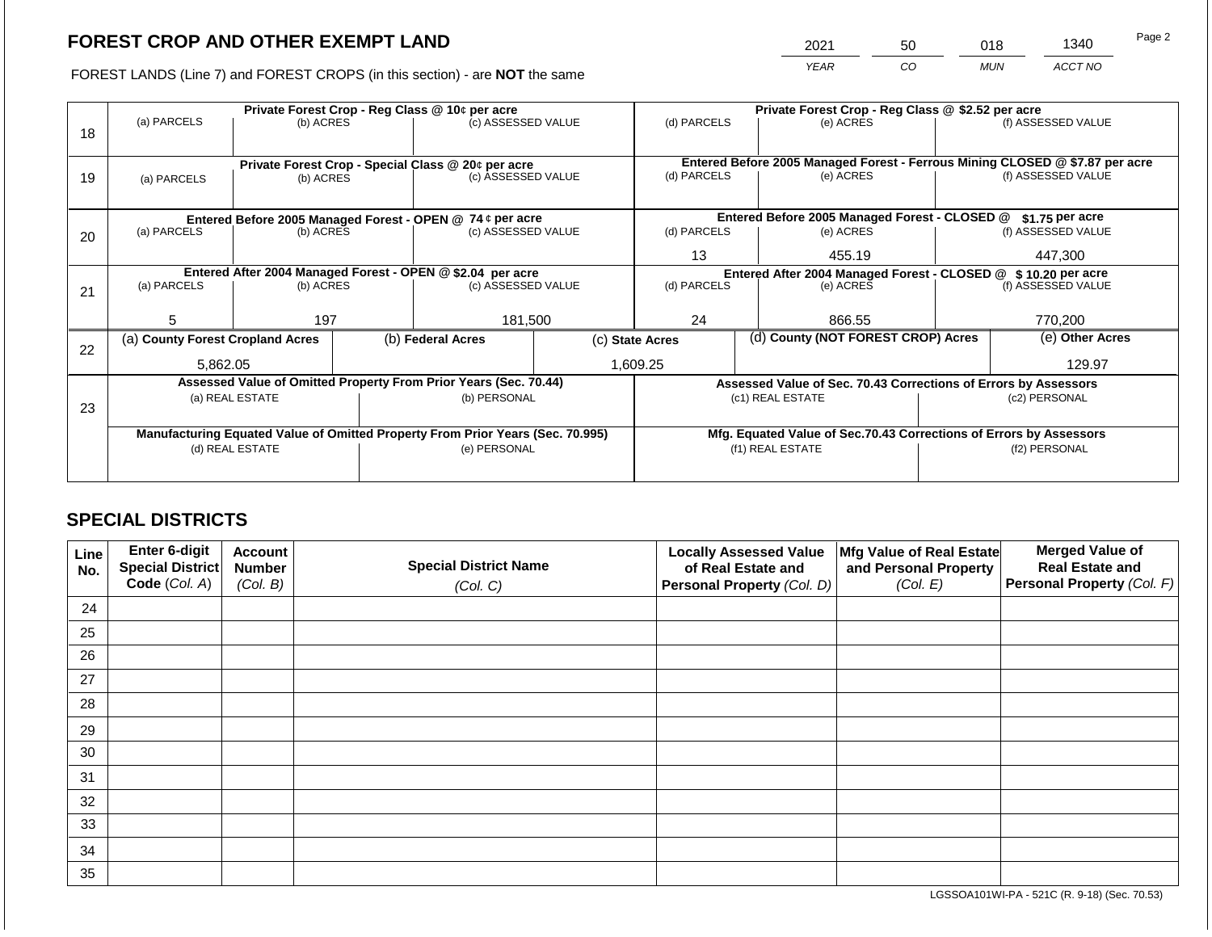## FOREST CROP AND OTHER EXEMPT LAND

FOREST LANDS (Line 7) and FOREST CROPS (in this section) - are **NOT** the same

| 2021 | 50 | 018 | 1340 |
|---|---|---|---|
| *YEAR* | *CO* | *MUN* | *ACCT NO* |

Page 2

| Line | Private Forest Crop - Reg Class @ 10¢ per acre | | | Private Forest Crop - Reg Class @ $2.52 per acre | | |
|---|---|---|---|---|---|---|
| 18 | (a) PARCELS | (b) ACRES | (c) ASSESSED VALUE | (d) PARCELS | (e) ACRES | (f) ASSESSED VALUE |
| | | | | | | |
| | **Private Forest Crop - Special Class @ 20¢ per acre** | | | **Entered Before 2005 Managed Forest - Ferrous Mining CLOSED @ $7.87 per acre** | | |
| 19 | (a) PARCELS | (b) ACRES | (c) ASSESSED VALUE | (d) PARCELS | (e) ACRES | (f) ASSESSED VALUE |
| | | | | | | |
| | **Entered Before 2005 Managed Forest - OPEN @ 74 ¢ per acre** | | | **Entered Before 2005 Managed Forest - CLOSED @ $1.75 per acre** | | |
| 20 | (a) PARCELS | (b) ACRES | (c) ASSESSED VALUE | (d) PARCELS | (e) ACRES | (f) ASSESSED VALUE |
| | | | | 13 | 455.19 | 447,300 |
| | **Entered After 2004 Managed Forest - OPEN @ $2.04 per acre** | | | **Entered After 2004 Managed Forest - CLOSED @ $ 10.20 per acre** | | |
| 21 | (a) PARCELS | (b) ACRES | (c) ASSESSED VALUE | (d) PARCELS | (e) ACRES | (f) ASSESSED VALUE |
| | 5 | 197 | 181,500 | 24 | 866.55 | 770,200 |

| Line | (a) County Forest Cropland Acres | (b) Federal Acres | (c) State Acres | (d) County (NOT FOREST CROP) Acres | (e) Other Acres |
|---|---|---|---|---|---|
| 22 | 5,862.05 | | 1,609.25 | | 129.97 |

| Line | Assessed Value of Omitted Property From Prior Years (Sec. 70.44) | | Assessed Value of Sec. 70.43 Corrections of Errors by Assessors | |
|---|---|---|---|---|
| 23 | (a) REAL ESTATE | (b) PERSONAL | (c1) REAL ESTATE | (c2) PERSONAL |
| | | | | |
| | **Manufacturing Equated Value of Omitted Property From Prior Years (Sec. 70.995)** | | **Mfg. Equated Value of Sec.70.43 Corrections of Errors by Assessors** | |
| | (d) REAL ESTATE | (e) PERSONAL | (f1) REAL ESTATE | (f2) PERSONAL |
| | | | | |

## SPECIAL DISTRICTS

| Line No. | Enter 6-digit Special District Code (Col. A) | Account Number (Col. B) | Special District Name (Col. C) | Locally Assessed Value of Real Estate and Personal Property (Col. D) | Mfg Value of Real Estate and Personal Property (Col. E) | Merged Value of Real Estate and Personal Property (Col. F) |
|---|---|---|---|---|---|---|
| 24 | | | | | | |
| 25 | | | | | | |
| 26 | | | | | | |
| 27 | | | | | | |
| 28 | | | | | | |
| 29 | | | | | | |
| 30 | | | | | | |
| 31 | | | | | | |
| 32 | | | | | | |
| 33 | | | | | | |
| 34 | | | | | | |
| 35 | | | | | | |

LGSSOA101WI-PA - 521C (R. 9-18) (Sec. 70.53)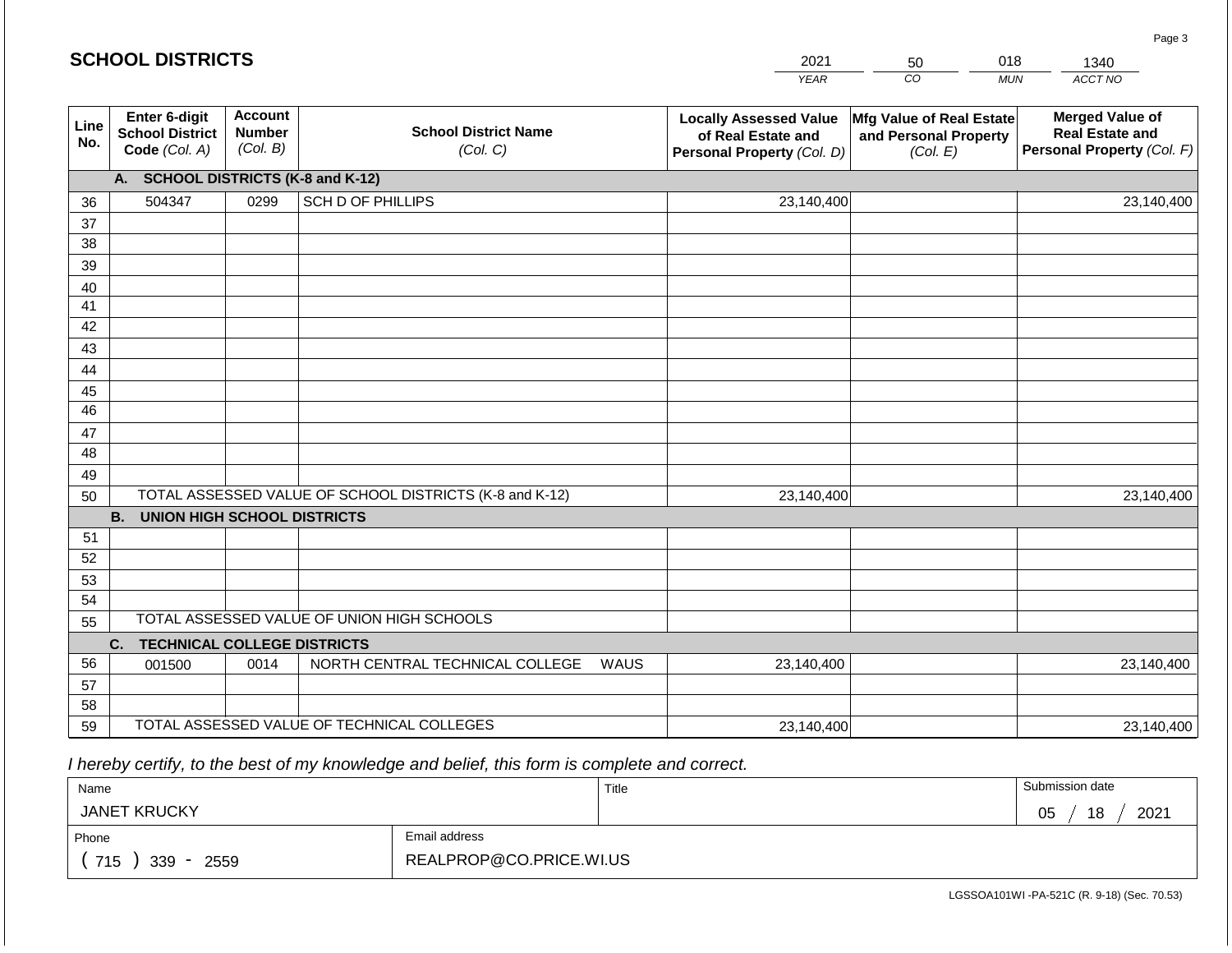## SCHOOL DISTRICTS

| 2021 | 50 | 018 | 1340 |
|---|---|---|---|
| YEAR | CO | MUN | ACCT NO |

| Line No. | Enter 6-digit School District Code (Col. A) | Account Number (Col. B) | School District Name (Col. C) | Locally Assessed Value of Real Estate and Personal Property (Col. D) | Mfg Value of Real Estate and Personal Property (Col. E) | Merged Value of Real Estate and Personal Property (Col. F) |
|---|---|---|---|---|---|---|
| | **A. SCHOOL DISTRICTS (K-8 and K-12)** | | | | | |
| 36 | 504347 | 0299 | SCH D OF PHILLIPS | 23,140,400 | | 23,140,400 |
| 37 | | | | | | |
| 38 | | | | | | |
| 39 | | | | | | |
| 40 | | | | | | |
| 41 | | | | | | |
| 42 | | | | | | |
| 43 | | | | | | |
| 44 | | | | | | |
| 45 | | | | | | |
| 46 | | | | | | |
| 47 | | | | | | |
| 48 | | | | | | |
| 49 | | | | | | |
| 50 | TOTAL ASSESSED VALUE OF SCHOOL DISTRICTS (K-8 and K-12) | | | 23,140,400 | | 23,140,400 |
| | **B. UNION HIGH SCHOOL DISTRICTS** | | | | | |
| 51 | | | | | | |
| 52 | | | | | | |
| 53 | | | | | | |
| 54 | | | | | | |
| 55 | TOTAL ASSESSED VALUE OF UNION HIGH SCHOOLS | | | | | |
| | **C. TECHNICAL COLLEGE DISTRICTS** | | | | | |
| 56 | 001500 | 0014 | NORTH CENTRAL TECHNICAL COLLEGE WAUS | 23,140,400 | | 23,140,400 |
| 57 | | | | | | |
| 58 | | | | | | |
| 59 | TOTAL ASSESSED VALUE OF TECHNICAL COLLEGES | | | 23,140,400 | | 23,140,400 |

*I hereby certify, to the best of my knowledge and belief, this form is complete and correct.*

| Name | | Title | Submission date |
|---|---|---|---|
| JANET KRUCKY | | | 05 / 18 / 2021 |
| Phone | Email address | | |
| ( 715 ) 339 - 2559 | REALPROP@CO.PRICE.WI.US | | |

LGSSOA101WI -PA-521C (R. 9-18) (Sec. 70.53)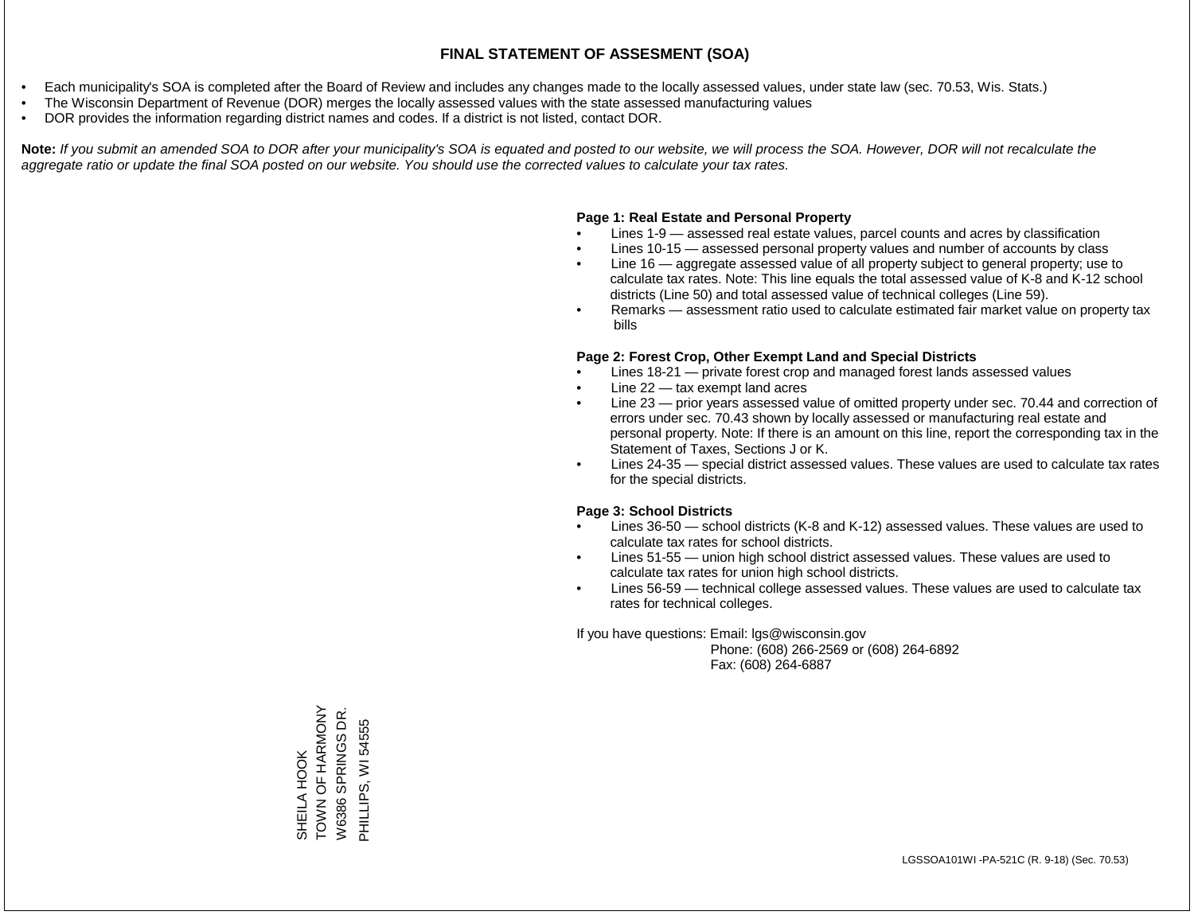# FINAL STATEMENT OF ASSESMENT (SOA)

- Each municipality's SOA is completed after the Board of Review and includes any changes made to the locally assessed values, under state law (sec. 70.53, Wis. Stats.)
- The Wisconsin Department of Revenue (DOR) merges the locally assessed values with the state assessed manufacturing values
- DOR provides the information regarding district names and codes. If a district is not listed, contact DOR.

**Note:** *If you submit an amended SOA to DOR after your municipality's SOA is equated and posted to our website, we will process the SOA. However, DOR will not recalculate the aggregate ratio or update the final SOA posted on our website. You should use the corrected values to calculate your tax rates.*

**Page 1: Real Estate and Personal Property**

- Lines 1-9 — assessed real estate values, parcel counts and acres by classification
- Lines 10-15 — assessed personal property values and number of accounts by class
- Line 16 — aggregate assessed value of all property subject to general property; use to calculate tax rates. Note: This line equals the total assessed value of K-8 and K-12 school districts (Line 50) and total assessed value of technical colleges (Line 59).
- Remarks — assessment ratio used to calculate estimated fair market value on property tax bills

**Page 2: Forest Crop, Other Exempt Land and Special Districts**

- Lines 18-21 — private forest crop and managed forest lands assessed values
- Line 22 — tax exempt land acres
- Line 23 — prior years assessed value of omitted property under sec. 70.44 and correction of errors under sec. 70.43 shown by locally assessed or manufacturing real estate and personal property. Note: If there is an amount on this line, report the corresponding tax in the Statement of Taxes, Sections J or K.
- Lines 24-35 — special district assessed values. These values are used to calculate tax rates for the special districts.

**Page 3: School Districts**

- Lines 36-50 — school districts (K-8 and K-12) assessed values. These values are used to calculate tax rates for school districts.
- Lines 51-55 — union high school district assessed values. These values are used to calculate tax rates for union high school districts.
- Lines 56-59 — technical college assessed values. These values are used to calculate tax rates for technical colleges.

If you have questions: Email: lgs@wisconsin.gov
Phone: (608) 266-2569 or (608) 264-6892
Fax: (608) 264-6887

SHEILA HOOK
TOWN OF HARMONY
W6386 SPRINGS DR.
PHILLIPS, WI 54555

LGSSOA101WI -PA-521C (R. 9-18) (Sec. 70.53)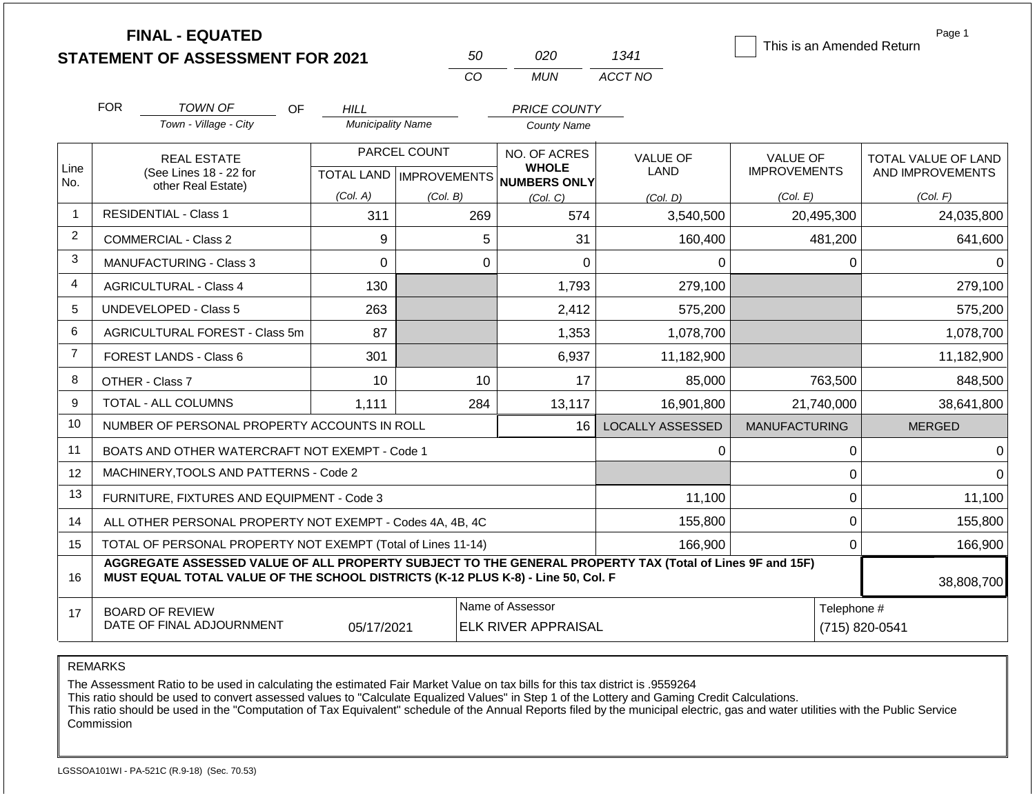# FINAL - EQUATED
## STATEMENT OF ASSESSMENT FOR 2021

| 50 | 020 | 1341 |
|---|---|---|
| CO | MUN | ACCT NO |

☐ This is an Amended Return

Page 1

FOR *TOWN OF* (Town - Village - City) OF *HILL* (Municipality Name) *PRICE COUNTY* (County Name)

| Line No. | REAL ESTATE (See Lines 18 - 22 for other Real Estate) | PARCEL COUNT TOTAL LAND (Col. A) | PARCEL COUNT IMPROVEMENTS (Col. B) | NO. OF ACRES WHOLE NUMBERS ONLY (Col. C) | VALUE OF LAND (Col. D) | VALUE OF IMPROVEMENTS (Col. E) | TOTAL VALUE OF LAND AND IMPROVEMENTS (Col. F) |
|---|---|---|---|---|---|---|---|
| 1 | RESIDENTIAL - Class 1 | 311 | 269 | 574 | 3,540,500 | 20,495,300 | 24,035,800 |
| 2 | COMMERCIAL - Class 2 | 9 | 5 | 31 | 160,400 | 481,200 | 641,600 |
| 3 | MANUFACTURING - Class 3 | 0 | 0 | 0 | 0 | 0 | 0 |
| 4 | AGRICULTURAL - Class 4 | 130 | | 1,793 | 279,100 | | 279,100 |
| 5 | UNDEVELOPED - Class 5 | 263 | | 2,412 | 575,200 | | 575,200 |
| 6 | AGRICULTURAL FOREST - Class 5m | 87 | | 1,353 | 1,078,700 | | 1,078,700 |
| 7 | FOREST LANDS - Class 6 | 301 | | 6,937 | 11,182,900 | | 11,182,900 |
| 8 | OTHER - Class 7 | 10 | 10 | 17 | 85,000 | 763,500 | 848,500 |
| 9 | TOTAL - ALL COLUMNS | 1,111 | 284 | 13,117 | 16,901,800 | 21,740,000 | 38,641,800 |
| 10 | NUMBER OF PERSONAL PROPERTY ACCOUNTS IN ROLL | | | 16 | LOCALLY ASSESSED | MANUFACTURING | MERGED |
| 11 | BOATS AND OTHER WATERCRAFT NOT EXEMPT - Code 1 | | | | 0 | 0 | 0 |
| 12 | MACHINERY,TOOLS AND PATTERNS - Code 2 | | | | | 0 | 0 |
| 13 | FURNITURE, FIXTURES AND EQUIPMENT - Code 3 | | | | 11,100 | 0 | 11,100 |
| 14 | ALL OTHER PERSONAL PROPERTY NOT EXEMPT - Codes 4A, 4B, 4C | | | | 155,800 | 0 | 155,800 |
| 15 | TOTAL OF PERSONAL PROPERTY NOT EXEMPT (Total of Lines 11-14) | | | | 166,900 | 0 | 166,900 |
| 16 | **AGGREGATE ASSESSED VALUE OF ALL PROPERTY SUBJECT TO THE GENERAL PROPERTY TAX (Total of Lines 9F and 15F) MUST EQUAL TOTAL VALUE OF THE SCHOOL DISTRICTS (K-12 PLUS K-8) - Line 50, Col. F** | | | | | | 38,808,700 |
| 17 | BOARD OF REVIEW DATE OF FINAL ADJOURNMENT | 05/17/2021 | | Name of Assessor: ELK RIVER APPRAISAL | | | Telephone #: (715) 820-0541 |

REMARKS

The Assessment Ratio to be used in calculating the estimated Fair Market Value on tax bills for this tax district is .9559264
This ratio should be used to convert assessed values to "Calculate Equalized Values" in Step 1 of the Lottery and Gaming Credit Calculations.
This ratio should be used in the "Computation of Tax Equivalent" schedule of the Annual Reports filed by the municipal electric, gas and water utilities with the Public Service Commission

LGSSOA101WI - PA-521C (R.9-18) (Sec. 70.53)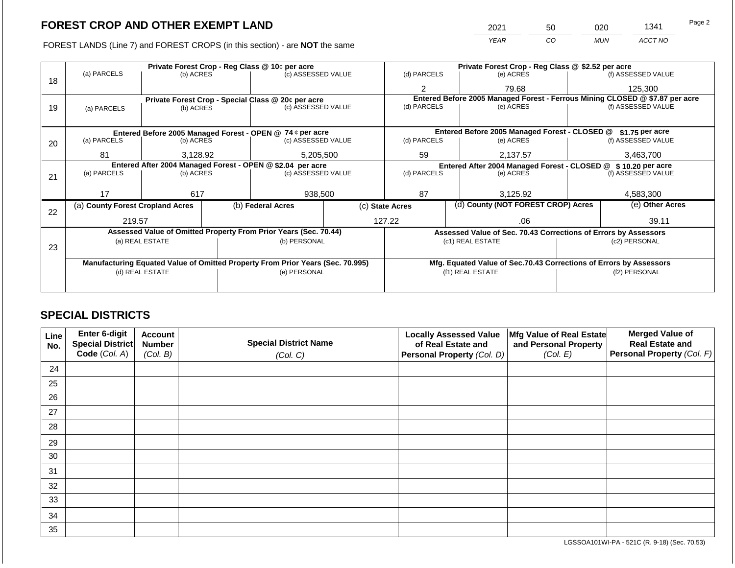# FOREST CROP AND OTHER EXEMPT LAND

| 2021 | 50 | 020 | 1341 |
|---|---|---|---|
| *YEAR* | *CO* | *MUN* | *ACCT NO* |

FOREST LANDS (Line 7) and FOREST CROPS (in this section) - are **NOT** the same

| Line | | | | | | |
|---|---|---|---|---|---|---|
| 18 | **Private Forest Crop - Reg Class @ 10¢ per acre** | | | **Private Forest Crop - Reg Class @ $2.52 per acre** | | |
| | (a) PARCELS | (b) ACRES | (c) ASSESSED VALUE | (d) PARCELS | (e) ACRES | (f) ASSESSED VALUE |
| | | | | 2 | 79.68 | 125,300 |
| 19 | **Private Forest Crop - Special Class @ 20¢ per acre** | | | **Entered Before 2005 Managed Forest - Ferrous Mining CLOSED @ $7.87 per acre** | | |
| | (a) PARCELS | (b) ACRES | (c) ASSESSED VALUE | (d) PARCELS | (e) ACRES | (f) ASSESSED VALUE |
| | | | | | | |
| 20 | **Entered Before 2005 Managed Forest - OPEN @ 74 ¢ per acre** | | | **Entered Before 2005 Managed Forest - CLOSED @ $1.75 per acre** | | |
| | (a) PARCELS | (b) ACRES | (c) ASSESSED VALUE | (d) PARCELS | (e) ACRES | (f) ASSESSED VALUE |
| | 81 | 3,128.92 | 5,205,500 | 59 | 2,137.57 | 3,463,700 |
| 21 | **Entered After 2004 Managed Forest - OPEN @ $2.04 per acre** | | | **Entered After 2004 Managed Forest - CLOSED @ $ 10.20 per acre** | | |
| | (a) PARCELS | (b) ACRES | (c) ASSESSED VALUE | (d) PARCELS | (e) ACRES | (f) ASSESSED VALUE |
| | 17 | 617 | 938,500 | 87 | 3,125.92 | 4,583,300 |

| Line | (a) County Forest Cropland Acres | (b) Federal Acres | (c) State Acres | (d) County (NOT FOREST CROP) Acres | (e) Other Acres |
|---|---|---|---|---|---|
| 22 | 219.57 | | 127.22 | .06 | 39.11 |

| Line | **Assessed Value of Omitted Property From Prior Years (Sec. 70.44)** | | **Assessed Value of Sec. 70.43 Corrections of Errors by Assessors** | |
|---|---|---|---|---|
| 23 | (a) REAL ESTATE | (b) PERSONAL | (c1) REAL ESTATE | (c2) PERSONAL |
| | | | | |
| | **Manufacturing Equated Value of Omitted Property From Prior Years (Sec. 70.995)** | | **Mfg. Equated Value of Sec.70.43 Corrections of Errors by Assessors** | |
| | (d) REAL ESTATE | (e) PERSONAL | (f1) REAL ESTATE | (f2) PERSONAL |
| | | | | |

## SPECIAL DISTRICTS

| Line No. | Enter 6-digit Special District Code *(Col. A)* | Account Number *(Col. B)* | Special District Name *(Col. C)* | Locally Assessed Value of Real Estate and Personal Property *(Col. D)* | Mfg Value of Real Estate and Personal Property *(Col. E)* | Merged Value of Real Estate and Personal Property *(Col. F)* |
|---|---|---|---|---|---|---|
| 24 | | | | | | |
| 25 | | | | | | |
| 26 | | | | | | |
| 27 | | | | | | |
| 28 | | | | | | |
| 29 | | | | | | |
| 30 | | | | | | |
| 31 | | | | | | |
| 32 | | | | | | |
| 33 | | | | | | |
| 34 | | | | | | |
| 35 | | | | | | |

LGSSOA101WI-PA - 521C (R. 9-18) (Sec. 70.53)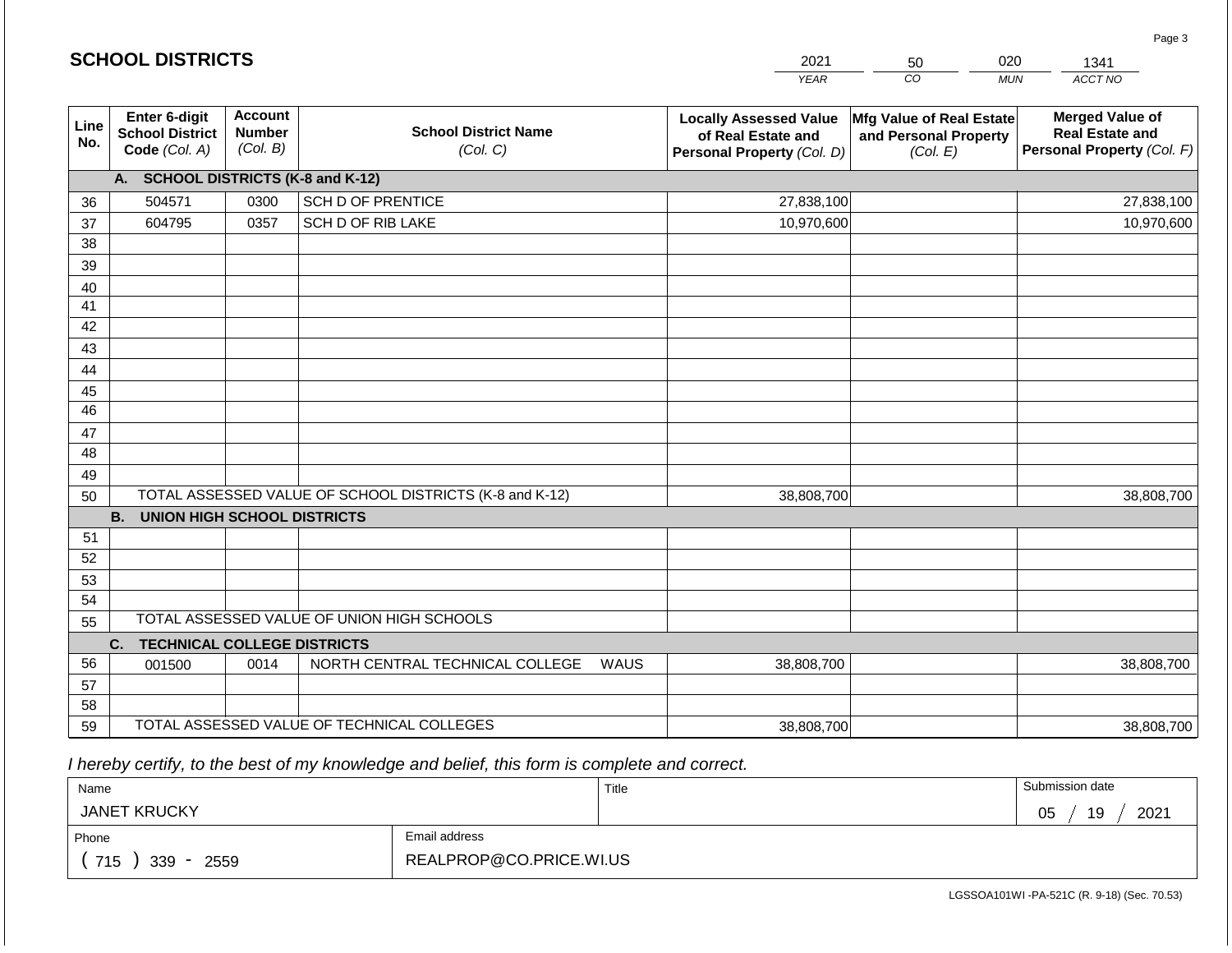## SCHOOL DISTRICTS

| YEAR | CO | MUN | ACCT NO |
|---|---|---|---|
| 2021 | 50 | 020 | 1341 |

| Line No. | Enter 6-digit School District Code *(Col. A)* | Account Number *(Col. B)* | School District Name *(Col. C)* | Locally Assessed Value of Real Estate and Personal Property *(Col. D)* | Mfg Value of Real Estate and Personal Property *(Col. E)* | Merged Value of Real Estate and Personal Property *(Col. F)* |
|---|---|---|---|---|---|---|
| | **A. SCHOOL DISTRICTS (K-8 and K-12)** | | | | | |
| 36 | 504571 | 0300 | SCH D OF PRENTICE | 27,838,100 | | 27,838,100 |
| 37 | 604795 | 0357 | SCH D OF RIB LAKE | 10,970,600 | | 10,970,600 |
| 38 | | | | | | |
| 39 | | | | | | |
| 40 | | | | | | |
| 41 | | | | | | |
| 42 | | | | | | |
| 43 | | | | | | |
| 44 | | | | | | |
| 45 | | | | | | |
| 46 | | | | | | |
| 47 | | | | | | |
| 48 | | | | | | |
| 49 | | | | | | |
| 50 | TOTAL ASSESSED VALUE OF SCHOOL DISTRICTS (K-8 and K-12) | | | 38,808,700 | | 38,808,700 |
| | **B. UNION HIGH SCHOOL DISTRICTS** | | | | | |
| 51 | | | | | | |
| 52 | | | | | | |
| 53 | | | | | | |
| 54 | | | | | | |
| 55 | TOTAL ASSESSED VALUE OF UNION HIGH SCHOOLS | | | | | |
| | **C. TECHNICAL COLLEGE DISTRICTS** | | | | | |
| 56 | 001500 | 0014 | NORTH CENTRAL TECHNICAL COLLEGE WAUS | 38,808,700 | | 38,808,700 |
| 57 | | | | | | |
| 58 | | | | | | |
| 59 | TOTAL ASSESSED VALUE OF TECHNICAL COLLEGES | | | 38,808,700 | | 38,808,700 |

*I hereby certify, to the best of my knowledge and belief, this form is complete and correct.*

| Name | Title | Submission date |
|---|---|---|
| JANET KRUCKY | | 05 / 19 / 2021 |
| **Phone** | **Email address** | |
| ( 715 ) 339 - 2559 | REALPROP@CO.PRICE.WI.US | |

LGSSOA101WI -PA-521C (R. 9-18) (Sec. 70.53)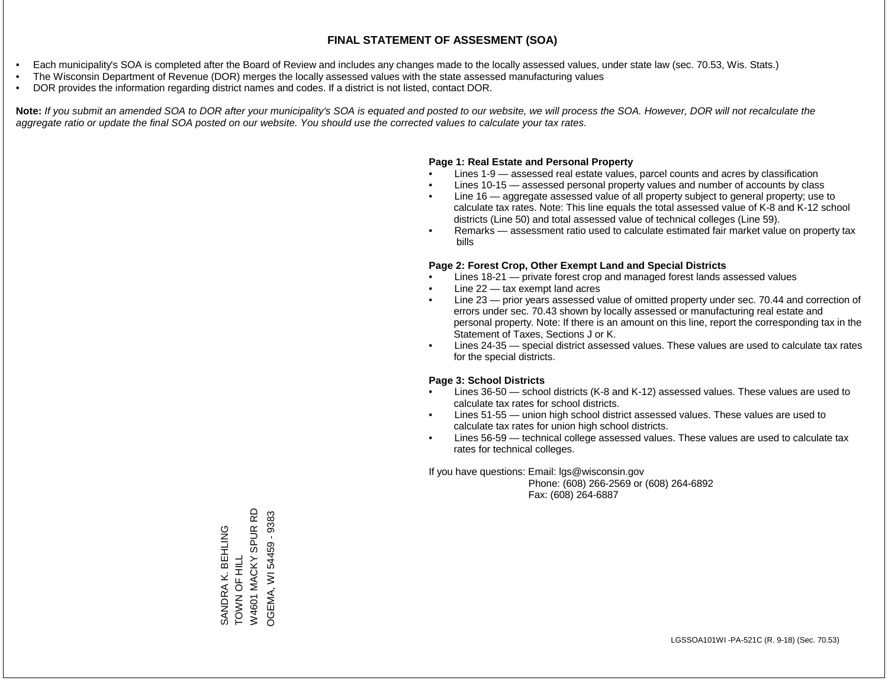# FINAL STATEMENT OF ASSESMENT (SOA)

- Each municipality's SOA is completed after the Board of Review and includes any changes made to the locally assessed values, under state law (sec. 70.53, Wis. Stats.)
- The Wisconsin Department of Revenue (DOR) merges the locally assessed values with the state assessed manufacturing values
- DOR provides the information regarding district names and codes. If a district is not listed, contact DOR.

**Note:** *If you submit an amended SOA to DOR after your municipality's SOA is equated and posted to our website, we will process the SOA. However, DOR will not recalculate the aggregate ratio or update the final SOA posted on our website. You should use the corrected values to calculate your tax rates.*

**Page 1: Real Estate and Personal Property**

- Lines 1-9 — assessed real estate values, parcel counts and acres by classification
- Lines 10-15 — assessed personal property values and number of accounts by class
- Line 16 — aggregate assessed value of all property subject to general property; use to calculate tax rates. Note: This line equals the total assessed value of K-8 and K-12 school districts (Line 50) and total assessed value of technical colleges (Line 59).
- Remarks — assessment ratio used to calculate estimated fair market value on property tax bills

**Page 2: Forest Crop, Other Exempt Land and Special Districts**

- Lines 18-21 — private forest crop and managed forest lands assessed values
- Line 22 — tax exempt land acres
- Line 23 — prior years assessed value of omitted property under sec. 70.44 and correction of errors under sec. 70.43 shown by locally assessed or manufacturing real estate and personal property. Note: If there is an amount on this line, report the corresponding tax in the Statement of Taxes, Sections J or K.
- Lines 24-35 — special district assessed values. These values are used to calculate tax rates for the special districts.

**Page 3: School Districts**

- Lines 36-50 — school districts (K-8 and K-12) assessed values. These values are used to calculate tax rates for school districts.
- Lines 51-55 — union high school district assessed values. These values are used to calculate tax rates for union high school districts.
- Lines 56-59 — technical college assessed values. These values are used to calculate tax rates for technical colleges.

If you have questions: Email: lgs@wisconsin.gov
Phone: (608) 266-2569 or (608) 264-6892
Fax: (608) 264-6887

SANDRA K. BEHLING
TOWN OF HILL
W4601 MACKY SPUR RD
OGEMA, WI 54459 - 9383

LGSSOA101WI -PA-521C (R. 9-18) (Sec. 70.53)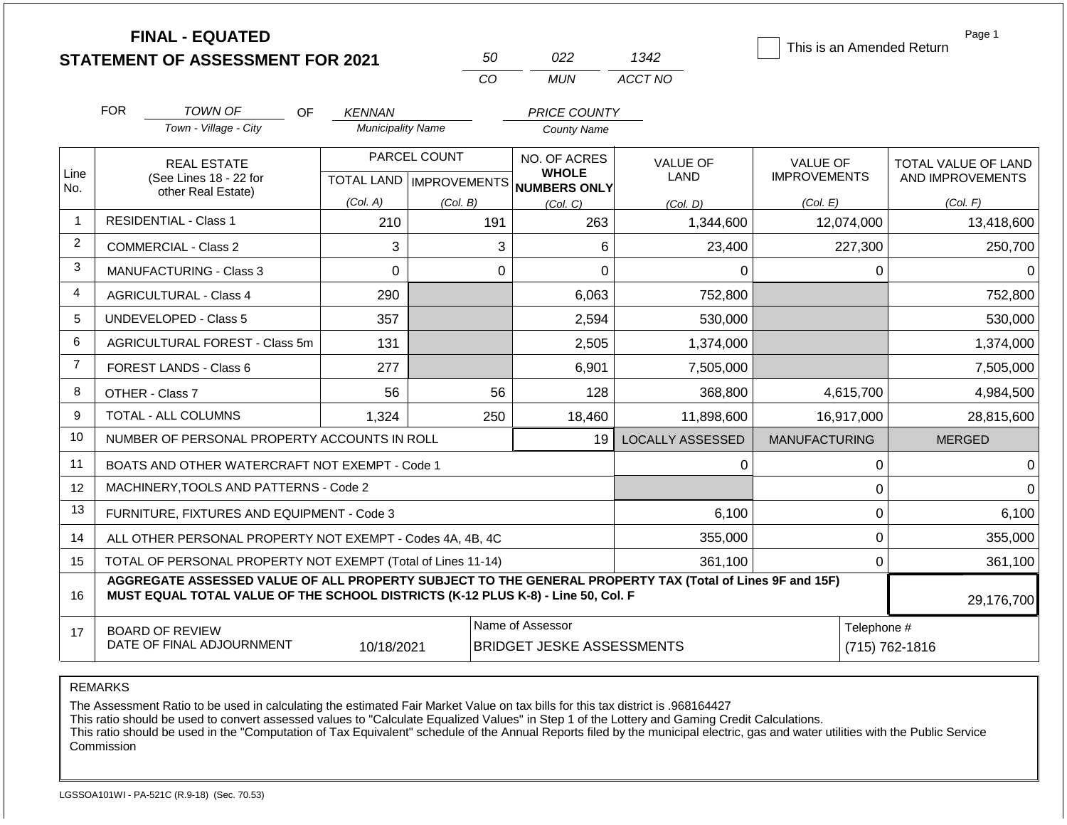# FINAL - EQUATED
# STATEMENT OF ASSESSMENT FOR 2021

| 50 | 022 | 1342 |
|---|---|---|
| CO | MUN | ACCT NO |

☐ This is an Amended Return

Page 1

FOR *TOWN OF* (Town - Village - City) OF *KENNAN* (Municipality Name) *PRICE COUNTY* (County Name)

| Line No. | REAL ESTATE (See Lines 18 - 22 for other Real Estate) | PARCEL COUNT TOTAL LAND (Col. A) | PARCEL COUNT IMPROVEMENTS (Col. B) | NO. OF ACRES WHOLE NUMBERS ONLY (Col. C) | VALUE OF LAND (Col. D) | VALUE OF IMPROVEMENTS (Col. E) | TOTAL VALUE OF LAND AND IMPROVEMENTS (Col. F) |
|---|---|---|---|---|---|---|---|
| 1 | RESIDENTIAL - Class 1 | 210 | 191 | 263 | 1,344,600 | 12,074,000 | 13,418,600 |
| 2 | COMMERCIAL - Class 2 | 3 | 3 | 6 | 23,400 | 227,300 | 250,700 |
| 3 | MANUFACTURING - Class 3 | 0 | 0 | 0 | 0 | 0 | 0 |
| 4 | AGRICULTURAL - Class 4 | 290 | | 6,063 | 752,800 | | 752,800 |
| 5 | UNDEVELOPED - Class 5 | 357 | | 2,594 | 530,000 | | 530,000 |
| 6 | AGRICULTURAL FOREST - Class 5m | 131 | | 2,505 | 1,374,000 | | 1,374,000 |
| 7 | FOREST LANDS - Class 6 | 277 | | 6,901 | 7,505,000 | | 7,505,000 |
| 8 | OTHER - Class 7 | 56 | 56 | 128 | 368,800 | 4,615,700 | 4,984,500 |
| 9 | TOTAL - ALL COLUMNS | 1,324 | 250 | 18,460 | 11,898,600 | 16,917,000 | 28,815,600 |
| 10 | NUMBER OF PERSONAL PROPERTY ACCOUNTS IN ROLL | | | 19 | LOCALLY ASSESSED | MANUFACTURING | MERGED |
| 11 | BOATS AND OTHER WATERCRAFT NOT EXEMPT - Code 1 | | | | 0 | 0 | 0 |
| 12 | MACHINERY,TOOLS AND PATTERNS - Code 2 | | | | | 0 | 0 |
| 13 | FURNITURE, FIXTURES AND EQUIPMENT - Code 3 | | | | 6,100 | 0 | 6,100 |
| 14 | ALL OTHER PERSONAL PROPERTY NOT EXEMPT - Codes 4A, 4B, 4C | | | | 355,000 | 0 | 355,000 |
| 15 | TOTAL OF PERSONAL PROPERTY NOT EXEMPT (Total of Lines 11-14) | | | | 361,100 | 0 | 361,100 |
| 16 | **AGGREGATE ASSESSED VALUE OF ALL PROPERTY SUBJECT TO THE GENERAL PROPERTY TAX (Total of Lines 9F and 15F) MUST EQUAL TOTAL VALUE OF THE SCHOOL DISTRICTS (K-12 PLUS K-8) - Line 50, Col. F** | | | | | | 29,176,700 |
| 17 | BOARD OF REVIEW DATE OF FINAL ADJOURNMENT | 10/18/2021 | | Name of Assessor: BRIDGET JESKE ASSESSMENTS | | Telephone #: (715) 762-1816 | |

REMARKS

The Assessment Ratio to be used in calculating the estimated Fair Market Value on tax bills for this tax district is .968164427
This ratio should be used to convert assessed values to "Calculate Equalized Values" in Step 1 of the Lottery and Gaming Credit Calculations.
This ratio should be used in the "Computation of Tax Equivalent" schedule of the Annual Reports filed by the municipal electric, gas and water utilities with the Public Service Commission

LGSSOA101WI - PA-521C (R.9-18) (Sec. 70.53)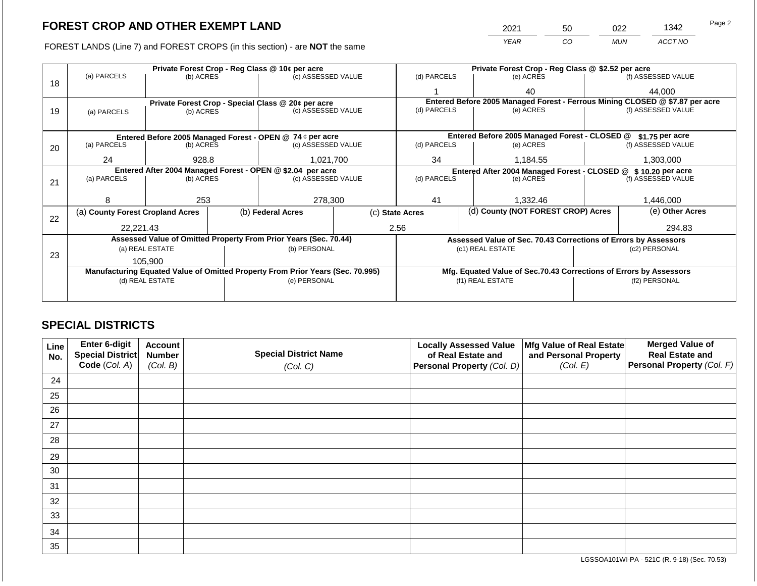## FOREST CROP AND OTHER EXEMPT LAND

| 2021 | 50 | 022 | 1342 |
|---|---|---|---|
| YEAR | CO | MUN | ACCT NO |

FOREST LANDS (Line 7) and FOREST CROPS (in this section) - are **NOT** the same

| Line | Private Forest Crop - Reg Class @ 10¢ per acre | | | Private Forest Crop - Reg Class @ $2.52 per acre | | |
|---|---|---|---|---|---|---|
| 18 | (a) PARCELS | (b) ACRES | (c) ASSESSED VALUE | (d) PARCELS | (e) ACRES | (f) ASSESSED VALUE |
| | | | | 1 | 40 | 44,000 |
| | **Private Forest Crop - Special Class @ 20¢ per acre** | | | **Entered Before 2005 Managed Forest - Ferrous Mining CLOSED @ $7.87 per acre** | | |
| 19 | (a) PARCELS | (b) ACRES | (c) ASSESSED VALUE | (d) PARCELS | (e) ACRES | (f) ASSESSED VALUE |
| | | | | | | |
| | **Entered Before 2005 Managed Forest - OPEN @ 74 ¢ per acre** | | | **Entered Before 2005 Managed Forest - CLOSED @ $1.75 per acre** | | |
| 20 | (a) PARCELS | (b) ACRES | (c) ASSESSED VALUE | (d) PARCELS | (e) ACRES | (f) ASSESSED VALUE |
| | 24 | 928.8 | 1,021,700 | 34 | 1,184.55 | 1,303,000 |
| | **Entered After 2004 Managed Forest - OPEN @ $2.04 per acre** | | | **Entered After 2004 Managed Forest - CLOSED @ $ 10.20 per acre** | | |
| 21 | (a) PARCELS | (b) ACRES | (c) ASSESSED VALUE | (d) PARCELS | (e) ACRES | (f) ASSESSED VALUE |
| | 8 | 253 | 278,300 | 41 | 1,332.46 | 1,446,000 |

| Line | (a) County Forest Cropland Acres | (b) Federal Acres | (c) State Acres | (d) County (NOT FOREST CROP) Acres | (e) Other Acres |
|---|---|---|---|---|---|
| 22 | 22,221.43 | | 2.56 | | 294.83 |

| Line | Assessed Value of Omitted Property From Prior Years (Sec. 70.44) | | Assessed Value of Sec. 70.43 Corrections of Errors by Assessors | |
|---|---|---|---|---|
| 23 | (a) REAL ESTATE | (b) PERSONAL | (c1) REAL ESTATE | (c2) PERSONAL |
| | 105,900 | | | |
| | **Manufacturing Equated Value of Omitted Property From Prior Years (Sec. 70.995)** | | **Mfg. Equated Value of Sec.70.43 Corrections of Errors by Assessors** | |
| | (d) REAL ESTATE | (e) PERSONAL | (f1) REAL ESTATE | (f2) PERSONAL |
| | | | | |

## SPECIAL DISTRICTS

| Line No. | Enter 6-digit Special District Code (Col. A) | Account Number (Col. B) | Special District Name (Col. C) | Locally Assessed Value of Real Estate and Personal Property (Col. D) | Mfg Value of Real Estate and Personal Property (Col. E) | Merged Value of Real Estate and Personal Property (Col. F) |
|---|---|---|---|---|---|---|
| 24 | | | | | | |
| 25 | | | | | | |
| 26 | | | | | | |
| 27 | | | | | | |
| 28 | | | | | | |
| 29 | | | | | | |
| 30 | | | | | | |
| 31 | | | | | | |
| 32 | | | | | | |
| 33 | | | | | | |
| 34 | | | | | | |
| 35 | | | | | | |

LGSSOA101WI-PA - 521C (R. 9-18) (Sec. 70.53)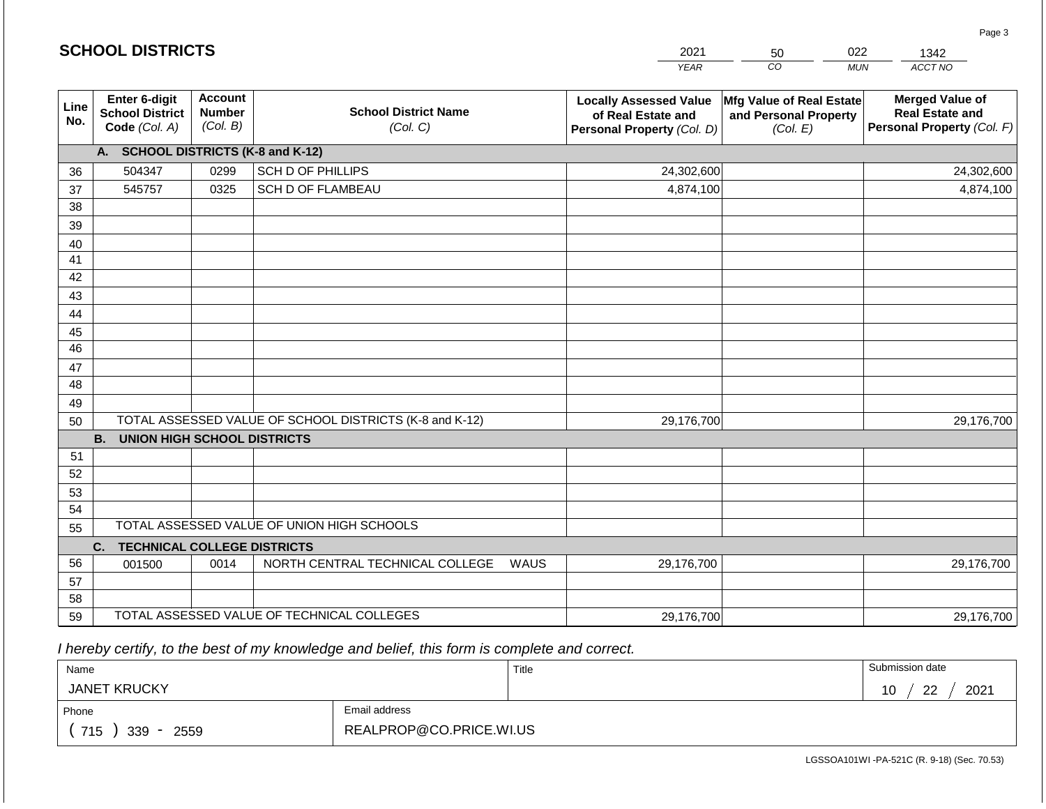## SCHOOL DISTRICTS

| YEAR | CO | MUN | ACCT NO |
|---|---|---|---|
| 2021 | 50 | 022 | 1342 |

| Line No. | Enter 6-digit School District Code (Col. A) | Account Number (Col. B) | School District Name (Col. C) | Locally Assessed Value of Real Estate and Personal Property (Col. D) | Mfg Value of Real Estate and Personal Property (Col. E) | Merged Value of Real Estate and Personal Property (Col. F) |
|---|---|---|---|---|---|---|
| | **A. SCHOOL DISTRICTS (K-8 and K-12)** | | | | | |
| 36 | 504347 | 0299 | SCH D OF PHILLIPS | 24,302,600 | | 24,302,600 |
| 37 | 545757 | 0325 | SCH D OF FLAMBEAU | 4,874,100 | | 4,874,100 |
| 38 | | | | | | |
| 39 | | | | | | |
| 40 | | | | | | |
| 41 | | | | | | |
| 42 | | | | | | |
| 43 | | | | | | |
| 44 | | | | | | |
| 45 | | | | | | |
| 46 | | | | | | |
| 47 | | | | | | |
| 48 | | | | | | |
| 49 | | | | | | |
| 50 | TOTAL ASSESSED VALUE OF SCHOOL DISTRICTS (K-8 and K-12) | | | 29,176,700 | | 29,176,700 |
| | **B. UNION HIGH SCHOOL DISTRICTS** | | | | | |
| 51 | | | | | | |
| 52 | | | | | | |
| 53 | | | | | | |
| 54 | | | | | | |
| 55 | TOTAL ASSESSED VALUE OF UNION HIGH SCHOOLS | | | | | |
| | **C. TECHNICAL COLLEGE DISTRICTS** | | | | | |
| 56 | 001500 | 0014 | NORTH CENTRAL TECHNICAL COLLEGE WAUS | 29,176,700 | | 29,176,700 |
| 57 | | | | | | |
| 58 | | | | | | |
| 59 | TOTAL ASSESSED VALUE OF TECHNICAL COLLEGES | | | 29,176,700 | | 29,176,700 |

*I hereby certify, to the best of my knowledge and belief, this form is complete and correct.*

| Name | Title | Submission date |
|---|---|---|
| JANET KRUCKY | | 10 / 22 / 2021 |

| Phone | Email address |
|---|---|
| ( 715 ) 339 - 2559 | REALPROP@CO.PRICE.WI.US |

LGSSOA101WI -PA-521C (R. 9-18) (Sec. 70.53)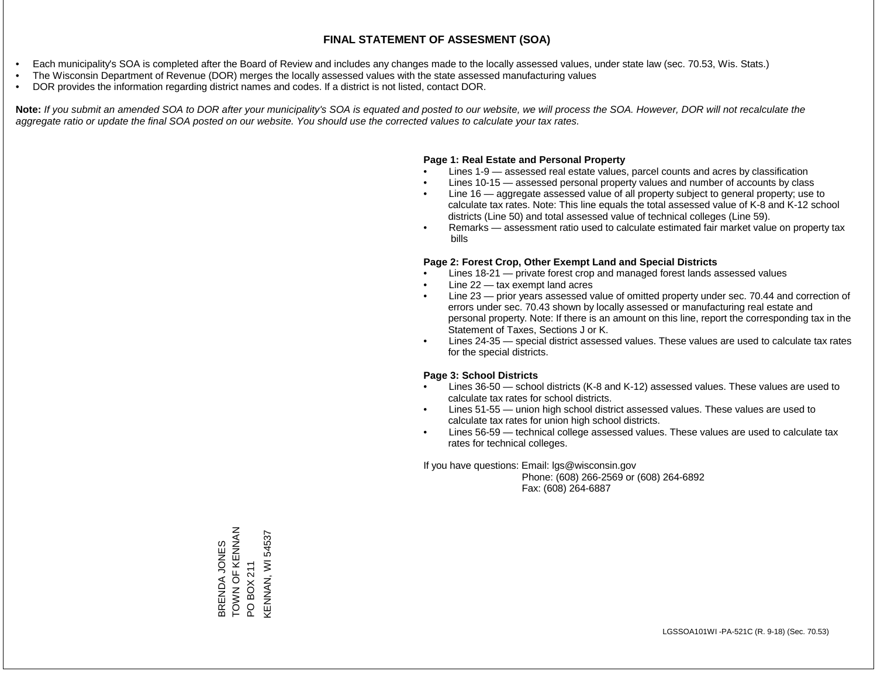# FINAL STATEMENT OF ASSESMENT (SOA)

- Each municipality's SOA is completed after the Board of Review and includes any changes made to the locally assessed values, under state law (sec. 70.53, Wis. Stats.)
- The Wisconsin Department of Revenue (DOR) merges the locally assessed values with the state assessed manufacturing values
- DOR provides the information regarding district names and codes. If a district is not listed, contact DOR.

**Note:** *If you submit an amended SOA to DOR after your municipality's SOA is equated and posted to our website, we will process the SOA. However, DOR will not recalculate the aggregate ratio or update the final SOA posted on our website. You should use the corrected values to calculate your tax rates.*

**Page 1: Real Estate and Personal Property**

- Lines 1-9 — assessed real estate values, parcel counts and acres by classification
- Lines 10-15 — assessed personal property values and number of accounts by class
- Line 16 — aggregate assessed value of all property subject to general property; use to calculate tax rates. Note: This line equals the total assessed value of K-8 and K-12 school districts (Line 50) and total assessed value of technical colleges (Line 59).
- Remarks — assessment ratio used to calculate estimated fair market value on property tax bills

**Page 2: Forest Crop, Other Exempt Land and Special Districts**

- Lines 18-21 — private forest crop and managed forest lands assessed values
- Line 22 — tax exempt land acres
- Line 23 — prior years assessed value of omitted property under sec. 70.44 and correction of errors under sec. 70.43 shown by locally assessed or manufacturing real estate and personal property. Note: If there is an amount on this line, report the corresponding tax in the Statement of Taxes, Sections J or K.
- Lines 24-35 — special district assessed values. These values are used to calculate tax rates for the special districts.

**Page 3: School Districts**

- Lines 36-50 — school districts (K-8 and K-12) assessed values. These values are used to calculate tax rates for school districts.
- Lines 51-55 — union high school district assessed values. These values are used to calculate tax rates for union high school districts.
- Lines 56-59 — technical college assessed values. These values are used to calculate tax rates for technical colleges.

If you have questions: Email: lgs@wisconsin.gov
Phone: (608) 266-2569 or (608) 264-6892
Fax: (608) 264-6887

BRENDA JONES
TOWN OF KENNAN
PO BOX 211
KENNAN, WI 54537

LGSSOA101WI -PA-521C (R. 9-18) (Sec. 70.53)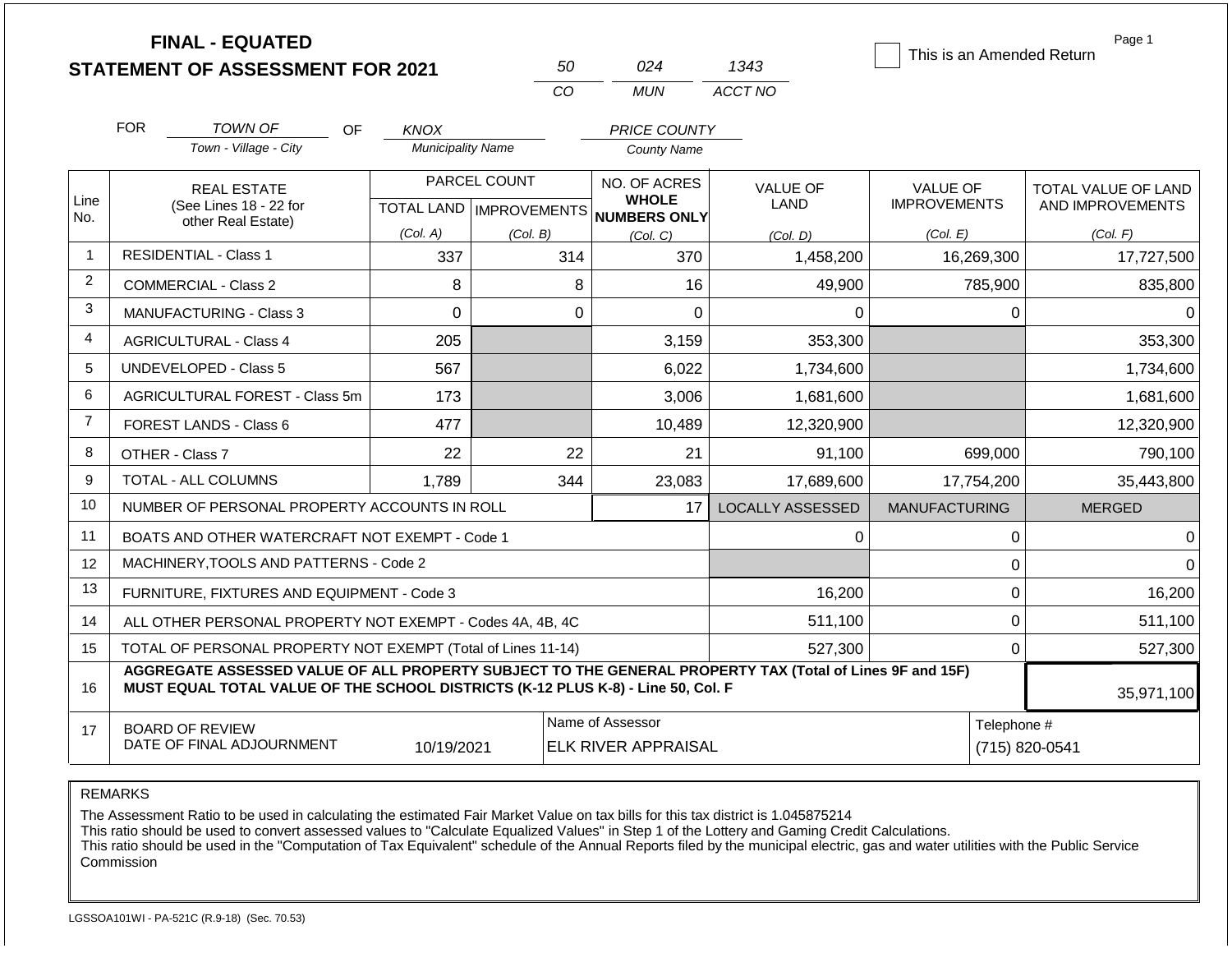# FINAL - EQUATED
# STATEMENT OF ASSESSMENT FOR 2021

| 50 | 024 | 1343 |
|---|---|---|
| CO | MUN | ACCT NO |

☐ This is an Amended Return

Page 1

FOR *TOWN OF* (Town - Village - City) OF *KNOX* (Municipality Name) *PRICE COUNTY* (County Name)

| Line No. | REAL ESTATE (See Lines 18 - 22 for other Real Estate) | PARCEL COUNT TOTAL LAND (Col. A) | PARCEL COUNT IMPROVEMENTS (Col. B) | NO. OF ACRES WHOLE NUMBERS ONLY (Col. C) | VALUE OF LAND (Col. D) | VALUE OF IMPROVEMENTS (Col. E) | TOTAL VALUE OF LAND AND IMPROVEMENTS (Col. F) |
|---|---|---|---|---|---|---|---|
| 1 | RESIDENTIAL - Class 1 | 337 | 314 | 370 | 1,458,200 | 16,269,300 | 17,727,500 |
| 2 | COMMERCIAL - Class 2 | 8 | 8 | 16 | 49,900 | 785,900 | 835,800 |
| 3 | MANUFACTURING - Class 3 | 0 | 0 | 0 | 0 | 0 | 0 |
| 4 | AGRICULTURAL - Class 4 | 205 | | 3,159 | 353,300 | | 353,300 |
| 5 | UNDEVELOPED - Class 5 | 567 | | 6,022 | 1,734,600 | | 1,734,600 |
| 6 | AGRICULTURAL FOREST - Class 5m | 173 | | 3,006 | 1,681,600 | | 1,681,600 |
| 7 | FOREST LANDS - Class 6 | 477 | | 10,489 | 12,320,900 | | 12,320,900 |
| 8 | OTHER - Class 7 | 22 | 22 | 21 | 91,100 | 699,000 | 790,100 |
| 9 | TOTAL - ALL COLUMNS | 1,789 | 344 | 23,083 | 17,689,600 | 17,754,200 | 35,443,800 |
| 10 | NUMBER OF PERSONAL PROPERTY ACCOUNTS IN ROLL | | | 17 | LOCALLY ASSESSED | MANUFACTURING | MERGED |
| 11 | BOATS AND OTHER WATERCRAFT NOT EXEMPT - Code 1 | | | | 0 | 0 | 0 |
| 12 | MACHINERY,TOOLS AND PATTERNS - Code 2 | | | | | 0 | 0 |
| 13 | FURNITURE, FIXTURES AND EQUIPMENT - Code 3 | | | | 16,200 | 0 | 16,200 |
| 14 | ALL OTHER PERSONAL PROPERTY NOT EXEMPT - Codes 4A, 4B, 4C | | | | 511,100 | 0 | 511,100 |
| 15 | TOTAL OF PERSONAL PROPERTY NOT EXEMPT (Total of Lines 11-14) | | | | 527,300 | 0 | 527,300 |
| 16 | **AGGREGATE ASSESSED VALUE OF ALL PROPERTY SUBJECT TO THE GENERAL PROPERTY TAX (Total of Lines 9F and 15F) MUST EQUAL TOTAL VALUE OF THE SCHOOL DISTRICTS (K-12 PLUS K-8) - Line 50, Col. F** | | | | | | 35,971,100 |
| 17 | BOARD OF REVIEW DATE OF FINAL ADJOURNMENT | 10/19/2021 | Name of Assessor | ELK RIVER APPRAISAL | | Telephone # | (715) 820-0541 |

REMARKS

The Assessment Ratio to be used in calculating the estimated Fair Market Value on tax bills for this tax district is 1.045875214
This ratio should be used to convert assessed values to "Calculate Equalized Values" in Step 1 of the Lottery and Gaming Credit Calculations.
This ratio should be used in the "Computation of Tax Equivalent" schedule of the Annual Reports filed by the municipal electric, gas and water utilities with the Public Service Commission

LGSSOA101WI - PA-521C (R.9-18) (Sec. 70.53)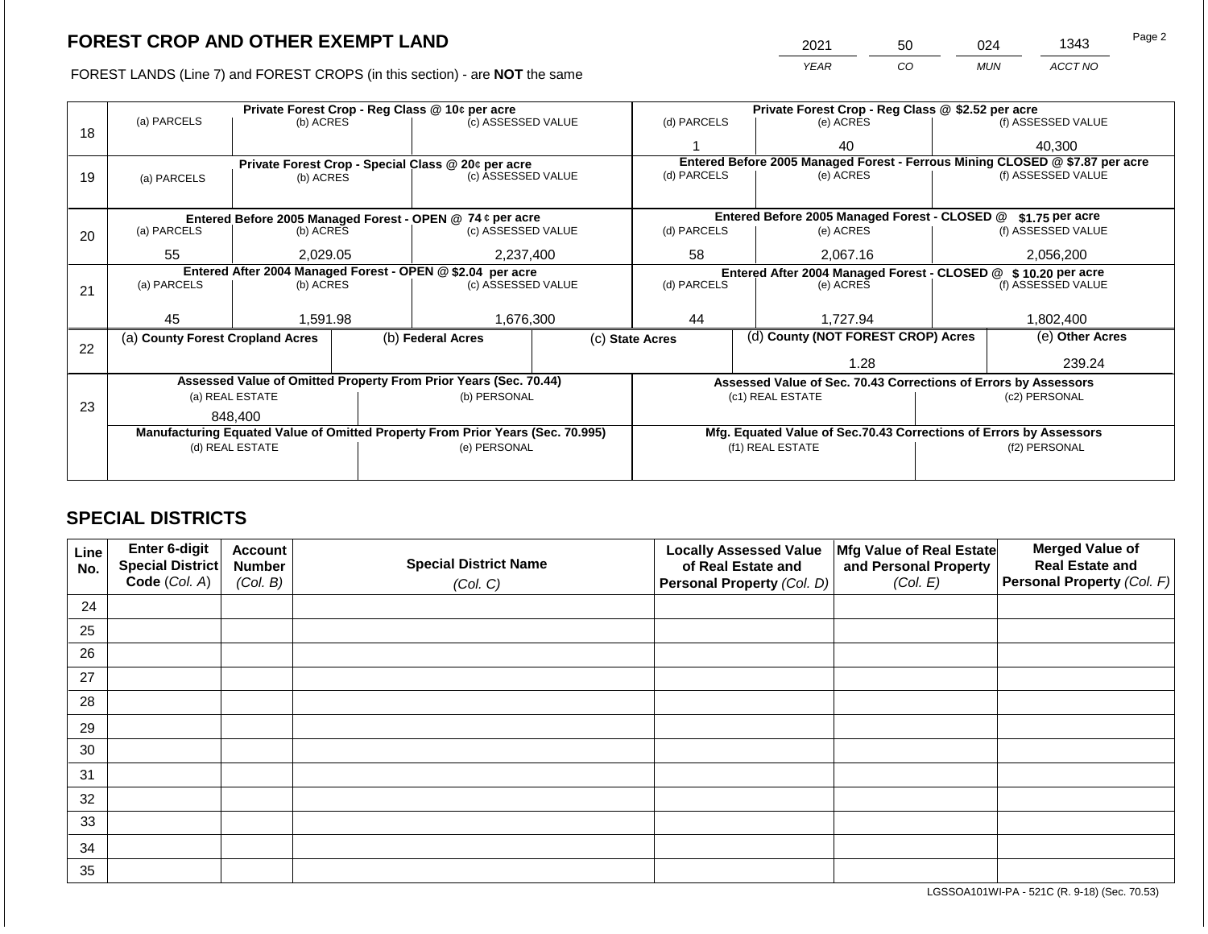# FOREST CROP AND OTHER EXEMPT LAND

| 2021 | 50 | 024 | 1343 |
|---|---|---|---|
| YEAR | CO | MUN | ACCT NO |

FOREST LANDS (Line 7) and FOREST CROPS (in this section) - are **NOT** the same

| Line | Private Forest Crop - Reg Class @ 10¢ per acre | | | Private Forest Crop - Reg Class @ $2.52 per acre | | |
|---|---|---|---|---|---|---|
| 18 | (a) PARCELS | (b) ACRES | (c) ASSESSED VALUE | (d) PARCELS | (e) ACRES | (f) ASSESSED VALUE |
| | | | | 1 | 40 | 40,300 |
| | **Private Forest Crop - Special Class @ 20¢ per acre** | | | **Entered Before 2005 Managed Forest - Ferrous Mining CLOSED @ $7.87 per acre** | | |
| 19 | (a) PARCELS | (b) ACRES | (c) ASSESSED VALUE | (d) PARCELS | (e) ACRES | (f) ASSESSED VALUE |
| | | | | | | |
| | **Entered Before 2005 Managed Forest - OPEN @ 74 ¢ per acre** | | | **Entered Before 2005 Managed Forest - CLOSED @ $1.75 per acre** | | |
| 20 | (a) PARCELS | (b) ACRES | (c) ASSESSED VALUE | (d) PARCELS | (e) ACRES | (f) ASSESSED VALUE |
| | 55 | 2,029.05 | 2,237,400 | 58 | 2,067.16 | 2,056,200 |
| | **Entered After 2004 Managed Forest - OPEN @ $2.04 per acre** | | | **Entered After 2004 Managed Forest - CLOSED @ $10.20 per acre** | | |
| 21 | (a) PARCELS | (b) ACRES | (c) ASSESSED VALUE | (d) PARCELS | (e) ACRES | (f) ASSESSED VALUE |
| | 45 | 1,591.98 | 1,676,300 | 44 | 1,727.94 | 1,802,400 |

| Line | (a) County Forest Cropland Acres | (b) Federal Acres | (c) State Acres | (d) County (NOT FOREST CROP) Acres | (e) Other Acres |
|---|---|---|---|---|---|
| 22 | | | | 1.28 | 239.24 |

| Line | Assessed Value of Omitted Property From Prior Years (Sec. 70.44) | | Assessed Value of Sec. 70.43 Corrections of Errors by Assessors | |
|---|---|---|---|---|
| 23 | (a) REAL ESTATE | (b) PERSONAL | (c1) REAL ESTATE | (c2) PERSONAL |
| | 848,400 | | | |
| | **Manufacturing Equated Value of Omitted Property From Prior Years (Sec. 70.995)** | | **Mfg. Equated Value of Sec.70.43 Corrections of Errors by Assessors** | |
| | (d) REAL ESTATE | (e) PERSONAL | (f1) REAL ESTATE | (f2) PERSONAL |
| | | | | |

## SPECIAL DISTRICTS

| Line No. | Enter 6-digit Special District Code (Col. A) | Account Number (Col. B) | Special District Name (Col. C) | Locally Assessed Value of Real Estate and Personal Property (Col. D) | Mfg Value of Real Estate and Personal Property (Col. E) | Merged Value of Real Estate and Personal Property (Col. F) |
|---|---|---|---|---|---|---|
| 24 | | | | | | |
| 25 | | | | | | |
| 26 | | | | | | |
| 27 | | | | | | |
| 28 | | | | | | |
| 29 | | | | | | |
| 30 | | | | | | |
| 31 | | | | | | |
| 32 | | | | | | |
| 33 | | | | | | |
| 34 | | | | | | |
| 35 | | | | | | |

LGSSOA101WI-PA - 521C (R. 9-18) (Sec. 70.53)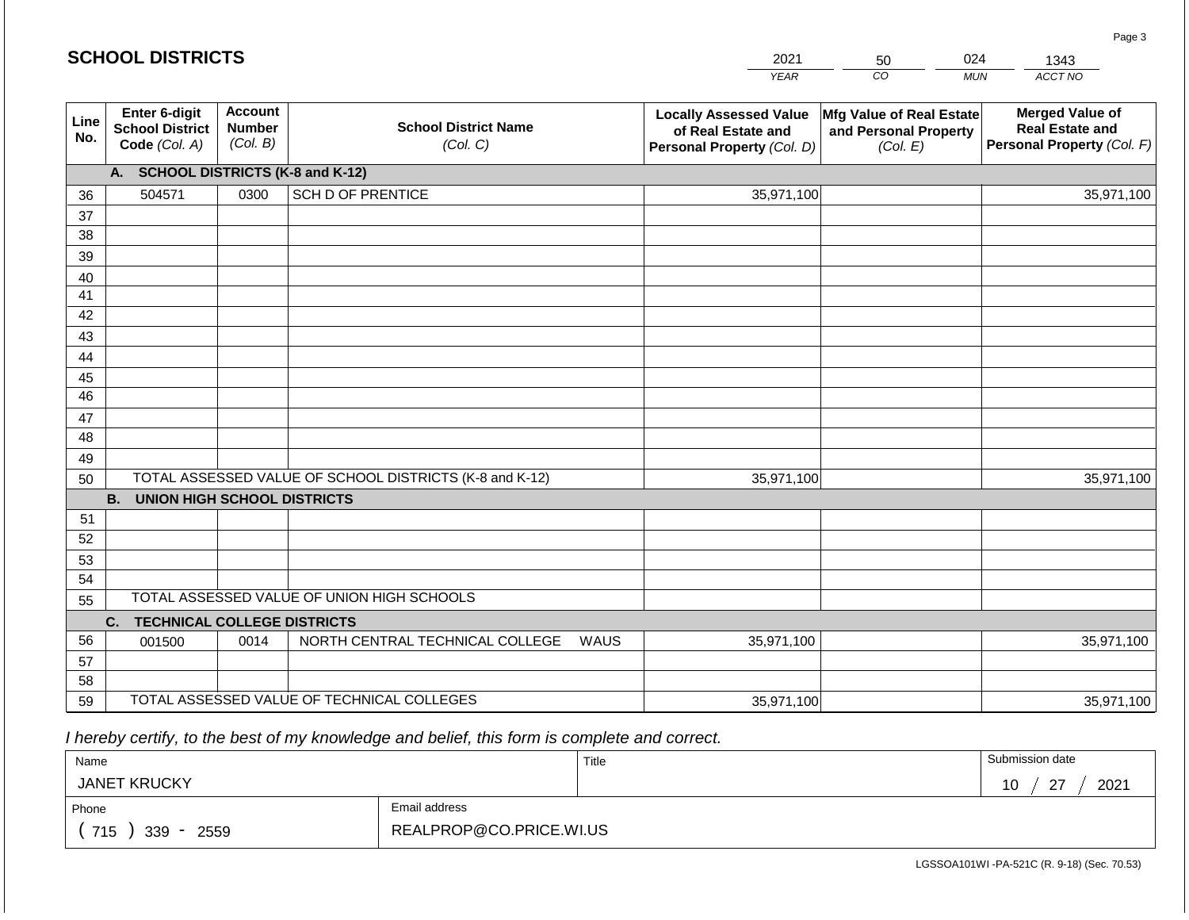## SCHOOL DISTRICTS

| 2021 | 50 | 024 | 1343 |
|---|---|---|---|
| *YEAR* | *CO* | *MUN* | *ACCT NO* |

| Line No. | Enter 6-digit School District Code *(Col. A)* | Account Number *(Col. B)* | School District Name *(Col. C)* | Locally Assessed Value of Real Estate and Personal Property *(Col. D)* | Mfg Value of Real Estate and Personal Property *(Col. E)* | Merged Value of Real Estate and Personal Property *(Col. F)* |
|---|---|---|---|---|---|---|
| | **A. SCHOOL DISTRICTS (K-8 and K-12)** | | | | | |
| 36 | 504571 | 0300 | SCH D OF PRENTICE | 35,971,100 | | 35,971,100 |
| 37 | | | | | | |
| 38 | | | | | | |
| 39 | | | | | | |
| 40 | | | | | | |
| 41 | | | | | | |
| 42 | | | | | | |
| 43 | | | | | | |
| 44 | | | | | | |
| 45 | | | | | | |
| 46 | | | | | | |
| 47 | | | | | | |
| 48 | | | | | | |
| 49 | | | | | | |
| 50 | TOTAL ASSESSED VALUE OF SCHOOL DISTRICTS (K-8 and K-12) | | | 35,971,100 | | 35,971,100 |
| | **B. UNION HIGH SCHOOL DISTRICTS** | | | | | |
| 51 | | | | | | |
| 52 | | | | | | |
| 53 | | | | | | |
| 54 | | | | | | |
| 55 | TOTAL ASSESSED VALUE OF UNION HIGH SCHOOLS | | | | | |
| | **C. TECHNICAL COLLEGE DISTRICTS** | | | | | |
| 56 | 001500 | 0014 | NORTH CENTRAL TECHNICAL COLLEGE WAUS | 35,971,100 | | 35,971,100 |
| 57 | | | | | | |
| 58 | | | | | | |
| 59 | TOTAL ASSESSED VALUE OF TECHNICAL COLLEGES | | | 35,971,100 | | 35,971,100 |

*I hereby certify, to the best of my knowledge and belief, this form is complete and correct.*

| Name | Title | Submission date |
|---|---|---|
| JANET KRUCKY | | 10 / 27 / 2021 |
| Phone | Email address | |
| ( 715 ) 339 - 2559 | REALPROP@CO.PRICE.WI.US | |

LGSSOA101WI -PA-521C (R. 9-18) (Sec. 70.53)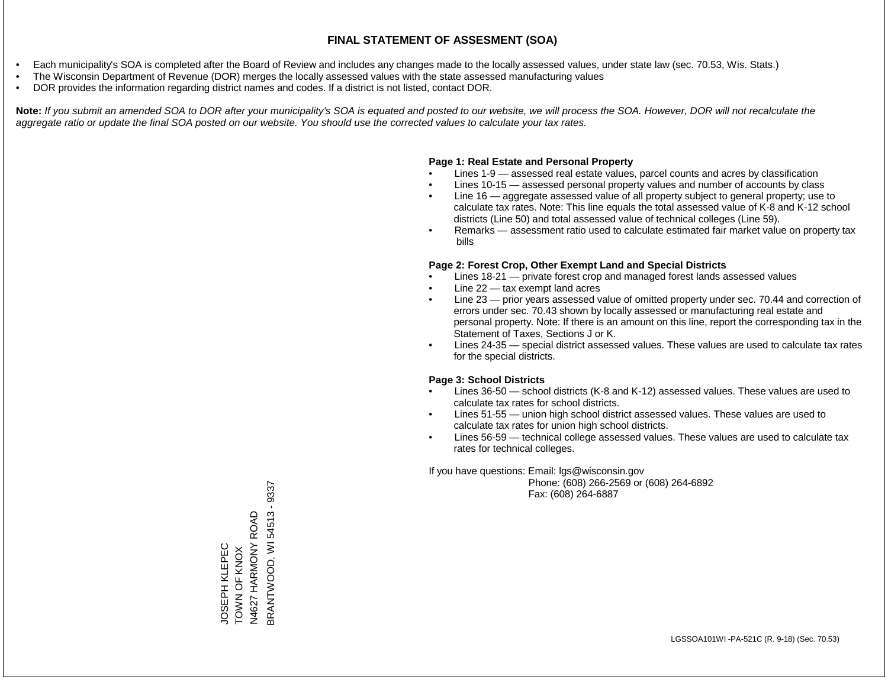# FINAL STATEMENT OF ASSESMENT (SOA)

- Each municipality's SOA is completed after the Board of Review and includes any changes made to the locally assessed values, under state law (sec. 70.53, Wis. Stats.)
- The Wisconsin Department of Revenue (DOR) merges the locally assessed values with the state assessed manufacturing values
- DOR provides the information regarding district names and codes. If a district is not listed, contact DOR.

**Note:** *If you submit an amended SOA to DOR after your municipality's SOA is equated and posted to our website, we will process the SOA. However, DOR will not recalculate the aggregate ratio or update the final SOA posted on our website. You should use the corrected values to calculate your tax rates.*

**Page 1: Real Estate and Personal Property**

- Lines 1-9 — assessed real estate values, parcel counts and acres by classification
- Lines 10-15 — assessed personal property values and number of accounts by class
- Line 16 — aggregate assessed value of all property subject to general property; use to calculate tax rates. Note: This line equals the total assessed value of K-8 and K-12 school districts (Line 50) and total assessed value of technical colleges (Line 59).
- Remarks — assessment ratio used to calculate estimated fair market value on property tax bills

**Page 2: Forest Crop, Other Exempt Land and Special Districts**

- Lines 18-21 — private forest crop and managed forest lands assessed values
- Line 22 — tax exempt land acres
- Line 23 — prior years assessed value of omitted property under sec. 70.44 and correction of errors under sec. 70.43 shown by locally assessed or manufacturing real estate and personal property. Note: If there is an amount on this line, report the corresponding tax in the Statement of Taxes, Sections J or K.
- Lines 24-35 — special district assessed values. These values are used to calculate tax rates for the special districts.

**Page 3: School Districts**

- Lines 36-50 — school districts (K-8 and K-12) assessed values. These values are used to calculate tax rates for school districts.
- Lines 51-55 — union high school district assessed values. These values are used to calculate tax rates for union high school districts.
- Lines 56-59 — technical college assessed values. These values are used to calculate tax rates for technical colleges.

If you have questions: Email: lgs@wisconsin.gov
Phone: (608) 266-2569 or (608) 264-6892
Fax: (608) 264-6887

JOSEPH KLEPEC
TOWN OF KNOX
N4627 HARMONY ROAD
BRANTWOOD, WI 54513 - 9337

LGSSOA101WI -PA-521C (R. 9-18) (Sec. 70.53)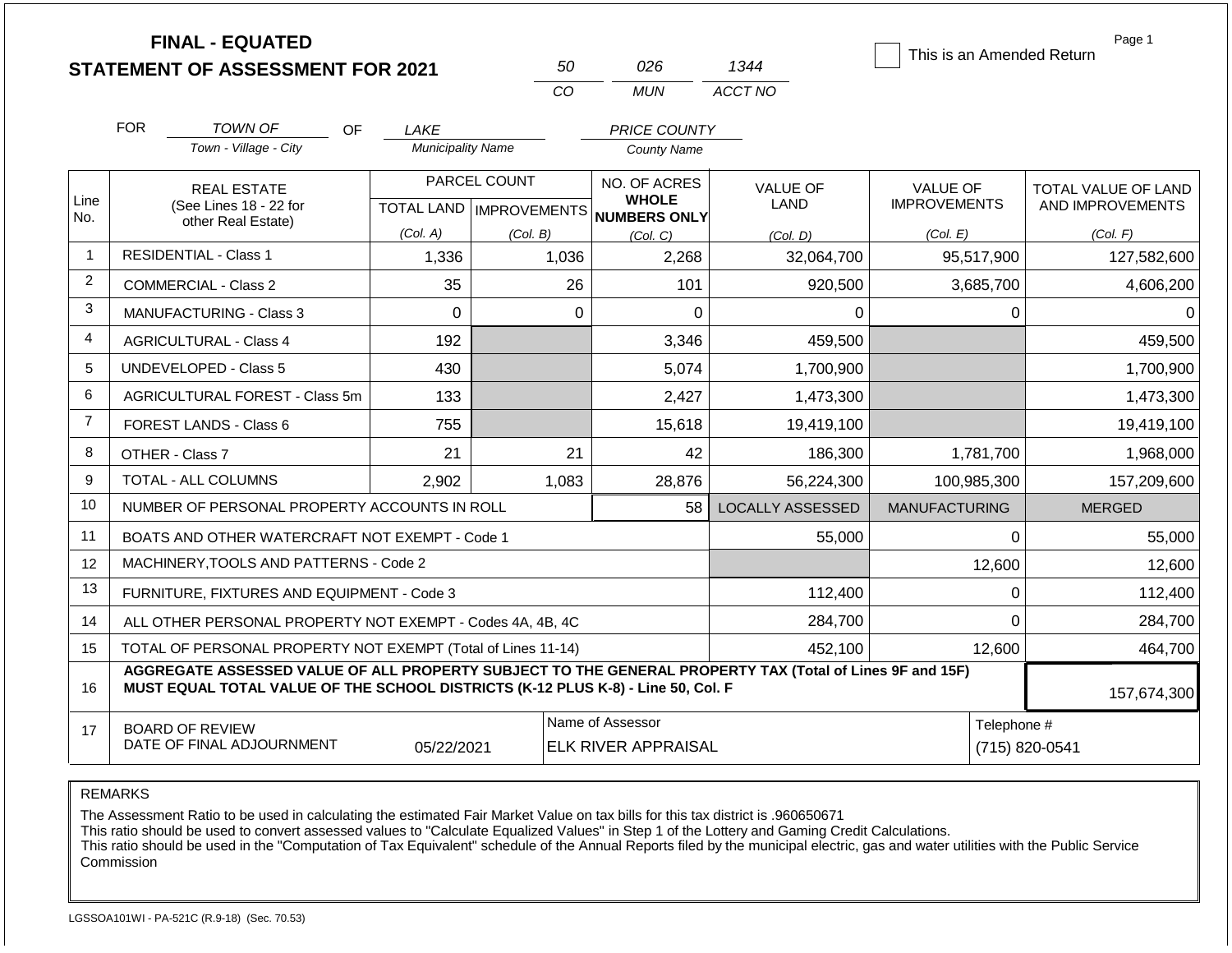# FINAL - EQUATED
## STATEMENT OF ASSESSMENT FOR 2021

| 50 | 026 | 1344 |
|---|---|---|
| CO | MUN | ACCT NO |

☐ This is an Amended Return

Page 1

FOR *TOWN OF* OF *LAKE* *PRICE COUNTY*

Town - Village - City | Municipality Name | County Name

| Line No. | REAL ESTATE (See Lines 18 - 22 for other Real Estate) | PARCEL COUNT TOTAL LAND (Col. A) | PARCEL COUNT IMPROVEMENTS (Col. B) | NO. OF ACRES WHOLE NUMBERS ONLY (Col. C) | VALUE OF LAND (Col. D) | VALUE OF IMPROVEMENTS (Col. E) | TOTAL VALUE OF LAND AND IMPROVEMENTS (Col. F) |
|---|---|---|---|---|---|---|---|
| 1 | RESIDENTIAL - Class 1 | 1,336 | 1,036 | 2,268 | 32,064,700 | 95,517,900 | 127,582,600 |
| 2 | COMMERCIAL - Class 2 | 35 | 26 | 101 | 920,500 | 3,685,700 | 4,606,200 |
| 3 | MANUFACTURING - Class 3 | 0 | 0 | 0 | 0 | 0 | 0 |
| 4 | AGRICULTURAL - Class 4 | 192 | | 3,346 | 459,500 | | 459,500 |
| 5 | UNDEVELOPED - Class 5 | 430 | | 5,074 | 1,700,900 | | 1,700,900 |
| 6 | AGRICULTURAL FOREST - Class 5m | 133 | | 2,427 | 1,473,300 | | 1,473,300 |
| 7 | FOREST LANDS - Class 6 | 755 | | 15,618 | 19,419,100 | | 19,419,100 |
| 8 | OTHER - Class 7 | 21 | 21 | 42 | 186,300 | 1,781,700 | 1,968,000 |
| 9 | TOTAL - ALL COLUMNS | 2,902 | 1,083 | 28,876 | 56,224,300 | 100,985,300 | 157,209,600 |
| 10 | NUMBER OF PERSONAL PROPERTY ACCOUNTS IN ROLL | | | 58 | LOCALLY ASSESSED | MANUFACTURING | MERGED |
| 11 | BOATS AND OTHER WATERCRAFT NOT EXEMPT - Code 1 | | | | 55,000 | 0 | 55,000 |
| 12 | MACHINERY,TOOLS AND PATTERNS - Code 2 | | | | | 12,600 | 12,600 |
| 13 | FURNITURE, FIXTURES AND EQUIPMENT - Code 3 | | | | 112,400 | 0 | 112,400 |
| 14 | ALL OTHER PERSONAL PROPERTY NOT EXEMPT - Codes 4A, 4B, 4C | | | | 284,700 | 0 | 284,700 |
| 15 | TOTAL OF PERSONAL PROPERTY NOT EXEMPT (Total of Lines 11-14) | | | | 452,100 | 12,600 | 464,700 |
| 16 | **AGGREGATE ASSESSED VALUE OF ALL PROPERTY SUBJECT TO THE GENERAL PROPERTY TAX (Total of Lines 9F and 15F) MUST EQUAL TOTAL VALUE OF THE SCHOOL DISTRICTS (K-12 PLUS K-8) - Line 50, Col. F** | | | | | | 157,674,300 |
| 17 | BOARD OF REVIEW DATE OF FINAL ADJOURNMENT | 05/22/2021 | | Name of Assessor: ELK RIVER APPRAISAL | | | Telephone #: (715) 820-0541 |

REMARKS

The Assessment Ratio to be used in calculating the estimated Fair Market Value on tax bills for this tax district is .960650671
This ratio should be used to convert assessed values to "Calculate Equalized Values" in Step 1 of the Lottery and Gaming Credit Calculations.
This ratio should be used in the "Computation of Tax Equivalent" schedule of the Annual Reports filed by the municipal electric, gas and water utilities with the Public Service Commission

LGSSOA101WI - PA-521C (R.9-18) (Sec. 70.53)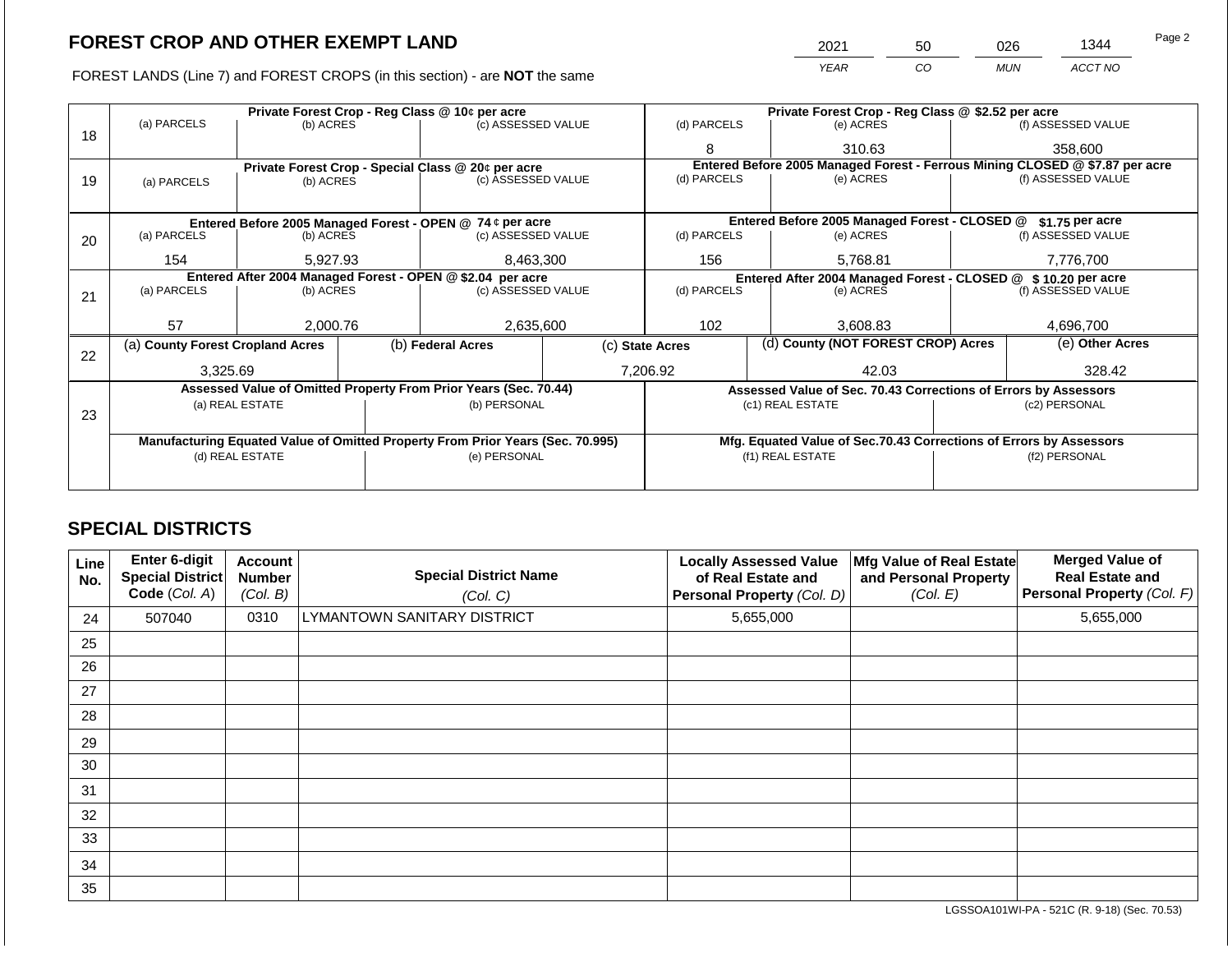## FOREST CROP AND OTHER EXEMPT LAND

| 2021 | 50 | 026 | 1344 |
|---|---|---|---|
| YEAR | CO | MUN | ACCT NO |

FOREST LANDS (Line 7) and FOREST CROPS (in this section) - are **NOT** the same

| Line | (a) PARCELS | (b) ACRES | (c) ASSESSED VALUE | (d) PARCELS | (e) ACRES | (f) ASSESSED VALUE |
|---|---|---|---|---|---|---|
| 18 | **Private Forest Crop - Reg Class @ 10¢ per acre** | | | **Private Forest Crop - Reg Class @ $2.52 per acre** | | |
| 18 | | | | 8 | 310.63 | 358,600 |
| 19 | **Private Forest Crop - Special Class @ 20¢ per acre** | | | **Entered Before 2005 Managed Forest - Ferrous Mining CLOSED @ $7.87 per acre** | | |
| 19 | | | | | | |
| 20 | **Entered Before 2005 Managed Forest - OPEN @ 74 ¢ per acre** | | | **Entered Before 2005 Managed Forest - CLOSED @ $1.75 per acre** | | |
| 20 | 154 | 5,927.93 | 8,463,300 | 156 | 5,768.81 | 7,776,700 |
| 21 | **Entered After 2004 Managed Forest - OPEN @ $2.04 per acre** | | | **Entered After 2004 Managed Forest - CLOSED @ $ 10.20 per acre** | | |
| 21 | 57 | 2,000.76 | 2,635,600 | 102 | 3,608.83 | 4,696,700 |

| Line | (a) County Forest Cropland Acres | (b) Federal Acres | (c) State Acres | (d) County (NOT FOREST CROP) Acres | (e) Other Acres |
|---|---|---|---|---|---|
| 22 | 3,325.69 | | 7,206.92 | 42.03 | 328.42 |

| Line | Assessed Value of Omitted Property From Prior Years (Sec. 70.44) | | Assessed Value of Sec. 70.43 Corrections of Errors by Assessors | |
|---|---|---|---|---|
| 23 | (a) REAL ESTATE | (b) PERSONAL | (c1) REAL ESTATE | (c2) PERSONAL |
| | | | | |
| | **Manufacturing Equated Value of Omitted Property From Prior Years (Sec. 70.995)** | | **Mfg. Equated Value of Sec.70.43 Corrections of Errors by Assessors** | |
| | (d) REAL ESTATE | (e) PERSONAL | (f1) REAL ESTATE | (f2) PERSONAL |
| | | | | |

## SPECIAL DISTRICTS

| Line No. | Enter 6-digit Special District Code (Col. A) | Account Number (Col. B) | Special District Name (Col. C) | Locally Assessed Value of Real Estate and Personal Property (Col. D) | Mfg Value of Real Estate and Personal Property (Col. E) | Merged Value of Real Estate and Personal Property (Col. F) |
|---|---|---|---|---|---|---|
| 24 | 507040 | 0310 | LYMANTOWN SANITARY DISTRICT | 5,655,000 | | 5,655,000 |
| 25 | | | | | | |
| 26 | | | | | | |
| 27 | | | | | | |
| 28 | | | | | | |
| 29 | | | | | | |
| 30 | | | | | | |
| 31 | | | | | | |
| 32 | | | | | | |
| 33 | | | | | | |
| 34 | | | | | | |
| 35 | | | | | | |

LGSSOA101WI-PA - 521C (R. 9-18) (Sec. 70.53)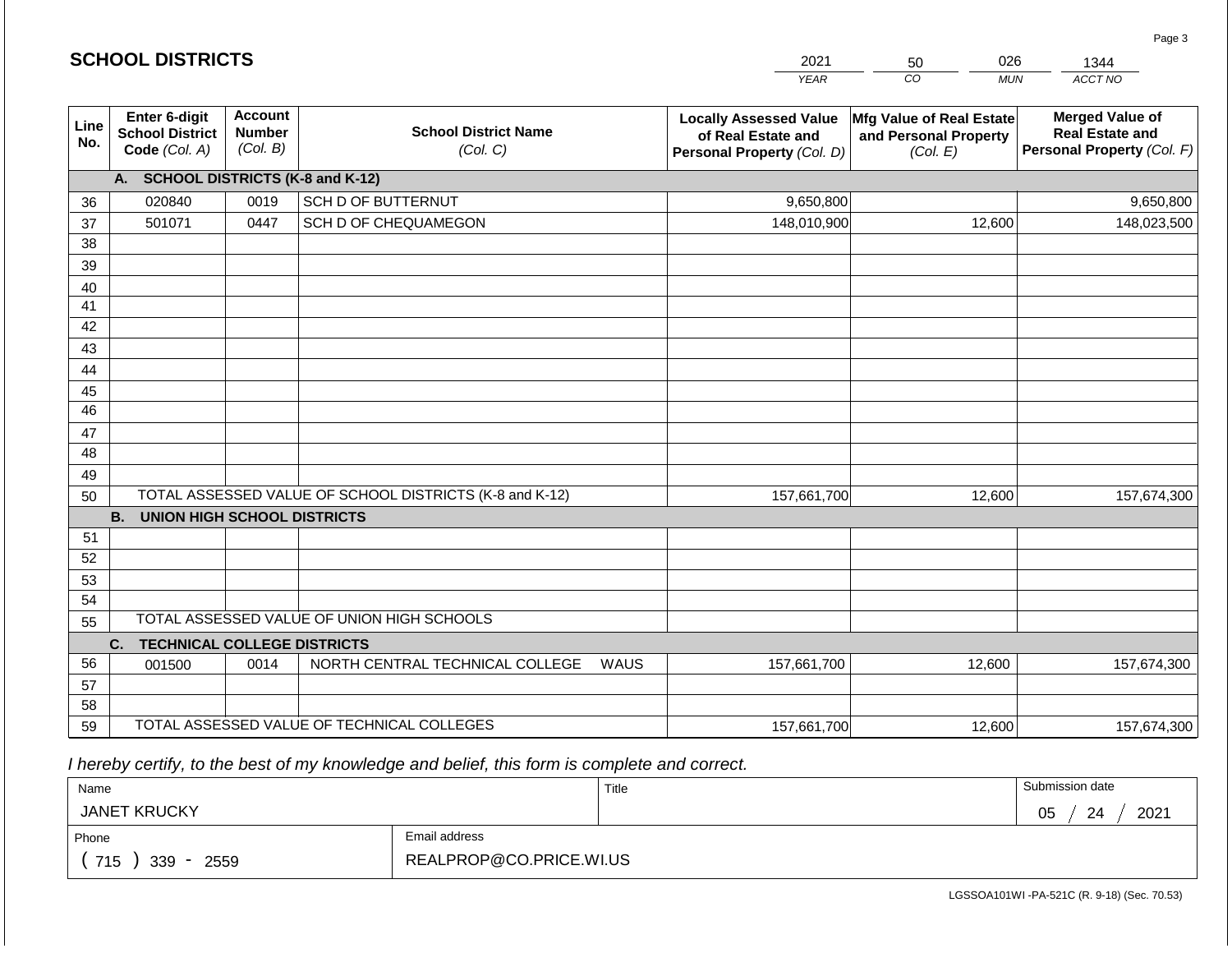## SCHOOL DISTRICTS

| 2021 | 50 | 026 | 1344 |
|---|---|---|---|
| YEAR | CO | MUN | ACCT NO |

| Line No. | Enter 6-digit School District Code (Col. A) | Account Number (Col. B) | School District Name (Col. C) | Locally Assessed Value of Real Estate and Personal Property (Col. D) | Mfg Value of Real Estate and Personal Property (Col. E) | Merged Value of Real Estate and Personal Property (Col. F) |
|---|---|---|---|---|---|---|
| | **A. SCHOOL DISTRICTS (K-8 and K-12)** | | | | | |
| 36 | 020840 | 0019 | SCH D OF BUTTERNUT | 9,650,800 | | 9,650,800 |
| 37 | 501071 | 0447 | SCH D OF CHEQUAMEGON | 148,010,900 | 12,600 | 148,023,500 |
| 38 | | | | | | |
| 39 | | | | | | |
| 40 | | | | | | |
| 41 | | | | | | |
| 42 | | | | | | |
| 43 | | | | | | |
| 44 | | | | | | |
| 45 | | | | | | |
| 46 | | | | | | |
| 47 | | | | | | |
| 48 | | | | | | |
| 49 | | | | | | |
| 50 | TOTAL ASSESSED VALUE OF SCHOOL DISTRICTS (K-8 and K-12) | | | 157,661,700 | 12,600 | 157,674,300 |
| | **B. UNION HIGH SCHOOL DISTRICTS** | | | | | |
| 51 | | | | | | |
| 52 | | | | | | |
| 53 | | | | | | |
| 54 | | | | | | |
| 55 | TOTAL ASSESSED VALUE OF UNION HIGH SCHOOLS | | | | | |
| | **C. TECHNICAL COLLEGE DISTRICTS** | | | | | |
| 56 | 001500 | 0014 | NORTH CENTRAL TECHNICAL COLLEGE WAUS | 157,661,700 | 12,600 | 157,674,300 |
| 57 | | | | | | |
| 58 | | | | | | |
| 59 | TOTAL ASSESSED VALUE OF TECHNICAL COLLEGES | | | 157,661,700 | 12,600 | 157,674,300 |

*I hereby certify, to the best of my knowledge and belief, this form is complete and correct.*

| Name | Title | Submission date |
|---|---|---|
| JANET KRUCKY | | 05 / 24 / 2021 |
| **Phone** | **Email address** | |
| ( 715 ) 339 - 2559 | REALPROP@CO.PRICE.WI.US | |

LGSSOA101WI -PA-521C (R. 9-18) (Sec. 70.53)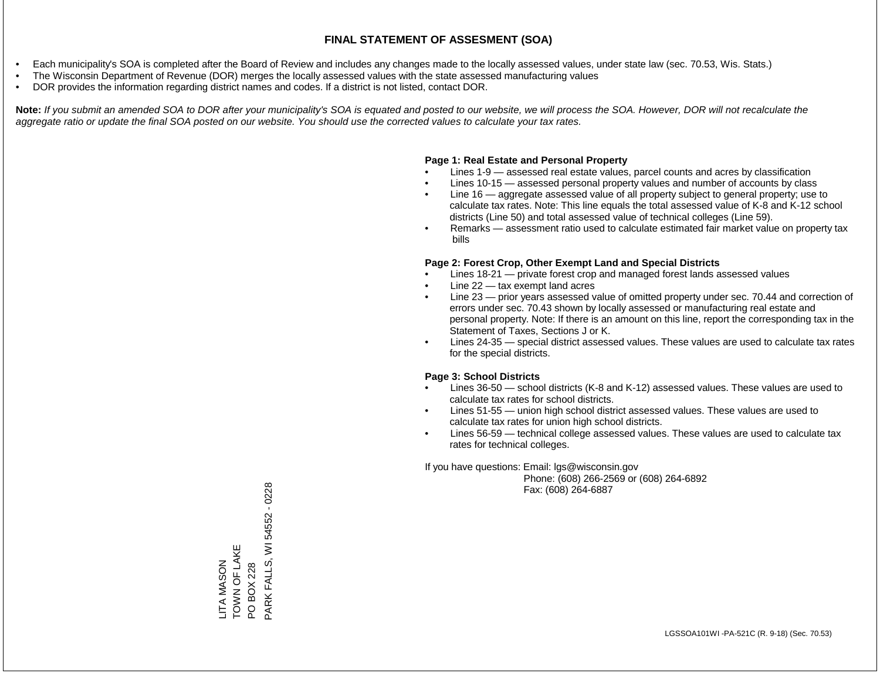# FINAL STATEMENT OF ASSESMENT (SOA)

- Each municipality's SOA is completed after the Board of Review and includes any changes made to the locally assessed values, under state law (sec. 70.53, Wis. Stats.)
- The Wisconsin Department of Revenue (DOR) merges the locally assessed values with the state assessed manufacturing values
- DOR provides the information regarding district names and codes. If a district is not listed, contact DOR.

**Note:** *If you submit an amended SOA to DOR after your municipality's SOA is equated and posted to our website, we will process the SOA. However, DOR will not recalculate the aggregate ratio or update the final SOA posted on our website. You should use the corrected values to calculate your tax rates.*

**Page 1: Real Estate and Personal Property**

- Lines 1-9 — assessed real estate values, parcel counts and acres by classification
- Lines 10-15 — assessed personal property values and number of accounts by class
- Line 16 — aggregate assessed value of all property subject to general property; use to calculate tax rates. Note: This line equals the total assessed value of K-8 and K-12 school districts (Line 50) and total assessed value of technical colleges (Line 59).
- Remarks — assessment ratio used to calculate estimated fair market value on property tax bills

**Page 2: Forest Crop, Other Exempt Land and Special Districts**

- Lines 18-21 — private forest crop and managed forest lands assessed values
- Line 22 — tax exempt land acres
- Line 23 — prior years assessed value of omitted property under sec. 70.44 and correction of errors under sec. 70.43 shown by locally assessed or manufacturing real estate and personal property. Note: If there is an amount on this line, report the corresponding tax in the Statement of Taxes, Sections J or K.
- Lines 24-35 — special district assessed values. These values are used to calculate tax rates for the special districts.

**Page 3: School Districts**

- Lines 36-50 — school districts (K-8 and K-12) assessed values. These values are used to calculate tax rates for school districts.
- Lines 51-55 — union high school district assessed values. These values are used to calculate tax rates for union high school districts.
- Lines 56-59 — technical college assessed values. These values are used to calculate tax rates for technical colleges.

If you have questions: Email: lgs@wisconsin.gov
Phone: (608) 266-2569 or (608) 264-6892
Fax: (608) 264-6887

LITA MASON
TOWN OF LAKE
PO BOX 228
PARK FALLS, WI 54552 - 0228

LGSSOA101WI -PA-521C (R. 9-18) (Sec. 70.53)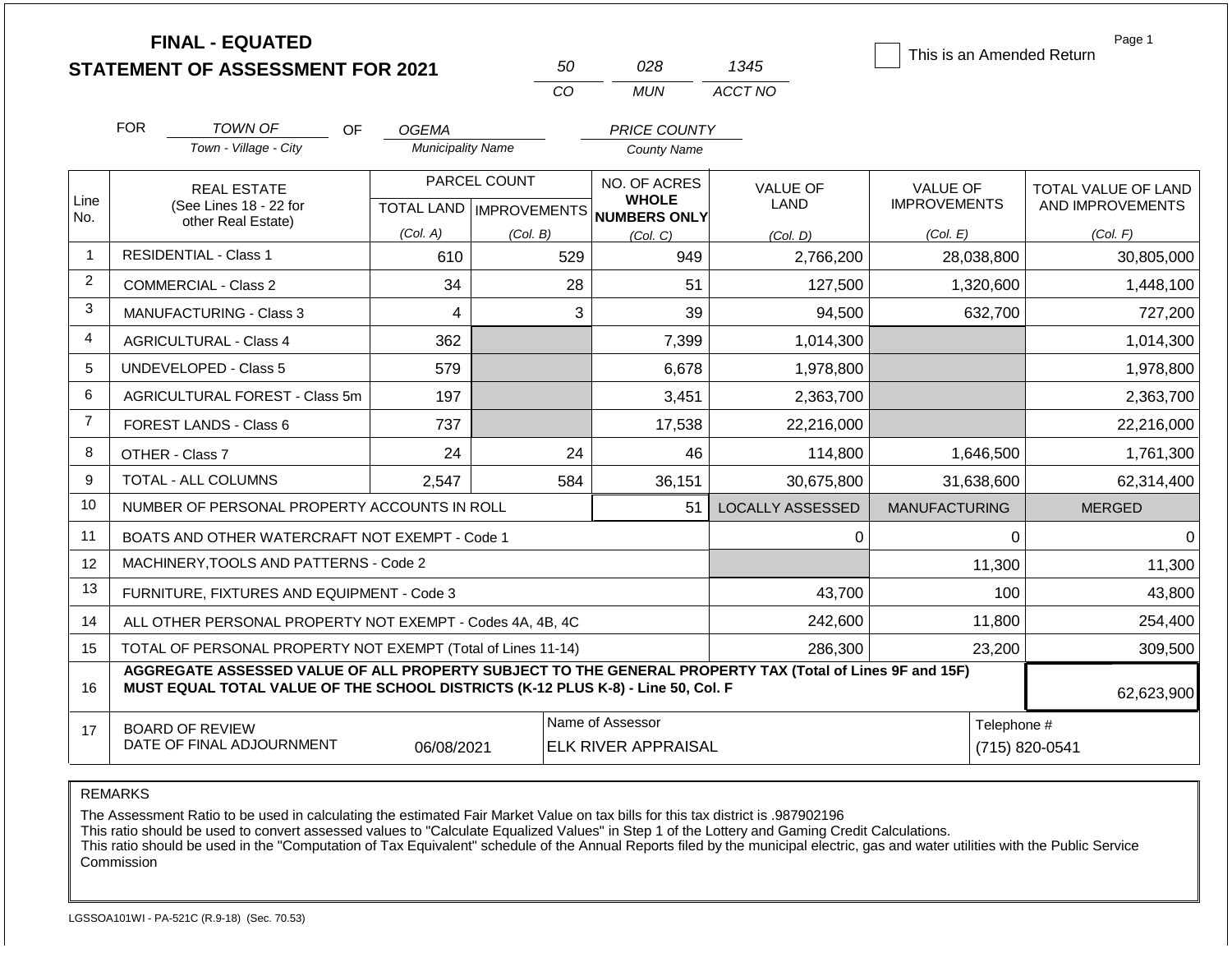# FINAL - EQUATED
# STATEMENT OF ASSESSMENT FOR 2021

| 50 | 028 | 1345 |
|---|---|---|
| CO | MUN | ACCT NO |

☐ This is an Amended Return

Page 1

FOR *TOWN OF* (Town - Village - City) OF *OGEMA* (Municipality Name) *PRICE COUNTY* (County Name)

| Line No. | REAL ESTATE (See Lines 18 - 22 for other Real Estate) | PARCEL COUNT TOTAL LAND (Col. A) | PARCEL COUNT IMPROVEMENTS (Col. B) | NO. OF ACRES WHOLE NUMBERS ONLY (Col. C) | VALUE OF LAND (Col. D) | VALUE OF IMPROVEMENTS (Col. E) | TOTAL VALUE OF LAND AND IMPROVEMENTS (Col. F) |
|---|---|---|---|---|---|---|---|
| 1 | RESIDENTIAL - Class 1 | 610 | 529 | 949 | 2,766,200 | 28,038,800 | 30,805,000 |
| 2 | COMMERCIAL - Class 2 | 34 | 28 | 51 | 127,500 | 1,320,600 | 1,448,100 |
| 3 | MANUFACTURING - Class 3 | 4 | 3 | 39 | 94,500 | 632,700 | 727,200 |
| 4 | AGRICULTURAL - Class 4 | 362 | | 7,399 | 1,014,300 | | 1,014,300 |
| 5 | UNDEVELOPED - Class 5 | 579 | | 6,678 | 1,978,800 | | 1,978,800 |
| 6 | AGRICULTURAL FOREST - Class 5m | 197 | | 3,451 | 2,363,700 | | 2,363,700 |
| 7 | FOREST LANDS - Class 6 | 737 | | 17,538 | 22,216,000 | | 22,216,000 |
| 8 | OTHER - Class 7 | 24 | 24 | 46 | 114,800 | 1,646,500 | 1,761,300 |
| 9 | TOTAL - ALL COLUMNS | 2,547 | 584 | 36,151 | 30,675,800 | 31,638,600 | 62,314,400 |
| 10 | NUMBER OF PERSONAL PROPERTY ACCOUNTS IN ROLL | | | 51 | LOCALLY ASSESSED | MANUFACTURING | MERGED |
| 11 | BOATS AND OTHER WATERCRAFT NOT EXEMPT - Code 1 | | | | 0 | 0 | 0 |
| 12 | MACHINERY,TOOLS AND PATTERNS - Code 2 | | | | | 11,300 | 11,300 |
| 13 | FURNITURE, FIXTURES AND EQUIPMENT - Code 3 | | | | 43,700 | 100 | 43,800 |
| 14 | ALL OTHER PERSONAL PROPERTY NOT EXEMPT - Codes 4A, 4B, 4C | | | | 242,600 | 11,800 | 254,400 |
| 15 | TOTAL OF PERSONAL PROPERTY NOT EXEMPT (Total of Lines 11-14) | | | | 286,300 | 23,200 | 309,500 |
| 16 | **AGGREGATE ASSESSED VALUE OF ALL PROPERTY SUBJECT TO THE GENERAL PROPERTY TAX (Total of Lines 9F and 15F) MUST EQUAL TOTAL VALUE OF THE SCHOOL DISTRICTS (K-12 PLUS K-8) - Line 50, Col. F** | | | | | | 62,623,900 |
| 17 | BOARD OF REVIEW DATE OF FINAL ADJOURNMENT | 06/08/2021 | | Name of Assessor: ELK RIVER APPRAISAL | | Telephone #: (715) 820-0541 | |

REMARKS

The Assessment Ratio to be used in calculating the estimated Fair Market Value on tax bills for this tax district is .987902196
This ratio should be used to convert assessed values to "Calculate Equalized Values" in Step 1 of the Lottery and Gaming Credit Calculations.
This ratio should be used in the "Computation of Tax Equivalent" schedule of the Annual Reports filed by the municipal electric, gas and water utilities with the Public Service Commission

LGSSOA101WI - PA-521C (R.9-18) (Sec. 70.53)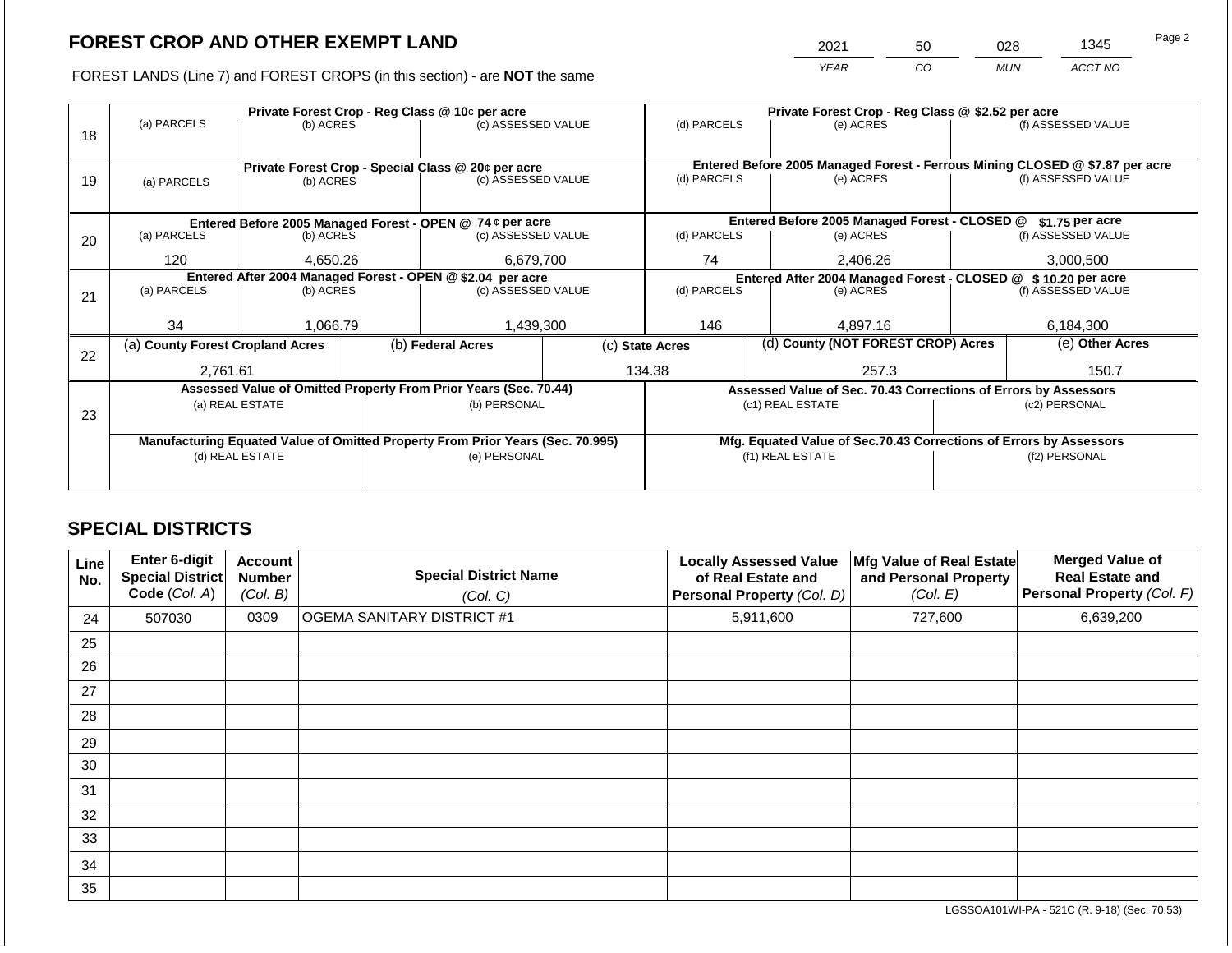## FOREST CROP AND OTHER EXEMPT LAND

| 2021 | 50 | 028 | 1345 |
|---|---|---|---|
| *YEAR* | *CO* | *MUN* | *ACCT NO* |

FOREST LANDS (Line 7) and FOREST CROPS (in this section) - are **NOT** the same

| Line | (a) PARCELS | (b) ACRES | (c) ASSESSED VALUE | (d) PARCELS | (e) ACRES | (f) ASSESSED VALUE |
|---|---|---|---|---|---|---|
| 18 | **Private Forest Crop - Reg Class @ 10¢ per acre** | | | **Private Forest Crop - Reg Class @ $2.52 per acre** | | |
| 18 | | | | | | |
| 19 | **Private Forest Crop - Special Class @ 20¢ per acre** | | | **Entered Before 2005 Managed Forest - Ferrous Mining CLOSED @ $7.87 per acre** | | |
| 19 | | | | | | |
| 20 | **Entered Before 2005 Managed Forest - OPEN @ 74 ¢ per acre** | | | **Entered Before 2005 Managed Forest - CLOSED @ $1.75 per acre** | | |
| 20 | 120 | 4,650.26 | 6,679,700 | 74 | 2,406.26 | 3,000,500 |
| 21 | **Entered After 2004 Managed Forest - OPEN @ $2.04 per acre** | | | **Entered After 2004 Managed Forest - CLOSED @ $ 10.20 per acre** | | |
| 21 | 34 | 1,066.79 | 1,439,300 | 146 | 4,897.16 | 6,184,300 |

| Line | (a) County Forest Cropland Acres | (b) Federal Acres | (c) State Acres | (d) County (NOT FOREST CROP) Acres | (e) Other Acres |
|---|---|---|---|---|---|
| 22 | 2,761.61 | | 134.38 | 257.3 | 150.7 |

| Line | Assessed Value of Omitted Property From Prior Years (Sec. 70.44) | | Assessed Value of Sec. 70.43 Corrections of Errors by Assessors | |
|---|---|---|---|---|
| 23 | (a) REAL ESTATE | (b) PERSONAL | (c1) REAL ESTATE | (c2) PERSONAL |
| | | | | |
| | **Manufacturing Equated Value of Omitted Property From Prior Years (Sec. 70.995)** | | **Mfg. Equated Value of Sec.70.43 Corrections of Errors by Assessors** | |
| | (d) REAL ESTATE | (e) PERSONAL | (f1) REAL ESTATE | (f2) PERSONAL |
| | | | | |

## SPECIAL DISTRICTS

| Line No. | Enter 6-digit Special District Code (Col. A) | Account Number (Col. B) | Special District Name (Col. C) | Locally Assessed Value of Real Estate and Personal Property (Col. D) | Mfg Value of Real Estate and Personal Property (Col. E) | Merged Value of Real Estate and Personal Property (Col. F) |
|---|---|---|---|---|---|---|
| 24 | 507030 | 0309 | OGEMA SANITARY DISTRICT #1 | 5,911,600 | 727,600 | 6,639,200 |
| 25 | | | | | | |
| 26 | | | | | | |
| 27 | | | | | | |
| 28 | | | | | | |
| 29 | | | | | | |
| 30 | | | | | | |
| 31 | | | | | | |
| 32 | | | | | | |
| 33 | | | | | | |
| 34 | | | | | | |
| 35 | | | | | | |

LGSSOA101WI-PA - 521C (R. 9-18) (Sec. 70.53)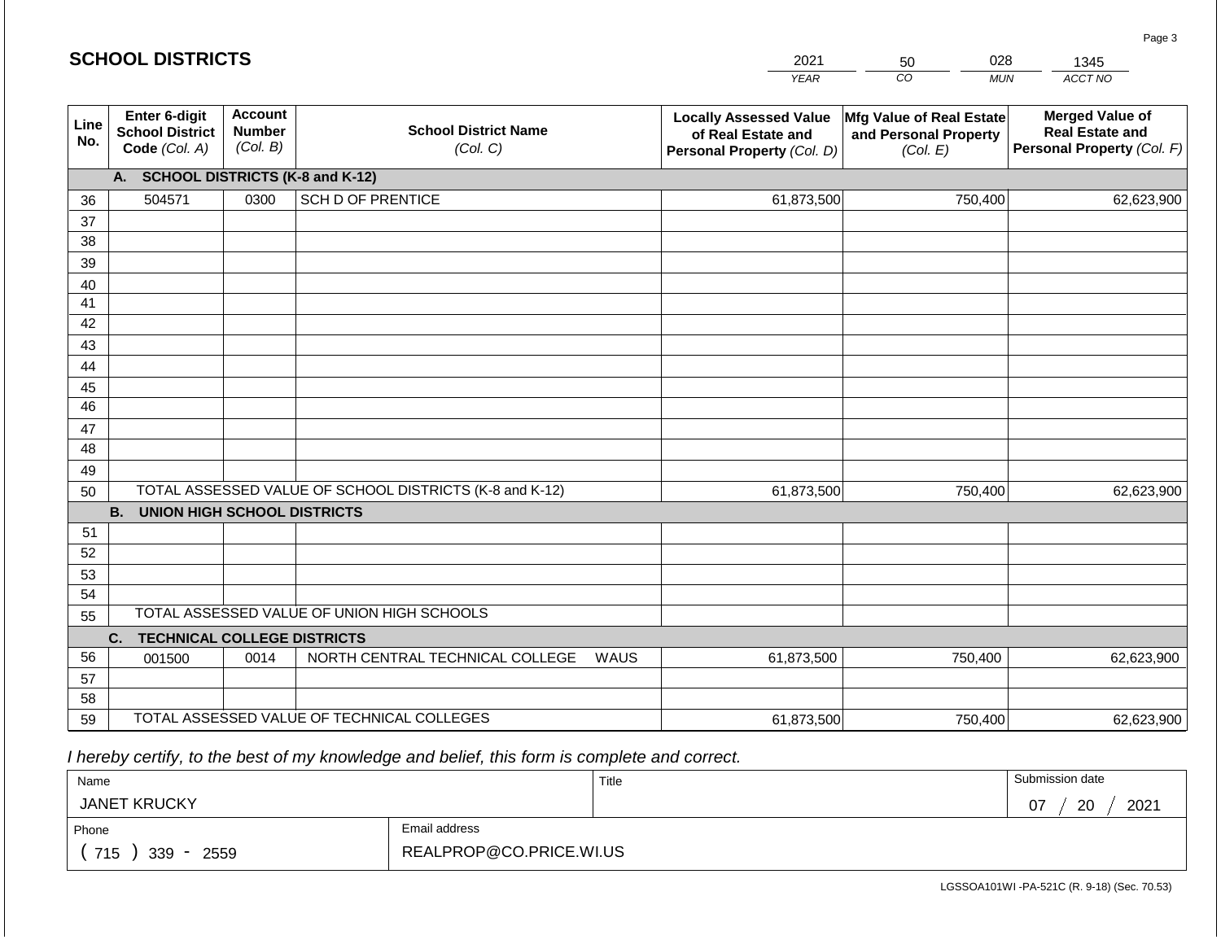# SCHOOL DISTRICTS

| 2021 | 50 | 028 | 1345 |
|---|---|---|---|
| YEAR | CO | MUN | ACCT NO |

| Line No. | Enter 6-digit School District Code (Col. A) | Account Number (Col. B) | School District Name (Col. C) | Locally Assessed Value of Real Estate and Personal Property (Col. D) | Mfg Value of Real Estate and Personal Property (Col. E) | Merged Value of Real Estate and Personal Property (Col. F) |
|---|---|---|---|---|---|---|
| | **A. SCHOOL DISTRICTS (K-8 and K-12)** | | | | | |
| 36 | 504571 | 0300 | SCH D OF PRENTICE | 61,873,500 | 750,400 | 62,623,900 |
| 37 | | | | | | |
| 38 | | | | | | |
| 39 | | | | | | |
| 40 | | | | | | |
| 41 | | | | | | |
| 42 | | | | | | |
| 43 | | | | | | |
| 44 | | | | | | |
| 45 | | | | | | |
| 46 | | | | | | |
| 47 | | | | | | |
| 48 | | | | | | |
| 49 | | | | | | |
| 50 | TOTAL ASSESSED VALUE OF SCHOOL DISTRICTS (K-8 and K-12) | | | 61,873,500 | 750,400 | 62,623,900 |
| | **B. UNION HIGH SCHOOL DISTRICTS** | | | | | |
| 51 | | | | | | |
| 52 | | | | | | |
| 53 | | | | | | |
| 54 | | | | | | |
| 55 | TOTAL ASSESSED VALUE OF UNION HIGH SCHOOLS | | | | | |
| | **C. TECHNICAL COLLEGE DISTRICTS** | | | | | |
| 56 | 001500 | 0014 | NORTH CENTRAL TECHNICAL COLLEGE WAUS | 61,873,500 | 750,400 | 62,623,900 |
| 57 | | | | | | |
| 58 | | | | | | |
| 59 | TOTAL ASSESSED VALUE OF TECHNICAL COLLEGES | | | 61,873,500 | 750,400 | 62,623,900 |

*I hereby certify, to the best of my knowledge and belief, this form is complete and correct.*

| Name | Title | Submission date |
|---|---|---|
| JANET KRUCKY | | 07 / 20 / 2021 |

| Phone | Email address |
|---|---|
| ( 715 ) 339 - 2559 | REALPROP@CO.PRICE.WI.US |

LGSSOA101WI -PA-521C (R. 9-18) (Sec. 70.53)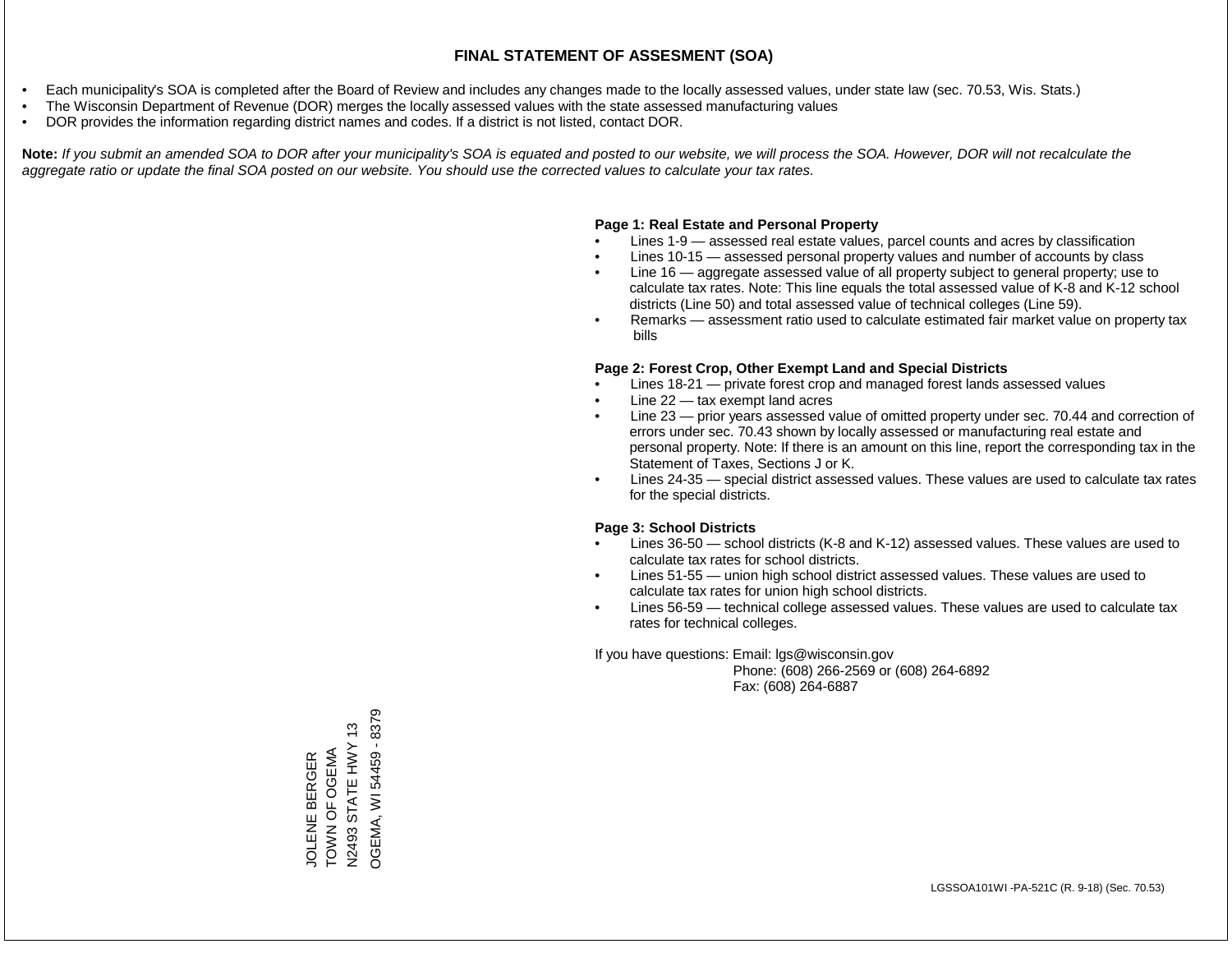# FINAL STATEMENT OF ASSESMENT (SOA)

- Each municipality's SOA is completed after the Board of Review and includes any changes made to the locally assessed values, under state law (sec. 70.53, Wis. Stats.)
- The Wisconsin Department of Revenue (DOR) merges the locally assessed values with the state assessed manufacturing values
- DOR provides the information regarding district names and codes. If a district is not listed, contact DOR.

**Note:** *If you submit an amended SOA to DOR after your municipality's SOA is equated and posted to our website, we will process the SOA. However, DOR will not recalculate the aggregate ratio or update the final SOA posted on our website. You should use the corrected values to calculate your tax rates.*

**Page 1: Real Estate and Personal Property**

- Lines 1-9 — assessed real estate values, parcel counts and acres by classification
- Lines 10-15 — assessed personal property values and number of accounts by class
- Line 16 — aggregate assessed value of all property subject to general property; use to calculate tax rates. Note: This line equals the total assessed value of K-8 and K-12 school districts (Line 50) and total assessed value of technical colleges (Line 59).
- Remarks — assessment ratio used to calculate estimated fair market value on property tax bills

**Page 2: Forest Crop, Other Exempt Land and Special Districts**

- Lines 18-21 — private forest crop and managed forest lands assessed values
- Line 22 — tax exempt land acres
- Line 23 — prior years assessed value of omitted property under sec. 70.44 and correction of errors under sec. 70.43 shown by locally assessed or manufacturing real estate and personal property. Note: If there is an amount on this line, report the corresponding tax in the Statement of Taxes, Sections J or K.
- Lines 24-35 — special district assessed values. These values are used to calculate tax rates for the special districts.

**Page 3: School Districts**

- Lines 36-50 — school districts (K-8 and K-12) assessed values. These values are used to calculate tax rates for school districts.
- Lines 51-55 — union high school district assessed values. These values are used to calculate tax rates for union high school districts.
- Lines 56-59 — technical college assessed values. These values are used to calculate tax rates for technical colleges.

If you have questions: Email: lgs@wisconsin.gov
Phone: (608) 266-2569 or (608) 264-6892
Fax: (608) 264-6887

JOLENE BERGER
TOWN OF OGEMA
N2493 STATE HWY 13
OGEMA, WI 54459 - 8379

LGSSOA101WI -PA-521C (R. 9-18) (Sec. 70.53)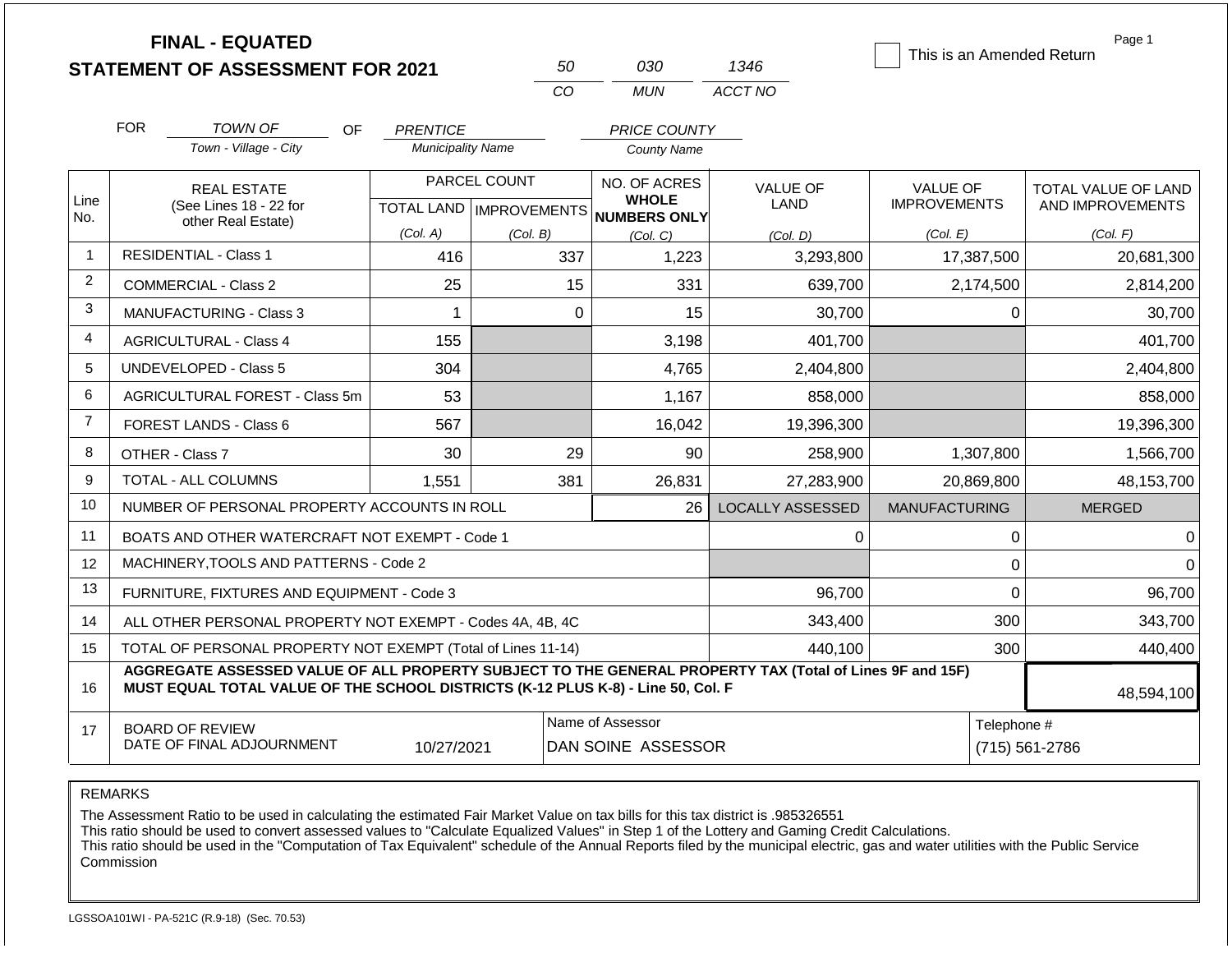# FINAL - EQUATED
# STATEMENT OF ASSESSMENT FOR 2021

| 50 | 030 | 1346 |
|---|---|---|
| CO | MUN | ACCT NO |

☐ This is an Amended Return

Page 1

FOR TOWN OF (Town - Village - City) OF PRENTICE (Municipality Name) PRICE COUNTY (County Name)

| Line No. | REAL ESTATE (See Lines 18 - 22 for other Real Estate) | PARCEL COUNT TOTAL LAND (Col. A) | PARCEL COUNT IMPROVEMENTS (Col. B) | NO. OF ACRES WHOLE NUMBERS ONLY (Col. C) | VALUE OF LAND (Col. D) | VALUE OF IMPROVEMENTS (Col. E) | TOTAL VALUE OF LAND AND IMPROVEMENTS (Col. F) |
|---|---|---|---|---|---|---|---|
| 1 | RESIDENTIAL - Class 1 | 416 | 337 | 1,223 | 3,293,800 | 17,387,500 | 20,681,300 |
| 2 | COMMERCIAL - Class 2 | 25 | 15 | 331 | 639,700 | 2,174,500 | 2,814,200 |
| 3 | MANUFACTURING - Class 3 | 1 | 0 | 15 | 30,700 | 0 | 30,700 |
| 4 | AGRICULTURAL - Class 4 | 155 | | 3,198 | 401,700 | | 401,700 |
| 5 | UNDEVELOPED - Class 5 | 304 | | 4,765 | 2,404,800 | | 2,404,800 |
| 6 | AGRICULTURAL FOREST - Class 5m | 53 | | 1,167 | 858,000 | | 858,000 |
| 7 | FOREST LANDS - Class 6 | 567 | | 16,042 | 19,396,300 | | 19,396,300 |
| 8 | OTHER - Class 7 | 30 | 29 | 90 | 258,900 | 1,307,800 | 1,566,700 |
| 9 | TOTAL - ALL COLUMNS | 1,551 | 381 | 26,831 | 27,283,900 | 20,869,800 | 48,153,700 |
| 10 | NUMBER OF PERSONAL PROPERTY ACCOUNTS IN ROLL | | | 26 | LOCALLY ASSESSED | MANUFACTURING | MERGED |
| 11 | BOATS AND OTHER WATERCRAFT NOT EXEMPT - Code 1 | | | | 0 | 0 | 0 |
| 12 | MACHINERY,TOOLS AND PATTERNS - Code 2 | | | | | 0 | 0 |
| 13 | FURNITURE, FIXTURES AND EQUIPMENT - Code 3 | | | | 96,700 | 0 | 96,700 |
| 14 | ALL OTHER PERSONAL PROPERTY NOT EXEMPT - Codes 4A, 4B, 4C | | | | 343,400 | 300 | 343,700 |
| 15 | TOTAL OF PERSONAL PROPERTY NOT EXEMPT (Total of Lines 11-14) | | | | 440,100 | 300 | 440,400 |
| 16 | **AGGREGATE ASSESSED VALUE OF ALL PROPERTY SUBJECT TO THE GENERAL PROPERTY TAX (Total of Lines 9F and 15F) MUST EQUAL TOTAL VALUE OF THE SCHOOL DISTRICTS (K-12 PLUS K-8) - Line 50, Col. F** | | | | | | 48,594,100 |
| 17 | BOARD OF REVIEW DATE OF FINAL ADJOURNMENT | 10/27/2021 | | Name of Assessor: DAN SOINE ASSESSOR | | Telephone #: (715) 561-2786 | |

REMARKS

The Assessment Ratio to be used in calculating the estimated Fair Market Value on tax bills for this tax district is .985326551
This ratio should be used to convert assessed values to "Calculate Equalized Values" in Step 1 of the Lottery and Gaming Credit Calculations.
This ratio should be used in the "Computation of Tax Equivalent" schedule of the Annual Reports filed by the municipal electric, gas and water utilities with the Public Service Commission

LGSSOA101WI - PA-521C (R.9-18) (Sec. 70.53)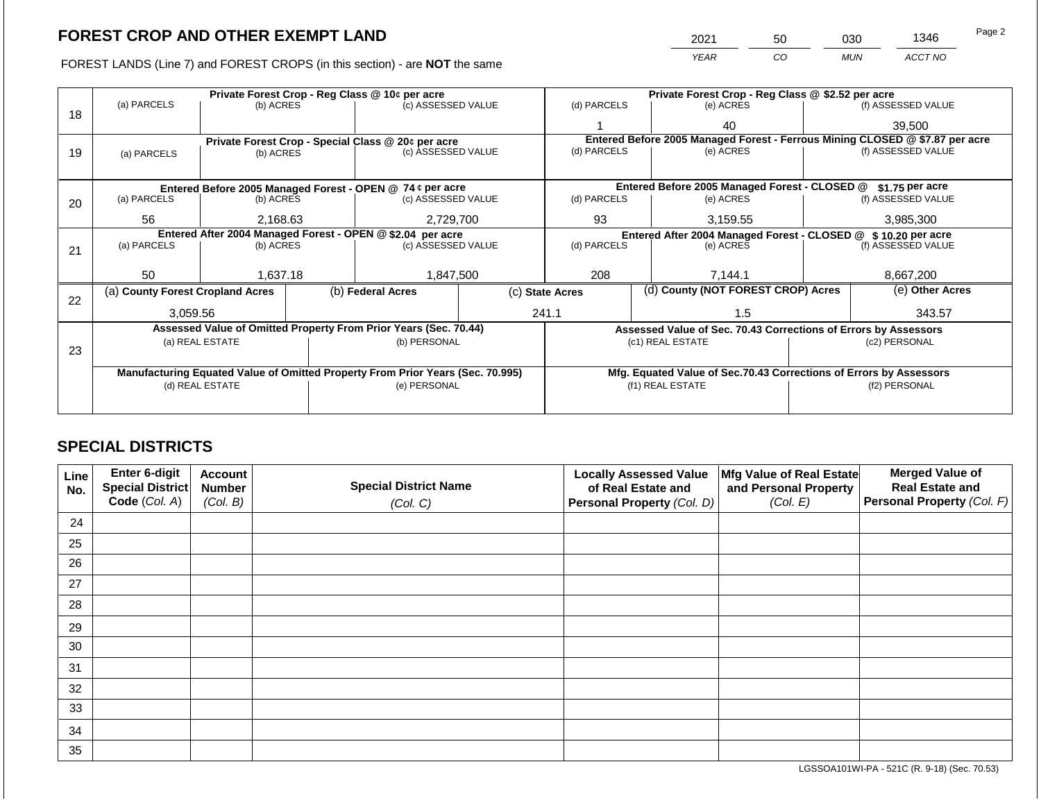# FOREST CROP AND OTHER EXEMPT LAND

FOREST LANDS (Line 7) and FOREST CROPS (in this section) - are **NOT** the same

| YEAR | CO | MUN | ACCT NO |
|---|---|---|---|
| 2021 | 50 | 030 | 1346 |

Page 2

| Line | Private Forest Crop - Reg Class @ 10¢ per acre | | | Private Forest Crop - Reg Class @ $2.52 per acre | | |
|---|---|---|---|---|---|---|
| | (a) PARCELS | (b) ACRES | (c) ASSESSED VALUE | (d) PARCELS | (e) ACRES | (f) ASSESSED VALUE |
| 18 | | | | 1 | 40 | 39,500 |
| | **Private Forest Crop - Special Class @ 20¢ per acre** | | | **Entered Before 2005 Managed Forest - Ferrous Mining CLOSED @ $7.87 per acre** | | |
| | (a) PARCELS | (b) ACRES | (c) ASSESSED VALUE | (d) PARCELS | (e) ACRES | (f) ASSESSED VALUE |
| 19 | | | | | | |
| | **Entered Before 2005 Managed Forest - OPEN @ 74 ¢ per acre** | | | **Entered Before 2005 Managed Forest - CLOSED @ $1.75 per acre** | | |
| | (a) PARCELS | (b) ACRES | (c) ASSESSED VALUE | (d) PARCELS | (e) ACRES | (f) ASSESSED VALUE |
| 20 | 56 | 2,168.63 | 2,729,700 | 93 | 3,159.55 | 3,985,300 |
| | **Entered After 2004 Managed Forest - OPEN @ $2.04 per acre** | | | **Entered After 2004 Managed Forest - CLOSED @ $ 10.20 per acre** | | |
| | (a) PARCELS | (b) ACRES | (c) ASSESSED VALUE | (d) PARCELS | (e) ACRES | (f) ASSESSED VALUE |
| 21 | 50 | 1,637.18 | 1,847,500 | 208 | 7,144.1 | 8,667,200 |

| Line | (a) County Forest Cropland Acres | (b) Federal Acres | (c) State Acres | (d) County (NOT FOREST CROP) Acres | (e) Other Acres |
|---|---|---|---|---|---|
| 22 | 3,059.56 | | 241.1 | 1.5 | 343.57 |

| Line | Assessed Value of Omitted Property From Prior Years (Sec. 70.44) | | Assessed Value of Sec. 70.43 Corrections of Errors by Assessors | |
|---|---|---|---|---|
| | (a) REAL ESTATE | (b) PERSONAL | (c1) REAL ESTATE | (c2) PERSONAL |
| 23 | | | | |
| | **Manufacturing Equated Value of Omitted Property From Prior Years (Sec. 70.995)** | | **Mfg. Equated Value of Sec.70.43 Corrections of Errors by Assessors** | |
| | (d) REAL ESTATE | (e) PERSONAL | (f1) REAL ESTATE | (f2) PERSONAL |
| | | | | |

## SPECIAL DISTRICTS

| Line No. | Enter 6-digit Special District Code (Col. A) | Account Number (Col. B) | Special District Name (Col. C) | Locally Assessed Value of Real Estate and Personal Property (Col. D) | Mfg Value of Real Estate and Personal Property (Col. E) | Merged Value of Real Estate and Personal Property (Col. F) |
|---|---|---|---|---|---|---|
| 24 | | | | | | |
| 25 | | | | | | |
| 26 | | | | | | |
| 27 | | | | | | |
| 28 | | | | | | |
| 29 | | | | | | |
| 30 | | | | | | |
| 31 | | | | | | |
| 32 | | | | | | |
| 33 | | | | | | |
| 34 | | | | | | |
| 35 | | | | | | |

LGSSOA101WI-PA - 521C (R. 9-18) (Sec. 70.53)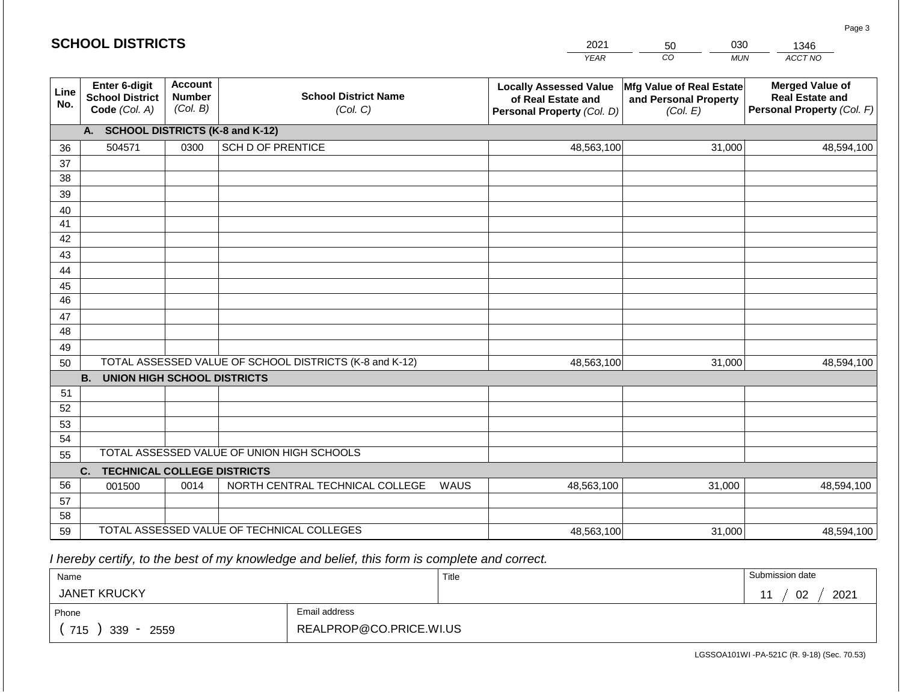## SCHOOL DISTRICTS

| 2021 | 50 | 030 | 1346 |
|---|---|---|---|
| YEAR | CO | MUN | ACCT NO |

| Line No. | Enter 6-digit School District Code (Col. A) | Account Number (Col. B) | School District Name (Col. C) | Locally Assessed Value of Real Estate and Personal Property (Col. D) | Mfg Value of Real Estate and Personal Property (Col. E) | Merged Value of Real Estate and Personal Property (Col. F) |
|---|---|---|---|---|---|---|
| | **A. SCHOOL DISTRICTS (K-8 and K-12)** | | | | | |
| 36 | 504571 | 0300 | SCH D OF PRENTICE | 48,563,100 | 31,000 | 48,594,100 |
| 37 | | | | | | |
| 38 | | | | | | |
| 39 | | | | | | |
| 40 | | | | | | |
| 41 | | | | | | |
| 42 | | | | | | |
| 43 | | | | | | |
| 44 | | | | | | |
| 45 | | | | | | |
| 46 | | | | | | |
| 47 | | | | | | |
| 48 | | | | | | |
| 49 | | | | | | |
| 50 | TOTAL ASSESSED VALUE OF SCHOOL DISTRICTS (K-8 and K-12) | | | 48,563,100 | 31,000 | 48,594,100 |
| | **B. UNION HIGH SCHOOL DISTRICTS** | | | | | |
| 51 | | | | | | |
| 52 | | | | | | |
| 53 | | | | | | |
| 54 | | | | | | |
| 55 | TOTAL ASSESSED VALUE OF UNION HIGH SCHOOLS | | | | | |
| | **C. TECHNICAL COLLEGE DISTRICTS** | | | | | |
| 56 | 001500 | 0014 | NORTH CENTRAL TECHNICAL COLLEGE WAUS | 48,563,100 | 31,000 | 48,594,100 |
| 57 | | | | | | |
| 58 | | | | | | |
| 59 | TOTAL ASSESSED VALUE OF TECHNICAL COLLEGES | | | 48,563,100 | 31,000 | 48,594,100 |

*I hereby certify, to the best of my knowledge and belief, this form is complete and correct.*

| Name | Title | Submission date |
|---|---|---|
| JANET KRUCKY | | 11 / 02 / 2021 |
| Phone | Email address | |
| ( 715 ) 339 - 2559 | REALPROP@CO.PRICE.WI.US | |

LGSSOA101WI -PA-521C (R. 9-18) (Sec. 70.53)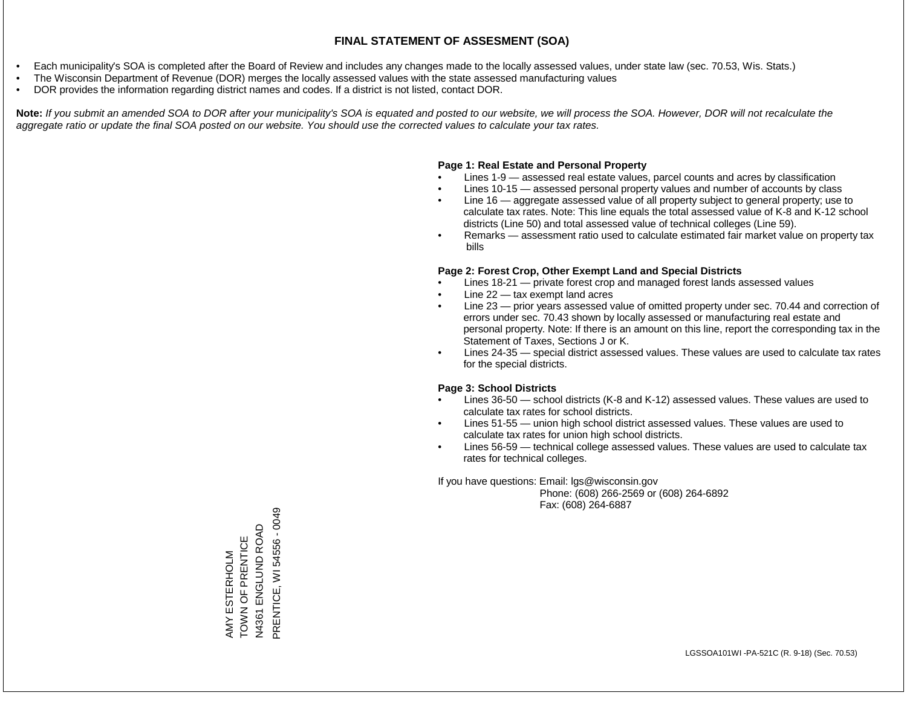# FINAL STATEMENT OF ASSESMENT (SOA)

- Each municipality's SOA is completed after the Board of Review and includes any changes made to the locally assessed values, under state law (sec. 70.53, Wis. Stats.)
- The Wisconsin Department of Revenue (DOR) merges the locally assessed values with the state assessed manufacturing values
- DOR provides the information regarding district names and codes. If a district is not listed, contact DOR.

**Note:** *If you submit an amended SOA to DOR after your municipality's SOA is equated and posted to our website, we will process the SOA. However, DOR will not recalculate the aggregate ratio or update the final SOA posted on our website. You should use the corrected values to calculate your tax rates.*

**Page 1: Real Estate and Personal Property**

- Lines 1-9 — assessed real estate values, parcel counts and acres by classification
- Lines 10-15 — assessed personal property values and number of accounts by class
- Line 16 — aggregate assessed value of all property subject to general property; use to calculate tax rates. Note: This line equals the total assessed value of K-8 and K-12 school districts (Line 50) and total assessed value of technical colleges (Line 59).
- Remarks — assessment ratio used to calculate estimated fair market value on property tax bills

**Page 2: Forest Crop, Other Exempt Land and Special Districts**

- Lines 18-21 — private forest crop and managed forest lands assessed values
- Line 22 — tax exempt land acres
- Line 23 — prior years assessed value of omitted property under sec. 70.44 and correction of errors under sec. 70.43 shown by locally assessed or manufacturing real estate and personal property. Note: If there is an amount on this line, report the corresponding tax in the Statement of Taxes, Sections J or K.
- Lines 24-35 — special district assessed values. These values are used to calculate tax rates for the special districts.

**Page 3: School Districts**

- Lines 36-50 — school districts (K-8 and K-12) assessed values. These values are used to calculate tax rates for school districts.
- Lines 51-55 — union high school district assessed values. These values are used to calculate tax rates for union high school districts.
- Lines 56-59 — technical college assessed values. These values are used to calculate tax rates for technical colleges.

If you have questions: Email: lgs@wisconsin.gov
Phone: (608) 266-2569 or (608) 264-6892
Fax: (608) 264-6887

AMY ESTERHOLM
TOWN OF PRENTICE
N4361 ENGLUND ROAD
PRENTICE, WI 54556 - 0049

LGSSOA101WI -PA-521C (R. 9-18) (Sec. 70.53)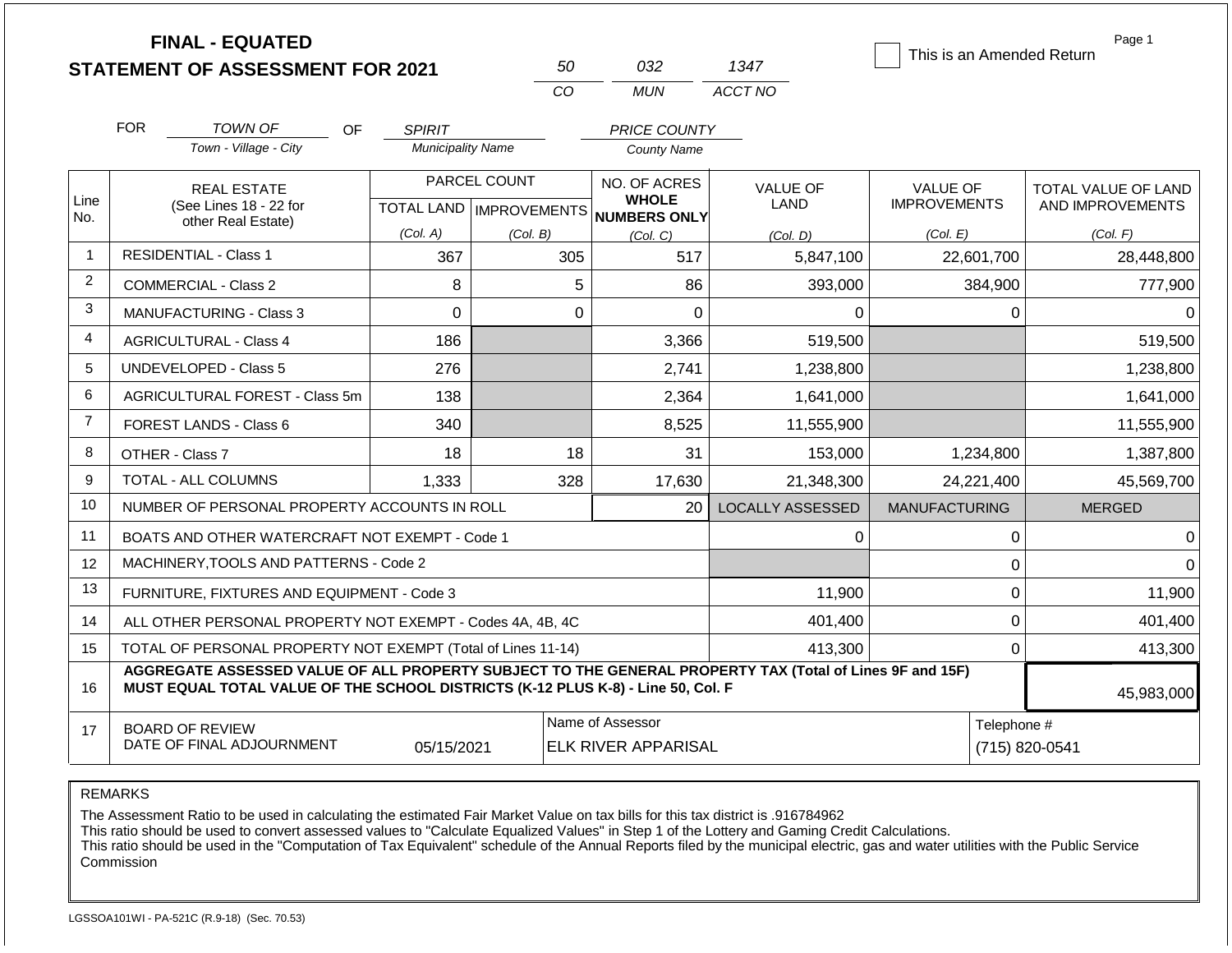**FINAL - EQUATED**
**STATEMENT OF ASSESSMENT FOR 2021**

| 50 | 032 | 1347 |
|---|---|---|
| CO | MUN | ACCT NO |

☐ This is an Amended Return

FOR *TOWN OF* (Town - Village - City) OF *SPIRIT* (Municipality Name) *PRICE COUNTY* (County Name)

| Line No. | REAL ESTATE (See Lines 18 - 22 for other Real Estate) | PARCEL COUNT TOTAL LAND (Col. A) | PARCEL COUNT IMPROVEMENTS (Col. B) | NO. OF ACRES WHOLE NUMBERS ONLY (Col. C) | VALUE OF LAND (Col. D) | VALUE OF IMPROVEMENTS (Col. E) | TOTAL VALUE OF LAND AND IMPROVEMENTS (Col. F) |
|---|---|---|---|---|---|---|---|
| 1 | RESIDENTIAL - Class 1 | 367 | 305 | 517 | 5,847,100 | 22,601,700 | 28,448,800 |
| 2 | COMMERCIAL - Class 2 | 8 | 5 | 86 | 393,000 | 384,900 | 777,900 |
| 3 | MANUFACTURING - Class 3 | 0 | 0 | 0 | 0 | 0 | 0 |
| 4 | AGRICULTURAL - Class 4 | 186 | | 3,366 | 519,500 | | 519,500 |
| 5 | UNDEVELOPED - Class 5 | 276 | | 2,741 | 1,238,800 | | 1,238,800 |
| 6 | AGRICULTURAL FOREST - Class 5m | 138 | | 2,364 | 1,641,000 | | 1,641,000 |
| 7 | FOREST LANDS - Class 6 | 340 | | 8,525 | 11,555,900 | | 11,555,900 |
| 8 | OTHER - Class 7 | 18 | 18 | 31 | 153,000 | 1,234,800 | 1,387,800 |
| 9 | TOTAL - ALL COLUMNS | 1,333 | 328 | 17,630 | 21,348,300 | 24,221,400 | 45,569,700 |
| 10 | NUMBER OF PERSONAL PROPERTY ACCOUNTS IN ROLL | | | 20 | LOCALLY ASSESSED | MANUFACTURING | MERGED |
| 11 | BOATS AND OTHER WATERCRAFT NOT EXEMPT - Code 1 | | | | 0 | 0 | 0 |
| 12 | MACHINERY,TOOLS AND PATTERNS - Code 2 | | | | | 0 | 0 |
| 13 | FURNITURE, FIXTURES AND EQUIPMENT - Code 3 | | | | 11,900 | 0 | 11,900 |
| 14 | ALL OTHER PERSONAL PROPERTY NOT EXEMPT - Codes 4A, 4B, 4C | | | | 401,400 | 0 | 401,400 |
| 15 | TOTAL OF PERSONAL PROPERTY NOT EXEMPT (Total of Lines 11-14) | | | | 413,300 | 0 | 413,300 |
| 16 | **AGGREGATE ASSESSED VALUE OF ALL PROPERTY SUBJECT TO THE GENERAL PROPERTY TAX (Total of Lines 9F and 15F) MUST EQUAL TOTAL VALUE OF THE SCHOOL DISTRICTS (K-12 PLUS K-8) - Line 50, Col. F** | | | | | | 45,983,000 |
| 17 | BOARD OF REVIEW DATE OF FINAL ADJOURNMENT | 05/15/2021 | | Name of Assessor: ELK RIVER APPARISAL | | | Telephone #: (715) 820-0541 |

REMARKS

The Assessment Ratio to be used in calculating the estimated Fair Market Value on tax bills for this tax district is .916784962
This ratio should be used to convert assessed values to "Calculate Equalized Values" in Step 1 of the Lottery and Gaming Credit Calculations.
This ratio should be used in the "Computation of Tax Equivalent" schedule of the Annual Reports filed by the municipal electric, gas and water utilities with the Public Service Commission

LGSSOA101WI - PA-521C (R.9-18) (Sec. 70.53)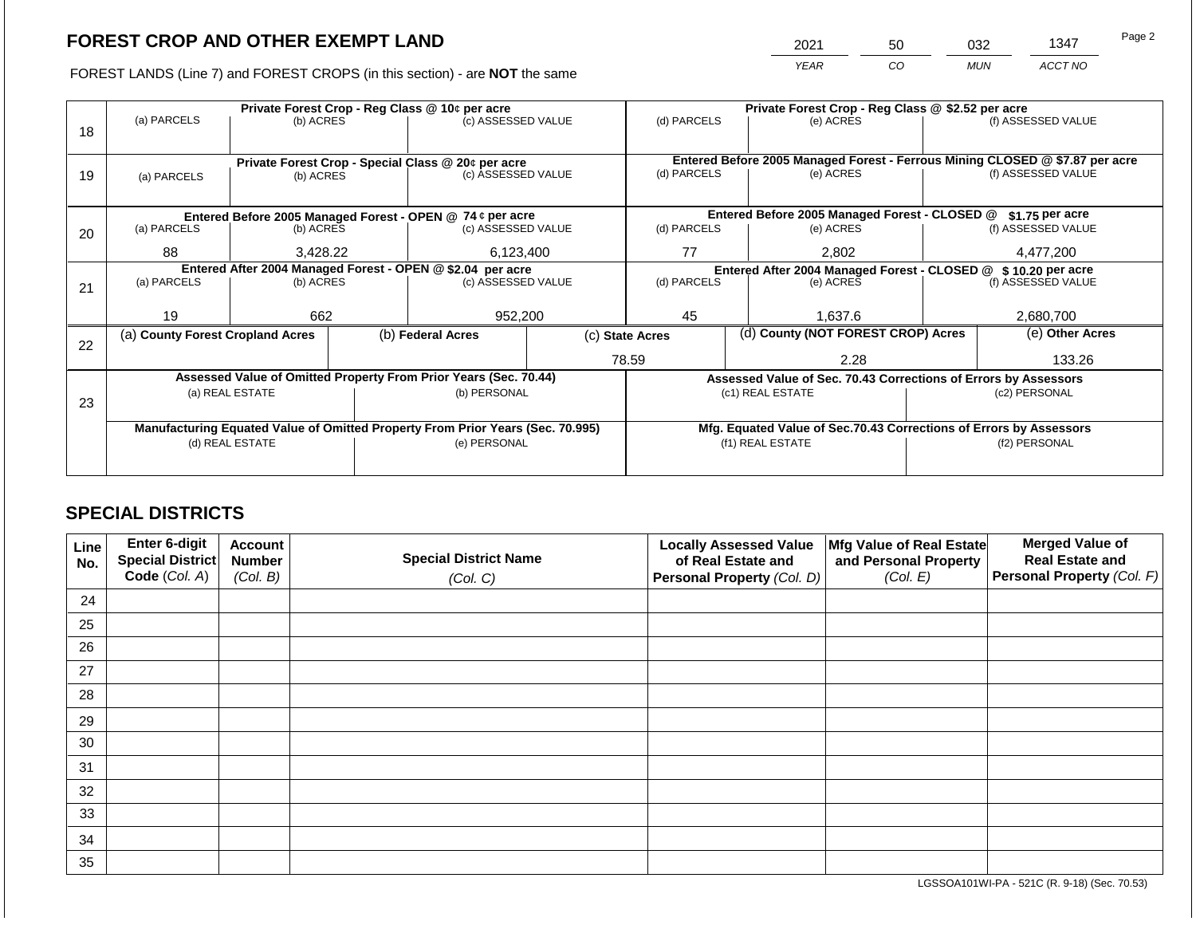# FOREST CROP AND OTHER EXEMPT LAND

FOREST LANDS (Line 7) and FOREST CROPS (in this section) - are **NOT** the same

| 2021 | 50 | 032 | 1347 |
|---|---|---|---|
| *YEAR* | *CO* | *MUN* | *ACCT NO* |

| Line | Private Forest Crop - Reg Class @ 10¢ per acre | | | Private Forest Crop - Reg Class @ $2.52 per acre | | |
|---|---|---|---|---|---|---|
| 18 | (a) PARCELS | (b) ACRES | (c) ASSESSED VALUE | (d) PARCELS | (e) ACRES | (f) ASSESSED VALUE |
| | | | | | | |
| | **Private Forest Crop - Special Class @ 20¢ per acre** | | | **Entered Before 2005 Managed Forest - Ferrous Mining CLOSED @ $7.87 per acre** | | |
| 19 | (a) PARCELS | (b) ACRES | (c) ASSESSED VALUE | (d) PARCELS | (e) ACRES | (f) ASSESSED VALUE |
| | | | | | | |
| | **Entered Before 2005 Managed Forest - OPEN @ 74 ¢ per acre** | | | **Entered Before 2005 Managed Forest - CLOSED @ $1.75 per acre** | | |
| 20 | (a) PARCELS | (b) ACRES | (c) ASSESSED VALUE | (d) PARCELS | (e) ACRES | (f) ASSESSED VALUE |
| | 88 | 3,428.22 | 6,123,400 | 77 | 2,802 | 4,477,200 |
| | **Entered After 2004 Managed Forest - OPEN @ $2.04 per acre** | | | **Entered After 2004 Managed Forest - CLOSED @ $ 10.20 per acre** | | |
| 21 | (a) PARCELS | (b) ACRES | (c) ASSESSED VALUE | (d) PARCELS | (e) ACRES | (f) ASSESSED VALUE |
| | 19 | 662 | 952,200 | 45 | 1,637.6 | 2,680,700 |

| Line | (a) County Forest Cropland Acres | (b) Federal Acres | (c) State Acres | (d) County (NOT FOREST CROP) Acres | (e) Other Acres |
|---|---|---|---|---|---|
| 22 | | | 78.59 | 2.28 | 133.26 |

| Line | Assessed Value of Omitted Property From Prior Years (Sec. 70.44) | | Assessed Value of Sec. 70.43 Corrections of Errors by Assessors | |
|---|---|---|---|---|
| 23 | (a) REAL ESTATE | (b) PERSONAL | (c1) REAL ESTATE | (c2) PERSONAL |
| | | | | |
| | **Manufacturing Equated Value of Omitted Property From Prior Years (Sec. 70.995)** | | **Mfg. Equated Value of Sec.70.43 Corrections of Errors by Assessors** | |
| | (d) REAL ESTATE | (e) PERSONAL | (f1) REAL ESTATE | (f2) PERSONAL |
| | | | | |

## SPECIAL DISTRICTS

| Line No. | Enter 6-digit Special District Code (Col. A) | Account Number (Col. B) | Special District Name (Col. C) | Locally Assessed Value of Real Estate and Personal Property (Col. D) | Mfg Value of Real Estate and Personal Property (Col. E) | Merged Value of Real Estate and Personal Property (Col. F) |
|---|---|---|---|---|---|---|
| 24 | | | | | | |
| 25 | | | | | | |
| 26 | | | | | | |
| 27 | | | | | | |
| 28 | | | | | | |
| 29 | | | | | | |
| 30 | | | | | | |
| 31 | | | | | | |
| 32 | | | | | | |
| 33 | | | | | | |
| 34 | | | | | | |
| 35 | | | | | | |

LGSSOA101WI-PA - 521C (R. 9-18) (Sec. 70.53)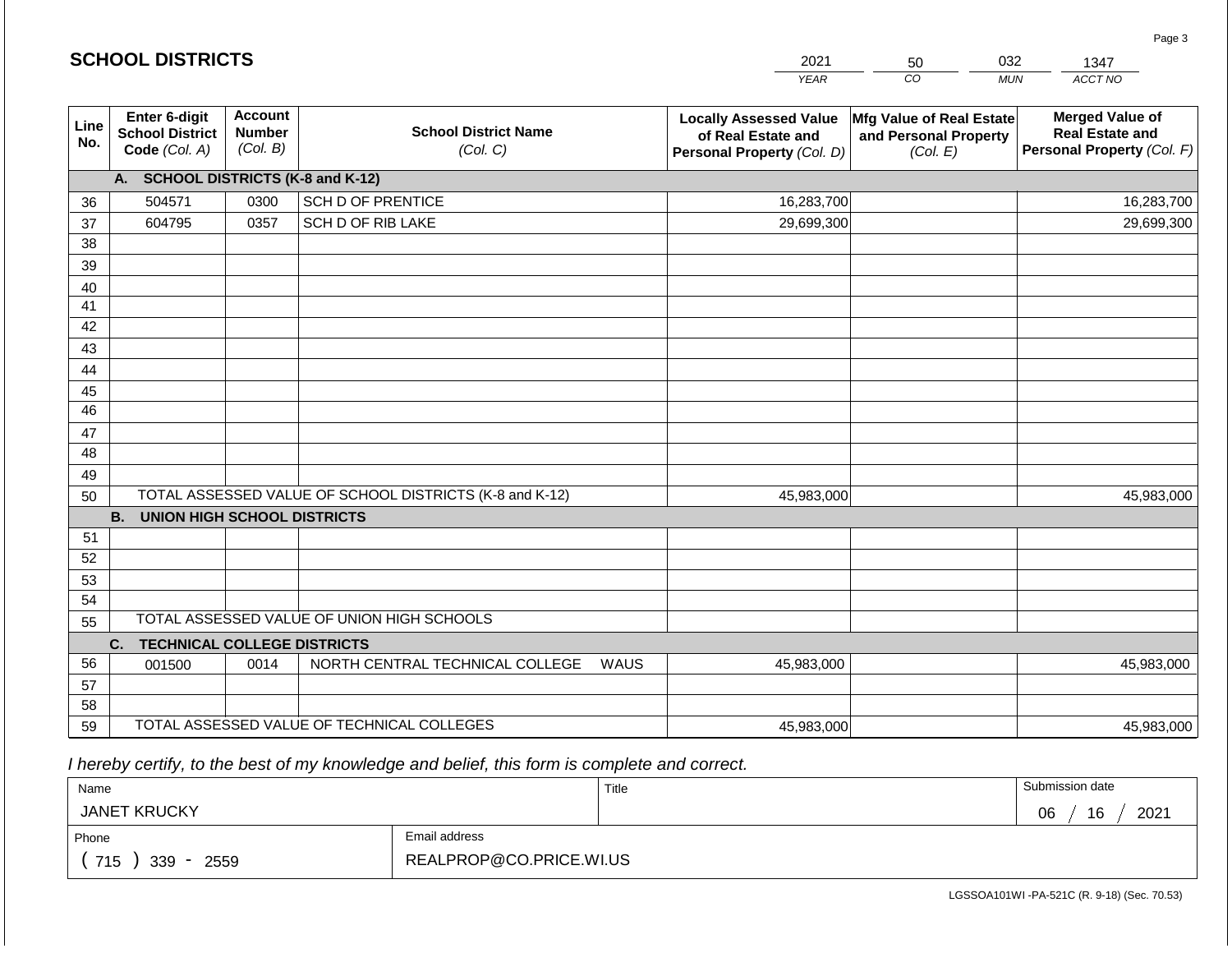# SCHOOL DISTRICTS

| 2021 | 50 | 032 | 1347 |
|---|---|---|---|
| *YEAR* | *CO* | *MUN* | *ACCT NO* |

| Line No. | Enter 6-digit School District Code *(Col. A)* | Account Number *(Col. B)* | School District Name *(Col. C)* | Locally Assessed Value of Real Estate and Personal Property *(Col. D)* | Mfg Value of Real Estate and Personal Property *(Col. E)* | Merged Value of Real Estate and Personal Property *(Col. F)* |
|---|---|---|---|---|---|---|
| | **A. SCHOOL DISTRICTS (K-8 and K-12)** | | | | | |
| 36 | 504571 | 0300 | SCH D OF PRENTICE | 16,283,700 | | 16,283,700 |
| 37 | 604795 | 0357 | SCH D OF RIB LAKE | 29,699,300 | | 29,699,300 |
| 38 | | | | | | |
| 39 | | | | | | |
| 40 | | | | | | |
| 41 | | | | | | |
| 42 | | | | | | |
| 43 | | | | | | |
| 44 | | | | | | |
| 45 | | | | | | |
| 46 | | | | | | |
| 47 | | | | | | |
| 48 | | | | | | |
| 49 | | | | | | |
| 50 | TOTAL ASSESSED VALUE OF SCHOOL DISTRICTS (K-8 and K-12) | | | 45,983,000 | | 45,983,000 |
| | **B. UNION HIGH SCHOOL DISTRICTS** | | | | | |
| 51 | | | | | | |
| 52 | | | | | | |
| 53 | | | | | | |
| 54 | | | | | | |
| 55 | TOTAL ASSESSED VALUE OF UNION HIGH SCHOOLS | | | | | |
| | **C. TECHNICAL COLLEGE DISTRICTS** | | | | | |
| 56 | 001500 | 0014 | NORTH CENTRAL TECHNICAL COLLEGE WAUS | 45,983,000 | | 45,983,000 |
| 57 | | | | | | |
| 58 | | | | | | |
| 59 | TOTAL ASSESSED VALUE OF TECHNICAL COLLEGES | | | 45,983,000 | | 45,983,000 |

*I hereby certify, to the best of my knowledge and belief, this form is complete and correct.*

| Name | | Title | Submission date |
|---|---|---|---|
| JANET KRUCKY | | | 06 / 16 / 2021 |
| Phone | Email address | | |
| ( 715 ) 339 - 2559 | REALPROP@CO.PRICE.WI.US | | |

LGSSOA101WI -PA-521C (R. 9-18) (Sec. 70.53)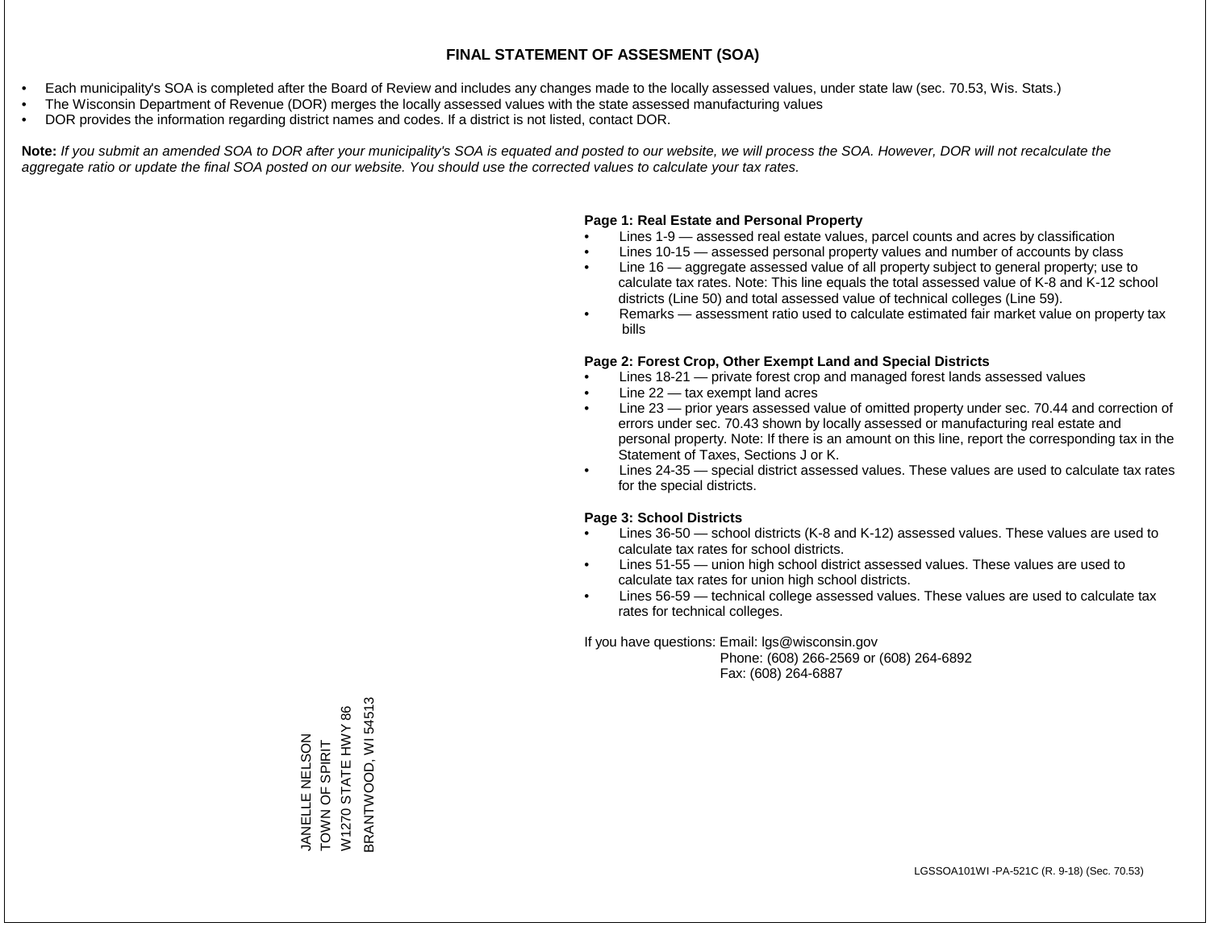# FINAL STATEMENT OF ASSESMENT (SOA)

- Each municipality's SOA is completed after the Board of Review and includes any changes made to the locally assessed values, under state law (sec. 70.53, Wis. Stats.)
- The Wisconsin Department of Revenue (DOR) merges the locally assessed values with the state assessed manufacturing values
- DOR provides the information regarding district names and codes. If a district is not listed, contact DOR.

**Note:** *If you submit an amended SOA to DOR after your municipality's SOA is equated and posted to our website, we will process the SOA. However, DOR will not recalculate the aggregate ratio or update the final SOA posted on our website. You should use the corrected values to calculate your tax rates.*

**Page 1: Real Estate and Personal Property**

- Lines 1-9 — assessed real estate values, parcel counts and acres by classification
- Lines 10-15 — assessed personal property values and number of accounts by class
- Line 16 — aggregate assessed value of all property subject to general property; use to calculate tax rates. Note: This line equals the total assessed value of K-8 and K-12 school districts (Line 50) and total assessed value of technical colleges (Line 59).
- Remarks — assessment ratio used to calculate estimated fair market value on property tax bills

**Page 2: Forest Crop, Other Exempt Land and Special Districts**

- Lines 18-21 — private forest crop and managed forest lands assessed values
- Line 22 — tax exempt land acres
- Line 23 — prior years assessed value of omitted property under sec. 70.44 and correction of errors under sec. 70.43 shown by locally assessed or manufacturing real estate and personal property. Note: If there is an amount on this line, report the corresponding tax in the Statement of Taxes, Sections J or K.
- Lines 24-35 — special district assessed values. These values are used to calculate tax rates for the special districts.

**Page 3: School Districts**

- Lines 36-50 — school districts (K-8 and K-12) assessed values. These values are used to calculate tax rates for school districts.
- Lines 51-55 — union high school district assessed values. These values are used to calculate tax rates for union high school districts.
- Lines 56-59 — technical college assessed values. These values are used to calculate tax rates for technical colleges.

If you have questions: Email: lgs@wisconsin.gov
Phone: (608) 266-2569 or (608) 264-6892
Fax: (608) 264-6887

JANELLE NELSON
TOWN OF SPIRIT
W1270 STATE HWY 86
BRANTWOOD, WI 54513

LGSSOA101WI -PA-521C (R. 9-18) (Sec. 70.53)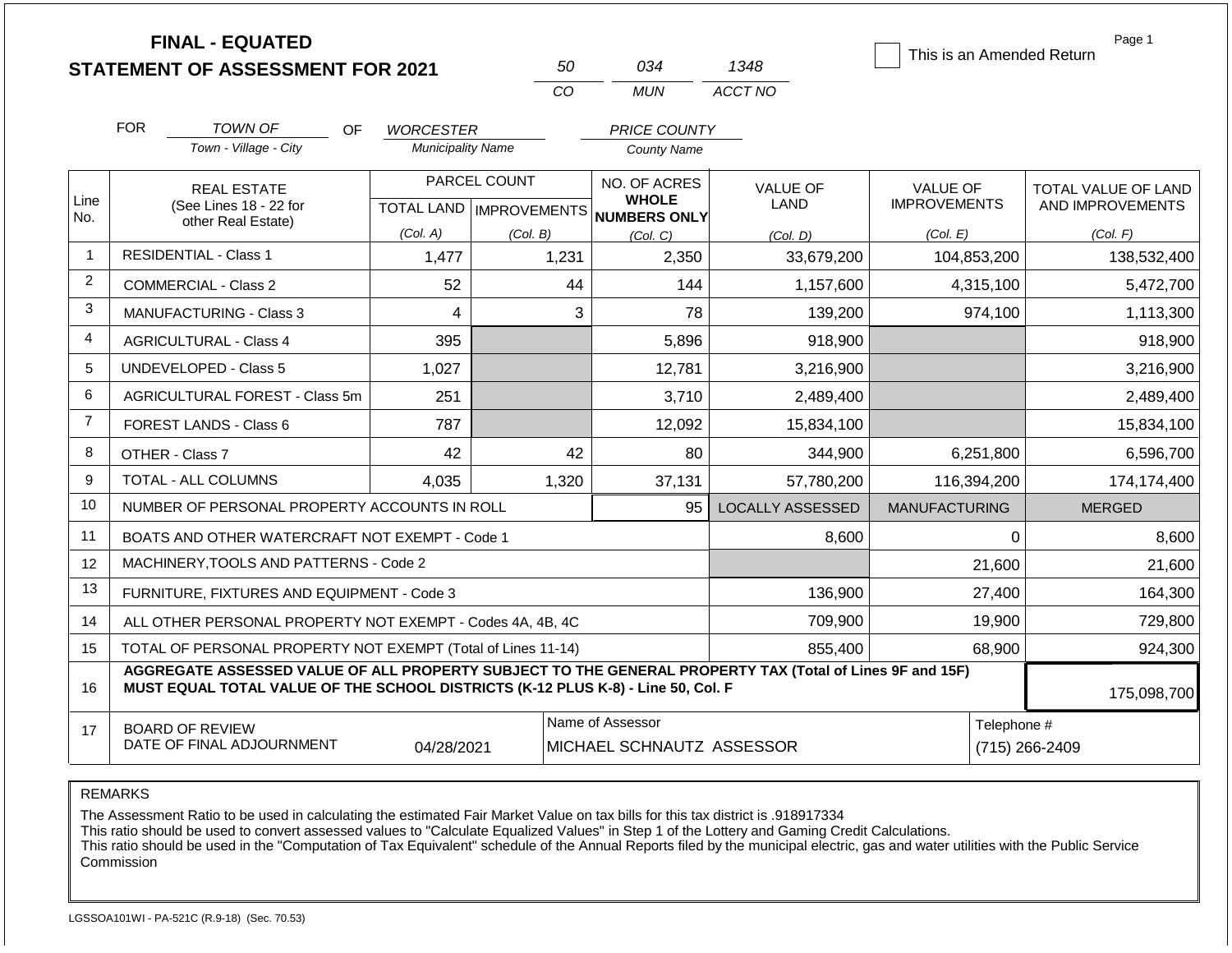**FINAL - EQUATED**
**STATEMENT OF ASSESSMENT FOR 2021**

| 50 | 034 | 1348 |
|---|---|---|
| *CO* | *MUN* | *ACCT NO* |

☐ This is an Amended Return

FOR *TOWN OF* OF *WORCESTER* *PRICE COUNTY*
Town - Village - City / Municipality Name / County Name

| Line No. | REAL ESTATE (See Lines 18 - 22 for other Real Estate) | PARCEL COUNT TOTAL LAND (Col. A) | PARCEL COUNT IMPROVEMENTS (Col. B) | NO. OF ACRES WHOLE NUMBERS ONLY (Col. C) | VALUE OF LAND (Col. D) | VALUE OF IMPROVEMENTS (Col. E) | TOTAL VALUE OF LAND AND IMPROVEMENTS (Col. F) |
|---|---|---|---|---|---|---|---|
| 1 | RESIDENTIAL - Class 1 | 1,477 | 1,231 | 2,350 | 33,679,200 | 104,853,200 | 138,532,400 |
| 2 | COMMERCIAL - Class 2 | 52 | 44 | 144 | 1,157,600 | 4,315,100 | 5,472,700 |
| 3 | MANUFACTURING - Class 3 | 4 | 3 | 78 | 139,200 | 974,100 | 1,113,300 |
| 4 | AGRICULTURAL - Class 4 | 395 | | 5,896 | 918,900 | | 918,900 |
| 5 | UNDEVELOPED - Class 5 | 1,027 | | 12,781 | 3,216,900 | | 3,216,900 |
| 6 | AGRICULTURAL FOREST - Class 5m | 251 | | 3,710 | 2,489,400 | | 2,489,400 |
| 7 | FOREST LANDS - Class 6 | 787 | | 12,092 | 15,834,100 | | 15,834,100 |
| 8 | OTHER - Class 7 | 42 | 42 | 80 | 344,900 | 6,251,800 | 6,596,700 |
| 9 | TOTAL - ALL COLUMNS | 4,035 | 1,320 | 37,131 | 57,780,200 | 116,394,200 | 174,174,400 |
| 10 | NUMBER OF PERSONAL PROPERTY ACCOUNTS IN ROLL | | | 95 | LOCALLY ASSESSED | MANUFACTURING | MERGED |
| 11 | BOATS AND OTHER WATERCRAFT NOT EXEMPT - Code 1 | | | | 8,600 | 0 | 8,600 |
| 12 | MACHINERY,TOOLS AND PATTERNS - Code 2 | | | | | 21,600 | 21,600 |
| 13 | FURNITURE, FIXTURES AND EQUIPMENT - Code 3 | | | | 136,900 | 27,400 | 164,300 |
| 14 | ALL OTHER PERSONAL PROPERTY NOT EXEMPT - Codes 4A, 4B, 4C | | | | 709,900 | 19,900 | 729,800 |
| 15 | TOTAL OF PERSONAL PROPERTY NOT EXEMPT (Total of Lines 11-14) | | | | 855,400 | 68,900 | 924,300 |
| 16 | **AGGREGATE ASSESSED VALUE OF ALL PROPERTY SUBJECT TO THE GENERAL PROPERTY TAX (Total of Lines 9F and 15F) MUST EQUAL TOTAL VALUE OF THE SCHOOL DISTRICTS (K-12 PLUS K-8) - Line 50, Col. F** | | | | | | 175,098,700 |
| 17 | BOARD OF REVIEW DATE OF FINAL ADJOURNMENT | 04/28/2021 | | Name of Assessor: MICHAEL SCHNAUTZ ASSESSOR | | | Telephone #: (715) 266-2409 |

REMARKS

The Assessment Ratio to be used in calculating the estimated Fair Market Value on tax bills for this tax district is .918917334
This ratio should be used to convert assessed values to "Calculate Equalized Values" in Step 1 of the Lottery and Gaming Credit Calculations.
This ratio should be used in the "Computation of Tax Equivalent" schedule of the Annual Reports filed by the municipal electric, gas and water utilities with the Public Service Commission

LGSSOA101WI - PA-521C (R.9-18) (Sec. 70.53)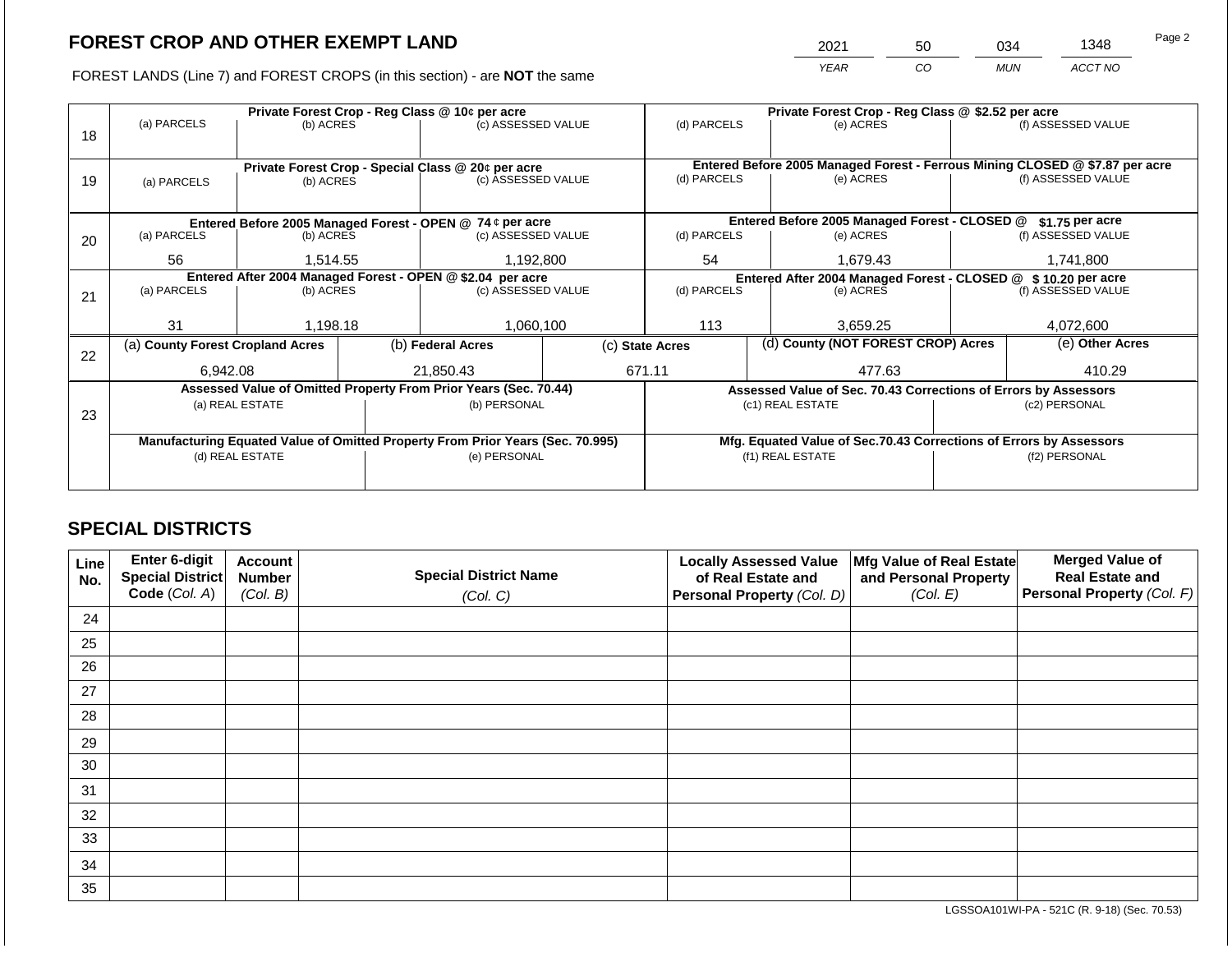# FOREST CROP AND OTHER EXEMPT LAND

FOREST LANDS (Line 7) and FOREST CROPS (in this section) - are **NOT** the same

| 2021 | 50 | 034 | 1348 |
|---|---|---|---|
| *YEAR* | *CO* | *MUN* | *ACCT NO* |

| Line | Private Forest Crop - Reg Class @ 10¢ per acre | | | Private Forest Crop - Reg Class @ $2.52 per acre | | |
|---|---|---|---|---|---|---|
| 18 | (a) PARCELS | (b) ACRES | (c) ASSESSED VALUE | (d) PARCELS | (e) ACRES | (f) ASSESSED VALUE |
| | | | | | | |
| | **Private Forest Crop - Special Class @ 20¢ per acre** | | | **Entered Before 2005 Managed Forest - Ferrous Mining CLOSED @ $7.87 per acre** | | |
| 19 | (a) PARCELS | (b) ACRES | (c) ASSESSED VALUE | (d) PARCELS | (e) ACRES | (f) ASSESSED VALUE |
| | | | | | | |
| | **Entered Before 2005 Managed Forest - OPEN @ 74 ¢ per acre** | | | **Entered Before 2005 Managed Forest - CLOSED @ $1.75 per acre** | | |
| 20 | (a) PARCELS | (b) ACRES | (c) ASSESSED VALUE | (d) PARCELS | (e) ACRES | (f) ASSESSED VALUE |
| | 56 | 1,514.55 | 1,192,800 | 54 | 1,679.43 | 1,741,800 |
| | **Entered After 2004 Managed Forest - OPEN @ $2.04 per acre** | | | **Entered After 2004 Managed Forest - CLOSED @ $ 10.20 per acre** | | |
| 21 | (a) PARCELS | (b) ACRES | (c) ASSESSED VALUE | (d) PARCELS | (e) ACRES | (f) ASSESSED VALUE |
| | 31 | 1,198.18 | 1,060,100 | 113 | 3,659.25 | 4,072,600 |

| Line | (a) County Forest Cropland Acres | (b) Federal Acres | (c) State Acres | (d) County (NOT FOREST CROP) Acres | (e) Other Acres |
|---|---|---|---|---|---|
| 22 | 6,942.08 | 21,850.43 | 671.11 | 477.63 | 410.29 |

| Line | Assessed Value of Omitted Property From Prior Years (Sec. 70.44) | | Assessed Value of Sec. 70.43 Corrections of Errors by Assessors | |
|---|---|---|---|---|
| 23 | (a) REAL ESTATE | (b) PERSONAL | (c1) REAL ESTATE | (c2) PERSONAL |
| | | | | |
| | **Manufacturing Equated Value of Omitted Property From Prior Years (Sec. 70.995)** | | **Mfg. Equated Value of Sec.70.43 Corrections of Errors by Assessors** | |
| | (d) REAL ESTATE | (e) PERSONAL | (f1) REAL ESTATE | (f2) PERSONAL |
| | | | | |

## SPECIAL DISTRICTS

| Line No. | Enter 6-digit Special District Code (Col. A) | Account Number (Col. B) | Special District Name (Col. C) | Locally Assessed Value of Real Estate and Personal Property (Col. D) | Mfg Value of Real Estate and Personal Property (Col. E) | Merged Value of Real Estate and Personal Property (Col. F) |
|---|---|---|---|---|---|---|
| 24 | | | | | | |
| 25 | | | | | | |
| 26 | | | | | | |
| 27 | | | | | | |
| 28 | | | | | | |
| 29 | | | | | | |
| 30 | | | | | | |
| 31 | | | | | | |
| 32 | | | | | | |
| 33 | | | | | | |
| 34 | | | | | | |
| 35 | | | | | | |

LGSSOA101WI-PA - 521C (R. 9-18) (Sec. 70.53)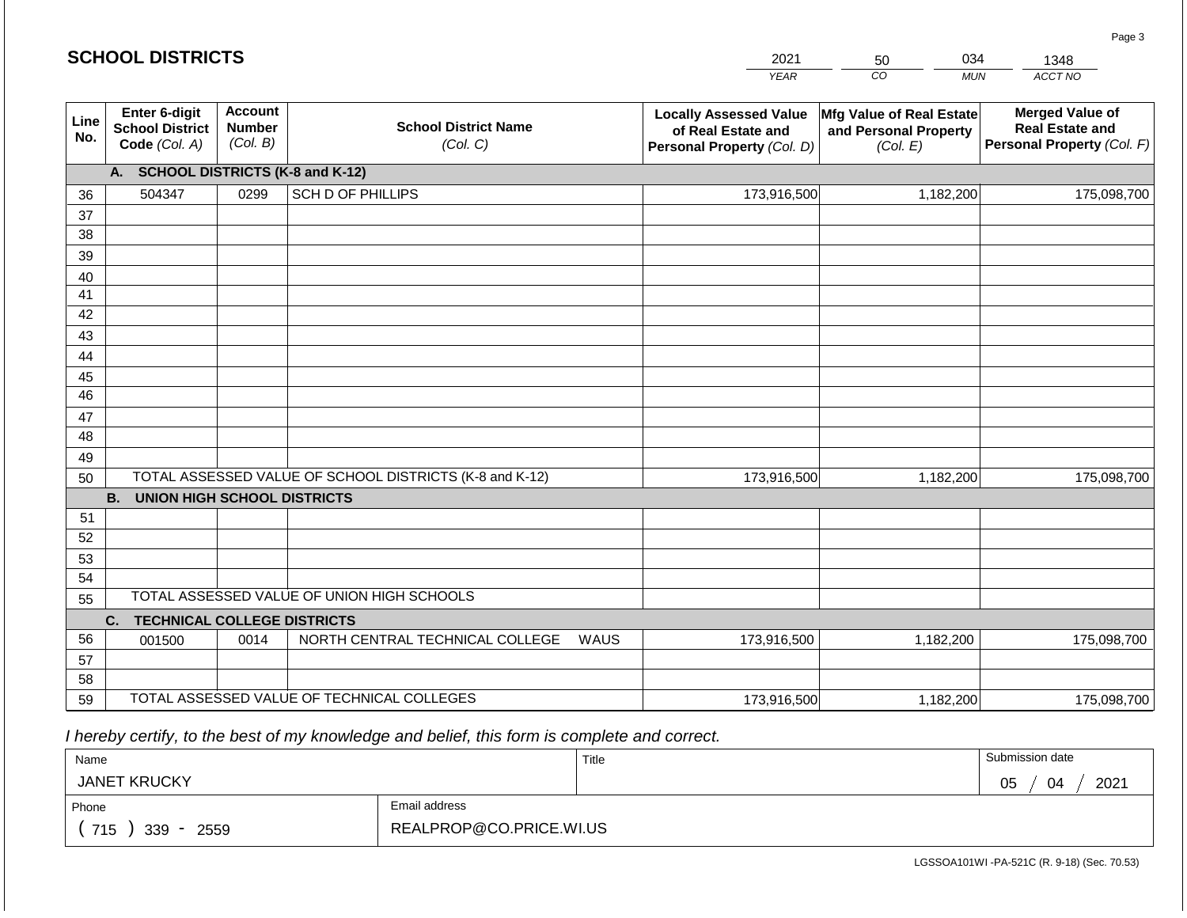# SCHOOL DISTRICTS

| 2021 | 50 | 034 | 1348 |
|---|---|---|---|
| YEAR | CO | MUN | ACCT NO |

| Line No. | Enter 6-digit School District Code (Col. A) | Account Number (Col. B) | School District Name (Col. C) | Locally Assessed Value of Real Estate and Personal Property (Col. D) | Mfg Value of Real Estate and Personal Property (Col. E) | Merged Value of Real Estate and Personal Property (Col. F) |
|---|---|---|---|---|---|---|
| | **A. SCHOOL DISTRICTS (K-8 and K-12)** | | | | | |
| 36 | 504347 | 0299 | SCH D OF PHILLIPS | 173,916,500 | 1,182,200 | 175,098,700 |
| 37 | | | | | | |
| 38 | | | | | | |
| 39 | | | | | | |
| 40 | | | | | | |
| 41 | | | | | | |
| 42 | | | | | | |
| 43 | | | | | | |
| 44 | | | | | | |
| 45 | | | | | | |
| 46 | | | | | | |
| 47 | | | | | | |
| 48 | | | | | | |
| 49 | | | | | | |
| 50 | TOTAL ASSESSED VALUE OF SCHOOL DISTRICTS (K-8 and K-12) | | | 173,916,500 | 1,182,200 | 175,098,700 |
| | **B. UNION HIGH SCHOOL DISTRICTS** | | | | | |
| 51 | | | | | | |
| 52 | | | | | | |
| 53 | | | | | | |
| 54 | | | | | | |
| 55 | TOTAL ASSESSED VALUE OF UNION HIGH SCHOOLS | | | | | |
| | **C. TECHNICAL COLLEGE DISTRICTS** | | | | | |
| 56 | 001500 | 0014 | NORTH CENTRAL TECHNICAL COLLEGE WAUS | 173,916,500 | 1,182,200 | 175,098,700 |
| 57 | | | | | | |
| 58 | | | | | | |
| 59 | TOTAL ASSESSED VALUE OF TECHNICAL COLLEGES | | | 173,916,500 | 1,182,200 | 175,098,700 |

*I hereby certify, to the best of my knowledge and belief, this form is complete and correct.*

| Name | Title | Submission date |
|---|---|---|
| JANET KRUCKY | | 05 / 04 / 2021 |
| **Phone** | **Email address** | |
| ( 715 ) 339 - 2559 | REALPROP@CO.PRICE.WI.US | |

LGSSOA101WI -PA-521C (R. 9-18) (Sec. 70.53)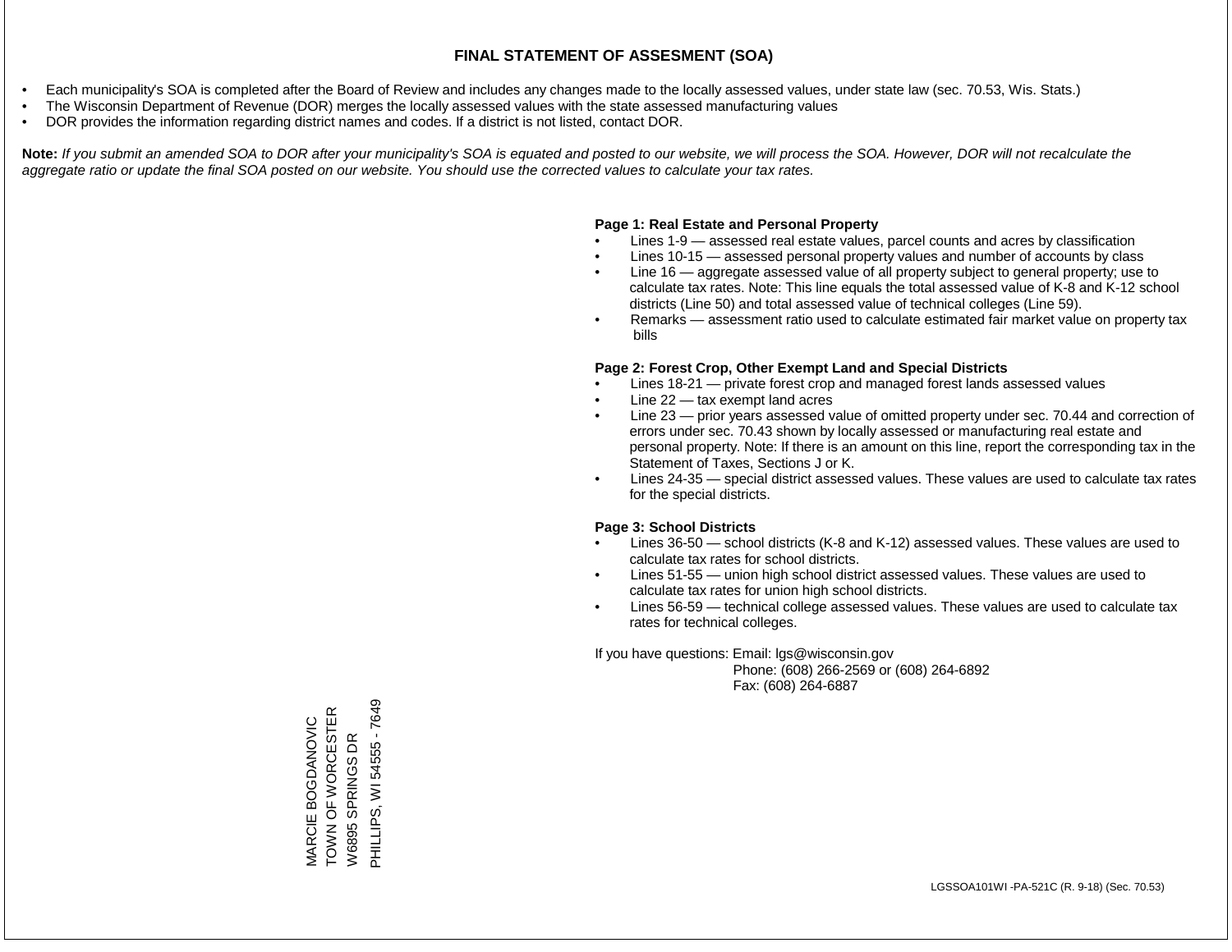# FINAL STATEMENT OF ASSESMENT (SOA)

- Each municipality's SOA is completed after the Board of Review and includes any changes made to the locally assessed values, under state law (sec. 70.53, Wis. Stats.)
- The Wisconsin Department of Revenue (DOR) merges the locally assessed values with the state assessed manufacturing values
- DOR provides the information regarding district names and codes. If a district is not listed, contact DOR.

**Note:** *If you submit an amended SOA to DOR after your municipality's SOA is equated and posted to our website, we will process the SOA. However, DOR will not recalculate the aggregate ratio or update the final SOA posted on our website. You should use the corrected values to calculate your tax rates.*

**Page 1: Real Estate and Personal Property**

- Lines 1-9 — assessed real estate values, parcel counts and acres by classification
- Lines 10-15 — assessed personal property values and number of accounts by class
- Line 16 — aggregate assessed value of all property subject to general property; use to calculate tax rates. Note: This line equals the total assessed value of K-8 and K-12 school districts (Line 50) and total assessed value of technical colleges (Line 59).
- Remarks — assessment ratio used to calculate estimated fair market value on property tax bills

**Page 2: Forest Crop, Other Exempt Land and Special Districts**

- Lines 18-21 — private forest crop and managed forest lands assessed values
- Line 22 — tax exempt land acres
- Line 23 — prior years assessed value of omitted property under sec. 70.44 and correction of errors under sec. 70.43 shown by locally assessed or manufacturing real estate and personal property. Note: If there is an amount on this line, report the corresponding tax in the Statement of Taxes, Sections J or K.
- Lines 24-35 — special district assessed values. These values are used to calculate tax rates for the special districts.

**Page 3: School Districts**

- Lines 36-50 — school districts (K-8 and K-12) assessed values. These values are used to calculate tax rates for school districts.
- Lines 51-55 — union high school district assessed values. These values are used to calculate tax rates for union high school districts.
- Lines 56-59 — technical college assessed values. These values are used to calculate tax rates for technical colleges.

If you have questions: Email: lgs@wisconsin.gov
Phone: (608) 266-2569 or (608) 264-6892
Fax: (608) 264-6887

MARCIE BOGDANOVIC
TOWN OF WORCESTER
W6895 SPRINGS DR
PHILLIPS, WI 54555 - 7649

LGSSOA101WI -PA-521C (R. 9-18) (Sec. 70.53)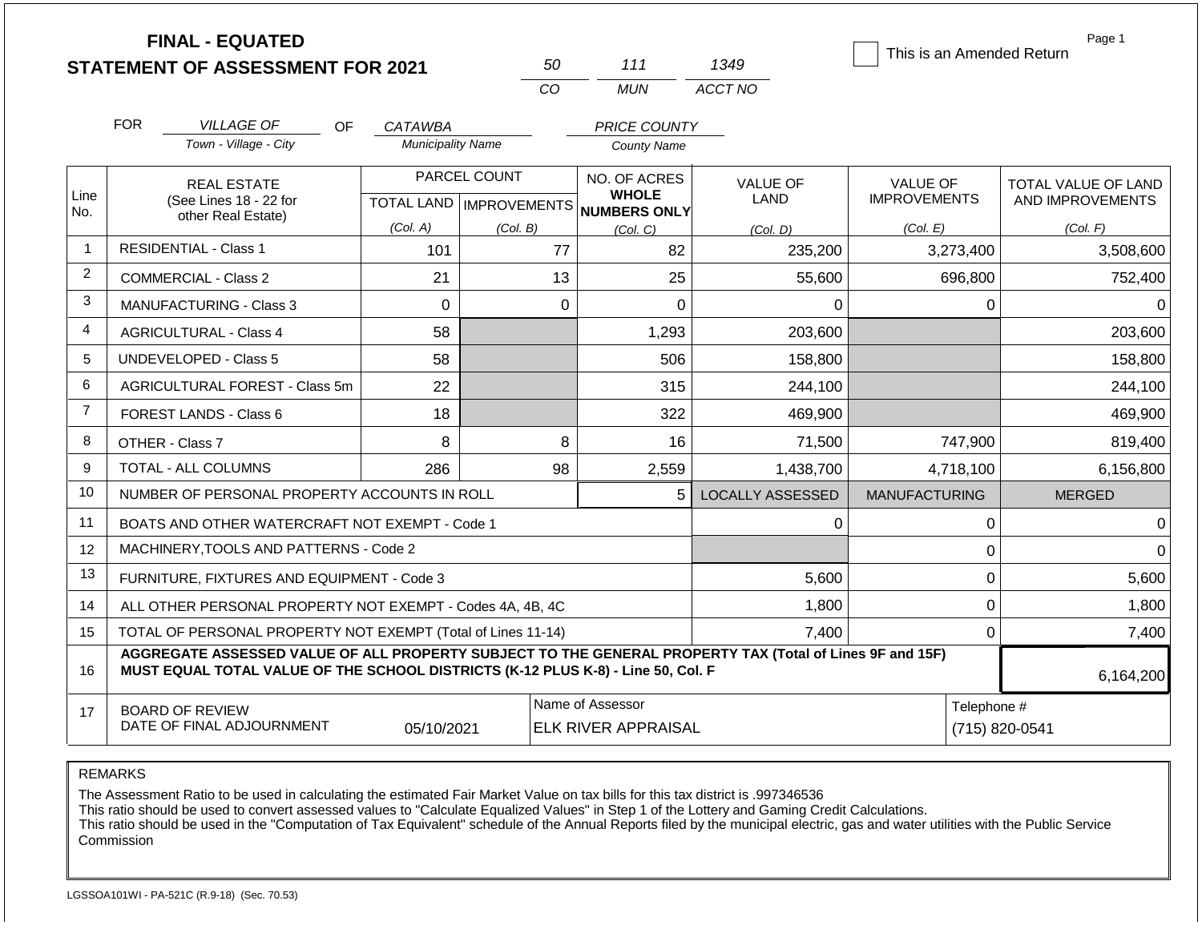# FINAL - EQUATED
## STATEMENT OF ASSESSMENT FOR 2021

| 50 | 111 | 1349 |
|---|---|---|
| CO | MUN | ACCT NO |

This is an Amended Return

FOR *VILLAGE OF* (Town - Village - City) OF *CATAWBA* (Municipality Name) *PRICE COUNTY* (County Name)

| Line No. | REAL ESTATE (See Lines 18 - 22 for other Real Estate) | PARCEL COUNT TOTAL LAND (Col. A) | PARCEL COUNT IMPROVEMENTS (Col. B) | NO. OF ACRES WHOLE NUMBERS ONLY (Col. C) | VALUE OF LAND (Col. D) | VALUE OF IMPROVEMENTS (Col. E) | TOTAL VALUE OF LAND AND IMPROVEMENTS (Col. F) |
|---|---|---|---|---|---|---|---|
| 1 | RESIDENTIAL - Class 1 | 101 | 77 | 82 | 235,200 | 3,273,400 | 3,508,600 |
| 2 | COMMERCIAL - Class 2 | 21 | 13 | 25 | 55,600 | 696,800 | 752,400 |
| 3 | MANUFACTURING - Class 3 | 0 | 0 | 0 | 0 | 0 | 0 |
| 4 | AGRICULTURAL - Class 4 | 58 | | 1,293 | 203,600 | | 203,600 |
| 5 | UNDEVELOPED - Class 5 | 58 | | 506 | 158,800 | | 158,800 |
| 6 | AGRICULTURAL FOREST - Class 5m | 22 | | 315 | 244,100 | | 244,100 |
| 7 | FOREST LANDS - Class 6 | 18 | | 322 | 469,900 | | 469,900 |
| 8 | OTHER - Class 7 | 8 | 8 | 16 | 71,500 | 747,900 | 819,400 |
| 9 | TOTAL - ALL COLUMNS | 286 | 98 | 2,559 | 1,438,700 | 4,718,100 | 6,156,800 |
| 10 | NUMBER OF PERSONAL PROPERTY ACCOUNTS IN ROLL | | | 5 | LOCALLY ASSESSED | MANUFACTURING | MERGED |
| 11 | BOATS AND OTHER WATERCRAFT NOT EXEMPT - Code 1 | | | | 0 | 0 | 0 |
| 12 | MACHINERY,TOOLS AND PATTERNS - Code 2 | | | | | 0 | 0 |
| 13 | FURNITURE, FIXTURES AND EQUIPMENT - Code 3 | | | | 5,600 | 0 | 5,600 |
| 14 | ALL OTHER PERSONAL PROPERTY NOT EXEMPT - Codes 4A, 4B, 4C | | | | 1,800 | 0 | 1,800 |
| 15 | TOTAL OF PERSONAL PROPERTY NOT EXEMPT (Total of Lines 11-14) | | | | 7,400 | 0 | 7,400 |
| 16 | **AGGREGATE ASSESSED VALUE OF ALL PROPERTY SUBJECT TO THE GENERAL PROPERTY TAX (Total of Lines 9F and 15F) MUST EQUAL TOTAL VALUE OF THE SCHOOL DISTRICTS (K-12 PLUS K-8) - Line 50, Col. F** | | | | | | 6,164,200 |
| 17 | BOARD OF REVIEW DATE OF FINAL ADJOURNMENT | 05/10/2021 | Name of Assessor: ELK RIVER APPRAISAL | | | Telephone #: (715) 820-0541 | |

REMARKS

The Assessment Ratio to be used in calculating the estimated Fair Market Value on tax bills for this tax district is .997346536
This ratio should be used to convert assessed values to "Calculate Equalized Values" in Step 1 of the Lottery and Gaming Credit Calculations.
This ratio should be used in the "Computation of Tax Equivalent" schedule of the Annual Reports filed by the municipal electric, gas and water utilities with the Public Service Commission

LGSSOA101WI - PA-521C (R.9-18) (Sec. 70.53)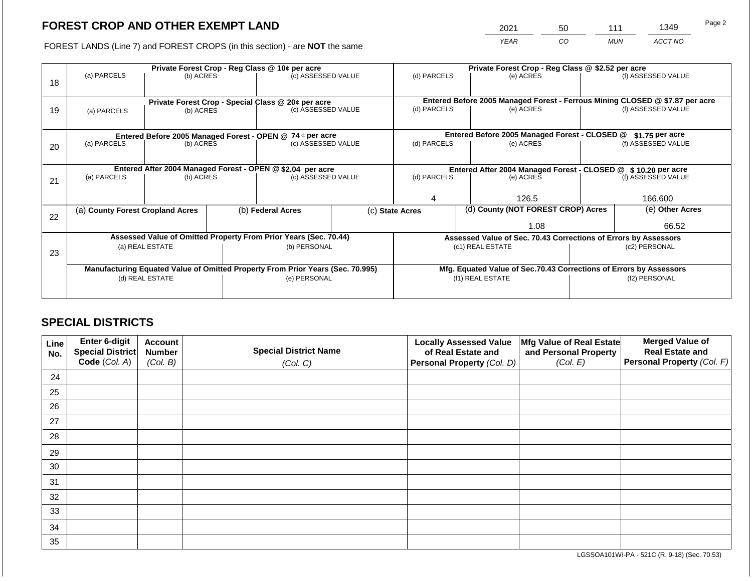## FOREST CROP AND OTHER EXEMPT LAND

FOREST LANDS (Line 7) and FOREST CROPS (in this section) - are **NOT** the same

| YEAR | CO | MUN | ACCT NO |
|---|---|---|---|
| 2021 | 50 | 111 | 1349 |

Page 2

| | Private Forest Crop - Reg Class @ 10¢ per acre | | | Private Forest Crop - Reg Class @ $2.52 per acre | | |
|---|---|---|---|---|---|---|
| 18 | (a) PARCELS | (b) ACRES | (c) ASSESSED VALUE | (d) PARCELS | (e) ACRES | (f) ASSESSED VALUE |
| | | | | | | |
| | **Private Forest Crop - Special Class @ 20¢ per acre** | | | **Entered Before 2005 Managed Forest - Ferrous Mining CLOSED @ $7.87 per acre** | | |
| 19 | (a) PARCELS | (b) ACRES | (c) ASSESSED VALUE | (d) PARCELS | (e) ACRES | (f) ASSESSED VALUE |
| | | | | | | |
| | **Entered Before 2005 Managed Forest - OPEN @ 74 ¢ per acre** | | | **Entered Before 2005 Managed Forest - CLOSED @ $1.75 per acre** | | |
| 20 | (a) PARCELS | (b) ACRES | (c) ASSESSED VALUE | (d) PARCELS | (e) ACRES | (f) ASSESSED VALUE |
| | | | | | | |
| | **Entered After 2004 Managed Forest - OPEN @ $2.04 per acre** | | | **Entered After 2004 Managed Forest - CLOSED @ $ 10.20 per acre** | | |
| 21 | (a) PARCELS | (b) ACRES | (c) ASSESSED VALUE | (d) PARCELS | (e) ACRES | (f) ASSESSED VALUE |
| | | | | 4 | 126.5 | 166,600 |

| | (a) County Forest Cropland Acres | (b) Federal Acres | (c) State Acres | (d) County (NOT FOREST CROP) Acres | (e) Other Acres |
|---|---|---|---|---|---|
| 22 | | | | 1.08 | 66.52 |

| | Assessed Value of Omitted Property From Prior Years (Sec. 70.44) | | Assessed Value of Sec. 70.43 Corrections of Errors by Assessors | |
|---|---|---|---|---|
| 23 | (a) REAL ESTATE | (b) PERSONAL | (c1) REAL ESTATE | (c2) PERSONAL |
| | | | | |
| | **Manufacturing Equated Value of Omitted Property From Prior Years (Sec. 70.995)** | | **Mfg. Equated Value of Sec.70.43 Corrections of Errors by Assessors** | |
| | (d) REAL ESTATE | (e) PERSONAL | (f1) REAL ESTATE | (f2) PERSONAL |
| | | | | |

## SPECIAL DISTRICTS

| Line No. | Enter 6-digit Special District Code (Col. A) | Account Number (Col. B) | Special District Name (Col. C) | Locally Assessed Value of Real Estate and Personal Property (Col. D) | Mfg Value of Real Estate and Personal Property (Col. E) | Merged Value of Real Estate and Personal Property (Col. F) |
|---|---|---|---|---|---|---|
| 24 | | | | | | |
| 25 | | | | | | |
| 26 | | | | | | |
| 27 | | | | | | |
| 28 | | | | | | |
| 29 | | | | | | |
| 30 | | | | | | |
| 31 | | | | | | |
| 32 | | | | | | |
| 33 | | | | | | |
| 34 | | | | | | |
| 35 | | | | | | |

LGSSOA101WI-PA - 521C (R. 9-18) (Sec. 70.53)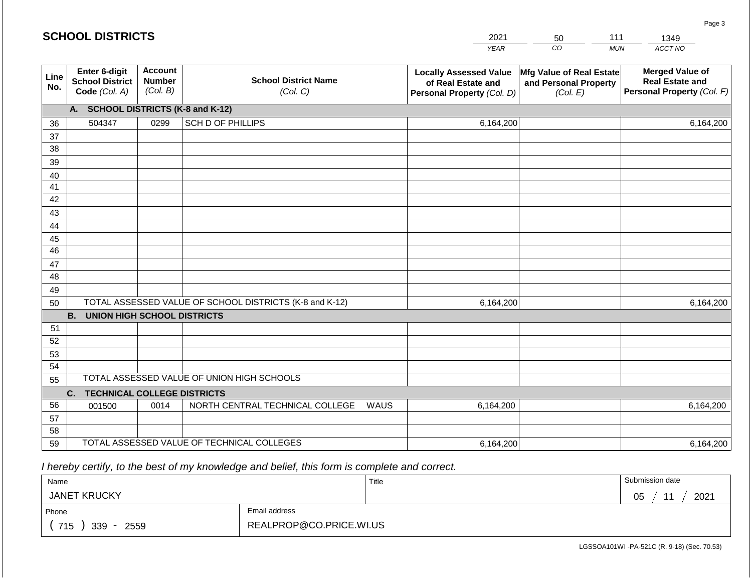## SCHOOL DISTRICTS

| 2021 | 50 | 111 | 1349 |
|---|---|---|---|
| YEAR | CO | MUN | ACCT NO |

| Line No. | Enter 6-digit School District Code (Col. A) | Account Number (Col. B) | School District Name (Col. C) | Locally Assessed Value of Real Estate and Personal Property (Col. D) | Mfg Value of Real Estate and Personal Property (Col. E) | Merged Value of Real Estate and Personal Property (Col. F) |
|---|---|---|---|---|---|---|
| | **A. SCHOOL DISTRICTS (K-8 and K-12)** | | | | | |
| 36 | 504347 | 0299 | SCH D OF PHILLIPS | 6,164,200 | | 6,164,200 |
| 37 | | | | | | |
| 38 | | | | | | |
| 39 | | | | | | |
| 40 | | | | | | |
| 41 | | | | | | |
| 42 | | | | | | |
| 43 | | | | | | |
| 44 | | | | | | |
| 45 | | | | | | |
| 46 | | | | | | |
| 47 | | | | | | |
| 48 | | | | | | |
| 49 | | | | | | |
| 50 | TOTAL ASSESSED VALUE OF SCHOOL DISTRICTS (K-8 and K-12) | | | 6,164,200 | | 6,164,200 |
| | **B. UNION HIGH SCHOOL DISTRICTS** | | | | | |
| 51 | | | | | | |
| 52 | | | | | | |
| 53 | | | | | | |
| 54 | | | | | | |
| 55 | TOTAL ASSESSED VALUE OF UNION HIGH SCHOOLS | | | | | |
| | **C. TECHNICAL COLLEGE DISTRICTS** | | | | | |
| 56 | 001500 | 0014 | NORTH CENTRAL TECHNICAL COLLEGE WAUS | 6,164,200 | | 6,164,200 |
| 57 | | | | | | |
| 58 | | | | | | |
| 59 | TOTAL ASSESSED VALUE OF TECHNICAL COLLEGES | | | 6,164,200 | | 6,164,200 |

*I hereby certify, to the best of my knowledge and belief, this form is complete and correct.*

| Name | Title | Submission date |
|---|---|---|
| JANET KRUCKY | | 05 / 11 / 2021 |
| Phone | Email address | |
| ( 715 ) 339 - 2559 | REALPROP@CO.PRICE.WI.US | |

LGSSOA101WI -PA-521C (R. 9-18) (Sec. 70.53)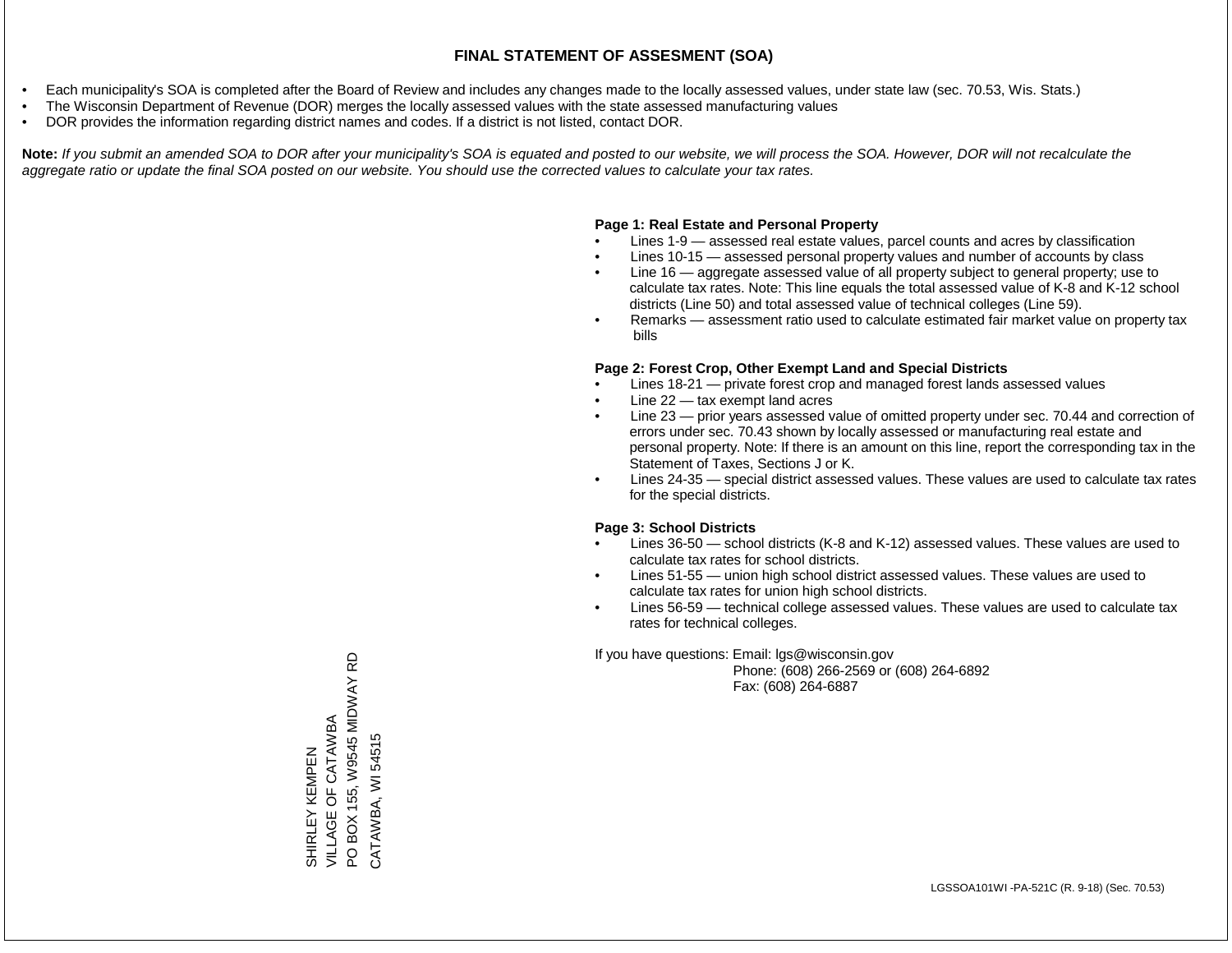# FINAL STATEMENT OF ASSESMENT (SOA)

- Each municipality's SOA is completed after the Board of Review and includes any changes made to the locally assessed values, under state law (sec. 70.53, Wis. Stats.)
- The Wisconsin Department of Revenue (DOR) merges the locally assessed values with the state assessed manufacturing values
- DOR provides the information regarding district names and codes. If a district is not listed, contact DOR.

**Note:** *If you submit an amended SOA to DOR after your municipality's SOA is equated and posted to our website, we will process the SOA. However, DOR will not recalculate the aggregate ratio or update the final SOA posted on our website. You should use the corrected values to calculate your tax rates.*

**Page 1: Real Estate and Personal Property**

- Lines 1-9 — assessed real estate values, parcel counts and acres by classification
- Lines 10-15 — assessed personal property values and number of accounts by class
- Line 16 — aggregate assessed value of all property subject to general property; use to calculate tax rates. Note: This line equals the total assessed value of K-8 and K-12 school districts (Line 50) and total assessed value of technical colleges (Line 59).
- Remarks — assessment ratio used to calculate estimated fair market value on property tax bills

**Page 2: Forest Crop, Other Exempt Land and Special Districts**

- Lines 18-21 — private forest crop and managed forest lands assessed values
- Line 22 — tax exempt land acres
- Line 23 — prior years assessed value of omitted property under sec. 70.44 and correction of errors under sec. 70.43 shown by locally assessed or manufacturing real estate and personal property. Note: If there is an amount on this line, report the corresponding tax in the Statement of Taxes, Sections J or K.
- Lines 24-35 — special district assessed values. These values are used to calculate tax rates for the special districts.

**Page 3: School Districts**

- Lines 36-50 — school districts (K-8 and K-12) assessed values. These values are used to calculate tax rates for school districts.
- Lines 51-55 — union high school district assessed values. These values are used to calculate tax rates for union high school districts.
- Lines 56-59 — technical college assessed values. These values are used to calculate tax rates for technical colleges.

If you have questions: Email: lgs@wisconsin.gov
Phone: (608) 266-2569 or (608) 264-6892
Fax: (608) 264-6887

SHIRLEY KEMPEN
VILLAGE OF CATAWBA
PO BOX 155, W9545 MIDWAY RD
CATAWBA, WI 54515

LGSSOA101WI -PA-521C (R. 9-18) (Sec. 70.53)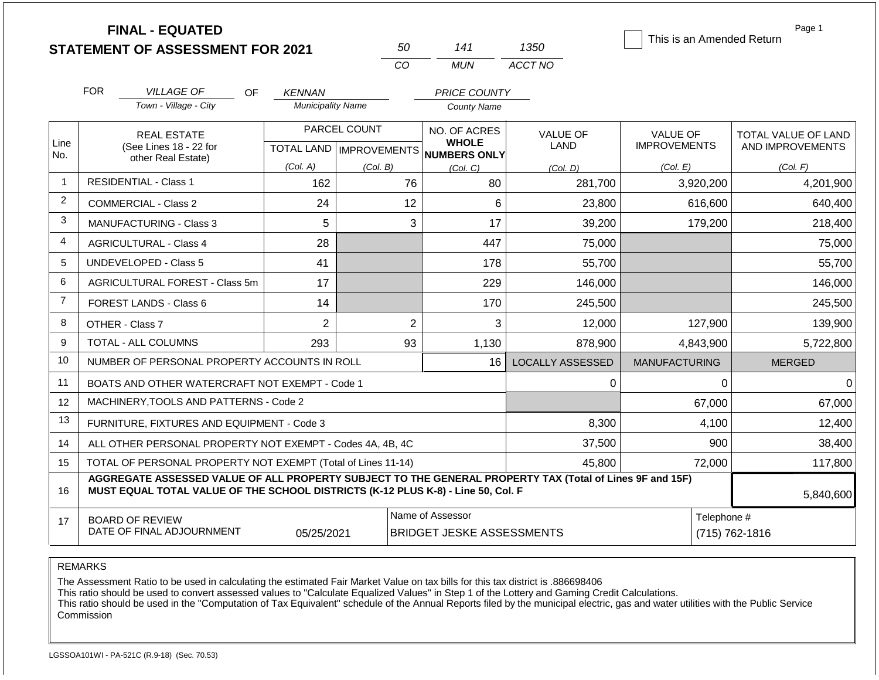# FINAL - EQUATED
# STATEMENT OF ASSESSMENT FOR 2021

| 50 | 141 | 1350 |
|---|---|---|
| CO | MUN | ACCT NO |

☐ This is an Amended Return

FOR *VILLAGE OF* (Town - Village - City) OF *KENNAN* (Municipality Name) *PRICE COUNTY* (County Name)

| Line No. | REAL ESTATE (See Lines 18 - 22 for other Real Estate) | PARCEL COUNT TOTAL LAND (Col. A) | PARCEL COUNT IMPROVEMENTS (Col. B) | NO. OF ACRES WHOLE NUMBERS ONLY (Col. C) | VALUE OF LAND (Col. D) | VALUE OF IMPROVEMENTS (Col. E) | TOTAL VALUE OF LAND AND IMPROVEMENTS (Col. F) |
|---|---|---|---|---|---|---|---|
| 1 | RESIDENTIAL - Class 1 | 162 | 76 | 80 | 281,700 | 3,920,200 | 4,201,900 |
| 2 | COMMERCIAL - Class 2 | 24 | 12 | 6 | 23,800 | 616,600 | 640,400 |
| 3 | MANUFACTURING - Class 3 | 5 | 3 | 17 | 39,200 | 179,200 | 218,400 |
| 4 | AGRICULTURAL - Class 4 | 28 | | 447 | 75,000 | | 75,000 |
| 5 | UNDEVELOPED - Class 5 | 41 | | 178 | 55,700 | | 55,700 |
| 6 | AGRICULTURAL FOREST - Class 5m | 17 | | 229 | 146,000 | | 146,000 |
| 7 | FOREST LANDS - Class 6 | 14 | | 170 | 245,500 | | 245,500 |
| 8 | OTHER - Class 7 | 2 | 2 | 3 | 12,000 | 127,900 | 139,900 |
| 9 | TOTAL - ALL COLUMNS | 293 | 93 | 1,130 | 878,900 | 4,843,900 | 5,722,800 |
| 10 | NUMBER OF PERSONAL PROPERTY ACCOUNTS IN ROLL | | | 16 | LOCALLY ASSESSED | MANUFACTURING | MERGED |
| 11 | BOATS AND OTHER WATERCRAFT NOT EXEMPT - Code 1 | | | | 0 | 0 | 0 |
| 12 | MACHINERY,TOOLS AND PATTERNS - Code 2 | | | | | 67,000 | 67,000 |
| 13 | FURNITURE, FIXTURES AND EQUIPMENT - Code 3 | | | | 8,300 | 4,100 | 12,400 |
| 14 | ALL OTHER PERSONAL PROPERTY NOT EXEMPT - Codes 4A, 4B, 4C | | | | 37,500 | 900 | 38,400 |
| 15 | TOTAL OF PERSONAL PROPERTY NOT EXEMPT (Total of Lines 11-14) | | | | 45,800 | 72,000 | 117,800 |
| 16 | **AGGREGATE ASSESSED VALUE OF ALL PROPERTY SUBJECT TO THE GENERAL PROPERTY TAX (Total of Lines 9F and 15F) MUST EQUAL TOTAL VALUE OF THE SCHOOL DISTRICTS (K-12 PLUS K-8) - Line 50, Col. F** | | | | | | 5,840,600 |
| 17 | BOARD OF REVIEW DATE OF FINAL ADJOURNMENT | 05/25/2021 | | Name of Assessor: BRIDGET JESKE ASSESSMENTS | | | Telephone #: (715) 762-1816 |

REMARKS

The Assessment Ratio to be used in calculating the estimated Fair Market Value on tax bills for this tax district is .886698406
This ratio should be used to convert assessed values to "Calculate Equalized Values" in Step 1 of the Lottery and Gaming Credit Calculations.
This ratio should be used in the "Computation of Tax Equivalent" schedule of the Annual Reports filed by the municipal electric, gas and water utilities with the Public Service Commission

LGSSOA101WI - PA-521C (R.9-18) (Sec. 70.53)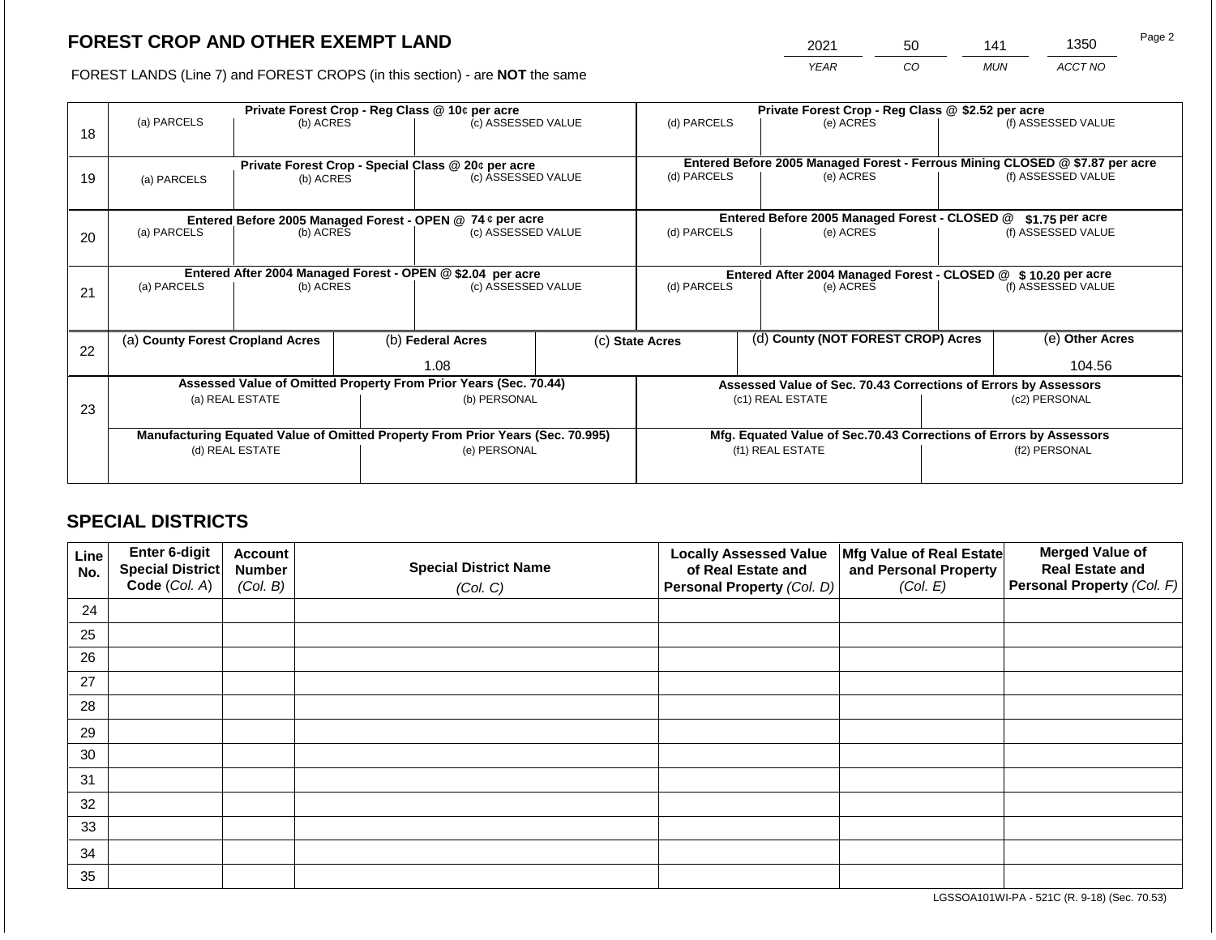# FOREST CROP AND OTHER EXEMPT LAND

| 2021 | 50 | 141 | 1350 |
|---|---|---|---|
| YEAR | CO | MUN | ACCT NO |

FOREST LANDS (Line 7) and FOREST CROPS (in this section) - are **NOT** the same

| Line | Private Forest Crop - Reg Class @ 10¢ per acre | | | Private Forest Crop - Reg Class @ $2.52 per acre | | |
|---|---|---|---|---|---|---|
| 18 | (a) PARCELS | (b) ACRES | (c) ASSESSED VALUE | (d) PARCELS | (e) ACRES | (f) ASSESSED VALUE |
| | | | | | | |
| | **Private Forest Crop - Special Class @ 20¢ per acre** | | | **Entered Before 2005 Managed Forest - Ferrous Mining CLOSED @ $7.87 per acre** | | |
| 19 | (a) PARCELS | (b) ACRES | (c) ASSESSED VALUE | (d) PARCELS | (e) ACRES | (f) ASSESSED VALUE |
| | | | | | | |
| | **Entered Before 2005 Managed Forest - OPEN @ 74 ¢ per acre** | | | **Entered Before 2005 Managed Forest - CLOSED @ $1.75 per acre** | | |
| 20 | (a) PARCELS | (b) ACRES | (c) ASSESSED VALUE | (d) PARCELS | (e) ACRES | (f) ASSESSED VALUE |
| | | | | | | |
| | **Entered After 2004 Managed Forest - OPEN @ $2.04 per acre** | | | **Entered After 2004 Managed Forest - CLOSED @ $ 10.20 per acre** | | |
| 21 | (a) PARCELS | (b) ACRES | (c) ASSESSED VALUE | (d) PARCELS | (e) ACRES | (f) ASSESSED VALUE |
| | | | | | | |

| Line | (a) County Forest Cropland Acres | (b) Federal Acres | (c) State Acres | (d) County (NOT FOREST CROP) Acres | (e) Other Acres |
|---|---|---|---|---|---|
| 22 | | 1.08 | | | 104.56 |

| Line | Assessed Value of Omitted Property From Prior Years (Sec. 70.44) | | Assessed Value of Sec. 70.43 Corrections of Errors by Assessors | |
|---|---|---|---|---|
| 23 | (a) REAL ESTATE | (b) PERSONAL | (c1) REAL ESTATE | (c2) PERSONAL |
| | | | | |
| | **Manufacturing Equated Value of Omitted Property From Prior Years (Sec. 70.995)** | | **Mfg. Equated Value of Sec.70.43 Corrections of Errors by Assessors** | |
| | (d) REAL ESTATE | (e) PERSONAL | (f1) REAL ESTATE | (f2) PERSONAL |
| | | | | |

## SPECIAL DISTRICTS

| Line No. | Enter 6-digit Special District Code (Col. A) | Account Number (Col. B) | Special District Name (Col. C) | Locally Assessed Value of Real Estate and Personal Property (Col. D) | Mfg Value of Real Estate and Personal Property (Col. E) | Merged Value of Real Estate and Personal Property (Col. F) |
|---|---|---|---|---|---|---|
| 24 | | | | | | |
| 25 | | | | | | |
| 26 | | | | | | |
| 27 | | | | | | |
| 28 | | | | | | |
| 29 | | | | | | |
| 30 | | | | | | |
| 31 | | | | | | |
| 32 | | | | | | |
| 33 | | | | | | |
| 34 | | | | | | |
| 35 | | | | | | |

LGSSOA101WI-PA - 521C (R. 9-18) (Sec. 70.53)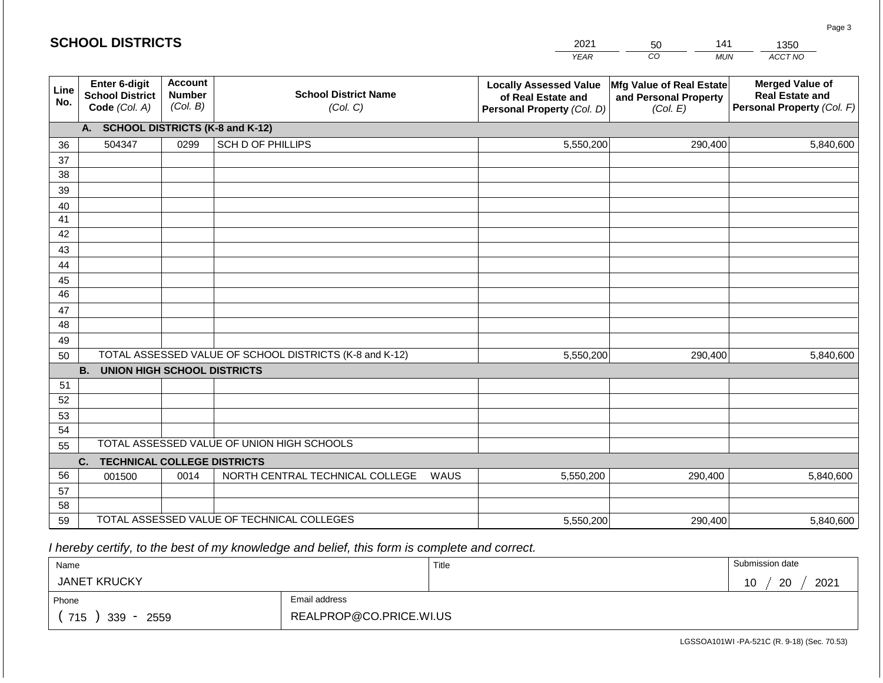## SCHOOL DISTRICTS

| YEAR | CO | MUN | ACCT NO |
|---|---|---|---|
| 2021 | 50 | 141 | 1350 |

| Line No. | Enter 6-digit School District Code (Col. A) | Account Number (Col. B) | School District Name (Col. C) | Locally Assessed Value of Real Estate and Personal Property (Col. D) | Mfg Value of Real Estate and Personal Property (Col. E) | Merged Value of Real Estate and Personal Property (Col. F) |
|---|---|---|---|---|---|---|
| | **A. SCHOOL DISTRICTS (K-8 and K-12)** | | | | | |
| 36 | 504347 | 0299 | SCH D OF PHILLIPS | 5,550,200 | 290,400 | 5,840,600 |
| 37 | | | | | | |
| 38 | | | | | | |
| 39 | | | | | | |
| 40 | | | | | | |
| 41 | | | | | | |
| 42 | | | | | | |
| 43 | | | | | | |
| 44 | | | | | | |
| 45 | | | | | | |
| 46 | | | | | | |
| 47 | | | | | | |
| 48 | | | | | | |
| 49 | | | | | | |
| 50 | TOTAL ASSESSED VALUE OF SCHOOL DISTRICTS (K-8 and K-12) | | | 5,550,200 | 290,400 | 5,840,600 |
| | **B. UNION HIGH SCHOOL DISTRICTS** | | | | | |
| 51 | | | | | | |
| 52 | | | | | | |
| 53 | | | | | | |
| 54 | | | | | | |
| 55 | TOTAL ASSESSED VALUE OF UNION HIGH SCHOOLS | | | | | |
| | **C. TECHNICAL COLLEGE DISTRICTS** | | | | | |
| 56 | 001500 | 0014 | NORTH CENTRAL TECHNICAL COLLEGE WAUS | 5,550,200 | 290,400 | 5,840,600 |
| 57 | | | | | | |
| 58 | | | | | | |
| 59 | TOTAL ASSESSED VALUE OF TECHNICAL COLLEGES | | | 5,550,200 | 290,400 | 5,840,600 |

*I hereby certify, to the best of my knowledge and belief, this form is complete and correct.*

| Name | Title | Submission date |
|---|---|---|
| JANET KRUCKY | | 10 / 20 / 2021 |
| **Phone** | **Email address** | |
| ( 715 ) 339 - 2559 | REALPROP@CO.PRICE.WI.US | |

LGSSOA101WI -PA-521C (R. 9-18) (Sec. 70.53)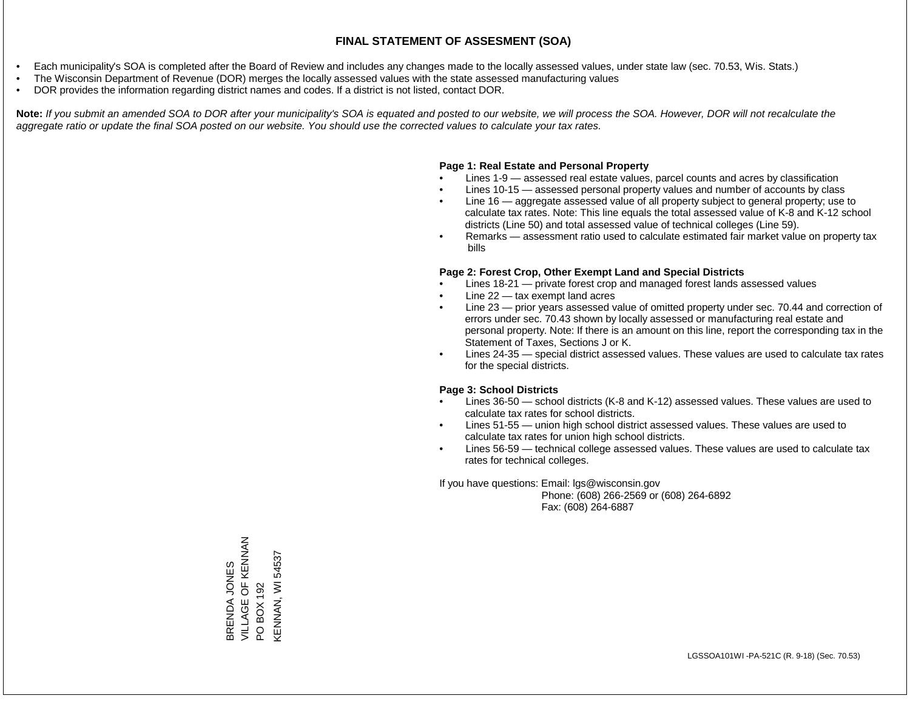# FINAL STATEMENT OF ASSESMENT (SOA)

- Each municipality's SOA is completed after the Board of Review and includes any changes made to the locally assessed values, under state law (sec. 70.53, Wis. Stats.)
- The Wisconsin Department of Revenue (DOR) merges the locally assessed values with the state assessed manufacturing values
- DOR provides the information regarding district names and codes. If a district is not listed, contact DOR.

**Note:** *If you submit an amended SOA to DOR after your municipality's SOA is equated and posted to our website, we will process the SOA. However, DOR will not recalculate the aggregate ratio or update the final SOA posted on our website. You should use the corrected values to calculate your tax rates.*

**Page 1: Real Estate and Personal Property**

- Lines 1-9 — assessed real estate values, parcel counts and acres by classification
- Lines 10-15 — assessed personal property values and number of accounts by class
- Line 16 — aggregate assessed value of all property subject to general property; use to calculate tax rates. Note: This line equals the total assessed value of K-8 and K-12 school districts (Line 50) and total assessed value of technical colleges (Line 59).
- Remarks — assessment ratio used to calculate estimated fair market value on property tax bills

**Page 2: Forest Crop, Other Exempt Land and Special Districts**

- Lines 18-21 — private forest crop and managed forest lands assessed values
- Line 22 — tax exempt land acres
- Line 23 — prior years assessed value of omitted property under sec. 70.44 and correction of errors under sec. 70.43 shown by locally assessed or manufacturing real estate and personal property. Note: If there is an amount on this line, report the corresponding tax in the Statement of Taxes, Sections J or K.
- Lines 24-35 — special district assessed values. These values are used to calculate tax rates for the special districts.

**Page 3: School Districts**

- Lines 36-50 — school districts (K-8 and K-12) assessed values. These values are used to calculate tax rates for school districts.
- Lines 51-55 — union high school district assessed values. These values are used to calculate tax rates for union high school districts.
- Lines 56-59 — technical college assessed values. These values are used to calculate tax rates for technical colleges.

If you have questions: Email: lgs@wisconsin.gov
Phone: (608) 266-2569 or (608) 264-6892
Fax: (608) 264-6887

BRENDA JONES
VILLAGE OF KENNAN
PO BOX 192
KENNAN, WI 54537

LGSSOA101WI -PA-521C (R. 9-18) (Sec. 70.53)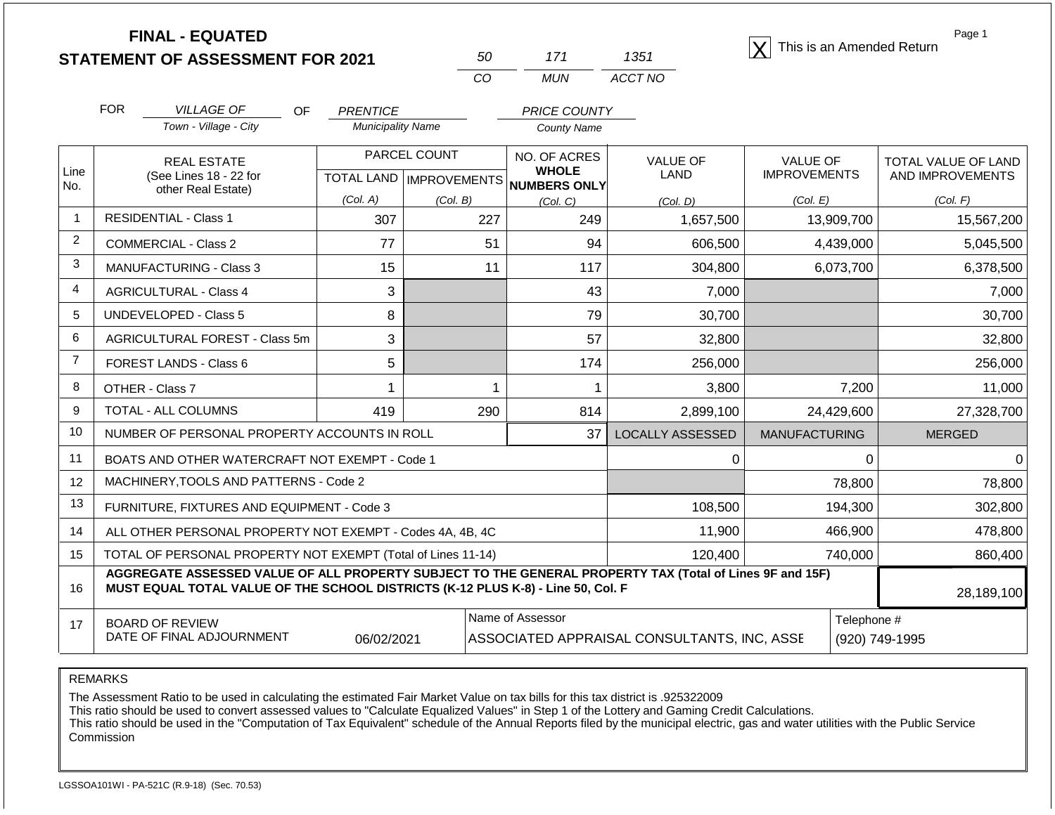**FINAL - EQUATED**
**STATEMENT OF ASSESSMENT FOR 2021**

| 50 | 171 | 1351 |
|---|---|---|
| CO | MUN | ACCT NO |

[X] This is an Amended Return

Page 1

FOR *VILLAGE OF* (Town - Village - City) OF *PRENTICE* (Municipality Name) *PRICE COUNTY* (County Name)

| Line No. | REAL ESTATE (See Lines 18 - 22 for other Real Estate) | PARCEL COUNT TOTAL LAND (Col. A) | PARCEL COUNT IMPROVEMENTS (Col. B) | NO. OF ACRES WHOLE NUMBERS ONLY (Col. C) | VALUE OF LAND (Col. D) | VALUE OF IMPROVEMENTS (Col. E) | TOTAL VALUE OF LAND AND IMPROVEMENTS (Col. F) |
|---|---|---|---|---|---|---|---|
| 1 | RESIDENTIAL - Class 1 | 307 | 227 | 249 | 1,657,500 | 13,909,700 | 15,567,200 |
| 2 | COMMERCIAL - Class 2 | 77 | 51 | 94 | 606,500 | 4,439,000 | 5,045,500 |
| 3 | MANUFACTURING - Class 3 | 15 | 11 | 117 | 304,800 | 6,073,700 | 6,378,500 |
| 4 | AGRICULTURAL - Class 4 | 3 | | 43 | 7,000 | | 7,000 |
| 5 | UNDEVELOPED - Class 5 | 8 | | 79 | 30,700 | | 30,700 |
| 6 | AGRICULTURAL FOREST - Class 5m | 3 | | 57 | 32,800 | | 32,800 |
| 7 | FOREST LANDS - Class 6 | 5 | | 174 | 256,000 | | 256,000 |
| 8 | OTHER - Class 7 | 1 | 1 | 1 | 3,800 | 7,200 | 11,000 |
| 9 | TOTAL - ALL COLUMNS | 419 | 290 | 814 | 2,899,100 | 24,429,600 | 27,328,700 |
| 10 | NUMBER OF PERSONAL PROPERTY ACCOUNTS IN ROLL | | | 37 | LOCALLY ASSESSED | MANUFACTURING | MERGED |
| 11 | BOATS AND OTHER WATERCRAFT NOT EXEMPT - Code 1 | | | | 0 | 0 | 0 |
| 12 | MACHINERY,TOOLS AND PATTERNS - Code 2 | | | | | 78,800 | 78,800 |
| 13 | FURNITURE, FIXTURES AND EQUIPMENT - Code 3 | | | | 108,500 | 194,300 | 302,800 |
| 14 | ALL OTHER PERSONAL PROPERTY NOT EXEMPT - Codes 4A, 4B, 4C | | | | 11,900 | 466,900 | 478,800 |
| 15 | TOTAL OF PERSONAL PROPERTY NOT EXEMPT (Total of Lines 11-14) | | | | 120,400 | 740,000 | 860,400 |
| 16 | **AGGREGATE ASSESSED VALUE OF ALL PROPERTY SUBJECT TO THE GENERAL PROPERTY TAX (Total of Lines 9F and 15F) MUST EQUAL TOTAL VALUE OF THE SCHOOL DISTRICTS (K-12 PLUS K-8) - Line 50, Col. F** | | | | | | 28,189,100 |
| 17 | BOARD OF REVIEW DATE OF FINAL ADJOURNMENT | 06/02/2021 | | Name of Assessor: ASSOCIATED APPRAISAL CONSULTANTS, INC, ASSE | | Telephone #: (920) 749-1995 | |

REMARKS

The Assessment Ratio to be used in calculating the estimated Fair Market Value on tax bills for this tax district is .925322009
This ratio should be used to convert assessed values to "Calculate Equalized Values" in Step 1 of the Lottery and Gaming Credit Calculations.
This ratio should be used in the "Computation of Tax Equivalent" schedule of the Annual Reports filed by the municipal electric, gas and water utilities with the Public Service Commission

LGSSOA101WI - PA-521C (R.9-18) (Sec. 70.53)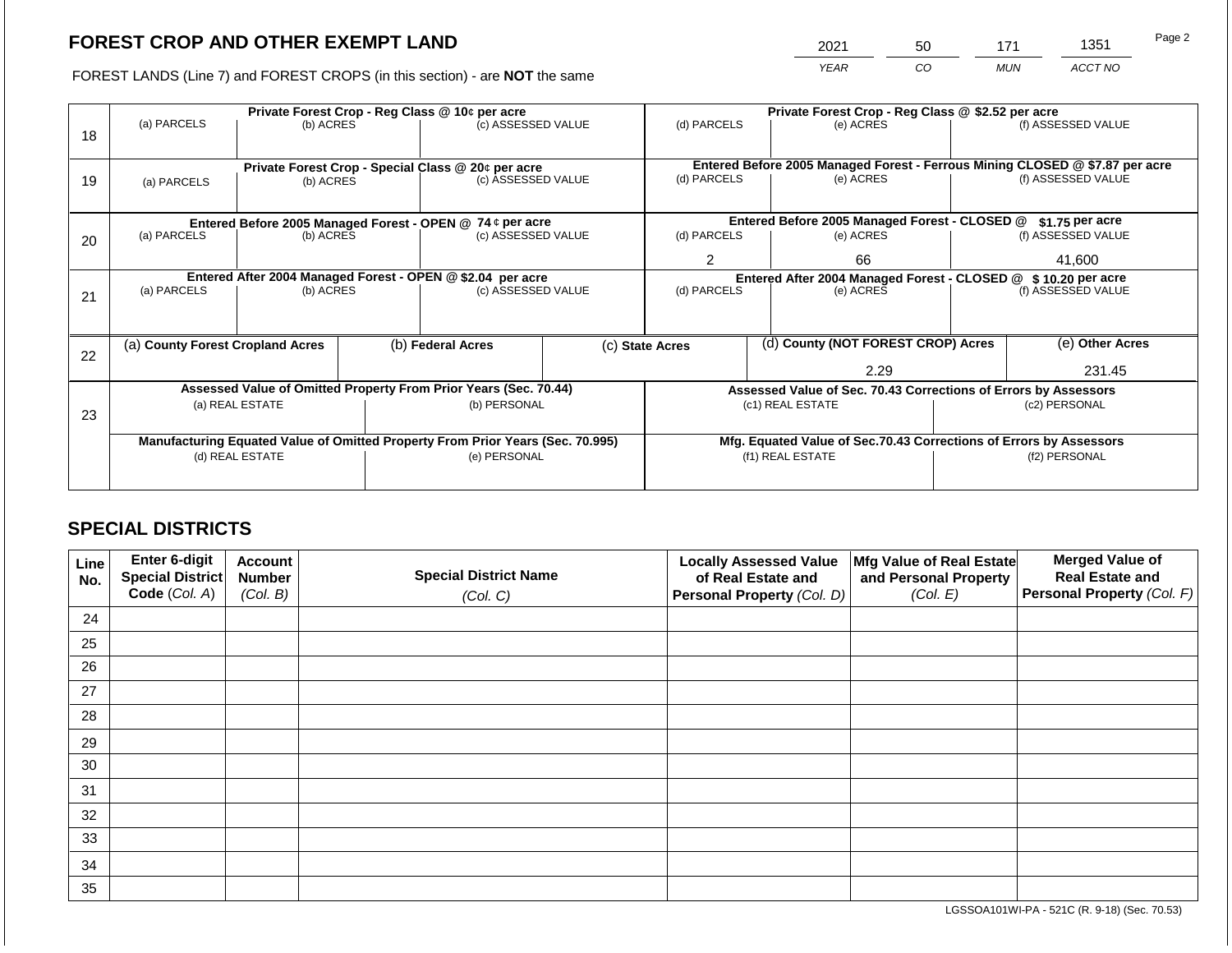# FOREST CROP AND OTHER EXEMPT LAND

FOREST LANDS (Line 7) and FOREST CROPS (in this section) - are **NOT** the same

| YEAR | CO | MUN | ACCT NO |
|---|---|---|---|
| 2021 | 50 | 171 | 1351 |

| Line | Private Forest Crop - Reg Class @ 10¢ per acre (a) PARCELS | (b) ACRES | (c) ASSESSED VALUE | Private Forest Crop - Reg Class @ $2.52 per acre (d) PARCELS | (e) ACRES | (f) ASSESSED VALUE |
|---|---|---|---|---|---|---|
| 18 | | | | | | |

| Line | Private Forest Crop - Special Class @ 20¢ per acre (a) PARCELS | (b) ACRES | (c) ASSESSED VALUE | Entered Before 2005 Managed Forest - Ferrous Mining CLOSED @ $7.87 per acre (d) PARCELS | (e) ACRES | (f) ASSESSED VALUE |
|---|---|---|---|---|---|---|
| 19 | | | | | | |

| Line | Entered Before 2005 Managed Forest - OPEN @ 74 ¢ per acre (a) PARCELS | (b) ACRES | (c) ASSESSED VALUE | Entered Before 2005 Managed Forest - CLOSED @ $1.75 per acre (d) PARCELS | (e) ACRES | (f) ASSESSED VALUE |
|---|---|---|---|---|---|---|
| 20 | | | | 2 | 66 | 41,600 |

| Line | Entered After 2004 Managed Forest - OPEN @ $2.04 per acre (a) PARCELS | (b) ACRES | (c) ASSESSED VALUE | Entered After 2004 Managed Forest - CLOSED @ $ 10.20 per acre (d) PARCELS | (e) ACRES | (f) ASSESSED VALUE |
|---|---|---|---|---|---|---|
| 21 | | | | | | |

| Line | (a) County Forest Cropland Acres | (b) Federal Acres | (c) State Acres | (d) County (NOT FOREST CROP) Acres | (e) Other Acres |
|---|---|---|---|---|---|
| 22 | | | | 2.29 | 231.45 |

| Line | Assessed Value of Omitted Property From Prior Years (Sec. 70.44) (a) REAL ESTATE | (b) PERSONAL | Assessed Value of Sec. 70.43 Corrections of Errors by Assessors (c1) REAL ESTATE | (c2) PERSONAL |
|---|---|---|---|---|
| 23 | | | | |
| | **Manufacturing Equated Value of Omitted Property From Prior Years (Sec. 70.995)** (d) REAL ESTATE | (e) PERSONAL | **Mfg. Equated Value of Sec.70.43 Corrections of Errors by Assessors** (f1) REAL ESTATE | (f2) PERSONAL |
| | | | | |

## SPECIAL DISTRICTS

| Line No. | Enter 6-digit Special District Code (Col. A) | Account Number (Col. B) | Special District Name (Col. C) | Locally Assessed Value of Real Estate and Personal Property (Col. D) | Mfg Value of Real Estate and Personal Property (Col. E) | Merged Value of Real Estate and Personal Property (Col. F) |
|---|---|---|---|---|---|---|
| 24 | | | | | | |
| 25 | | | | | | |
| 26 | | | | | | |
| 27 | | | | | | |
| 28 | | | | | | |
| 29 | | | | | | |
| 30 | | | | | | |
| 31 | | | | | | |
| 32 | | | | | | |
| 33 | | | | | | |
| 34 | | | | | | |
| 35 | | | | | | |

LGSSOA101WI-PA - 521C (R. 9-18) (Sec. 70.53)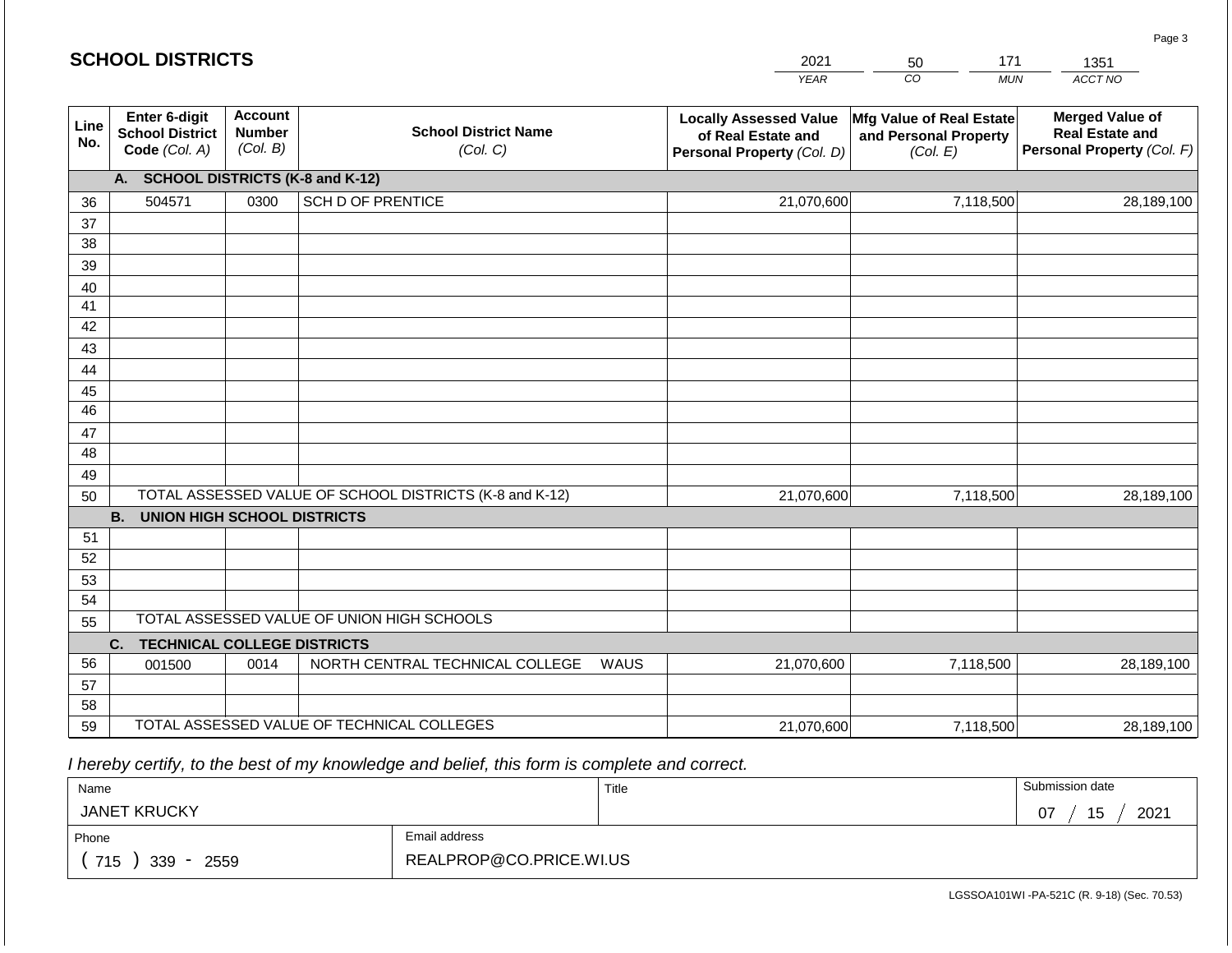## SCHOOL DISTRICTS

| 2021 | 50 | 171 | 1351 |
|---|---|---|---|
| YEAR | CO | MUN | ACCT NO |

| Line No. | Enter 6-digit School District Code (Col. A) | Account Number (Col. B) | School District Name (Col. C) | Locally Assessed Value of Real Estate and Personal Property (Col. D) | Mfg Value of Real Estate and Personal Property (Col. E) | Merged Value of Real Estate and Personal Property (Col. F) |
|---|---|---|---|---|---|---|
| | **A. SCHOOL DISTRICTS (K-8 and K-12)** | | | | | |
| 36 | 504571 | 0300 | SCH D OF PRENTICE | 21,070,600 | 7,118,500 | 28,189,100 |
| 37 | | | | | | |
| 38 | | | | | | |
| 39 | | | | | | |
| 40 | | | | | | |
| 41 | | | | | | |
| 42 | | | | | | |
| 43 | | | | | | |
| 44 | | | | | | |
| 45 | | | | | | |
| 46 | | | | | | |
| 47 | | | | | | |
| 48 | | | | | | |
| 49 | | | | | | |
| 50 | TOTAL ASSESSED VALUE OF SCHOOL DISTRICTS (K-8 and K-12) | | | 21,070,600 | 7,118,500 | 28,189,100 |
| | **B. UNION HIGH SCHOOL DISTRICTS** | | | | | |
| 51 | | | | | | |
| 52 | | | | | | |
| 53 | | | | | | |
| 54 | | | | | | |
| 55 | TOTAL ASSESSED VALUE OF UNION HIGH SCHOOLS | | | | | |
| | **C. TECHNICAL COLLEGE DISTRICTS** | | | | | |
| 56 | 001500 | 0014 | NORTH CENTRAL TECHNICAL COLLEGE WAUS | 21,070,600 | 7,118,500 | 28,189,100 |
| 57 | | | | | | |
| 58 | | | | | | |
| 59 | TOTAL ASSESSED VALUE OF TECHNICAL COLLEGES | | | 21,070,600 | 7,118,500 | 28,189,100 |

*I hereby certify, to the best of my knowledge and belief, this form is complete and correct.*

| Name | Title | Submission date |
|---|---|---|
| JANET KRUCKY | | 07 / 15 / 2021 |
| Phone | Email address | |
| ( 715 ) 339 - 2559 | REALPROP@CO.PRICE.WI.US | |

LGSSOA101WI -PA-521C (R. 9-18) (Sec. 70.53)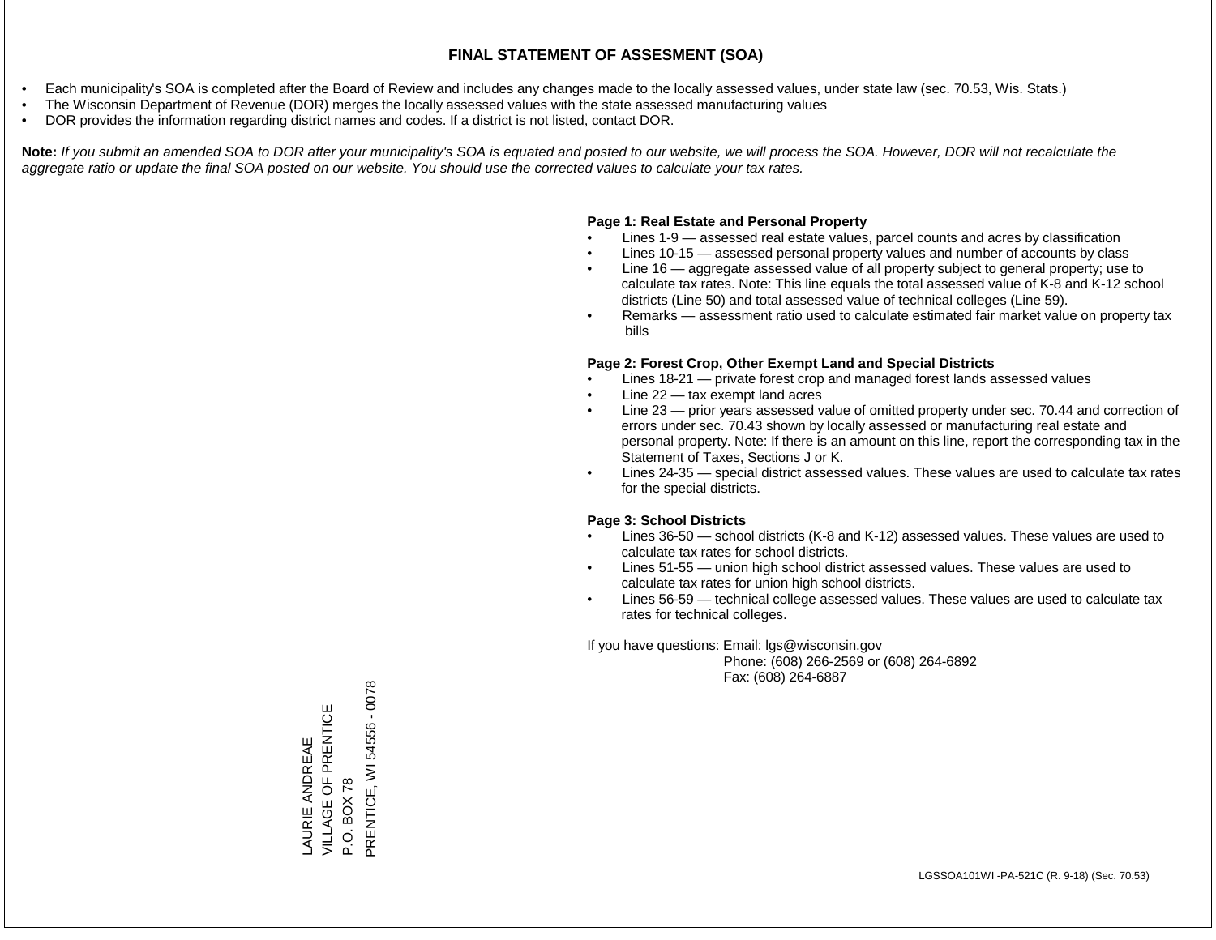# FINAL STATEMENT OF ASSESMENT (SOA)

- Each municipality's SOA is completed after the Board of Review and includes any changes made to the locally assessed values, under state law (sec. 70.53, Wis. Stats.)
- The Wisconsin Department of Revenue (DOR) merges the locally assessed values with the state assessed manufacturing values
- DOR provides the information regarding district names and codes. If a district is not listed, contact DOR.

**Note:** *If you submit an amended SOA to DOR after your municipality's SOA is equated and posted to our website, we will process the SOA. However, DOR will not recalculate the aggregate ratio or update the final SOA posted on our website. You should use the corrected values to calculate your tax rates.*

**Page 1: Real Estate and Personal Property**

- Lines 1-9 — assessed real estate values, parcel counts and acres by classification
- Lines 10-15 — assessed personal property values and number of accounts by class
- Line 16 — aggregate assessed value of all property subject to general property; use to calculate tax rates. Note: This line equals the total assessed value of K-8 and K-12 school districts (Line 50) and total assessed value of technical colleges (Line 59).
- Remarks — assessment ratio used to calculate estimated fair market value on property tax bills

**Page 2: Forest Crop, Other Exempt Land and Special Districts**

- Lines 18-21 — private forest crop and managed forest lands assessed values
- Line 22 — tax exempt land acres
- Line 23 — prior years assessed value of omitted property under sec. 70.44 and correction of errors under sec. 70.43 shown by locally assessed or manufacturing real estate and personal property. Note: If there is an amount on this line, report the corresponding tax in the Statement of Taxes, Sections J or K.
- Lines 24-35 — special district assessed values. These values are used to calculate tax rates for the special districts.

**Page 3: School Districts**

- Lines 36-50 — school districts (K-8 and K-12) assessed values. These values are used to calculate tax rates for school districts.
- Lines 51-55 — union high school district assessed values. These values are used to calculate tax rates for union high school districts.
- Lines 56-59 — technical college assessed values. These values are used to calculate tax rates for technical colleges.

If you have questions: Email: lgs@wisconsin.gov
Phone: (608) 266-2569 or (608) 264-6892
Fax: (608) 264-6887

LAURIE ANDREAE
VILLAGE OF PRENTICE
P.O. BOX 78
PRENTICE, WI 54556 - 0078

LGSSOA101WI -PA-521C (R. 9-18) (Sec. 70.53)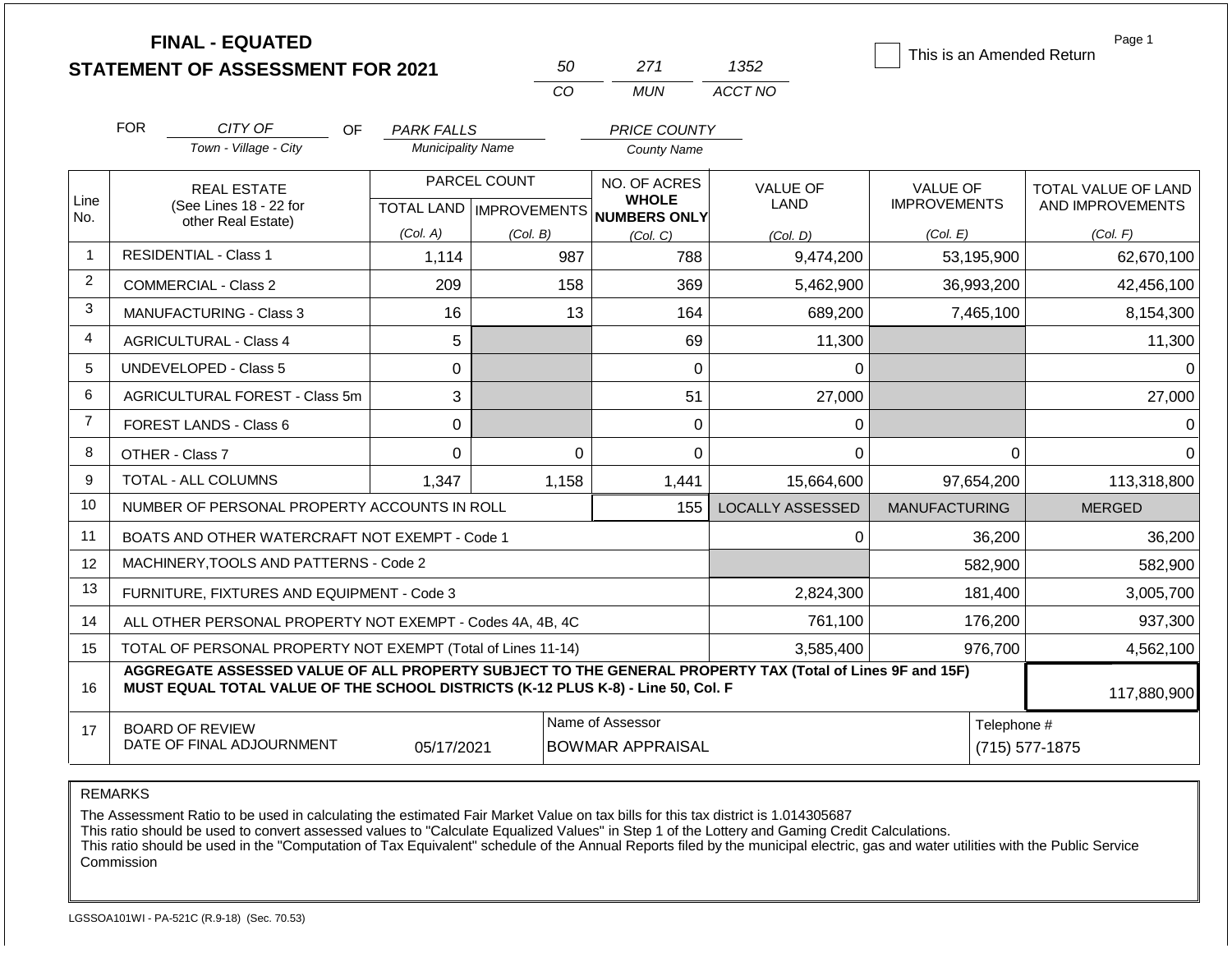# FINAL - EQUATED
# STATEMENT OF ASSESSMENT FOR 2021

| 50 | 271 | 1352 |
|---|---|---|
| CO | MUN | ACCT NO |

☐ This is an Amended Return

FOR *CITY OF* (Town - Village - City) OF *PARK FALLS* (Municipality Name) *PRICE COUNTY* (County Name)

| Line No. | REAL ESTATE (See Lines 18 - 22 for other Real Estate) | PARCEL COUNT TOTAL LAND (Col. A) | PARCEL COUNT IMPROVEMENTS (Col. B) | NO. OF ACRES WHOLE NUMBERS ONLY (Col. C) | VALUE OF LAND (Col. D) | VALUE OF IMPROVEMENTS (Col. E) | TOTAL VALUE OF LAND AND IMPROVEMENTS (Col. F) |
|---|---|---|---|---|---|---|---|
| 1 | RESIDENTIAL - Class 1 | 1,114 | 987 | 788 | 9,474,200 | 53,195,900 | 62,670,100 |
| 2 | COMMERCIAL - Class 2 | 209 | 158 | 369 | 5,462,900 | 36,993,200 | 42,456,100 |
| 3 | MANUFACTURING - Class 3 | 16 | 13 | 164 | 689,200 | 7,465,100 | 8,154,300 |
| 4 | AGRICULTURAL - Class 4 | 5 | | 69 | 11,300 | | 11,300 |
| 5 | UNDEVELOPED - Class 5 | 0 | | 0 | 0 | | 0 |
| 6 | AGRICULTURAL FOREST - Class 5m | 3 | | 51 | 27,000 | | 27,000 |
| 7 | FOREST LANDS - Class 6 | 0 | | 0 | 0 | | 0 |
| 8 | OTHER - Class 7 | 0 | 0 | 0 | 0 | 0 | 0 |
| 9 | TOTAL - ALL COLUMNS | 1,347 | 1,158 | 1,441 | 15,664,600 | 97,654,200 | 113,318,800 |
| 10 | NUMBER OF PERSONAL PROPERTY ACCOUNTS IN ROLL | | | 155 | LOCALLY ASSESSED | MANUFACTURING | MERGED |
| 11 | BOATS AND OTHER WATERCRAFT NOT EXEMPT - Code 1 | | | | 0 | 36,200 | 36,200 |
| 12 | MACHINERY,TOOLS AND PATTERNS - Code 2 | | | | | 582,900 | 582,900 |
| 13 | FURNITURE, FIXTURES AND EQUIPMENT - Code 3 | | | | 2,824,300 | 181,400 | 3,005,700 |
| 14 | ALL OTHER PERSONAL PROPERTY NOT EXEMPT - Codes 4A, 4B, 4C | | | | 761,100 | 176,200 | 937,300 |
| 15 | TOTAL OF PERSONAL PROPERTY NOT EXEMPT (Total of Lines 11-14) | | | | 3,585,400 | 976,700 | 4,562,100 |
| 16 | **AGGREGATE ASSESSED VALUE OF ALL PROPERTY SUBJECT TO THE GENERAL PROPERTY TAX (Total of Lines 9F and 15F) MUST EQUAL TOTAL VALUE OF THE SCHOOL DISTRICTS (K-12 PLUS K-8) - Line 50, Col. F** | | | | | | 117,880,900 |
| 17 | BOARD OF REVIEW DATE OF FINAL ADJOURNMENT | 05/17/2021 | Name of Assessor: BOWMAR APPRAISAL | | | Telephone #: (715) 577-1875 | |

REMARKS

The Assessment Ratio to be used in calculating the estimated Fair Market Value on tax bills for this tax district is 1.014305687
This ratio should be used to convert assessed values to "Calculate Equalized Values" in Step 1 of the Lottery and Gaming Credit Calculations.
This ratio should be used in the "Computation of Tax Equivalent" schedule of the Annual Reports filed by the municipal electric, gas and water utilities with the Public Service Commission

LGSSOA101WI - PA-521C (R.9-18) (Sec. 70.53)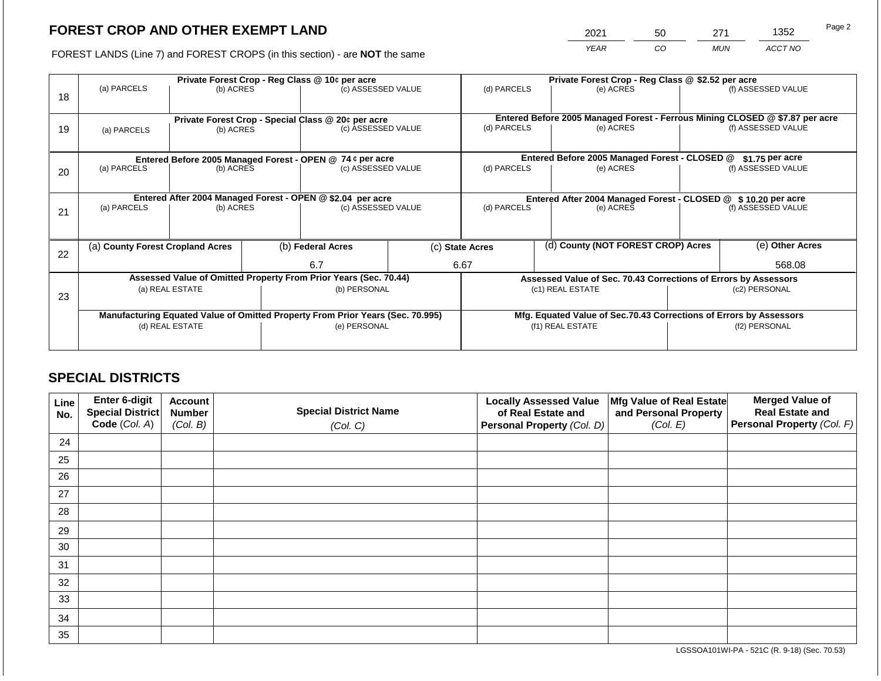# FOREST CROP AND OTHER EXEMPT LAND

FOREST LANDS (Line 7) and FOREST CROPS (in this section) - are **NOT** the same

| 2021 | 50 | 271 | 1352 |
|---|---|---|---|
| YEAR | CO | MUN | ACCT NO |

| Line | Private Forest Crop - Reg Class @ 10¢ per acre | | | Private Forest Crop - Reg Class @ $2.52 per acre | | |
|---|---|---|---|---|---|---|
| | (a) PARCELS | (b) ACRES | (c) ASSESSED VALUE | (d) PARCELS | (e) ACRES | (f) ASSESSED VALUE |
| 18 | | | | | | |
| | **Private Forest Crop - Special Class @ 20¢ per acre** | | | **Entered Before 2005 Managed Forest - Ferrous Mining CLOSED @ $7.87 per acre** | | |
| 19 | (a) PARCELS | (b) ACRES | (c) ASSESSED VALUE | (d) PARCELS | (e) ACRES | (f) ASSESSED VALUE |
| | **Entered Before 2005 Managed Forest - OPEN @ 74 ¢ per acre** | | | **Entered Before 2005 Managed Forest - CLOSED @ $1.75 per acre** | | |
| 20 | (a) PARCELS | (b) ACRES | (c) ASSESSED VALUE | (d) PARCELS | (e) ACRES | (f) ASSESSED VALUE |
| | **Entered After 2004 Managed Forest - OPEN @ $2.04 per acre** | | | **Entered After 2004 Managed Forest - CLOSED @ $ 10.20 per acre** | | |
| 21 | (a) PARCELS | (b) ACRES | (c) ASSESSED VALUE | (d) PARCELS | (e) ACRES | (f) ASSESSED VALUE |

| Line | (a) County Forest Cropland Acres | (b) Federal Acres | (c) State Acres | (d) County (NOT FOREST CROP) Acres | (e) Other Acres |
|---|---|---|---|---|---|
| 22 | | 6.7 | 6.67 | | 568.08 |

| Line | Assessed Value of Omitted Property From Prior Years (Sec. 70.44) | | Assessed Value of Sec. 70.43 Corrections of Errors by Assessors | |
|---|---|---|---|---|
| 23 | (a) REAL ESTATE | (b) PERSONAL | (c1) REAL ESTATE | (c2) PERSONAL |
| | | | | |
| | **Manufacturing Equated Value of Omitted Property From Prior Years (Sec. 70.995)** | | **Mfg. Equated Value of Sec.70.43 Corrections of Errors by Assessors** | |
| | (d) REAL ESTATE | (e) PERSONAL | (f1) REAL ESTATE | (f2) PERSONAL |
| | | | | |

## SPECIAL DISTRICTS

| Line No. | Enter 6-digit Special District Code (Col. A) | Account Number (Col. B) | Special District Name (Col. C) | Locally Assessed Value of Real Estate and Personal Property (Col. D) | Mfg Value of Real Estate and Personal Property (Col. E) | Merged Value of Real Estate and Personal Property (Col. F) |
|---|---|---|---|---|---|---|
| 24 | | | | | | |
| 25 | | | | | | |
| 26 | | | | | | |
| 27 | | | | | | |
| 28 | | | | | | |
| 29 | | | | | | |
| 30 | | | | | | |
| 31 | | | | | | |
| 32 | | | | | | |
| 33 | | | | | | |
| 34 | | | | | | |
| 35 | | | | | | |

LGSSOA101WI-PA - 521C (R. 9-18) (Sec. 70.53)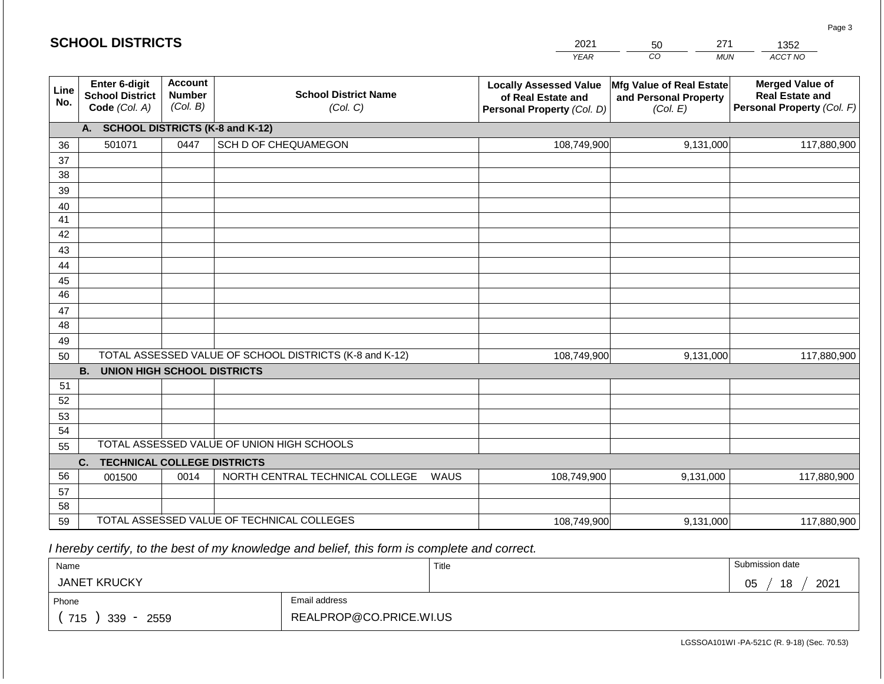## SCHOOL DISTRICTS

| 2021 | 50 | 271 | 1352 |
|---|---|---|---|
| *YEAR* | *CO* | *MUN* | *ACCT NO* |

| Line No. | Enter 6-digit School District Code *(Col. A)* | Account Number *(Col. B)* | School District Name *(Col. C)* | Locally Assessed Value of Real Estate and Personal Property *(Col. D)* | Mfg Value of Real Estate and Personal Property *(Col. E)* | Merged Value of Real Estate and Personal Property *(Col. F)* |
|---|---|---|---|---|---|---|
| | **A. SCHOOL DISTRICTS (K-8 and K-12)** | | | | | |
| 36 | 501071 | 0447 | SCH D OF CHEQUAMEGON | 108,749,900 | 9,131,000 | 117,880,900 |
| 37 | | | | | | |
| 38 | | | | | | |
| 39 | | | | | | |
| 40 | | | | | | |
| 41 | | | | | | |
| 42 | | | | | | |
| 43 | | | | | | |
| 44 | | | | | | |
| 45 | | | | | | |
| 46 | | | | | | |
| 47 | | | | | | |
| 48 | | | | | | |
| 49 | | | | | | |
| 50 | TOTAL ASSESSED VALUE OF SCHOOL DISTRICTS (K-8 and K-12) | | | 108,749,900 | 9,131,000 | 117,880,900 |
| | **B. UNION HIGH SCHOOL DISTRICTS** | | | | | |
| 51 | | | | | | |
| 52 | | | | | | |
| 53 | | | | | | |
| 54 | | | | | | |
| 55 | TOTAL ASSESSED VALUE OF UNION HIGH SCHOOLS | | | | | |
| | **C. TECHNICAL COLLEGE DISTRICTS** | | | | | |
| 56 | 001500 | 0014 | NORTH CENTRAL TECHNICAL COLLEGE WAUS | 108,749,900 | 9,131,000 | 117,880,900 |
| 57 | | | | | | |
| 58 | | | | | | |
| 59 | TOTAL ASSESSED VALUE OF TECHNICAL COLLEGES | | | 108,749,900 | 9,131,000 | 117,880,900 |

*I hereby certify, to the best of my knowledge and belief, this form is complete and correct.*

| Name | Title | Submission date |
|---|---|---|
| JANET KRUCKY | | 05 / 18 / 2021 |
| **Phone** | **Email address** | |
| ( 715 ) 339 - 2559 | REALPROP@CO.PRICE.WI.US | |

LGSSOA101WI -PA-521C (R. 9-18) (Sec. 70.53)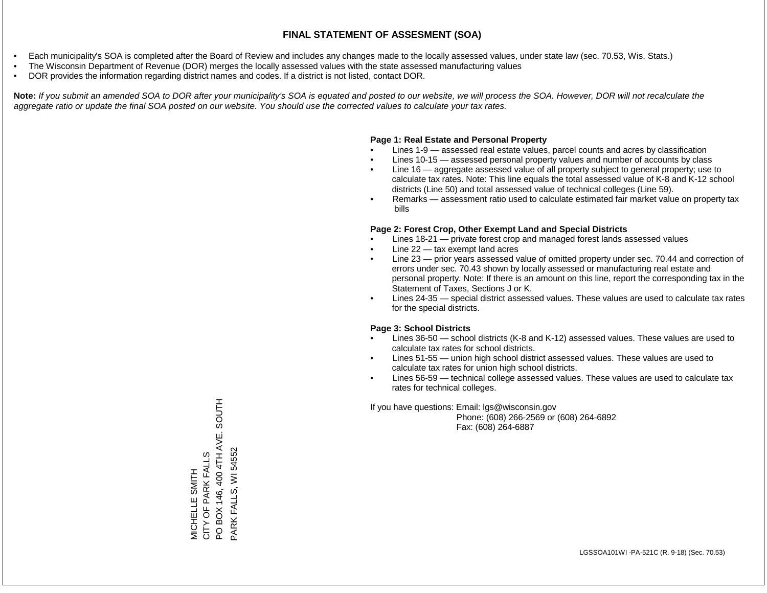# FINAL STATEMENT OF ASSESMENT (SOA)

- Each municipality's SOA is completed after the Board of Review and includes any changes made to the locally assessed values, under state law (sec. 70.53, Wis. Stats.)
- The Wisconsin Department of Revenue (DOR) merges the locally assessed values with the state assessed manufacturing values
- DOR provides the information regarding district names and codes. If a district is not listed, contact DOR.

**Note:** *If you submit an amended SOA to DOR after your municipality's SOA is equated and posted to our website, we will process the SOA. However, DOR will not recalculate the aggregate ratio or update the final SOA posted on our website. You should use the corrected values to calculate your tax rates.*

**Page 1: Real Estate and Personal Property**

- Lines 1-9 — assessed real estate values, parcel counts and acres by classification
- Lines 10-15 — assessed personal property values and number of accounts by class
- Line 16 — aggregate assessed value of all property subject to general property; use to calculate tax rates. Note: This line equals the total assessed value of K-8 and K-12 school districts (Line 50) and total assessed value of technical colleges (Line 59).
- Remarks — assessment ratio used to calculate estimated fair market value on property tax bills

**Page 2: Forest Crop, Other Exempt Land and Special Districts**

- Lines 18-21 — private forest crop and managed forest lands assessed values
- Line 22 — tax exempt land acres
- Line 23 — prior years assessed value of omitted property under sec. 70.44 and correction of errors under sec. 70.43 shown by locally assessed or manufacturing real estate and personal property. Note: If there is an amount on this line, report the corresponding tax in the Statement of Taxes, Sections J or K.
- Lines 24-35 — special district assessed values. These values are used to calculate tax rates for the special districts.

**Page 3: School Districts**

- Lines 36-50 — school districts (K-8 and K-12) assessed values. These values are used to calculate tax rates for school districts.
- Lines 51-55 — union high school district assessed values. These values are used to calculate tax rates for union high school districts.
- Lines 56-59 — technical college assessed values. These values are used to calculate tax rates for technical colleges.

If you have questions: Email: lgs@wisconsin.gov
Phone: (608) 266-2569 or (608) 264-6892
Fax: (608) 264-6887

MICHELLE SMITH
CITY OF PARK FALLS
PO BOX 146, 400 4TH AVE. SOUTH
PARK FALLS, WI 54552

LGSSOA101WI -PA-521C (R. 9-18) (Sec. 70.53)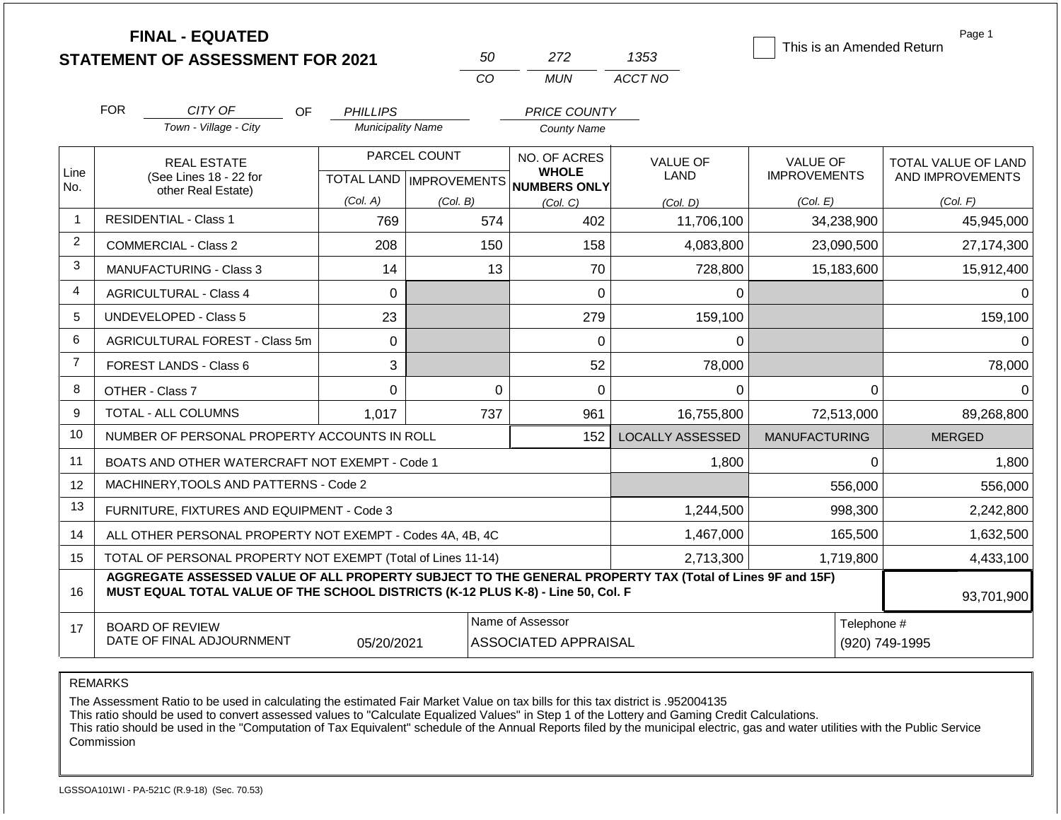**FINAL - EQUATED**
**STATEMENT OF ASSESSMENT FOR 2021**

| 50 | 272 | 1353 |
|---|---|---|
| CO | MUN | ACCT NO |

☐ This is an Amended Return

Page 1

FOR *CITY OF* (Town - Village - City) OF *PHILLIPS* (Municipality Name) *PRICE COUNTY* (County Name)

| Line No. | REAL ESTATE (See Lines 18 - 22 for other Real Estate) | PARCEL COUNT TOTAL LAND (Col. A) | PARCEL COUNT IMPROVEMENTS (Col. B) | NO. OF ACRES WHOLE NUMBERS ONLY (Col. C) | VALUE OF LAND (Col. D) | VALUE OF IMPROVEMENTS (Col. E) | TOTAL VALUE OF LAND AND IMPROVEMENTS (Col. F) |
|---|---|---|---|---|---|---|---|
| 1 | RESIDENTIAL - Class 1 | 769 | 574 | 402 | 11,706,100 | 34,238,900 | 45,945,000 |
| 2 | COMMERCIAL - Class 2 | 208 | 150 | 158 | 4,083,800 | 23,090,500 | 27,174,300 |
| 3 | MANUFACTURING - Class 3 | 14 | 13 | 70 | 728,800 | 15,183,600 | 15,912,400 |
| 4 | AGRICULTURAL - Class 4 | 0 | | 0 | 0 | | 0 |
| 5 | UNDEVELOPED - Class 5 | 23 | | 279 | 159,100 | | 159,100 |
| 6 | AGRICULTURAL FOREST - Class 5m | 0 | | 0 | 0 | | 0 |
| 7 | FOREST LANDS - Class 6 | 3 | | 52 | 78,000 | | 78,000 |
| 8 | OTHER - Class 7 | 0 | 0 | 0 | 0 | 0 | 0 |
| 9 | TOTAL - ALL COLUMNS | 1,017 | 737 | 961 | 16,755,800 | 72,513,000 | 89,268,800 |
| 10 | NUMBER OF PERSONAL PROPERTY ACCOUNTS IN ROLL | | | 152 | LOCALLY ASSESSED | MANUFACTURING | MERGED |
| 11 | BOATS AND OTHER WATERCRAFT NOT EXEMPT - Code 1 | | | | 1,800 | 0 | 1,800 |
| 12 | MACHINERY,TOOLS AND PATTERNS - Code 2 | | | | | 556,000 | 556,000 |
| 13 | FURNITURE, FIXTURES AND EQUIPMENT - Code 3 | | | | 1,244,500 | 998,300 | 2,242,800 |
| 14 | ALL OTHER PERSONAL PROPERTY NOT EXEMPT - Codes 4A, 4B, 4C | | | | 1,467,000 | 165,500 | 1,632,500 |
| 15 | TOTAL OF PERSONAL PROPERTY NOT EXEMPT (Total of Lines 11-14) | | | | 2,713,300 | 1,719,800 | 4,433,100 |
| 16 | **AGGREGATE ASSESSED VALUE OF ALL PROPERTY SUBJECT TO THE GENERAL PROPERTY TAX (Total of Lines 9F and 15F) MUST EQUAL TOTAL VALUE OF THE SCHOOL DISTRICTS (K-12 PLUS K-8) - Line 50, Col. F** | | | | | | 93,701,900 |
| 17 | BOARD OF REVIEW DATE OF FINAL ADJOURNMENT | 05/20/2021 | | Name of Assessor: ASSOCIATED APPRAISAL | | Telephone #: (920) 749-1995 | |

REMARKS

The Assessment Ratio to be used in calculating the estimated Fair Market Value on tax bills for this tax district is .952004135
This ratio should be used to convert assessed values to "Calculate Equalized Values" in Step 1 of the Lottery and Gaming Credit Calculations.
This ratio should be used in the "Computation of Tax Equivalent" schedule of the Annual Reports filed by the municipal electric, gas and water utilities with the Public Service Commission

LGSSOA101WI - PA-521C (R.9-18) (Sec. 70.53)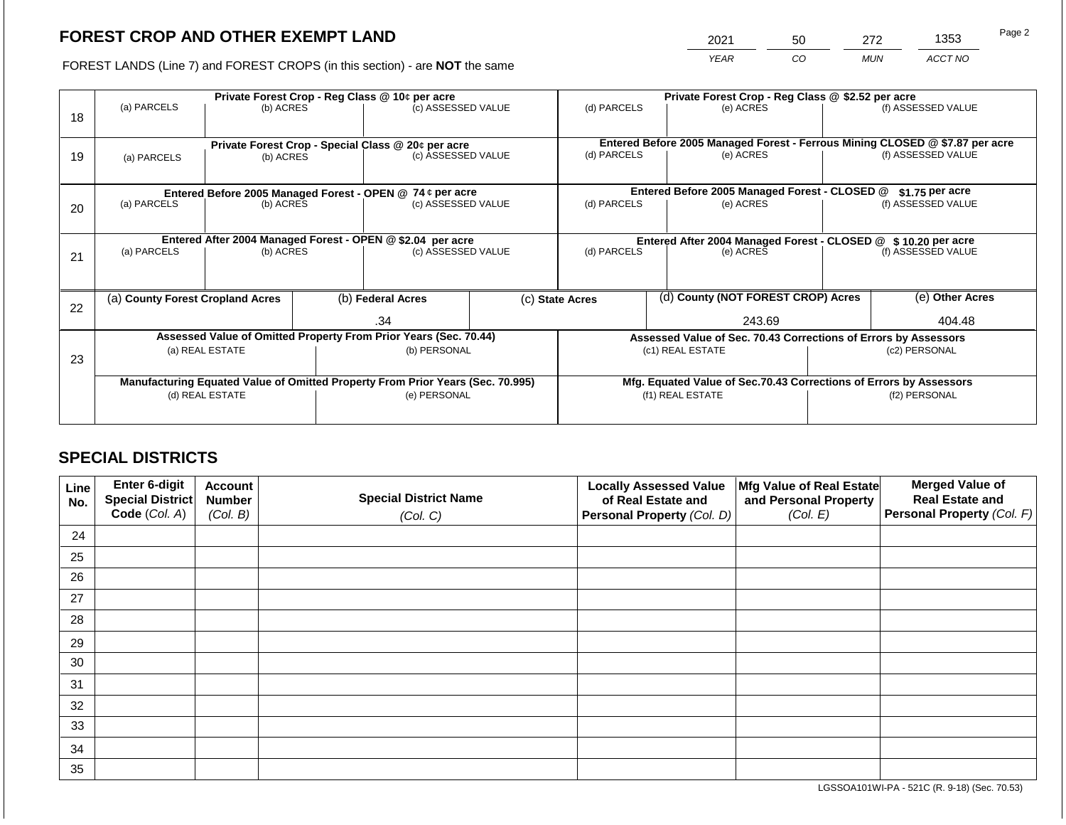## FOREST CROP AND OTHER EXEMPT LAND

FOREST LANDS (Line 7) and FOREST CROPS (in this section) - are **NOT** the same

| YEAR | CO | MUN | ACCT NO |
|---|---|---|---|
| 2021 | 50 | 272 | 1353 |

| Line | (a) PARCELS | (b) ACRES | (c) ASSESSED VALUE | (d) PARCELS | (e) ACRES | (f) ASSESSED VALUE |
|---|---|---|---|---|---|---|
| | **Private Forest Crop - Reg Class @ 10¢ per acre** | | | **Private Forest Crop - Reg Class @ $2.52 per acre** | | |
| 18 | | | | | | |
| | **Private Forest Crop - Special Class @ 20¢ per acre** | | | **Entered Before 2005 Managed Forest - Ferrous Mining CLOSED @ $7.87 per acre** | | |
| 19 | | | | | | |
| | **Entered Before 2005 Managed Forest - OPEN @ 74 ¢ per acre** | | | **Entered Before 2005 Managed Forest - CLOSED @ $1.75 per acre** | | |
| 20 | | | | | | |
| | **Entered After 2004 Managed Forest - OPEN @ $2.04 per acre** | | | **Entered After 2004 Managed Forest - CLOSED @ $ 10.20 per acre** | | |
| 21 | | | | | | |

| Line | (a) County Forest Cropland Acres | (b) Federal Acres | (c) State Acres | (d) County (NOT FOREST CROP) Acres | (e) Other Acres |
|---|---|---|---|---|---|
| 22 | | .34 | | 243.69 | 404.48 |

| Line | Assessed Value of Omitted Property From Prior Years (Sec. 70.44) | | Assessed Value of Sec. 70.43 Corrections of Errors by Assessors | |
|---|---|---|---|---|
| | (a) REAL ESTATE | (b) PERSONAL | (c1) REAL ESTATE | (c2) PERSONAL |
| 23 | | | | |
| | **Manufacturing Equated Value of Omitted Property From Prior Years (Sec. 70.995)** | | **Mfg. Equated Value of Sec.70.43 Corrections of Errors by Assessors** | |
| | (d) REAL ESTATE | (e) PERSONAL | (f1) REAL ESTATE | (f2) PERSONAL |
| | | | | |

## SPECIAL DISTRICTS

| Line No. | Enter 6-digit Special District Code (Col. A) | Account Number (Col. B) | Special District Name (Col. C) | Locally Assessed Value of Real Estate and Personal Property (Col. D) | Mfg Value of Real Estate and Personal Property (Col. E) | Merged Value of Real Estate and Personal Property (Col. F) |
|---|---|---|---|---|---|---|
| 24 | | | | | | |
| 25 | | | | | | |
| 26 | | | | | | |
| 27 | | | | | | |
| 28 | | | | | | |
| 29 | | | | | | |
| 30 | | | | | | |
| 31 | | | | | | |
| 32 | | | | | | |
| 33 | | | | | | |
| 34 | | | | | | |
| 35 | | | | | | |

LGSSOA101WI-PA - 521C (R. 9-18) (Sec. 70.53)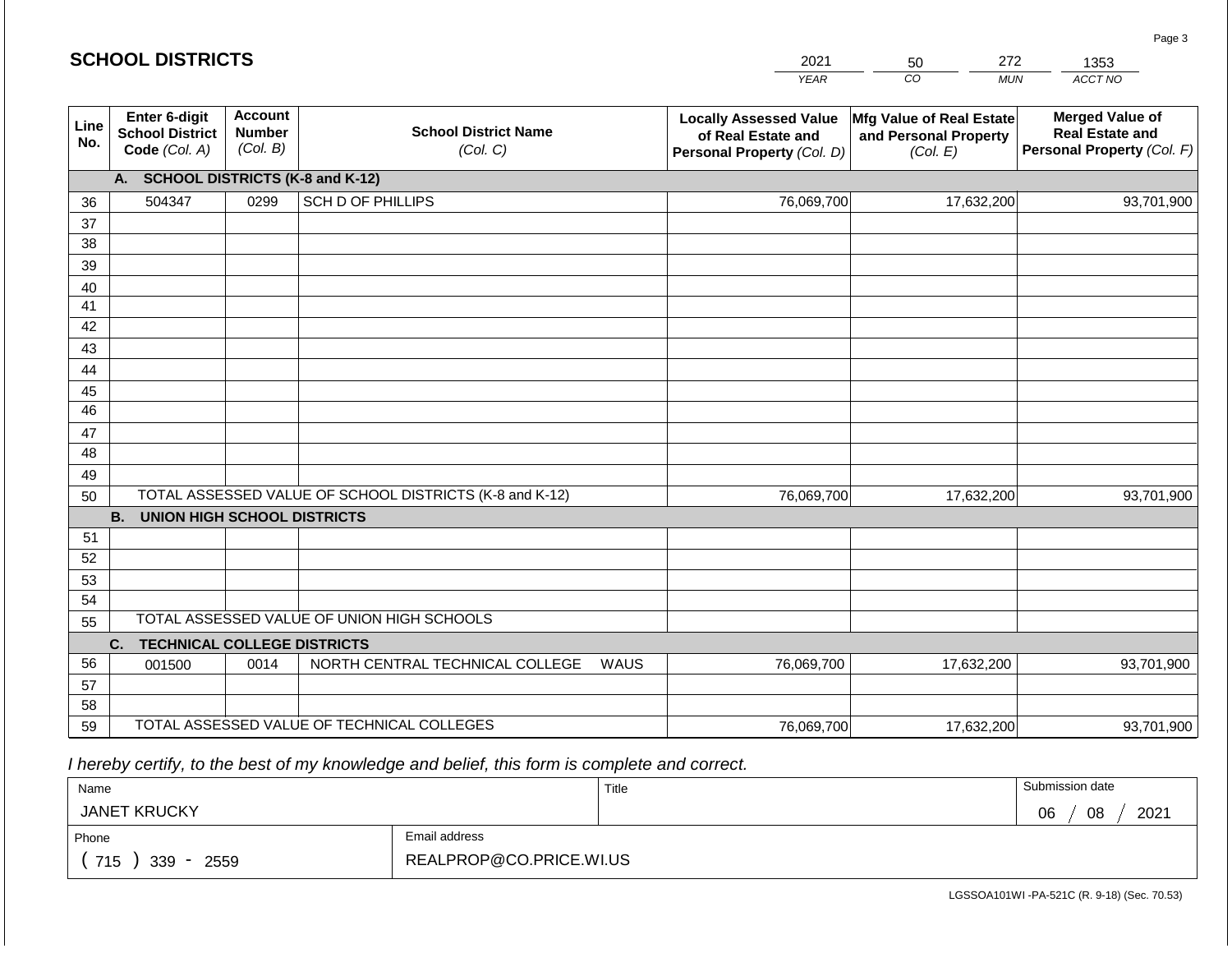## SCHOOL DISTRICTS

| 2021 | 50 | 272 | 1353 |
|---|---|---|---|
| YEAR | CO | MUN | ACCT NO |

| Line No. | Enter 6-digit School District Code (Col. A) | Account Number (Col. B) | School District Name (Col. C) | Locally Assessed Value of Real Estate and Personal Property (Col. D) | Mfg Value of Real Estate and Personal Property (Col. E) | Merged Value of Real Estate and Personal Property (Col. F) |
|---|---|---|---|---|---|---|
| | **A. SCHOOL DISTRICTS (K-8 and K-12)** | | | | | |
| 36 | 504347 | 0299 | SCH D OF PHILLIPS | 76,069,700 | 17,632,200 | 93,701,900 |
| 37 | | | | | | |
| 38 | | | | | | |
| 39 | | | | | | |
| 40 | | | | | | |
| 41 | | | | | | |
| 42 | | | | | | |
| 43 | | | | | | |
| 44 | | | | | | |
| 45 | | | | | | |
| 46 | | | | | | |
| 47 | | | | | | |
| 48 | | | | | | |
| 49 | | | | | | |
| 50 | TOTAL ASSESSED VALUE OF SCHOOL DISTRICTS (K-8 and K-12) | | | 76,069,700 | 17,632,200 | 93,701,900 |
| | **B. UNION HIGH SCHOOL DISTRICTS** | | | | | |
| 51 | | | | | | |
| 52 | | | | | | |
| 53 | | | | | | |
| 54 | | | | | | |
| 55 | TOTAL ASSESSED VALUE OF UNION HIGH SCHOOLS | | | | | |
| | **C. TECHNICAL COLLEGE DISTRICTS** | | | | | |
| 56 | 001500 | 0014 | NORTH CENTRAL TECHNICAL COLLEGE WAUS | 76,069,700 | 17,632,200 | 93,701,900 |
| 57 | | | | | | |
| 58 | | | | | | |
| 59 | TOTAL ASSESSED VALUE OF TECHNICAL COLLEGES | | | 76,069,700 | 17,632,200 | 93,701,900 |

*I hereby certify, to the best of my knowledge and belief, this form is complete and correct.*

| Name | Title | Submission date |
|---|---|---|
| JANET KRUCKY | | 06 / 08 / 2021 |
| **Phone** | **Email address** | |
| ( 715 ) 339 - 2559 | REALPROP@CO.PRICE.WI.US | |

LGSSOA101WI -PA-521C (R. 9-18) (Sec. 70.53)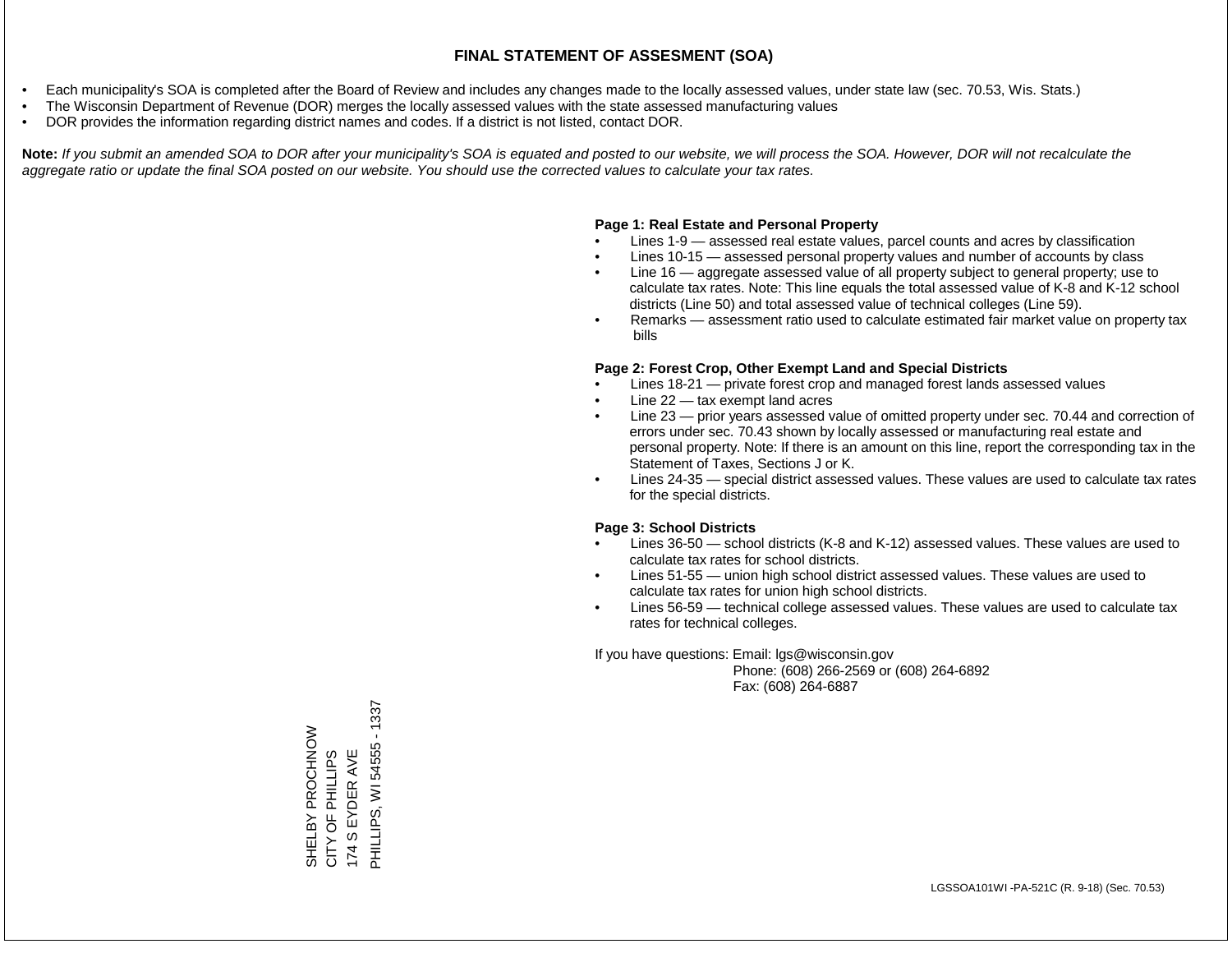# FINAL STATEMENT OF ASSESMENT (SOA)

- Each municipality's SOA is completed after the Board of Review and includes any changes made to the locally assessed values, under state law (sec. 70.53, Wis. Stats.)
- The Wisconsin Department of Revenue (DOR) merges the locally assessed values with the state assessed manufacturing values
- DOR provides the information regarding district names and codes. If a district is not listed, contact DOR.

**Note:** *If you submit an amended SOA to DOR after your municipality's SOA is equated and posted to our website, we will process the SOA. However, DOR will not recalculate the aggregate ratio or update the final SOA posted on our website. You should use the corrected values to calculate your tax rates.*

**Page 1: Real Estate and Personal Property**

- Lines 1-9 — assessed real estate values, parcel counts and acres by classification
- Lines 10-15 — assessed personal property values and number of accounts by class
- Line 16 — aggregate assessed value of all property subject to general property; use to calculate tax rates. Note: This line equals the total assessed value of K-8 and K-12 school districts (Line 50) and total assessed value of technical colleges (Line 59).
- Remarks — assessment ratio used to calculate estimated fair market value on property tax bills

**Page 2: Forest Crop, Other Exempt Land and Special Districts**

- Lines 18-21 — private forest crop and managed forest lands assessed values
- Line 22 — tax exempt land acres
- Line 23 — prior years assessed value of omitted property under sec. 70.44 and correction of errors under sec. 70.43 shown by locally assessed or manufacturing real estate and personal property. Note: If there is an amount on this line, report the corresponding tax in the Statement of Taxes, Sections J or K.
- Lines 24-35 — special district assessed values. These values are used to calculate tax rates for the special districts.

**Page 3: School Districts**

- Lines 36-50 — school districts (K-8 and K-12) assessed values. These values are used to calculate tax rates for school districts.
- Lines 51-55 — union high school district assessed values. These values are used to calculate tax rates for union high school districts.
- Lines 56-59 — technical college assessed values. These values are used to calculate tax rates for technical colleges.

If you have questions: Email: lgs@wisconsin.gov
Phone: (608) 266-2569 or (608) 264-6892
Fax: (608) 264-6887

SHELBY PROCHNOW
CITY OF PHILLIPS
174 S EYDER AVE
PHILLIPS, WI 54555 - 1337

LGSSOA101WI -PA-521C (R. 9-18) (Sec. 70.53)